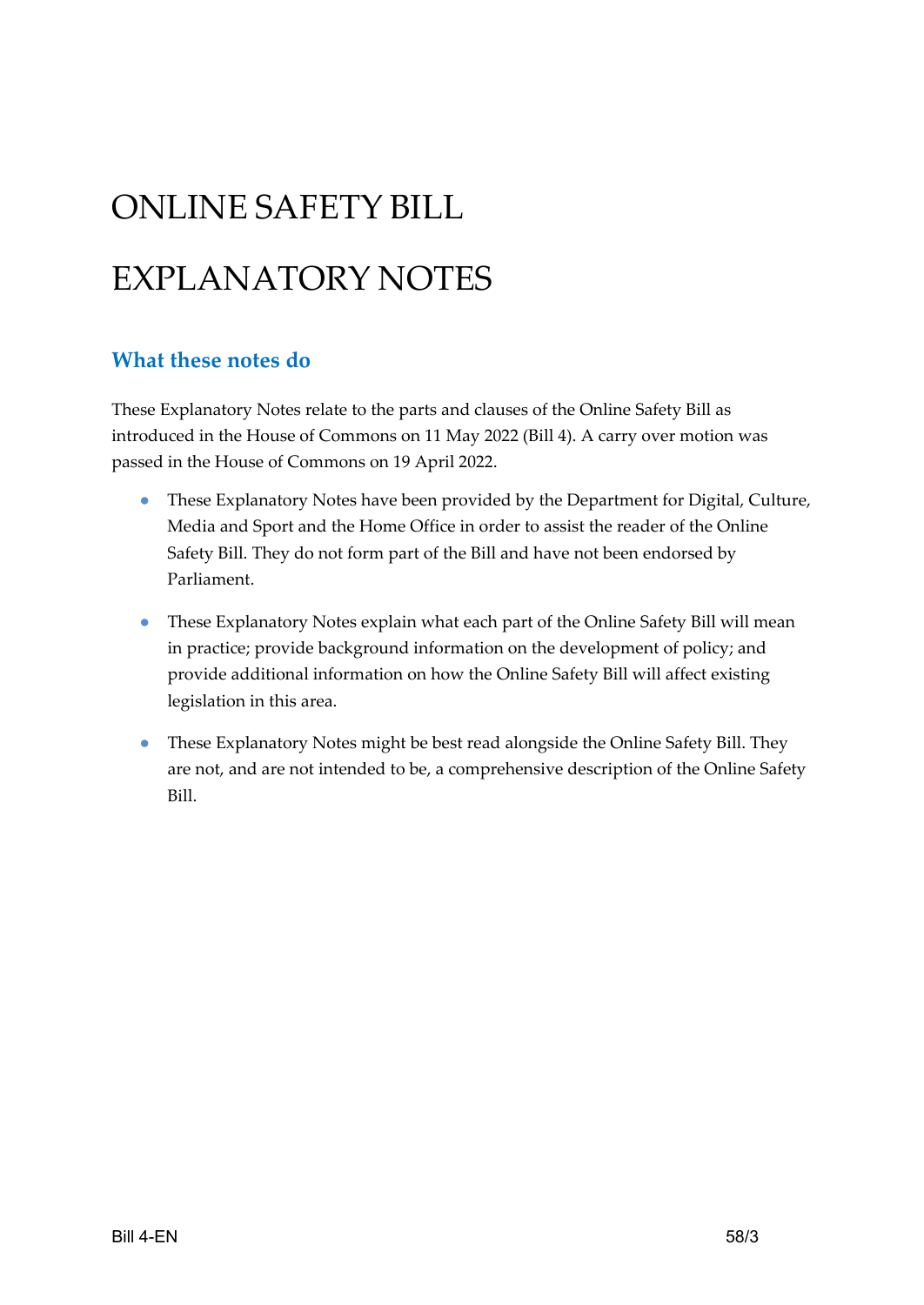# ONLINE SAFETY BILL

# EXPLANATORY NOTES

## What these notes do

These Explanatory Notes relate to the parts and clauses of the Online Safety Bill as introduced in the House of Commons on 11 May 2022 (Bill 4). A carry over motion was passed in the House of Commons on 19 April 2022.

- These Explanatory Notes have been provided by the Department for Digital, Culture, Media and Sport and the Home Office in order to assist the reader of the Online Safety Bill. They do not form part of the Bill and have not been endorsed by Parliament.
- These Explanatory Notes explain what each part of the Online Safety Bill will mean in practice; provide background information on the development of policy; and provide additional information on how the Online Safety Bill will affect existing legislation in this area.
- These Explanatory Notes might be best read alongside the Online Safety Bill. They are not, and are not intended to be, a comprehensive description of the Online Safety Bill.

Bill 4-EN 58/3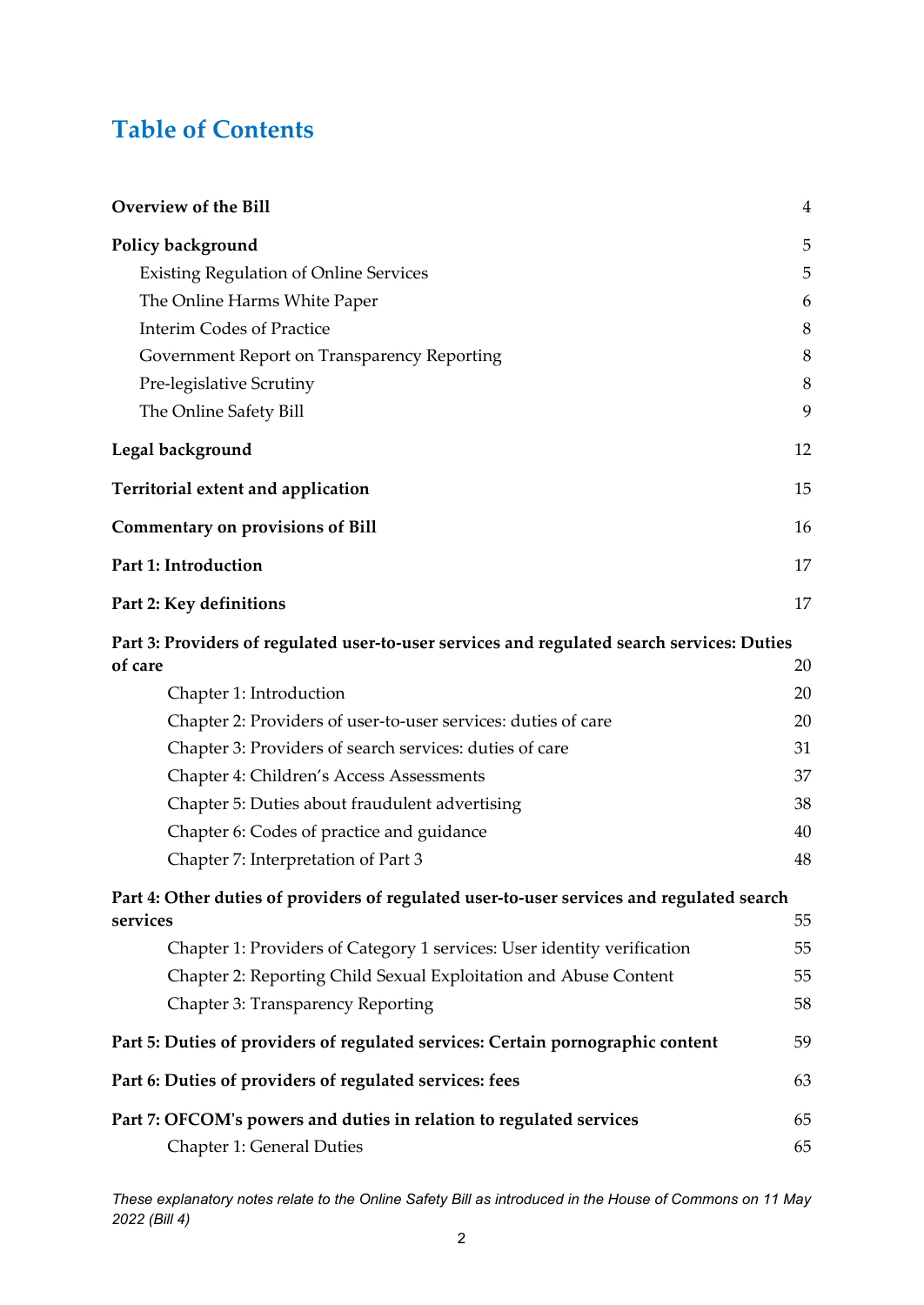# Table of Contents

| | |
|---|---|
| **Overview of the Bill** | 4 |
| **Policy background** | 5 |
| Existing Regulation of Online Services | 5 |
| The Online Harms White Paper | 6 |
| Interim Codes of Practice | 8 |
| Government Report on Transparency Reporting | 8 |
| Pre-legislative Scrutiny | 8 |
| The Online Safety Bill | 9 |
| **Legal background** | 12 |
| **Territorial extent and application** | 15 |
| **Commentary on provisions of Bill** | 16 |
| **Part 1: Introduction** | 17 |
| **Part 2: Key definitions** | 17 |
| **Part 3: Providers of regulated user-to-user services and regulated search services: Duties of care** | 20 |
| Chapter 1: Introduction | 20 |
| Chapter 2: Providers of user-to-user services: duties of care | 20 |
| Chapter 3: Providers of search services: duties of care | 31 |
| Chapter 4: Children's Access Assessments | 37 |
| Chapter 5: Duties about fraudulent advertising | 38 |
| Chapter 6: Codes of practice and guidance | 40 |
| Chapter 7: Interpretation of Part 3 | 48 |
| **Part 4: Other duties of providers of regulated user-to-user services and regulated search services** | 55 |
| Chapter 1: Providers of Category 1 services: User identity verification | 55 |
| Chapter 2: Reporting Child Sexual Exploitation and Abuse Content | 55 |
| Chapter 3: Transparency Reporting | 58 |
| **Part 5: Duties of providers of regulated services: Certain pornographic content** | 59 |
| **Part 6: Duties of providers of regulated services: fees** | 63 |
| **Part 7: OFCOM's powers and duties in relation to regulated services** | 65 |
| Chapter 1: General Duties | 65 |

*These explanatory notes relate to the Online Safety Bill as introduced in the House of Commons on 11 May 2022 (Bill 4)*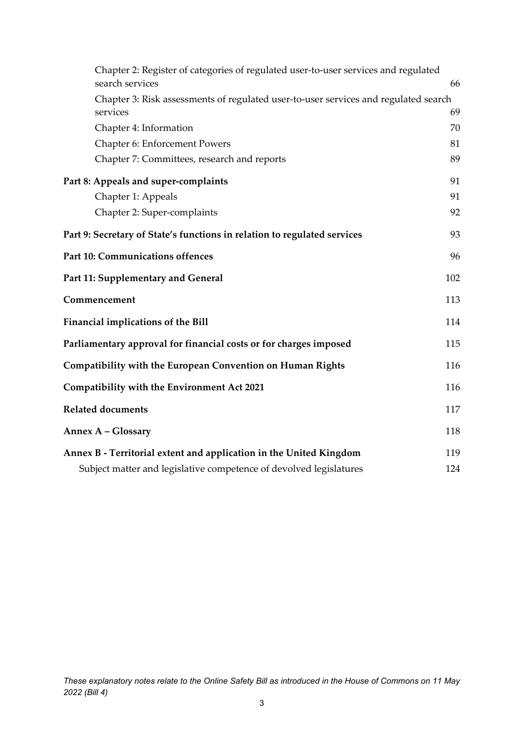| | |
|---|---|
| Chapter 2: Register of categories of regulated user-to-user services and regulated search services | 66 |
| Chapter 3: Risk assessments of regulated user-to-user services and regulated search services | 69 |
| Chapter 4: Information | 70 |
| Chapter 6: Enforcement Powers | 81 |
| Chapter 7: Committees, research and reports | 89 |
| **Part 8: Appeals and super-complaints** | 91 |
| Chapter 1: Appeals | 91 |
| Chapter 2: Super-complaints | 92 |
| **Part 9: Secretary of State's functions in relation to regulated services** | 93 |
| **Part 10: Communications offences** | 96 |
| **Part 11: Supplementary and General** | 102 |
| **Commencement** | 113 |
| **Financial implications of the Bill** | 114 |
| **Parliamentary approval for financial costs or for charges imposed** | 115 |
| **Compatibility with the European Convention on Human Rights** | 116 |
| **Compatibility with the Environment Act 2021** | 116 |
| **Related documents** | 117 |
| **Annex A – Glossary** | 118 |
| **Annex B - Territorial extent and application in the United Kingdom** | 119 |
| Subject matter and legislative competence of devolved legislatures | 124 |

*These explanatory notes relate to the Online Safety Bill as introduced in the House of Commons on 11 May 2022 (Bill 4)*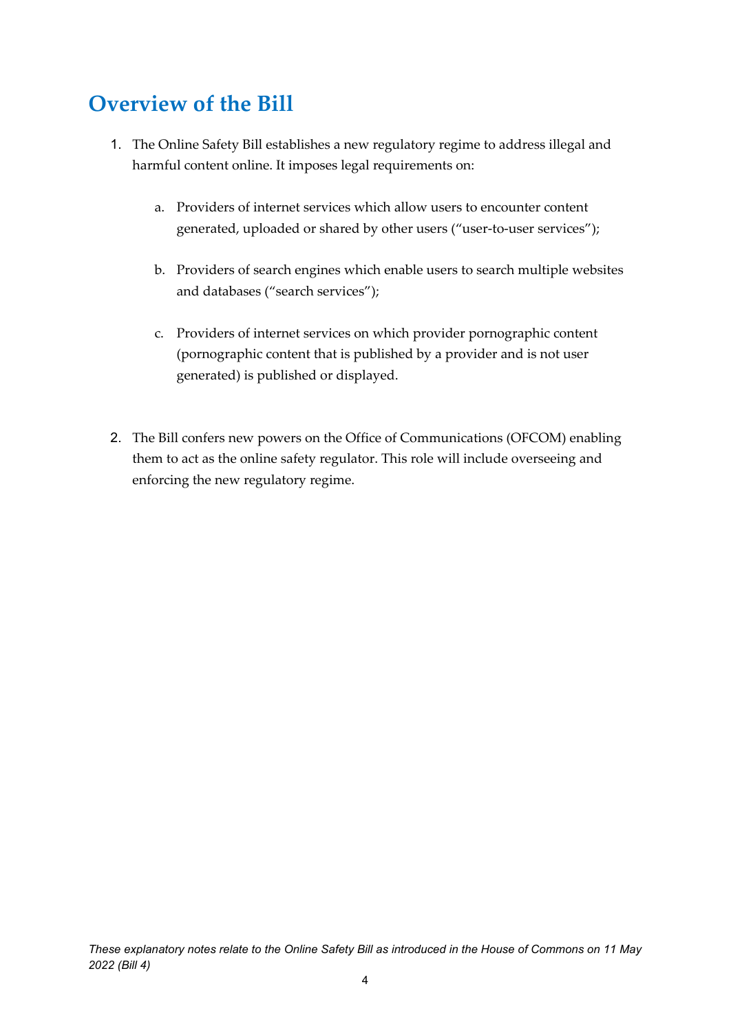# Overview of the Bill

1. The Online Safety Bill establishes a new regulatory regime to address illegal and harmful content online. It imposes legal requirements on:

   a. Providers of internet services which allow users to encounter content generated, uploaded or shared by other users ("user-to-user services");

   b. Providers of search engines which enable users to search multiple websites and databases ("search services");

   c. Providers of internet services on which provider pornographic content (pornographic content that is published by a provider and is not user generated) is published or displayed.

2. The Bill confers new powers on the Office of Communications (OFCOM) enabling them to act as the online safety regulator. This role will include overseeing and enforcing the new regulatory regime.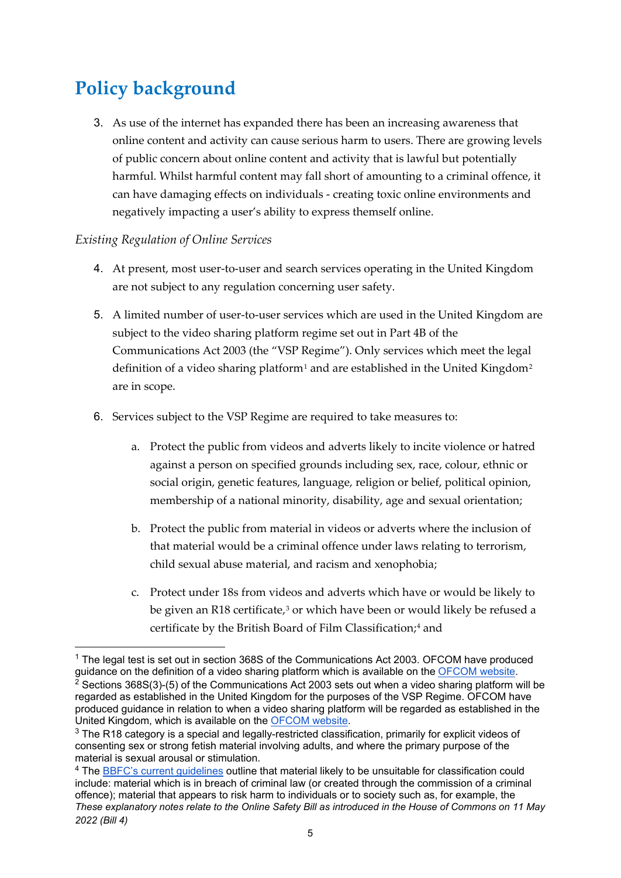# Policy background

3. As use of the internet has expanded there has been an increasing awareness that online content and activity can cause serious harm to users. There are growing levels of public concern about online content and activity that is lawful but potentially harmful. Whilst harmful content may fall short of amounting to a criminal offence, it can have damaging effects on individuals - creating toxic online environments and negatively impacting a user's ability to express themself online.

*Existing Regulation of Online Services*

4. At present, most user-to-user and search services operating in the United Kingdom are not subject to any regulation concerning user safety.

5. A limited number of user-to-user services which are used in the United Kingdom are subject to the video sharing platform regime set out in Part 4B of the Communications Act 2003 (the "VSP Regime"). Only services which meet the legal definition of a video sharing platform[1] and are established in the United Kingdom[2] are in scope.

6. Services subject to the VSP Regime are required to take measures to:

   a. Protect the public from videos and adverts likely to incite violence or hatred against a person on specified grounds including sex, race, colour, ethnic or social origin, genetic features, language, religion or belief, political opinion, membership of a national minority, disability, age and sexual orientation;

   b. Protect the public from material in videos or adverts where the inclusion of that material would be a criminal offence under laws relating to terrorism, child sexual abuse material, and racism and xenophobia;

   c. Protect under 18s from videos and adverts which have or would be likely to be given an R18 certificate,[3] or which have been or would likely be refused a certificate by the British Board of Film Classification;[4] and

---

[1] The legal test is set out in section 368S of the Communications Act 2003. OFCOM have produced guidance on the definition of a video sharing platform which is available on the [OFCOM website](https://www.ofcom.org.uk).

[2] Sections 368S(3)-(5) of the Communications Act 2003 sets out when a video sharing platform will be regarded as established in the United Kingdom for the purposes of the VSP Regime. OFCOM have produced guidance in relation to when a video sharing platform will be regarded as established in the United Kingdom, which is available on the [OFCOM website](https://www.ofcom.org.uk).

[3] The R18 category is a special and legally-restricted classification, primarily for explicit videos of consenting sex or strong fetish material involving adults, and where the primary purpose of the material is sexual arousal or stimulation.

[4] The [BBFC's current guidelines](https://www.bbfc.co.uk) outline that material likely to be unsuitable for classification could include: material which is in breach of criminal law (or created through the commission of a criminal offence); material that appears to risk harm to individuals or to society such as, for example, the

*These explanatory notes relate to the Online Safety Bill as introduced in the House of Commons on 11 May 2022 (Bill 4)*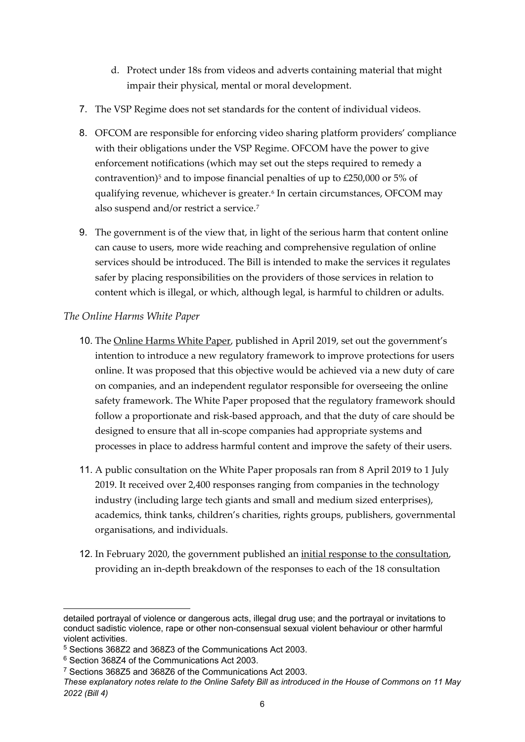d. Protect under 18s from videos and adverts containing material that might impair their physical, mental or moral development.

7. The VSP Regime does not set standards for the content of individual videos.

8. OFCOM are responsible for enforcing video sharing platform providers' compliance with their obligations under the VSP Regime. OFCOM have the power to give enforcement notifications (which may set out the steps required to remedy a contravention)[5] and to impose financial penalties of up to £250,000 or 5% of qualifying revenue, whichever is greater.[6] In certain circumstances, OFCOM may also suspend and/or restrict a service.[7]

9. The government is of the view that, in light of the serious harm that content online can cause to users, more wide reaching and comprehensive regulation of online services should be introduced. The Bill is intended to make the services it regulates safer by placing responsibilities on the providers of those services in relation to content which is illegal, or which, although legal, is harmful to children or adults.

*The Online Harms White Paper*

10. The Online Harms White Paper, published in April 2019, set out the government's intention to introduce a new regulatory framework to improve protections for users online. It was proposed that this objective would be achieved via a new duty of care on companies, and an independent regulator responsible for overseeing the online safety framework. The White Paper proposed that the regulatory framework should follow a proportionate and risk-based approach, and that the duty of care should be designed to ensure that all in-scope companies had appropriate systems and processes in place to address harmful content and improve the safety of their users.

11. A public consultation on the White Paper proposals ran from 8 April 2019 to 1 July 2019. It received over 2,400 responses ranging from companies in the technology industry (including large tech giants and small and medium sized enterprises), academics, think tanks, children's charities, rights groups, publishers, governmental organisations, and individuals.

12. In February 2020, the government published an initial response to the consultation, providing an in-depth breakdown of the responses to each of the 18 consultation

---

detailed portrayal of violence or dangerous acts, illegal drug use; and the portrayal or invitations to conduct sadistic violence, rape or other non-consensual sexual violent behaviour or other harmful violent activities.

[5] Sections 368Z2 and 368Z3 of the Communications Act 2003.

[6] Section 368Z4 of the Communications Act 2003.

[7] Sections 368Z5 and 368Z6 of the Communications Act 2003.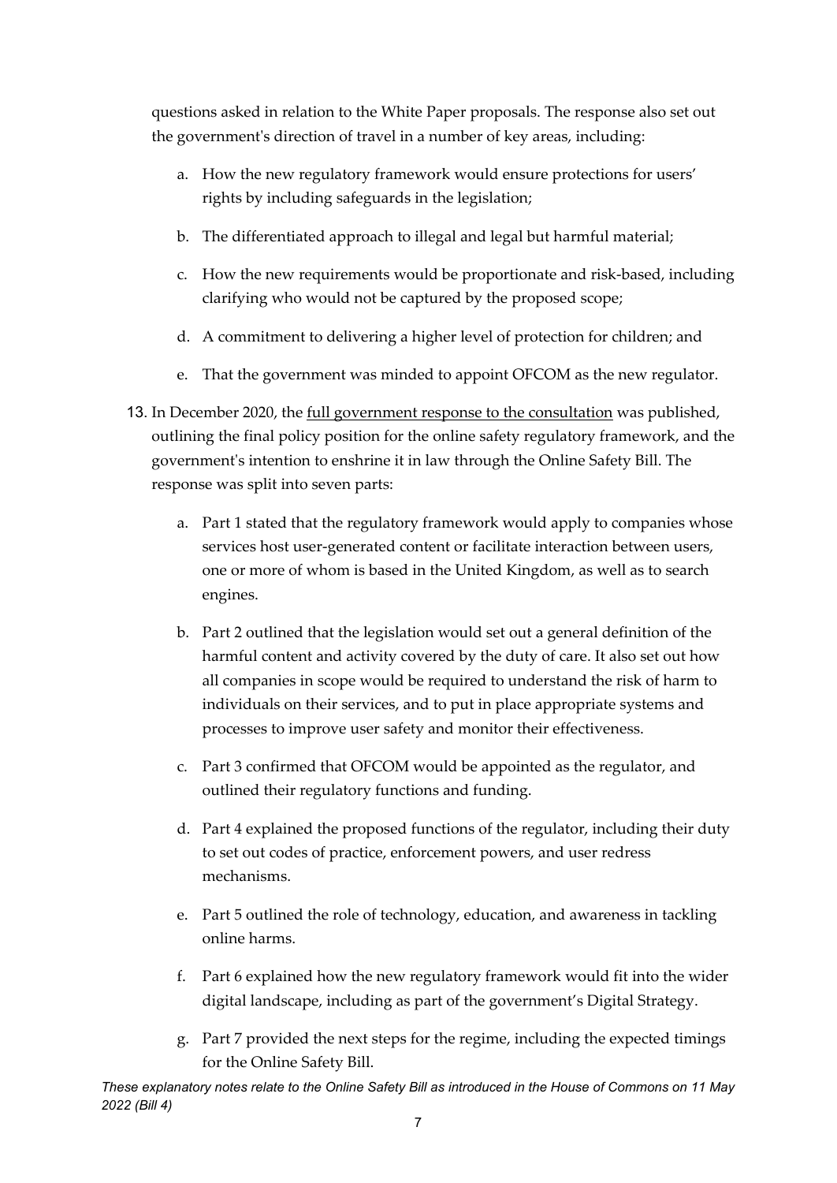questions asked in relation to the White Paper proposals. The response also set out the government's direction of travel in a number of key areas, including:

a. How the new regulatory framework would ensure protections for users' rights by including safeguards in the legislation;

b. The differentiated approach to illegal and legal but harmful material;

c. How the new requirements would be proportionate and risk-based, including clarifying who would not be captured by the proposed scope;

d. A commitment to delivering a higher level of protection for children; and

e. That the government was minded to appoint OFCOM as the new regulator.

13. In December 2020, the full government response to the consultation was published, outlining the final policy position for the online safety regulatory framework, and the government's intention to enshrine it in law through the Online Safety Bill. The response was split into seven parts:

a. Part 1 stated that the regulatory framework would apply to companies whose services host user-generated content or facilitate interaction between users, one or more of whom is based in the United Kingdom, as well as to search engines.

b. Part 2 outlined that the legislation would set out a general definition of the harmful content and activity covered by the duty of care. It also set out how all companies in scope would be required to understand the risk of harm to individuals on their services, and to put in place appropriate systems and processes to improve user safety and monitor their effectiveness.

c. Part 3 confirmed that OFCOM would be appointed as the regulator, and outlined their regulatory functions and funding.

d. Part 4 explained the proposed functions of the regulator, including their duty to set out codes of practice, enforcement powers, and user redress mechanisms.

e. Part 5 outlined the role of technology, education, and awareness in tackling online harms.

f. Part 6 explained how the new regulatory framework would fit into the wider digital landscape, including as part of the government's Digital Strategy.

g. Part 7 provided the next steps for the regime, including the expected timings for the Online Safety Bill.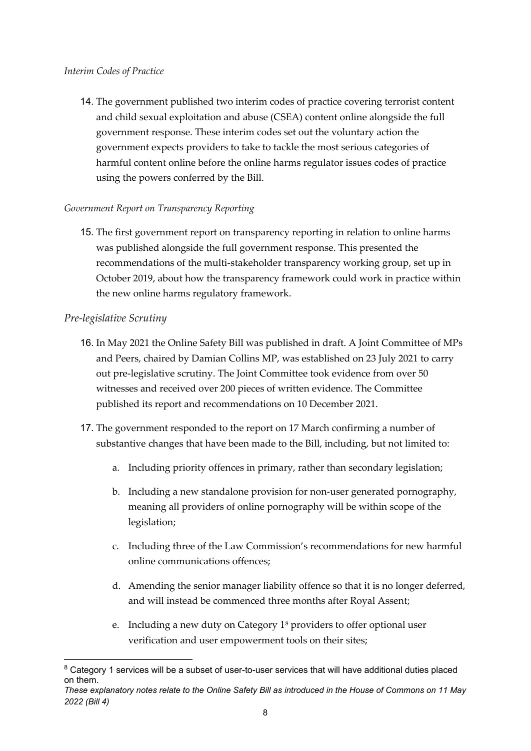*Interim Codes of Practice*

14. The government published two interim codes of practice covering terrorist content and child sexual exploitation and abuse (CSEA) content online alongside the full government response. These interim codes set out the voluntary action the government expects providers to take to tackle the most serious categories of harmful content online before the online harms regulator issues codes of practice using the powers conferred by the Bill.

*Government Report on Transparency Reporting*

15. The first government report on transparency reporting in relation to online harms was published alongside the full government response. This presented the recommendations of the multi-stakeholder transparency working group, set up in October 2019, about how the transparency framework could work in practice within the new online harms regulatory framework.

*Pre-legislative Scrutiny*

16. In May 2021 the Online Safety Bill was published in draft. A Joint Committee of MPs and Peers, chaired by Damian Collins MP, was established on 23 July 2021 to carry out pre-legislative scrutiny. The Joint Committee took evidence from over 50 witnesses and received over 200 pieces of written evidence. The Committee published its report and recommendations on 10 December 2021.

17. The government responded to the report on 17 March confirming a number of substantive changes that have been made to the Bill, including, but not limited to:

    a. Including priority offences in primary, rather than secondary legislation;

    b. Including a new standalone provision for non-user generated pornography, meaning all providers of online pornography will be within scope of the legislation;

    c. Including three of the Law Commission's recommendations for new harmful online communications offences;

    d. Amending the senior manager liability offence so that it is no longer deferred, and will instead be commenced three months after Royal Assent;

    e. Including a new duty on Category 1[8] providers to offer optional user verification and user empowerment tools on their sites;

[8] Category 1 services will be a subset of user-to-user services that will have additional duties placed on them.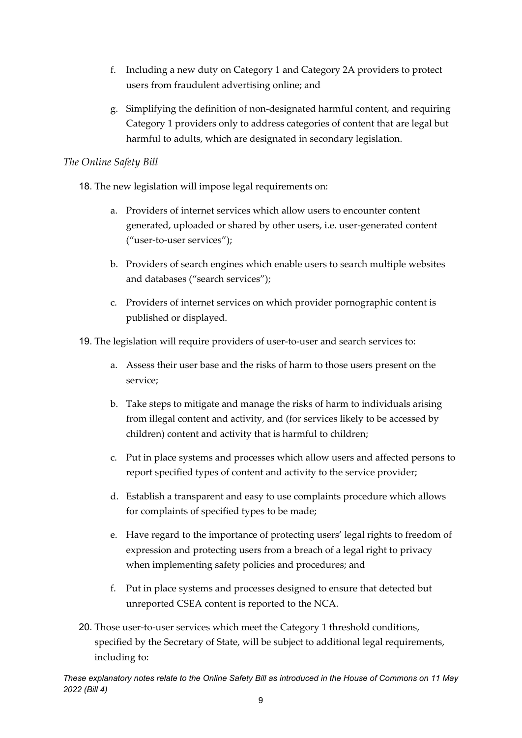f. Including a new duty on Category 1 and Category 2A providers to protect users from fraudulent advertising online; and

g. Simplifying the definition of non-designated harmful content, and requiring Category 1 providers only to address categories of content that are legal but harmful to adults, which are designated in secondary legislation.

*The Online Safety Bill*

18. The new legislation will impose legal requirements on:

    a. Providers of internet services which allow users to encounter content generated, uploaded or shared by other users, i.e. user-generated content ("user-to-user services");

    b. Providers of search engines which enable users to search multiple websites and databases ("search services");

    c. Providers of internet services on which provider pornographic content is published or displayed.

19. The legislation will require providers of user-to-user and search services to:

    a. Assess their user base and the risks of harm to those users present on the service;

    b. Take steps to mitigate and manage the risks of harm to individuals arising from illegal content and activity, and (for services likely to be accessed by children) content and activity that is harmful to children;

    c. Put in place systems and processes which allow users and affected persons to report specified types of content and activity to the service provider;

    d. Establish a transparent and easy to use complaints procedure which allows for complaints of specified types to be made;

    e. Have regard to the importance of protecting users' legal rights to freedom of expression and protecting users from a breach of a legal right to privacy when implementing safety policies and procedures; and

    f. Put in place systems and processes designed to ensure that detected but unreported CSEA content is reported to the NCA.

20. Those user-to-user services which meet the Category 1 threshold conditions, specified by the Secretary of State, will be subject to additional legal requirements, including to: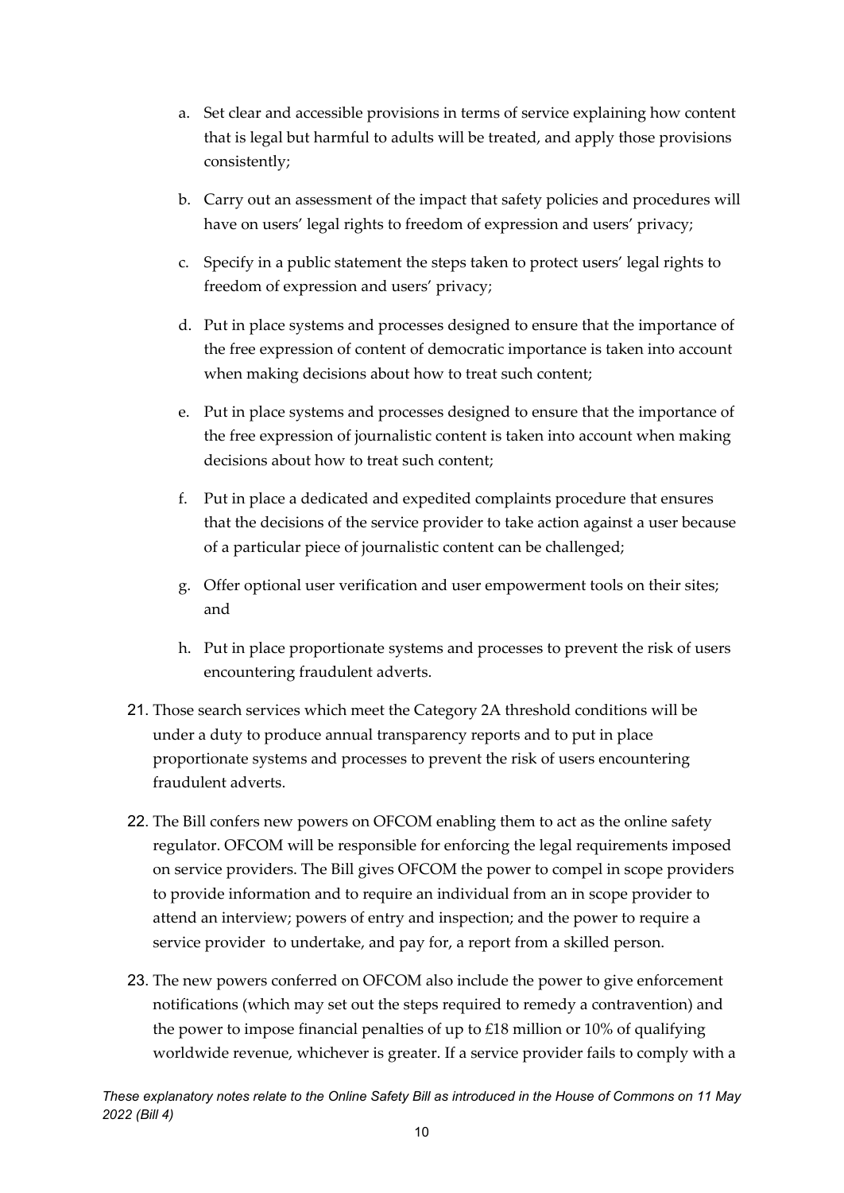a. Set clear and accessible provisions in terms of service explaining how content that is legal but harmful to adults will be treated, and apply those provisions consistently;

b. Carry out an assessment of the impact that safety policies and procedures will have on users' legal rights to freedom of expression and users' privacy;

c. Specify in a public statement the steps taken to protect users' legal rights to freedom of expression and users' privacy;

d. Put in place systems and processes designed to ensure that the importance of the free expression of content of democratic importance is taken into account when making decisions about how to treat such content;

e. Put in place systems and processes designed to ensure that the importance of the free expression of journalistic content is taken into account when making decisions about how to treat such content;

f. Put in place a dedicated and expedited complaints procedure that ensures that the decisions of the service provider to take action against a user because of a particular piece of journalistic content can be challenged;

g. Offer optional user verification and user empowerment tools on their sites; and

h. Put in place proportionate systems and processes to prevent the risk of users encountering fraudulent adverts.

21. Those search services which meet the Category 2A threshold conditions will be under a duty to produce annual transparency reports and to put in place proportionate systems and processes to prevent the risk of users encountering fraudulent adverts.

22. The Bill confers new powers on OFCOM enabling them to act as the online safety regulator. OFCOM will be responsible for enforcing the legal requirements imposed on service providers. The Bill gives OFCOM the power to compel in scope providers to provide information and to require an individual from an in scope provider to attend an interview; powers of entry and inspection; and the power to require a service provider to undertake, and pay for, a report from a skilled person.

23. The new powers conferred on OFCOM also include the power to give enforcement notifications (which may set out the steps required to remedy a contravention) and the power to impose financial penalties of up to £18 million or 10% of qualifying worldwide revenue, whichever is greater. If a service provider fails to comply with a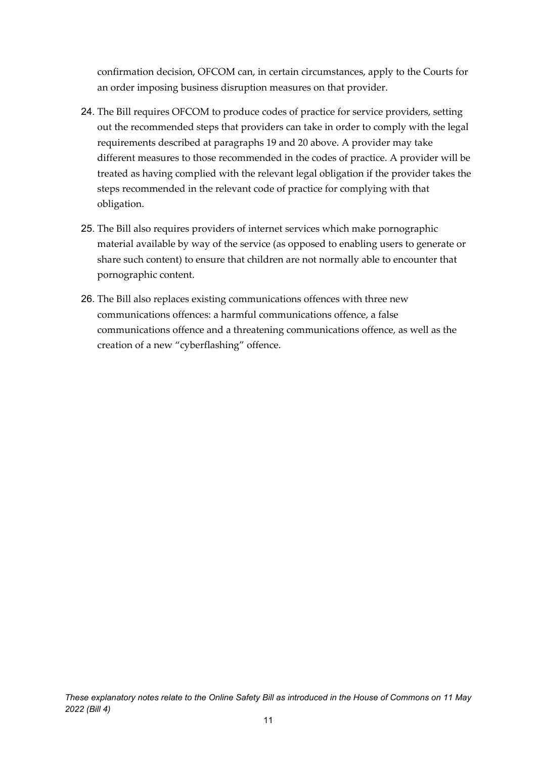confirmation decision, OFCOM can, in certain circumstances, apply to the Courts for an order imposing business disruption measures on that provider.

24. The Bill requires OFCOM to produce codes of practice for service providers, setting out the recommended steps that providers can take in order to comply with the legal requirements described at paragraphs 19 and 20 above. A provider may take different measures to those recommended in the codes of practice. A provider will be treated as having complied with the relevant legal obligation if the provider takes the steps recommended in the relevant code of practice for complying with that obligation.

25. The Bill also requires providers of internet services which make pornographic material available by way of the service (as opposed to enabling users to generate or share such content) to ensure that children are not normally able to encounter that pornographic content.

26. The Bill also replaces existing communications offences with three new communications offences: a harmful communications offence, a false communications offence and a threatening communications offence, as well as the creation of a new "cyberflashing" offence.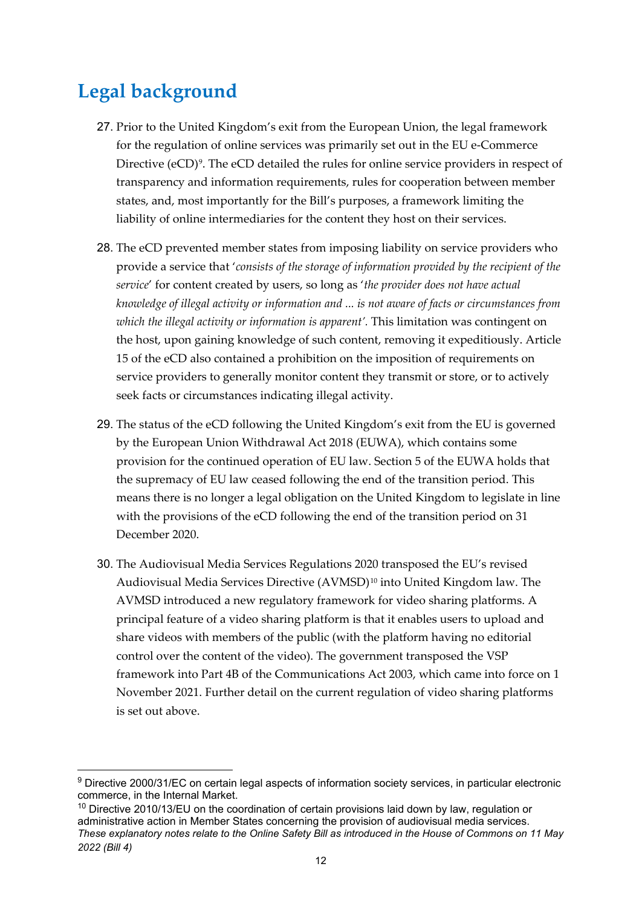## Legal background

27. Prior to the United Kingdom's exit from the European Union, the legal framework for the regulation of online services was primarily set out in the EU e-Commerce Directive (eCD)[9]. The eCD detailed the rules for online service providers in respect of transparency and information requirements, rules for cooperation between member states, and, most importantly for the Bill's purposes, a framework limiting the liability of online intermediaries for the content they host on their services.

28. The eCD prevented member states from imposing liability on service providers who provide a service that '*consists of the storage of information provided by the recipient of the service*' for content created by users, so long as '*the provider does not have actual knowledge of illegal activity or information and ... is not aware of facts or circumstances from which the illegal activity or information is apparent'*. This limitation was contingent on the host, upon gaining knowledge of such content, removing it expeditiously. Article 15 of the eCD also contained a prohibition on the imposition of requirements on service providers to generally monitor content they transmit or store, or to actively seek facts or circumstances indicating illegal activity.

29. The status of the eCD following the United Kingdom's exit from the EU is governed by the European Union Withdrawal Act 2018 (EUWA), which contains some provision for the continued operation of EU law. Section 5 of the EUWA holds that the supremacy of EU law ceased following the end of the transition period. This means there is no longer a legal obligation on the United Kingdom to legislate in line with the provisions of the eCD following the end of the transition period on 31 December 2020.

30. The Audiovisual Media Services Regulations 2020 transposed the EU's revised Audiovisual Media Services Directive (AVMSD)[10] into United Kingdom law. The AVMSD introduced a new regulatory framework for video sharing platforms. A principal feature of a video sharing platform is that it enables users to upload and share videos with members of the public (with the platform having no editorial control over the content of the video). The government transposed the VSP framework into Part 4B of the Communications Act 2003, which came into force on 1 November 2021. Further detail on the current regulation of video sharing platforms is set out above.

---

[9] Directive 2000/31/EC on certain legal aspects of information society services, in particular electronic commerce, in the Internal Market.

[10] Directive 2010/13/EU on the coordination of certain provisions laid down by law, regulation or administrative action in Member States concerning the provision of audiovisual media services.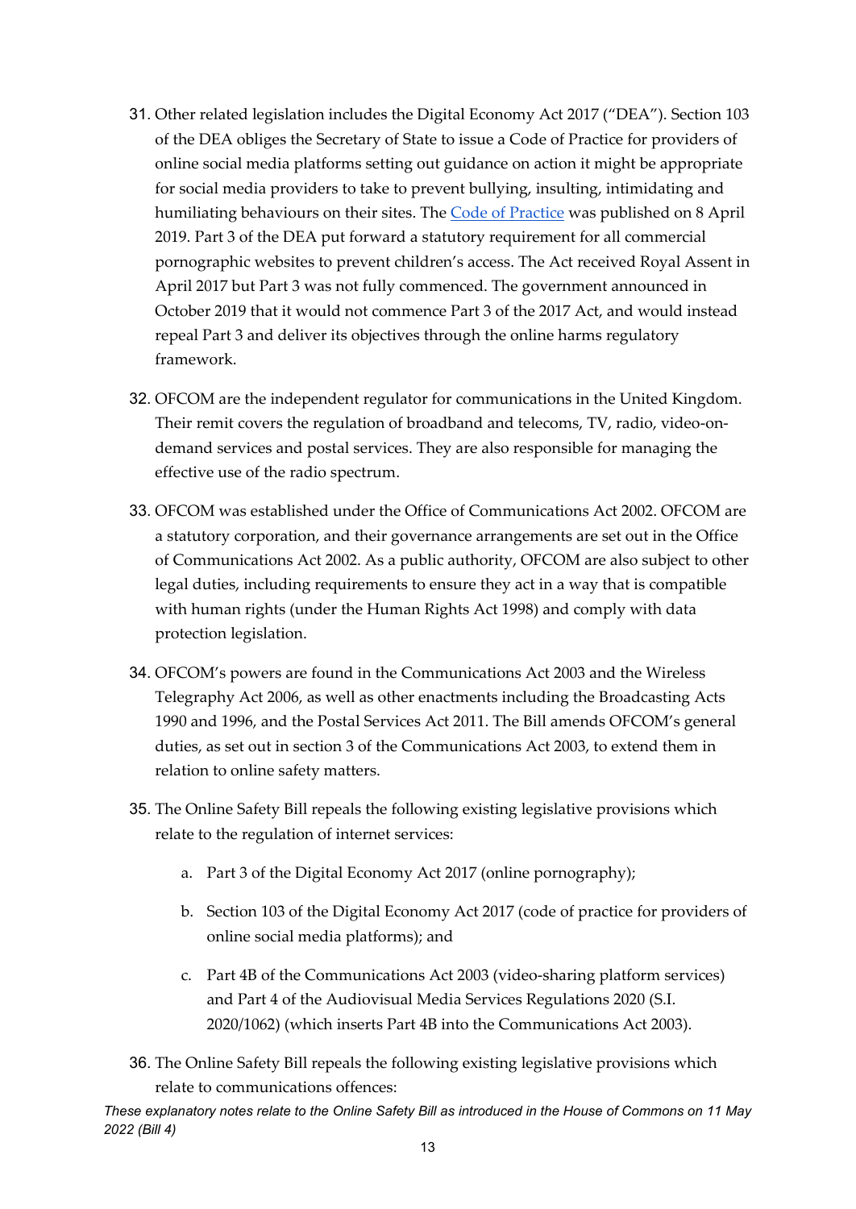31. Other related legislation includes the Digital Economy Act 2017 ("DEA"). Section 103 of the DEA obliges the Secretary of State to issue a Code of Practice for providers of online social media platforms setting out guidance on action it might be appropriate for social media providers to take to prevent bullying, insulting, intimidating and humiliating behaviours on their sites. The Code of Practice was published on 8 April 2019. Part 3 of the DEA put forward a statutory requirement for all commercial pornographic websites to prevent children's access. The Act received Royal Assent in April 2017 but Part 3 was not fully commenced. The government announced in October 2019 that it would not commence Part 3 of the 2017 Act, and would instead repeal Part 3 and deliver its objectives through the online harms regulatory framework.

32. OFCOM are the independent regulator for communications in the United Kingdom. Their remit covers the regulation of broadband and telecoms, TV, radio, video-on-demand services and postal services. They are also responsible for managing the effective use of the radio spectrum.

33. OFCOM was established under the Office of Communications Act 2002. OFCOM are a statutory corporation, and their governance arrangements are set out in the Office of Communications Act 2002. As a public authority, OFCOM are also subject to other legal duties, including requirements to ensure they act in a way that is compatible with human rights (under the Human Rights Act 1998) and comply with data protection legislation.

34. OFCOM's powers are found in the Communications Act 2003 and the Wireless Telegraphy Act 2006, as well as other enactments including the Broadcasting Acts 1990 and 1996, and the Postal Services Act 2011. The Bill amends OFCOM's general duties, as set out in section 3 of the Communications Act 2003, to extend them in relation to online safety matters.

35. The Online Safety Bill repeals the following existing legislative provisions which relate to the regulation of internet services:

    a. Part 3 of the Digital Economy Act 2017 (online pornography);

    b. Section 103 of the Digital Economy Act 2017 (code of practice for providers of online social media platforms); and

    c. Part 4B of the Communications Act 2003 (video-sharing platform services) and Part 4 of the Audiovisual Media Services Regulations 2020 (S.I. 2020/1062) (which inserts Part 4B into the Communications Act 2003).

36. The Online Safety Bill repeals the following existing legislative provisions which relate to communications offences: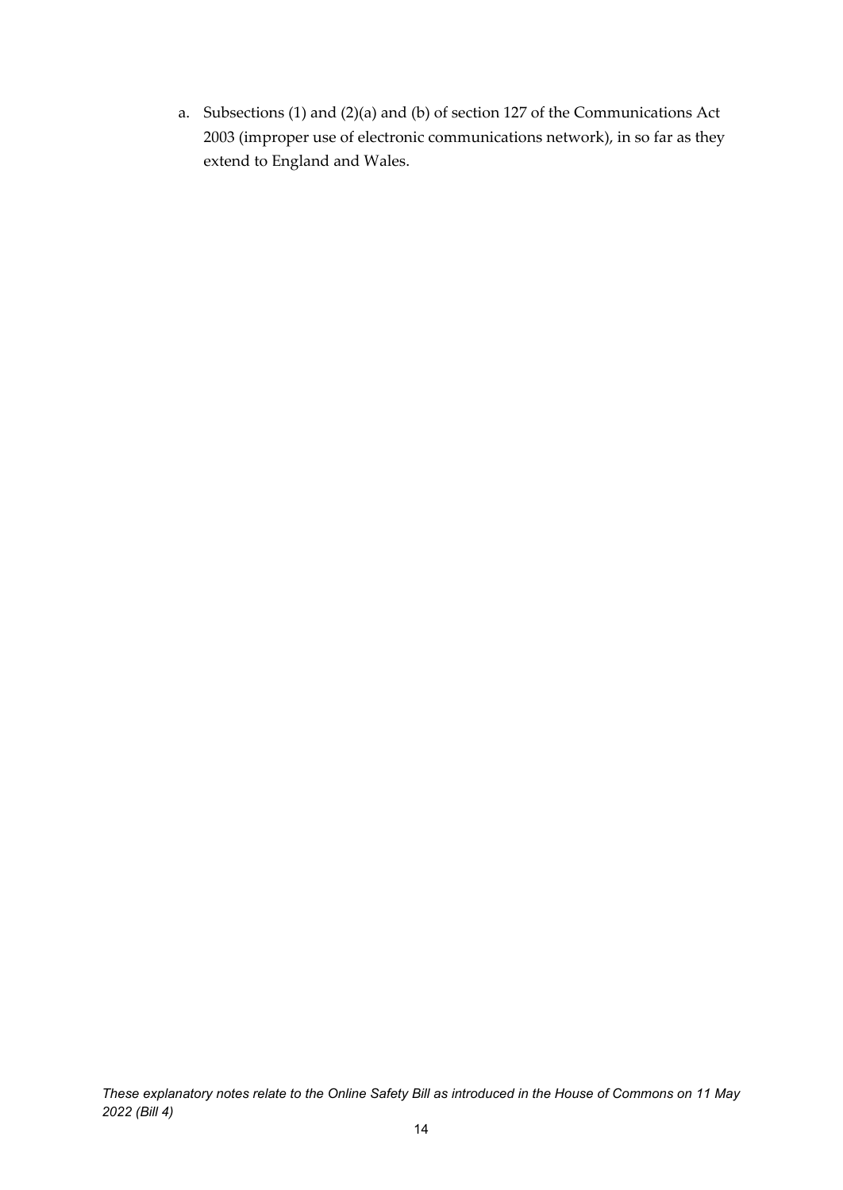a. Subsections (1) and (2)(a) and (b) of section 127 of the Communications Act 2003 (improper use of electronic communications network), in so far as they extend to England and Wales.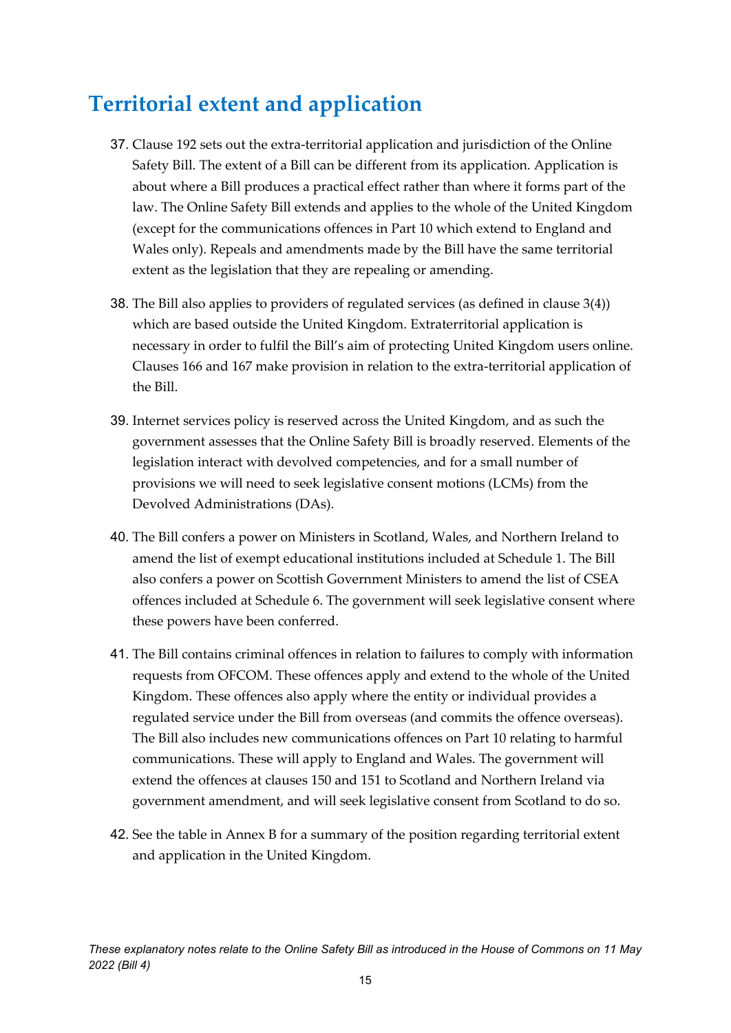# Territorial extent and application

37. Clause 192 sets out the extra-territorial application and jurisdiction of the Online Safety Bill. The extent of a Bill can be different from its application. Application is about where a Bill produces a practical effect rather than where it forms part of the law. The Online Safety Bill extends and applies to the whole of the United Kingdom (except for the communications offences in Part 10 which extend to England and Wales only). Repeals and amendments made by the Bill have the same territorial extent as the legislation that they are repealing or amending.

38. The Bill also applies to providers of regulated services (as defined in clause 3(4)) which are based outside the United Kingdom. Extraterritorial application is necessary in order to fulfil the Bill's aim of protecting United Kingdom users online. Clauses 166 and 167 make provision in relation to the extra-territorial application of the Bill.

39. Internet services policy is reserved across the United Kingdom, and as such the government assesses that the Online Safety Bill is broadly reserved. Elements of the legislation interact with devolved competencies, and for a small number of provisions we will need to seek legislative consent motions (LCMs) from the Devolved Administrations (DAs).

40. The Bill confers a power on Ministers in Scotland, Wales, and Northern Ireland to amend the list of exempt educational institutions included at Schedule 1. The Bill also confers a power on Scottish Government Ministers to amend the list of CSEA offences included at Schedule 6. The government will seek legislative consent where these powers have been conferred.

41. The Bill contains criminal offences in relation to failures to comply with information requests from OFCOM. These offences apply and extend to the whole of the United Kingdom. These offences also apply where the entity or individual provides a regulated service under the Bill from overseas (and commits the offence overseas). The Bill also includes new communications offences on Part 10 relating to harmful communications. These will apply to England and Wales. The government will extend the offences at clauses 150 and 151 to Scotland and Northern Ireland via government amendment, and will seek legislative consent from Scotland to do so.

42. See the table in Annex B for a summary of the position regarding territorial extent and application in the United Kingdom.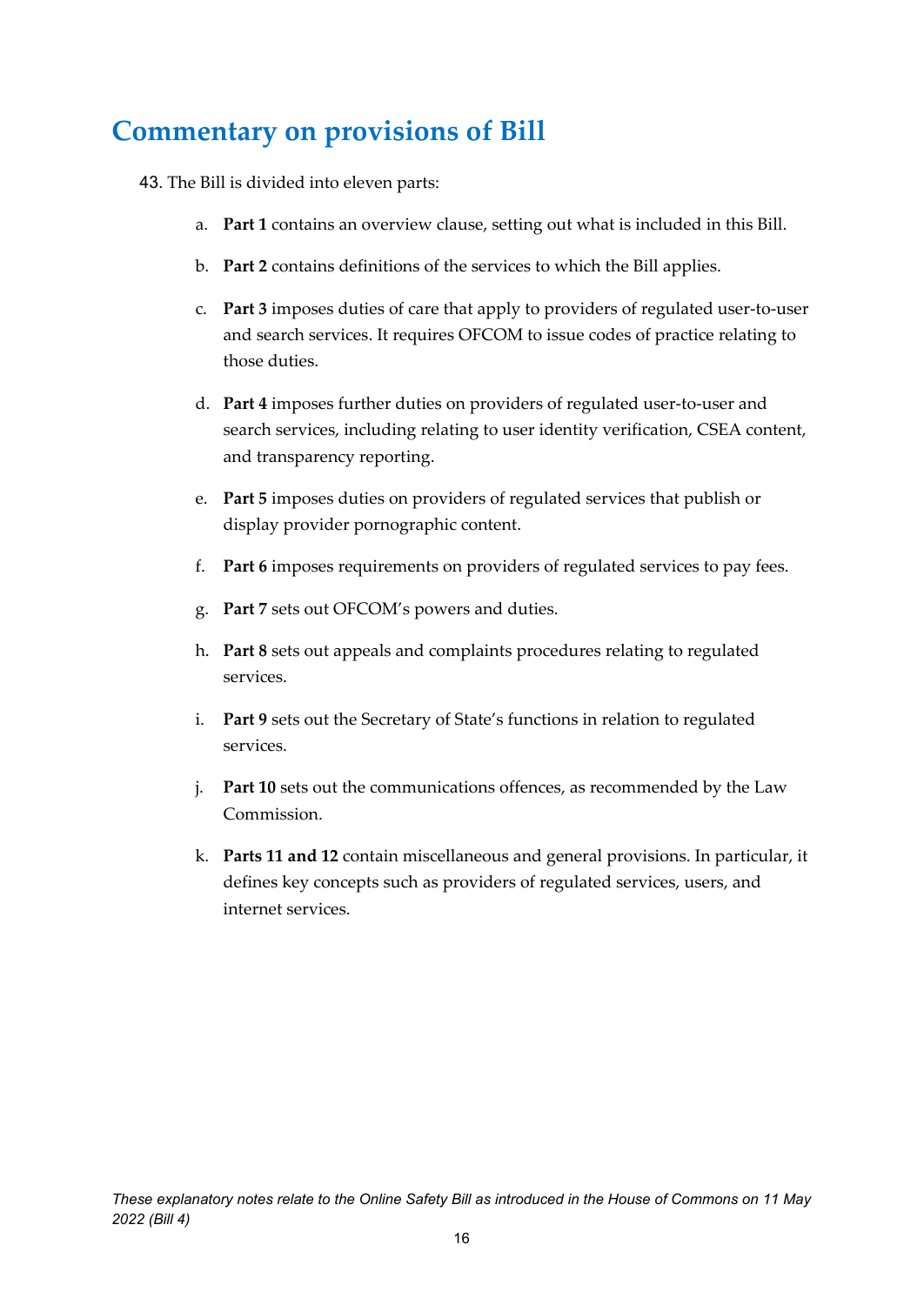# Commentary on provisions of Bill

43. The Bill is divided into eleven parts:

   a. **Part 1** contains an overview clause, setting out what is included in this Bill.

   b. **Part 2** contains definitions of the services to which the Bill applies.

   c. **Part 3** imposes duties of care that apply to providers of regulated user-to-user and search services. It requires OFCOM to issue codes of practice relating to those duties.

   d. **Part 4** imposes further duties on providers of regulated user-to-user and search services, including relating to user identity verification, CSEA content, and transparency reporting.

   e. **Part 5** imposes duties on providers of regulated services that publish or display provider pornographic content.

   f. **Part 6** imposes requirements on providers of regulated services to pay fees.

   g. **Part 7** sets out OFCOM's powers and duties.

   h. **Part 8** sets out appeals and complaints procedures relating to regulated services.

   i. **Part 9** sets out the Secretary of State's functions in relation to regulated services.

   j. **Part 10** sets out the communications offences, as recommended by the Law Commission.

   k. **Parts 11 and 12** contain miscellaneous and general provisions. In particular, it defines key concepts such as providers of regulated services, users, and internet services.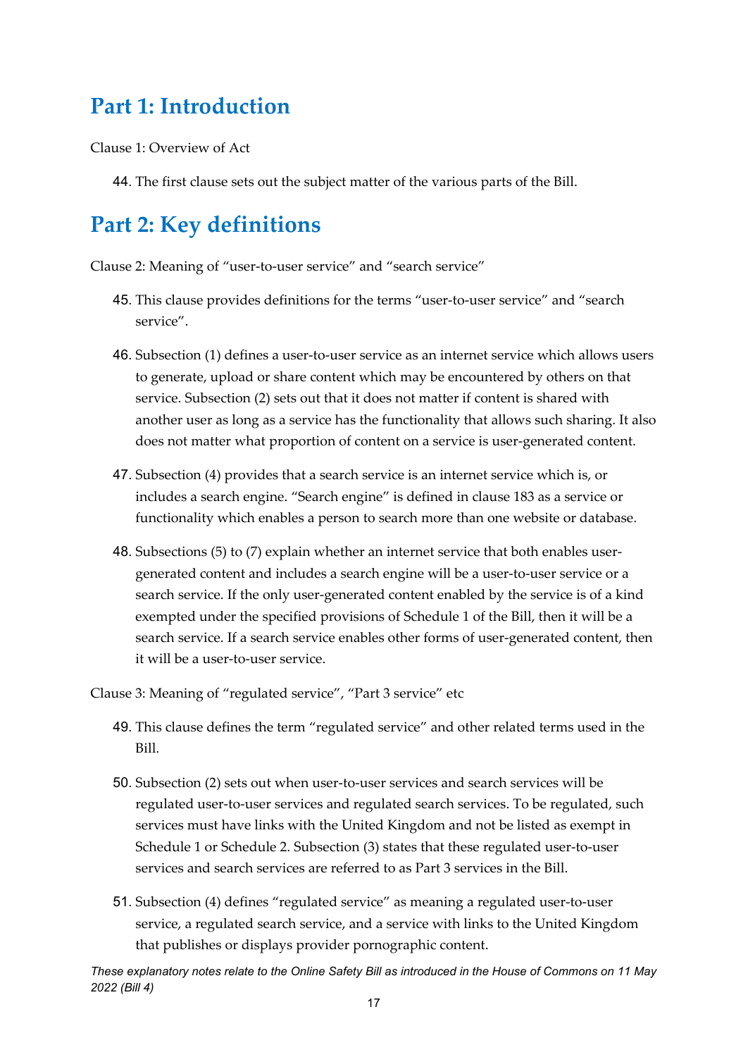# Part 1: Introduction

Clause 1: Overview of Act

44. The first clause sets out the subject matter of the various parts of the Bill.

# Part 2: Key definitions

Clause 2: Meaning of "user-to-user service" and "search service"

45. This clause provides definitions for the terms "user-to-user service" and "search service".

46. Subsection (1) defines a user-to-user service as an internet service which allows users to generate, upload or share content which may be encountered by others on that service. Subsection (2) sets out that it does not matter if content is shared with another user as long as a service has the functionality that allows such sharing. It also does not matter what proportion of content on a service is user-generated content.

47. Subsection (4) provides that a search service is an internet service which is, or includes a search engine. "Search engine" is defined in clause 183 as a service or functionality which enables a person to search more than one website or database.

48. Subsections (5) to (7) explain whether an internet service that both enables user-generated content and includes a search engine will be a user-to-user service or a search service. If the only user-generated content enabled by the service is of a kind exempted under the specified provisions of Schedule 1 of the Bill, then it will be a search service. If a search service enables other forms of user-generated content, then it will be a user-to-user service.

Clause 3: Meaning of "regulated service", "Part 3 service" etc

49. This clause defines the term "regulated service" and other related terms used in the Bill.

50. Subsection (2) sets out when user-to-user services and search services will be regulated user-to-user services and regulated search services. To be regulated, such services must have links with the United Kingdom and not be listed as exempt in Schedule 1 or Schedule 2. Subsection (3) states that these regulated user-to-user services and search services are referred to as Part 3 services in the Bill.

51. Subsection (4) defines "regulated service" as meaning a regulated user-to-user service, a regulated search service, and a service with links to the United Kingdom that publishes or displays provider pornographic content.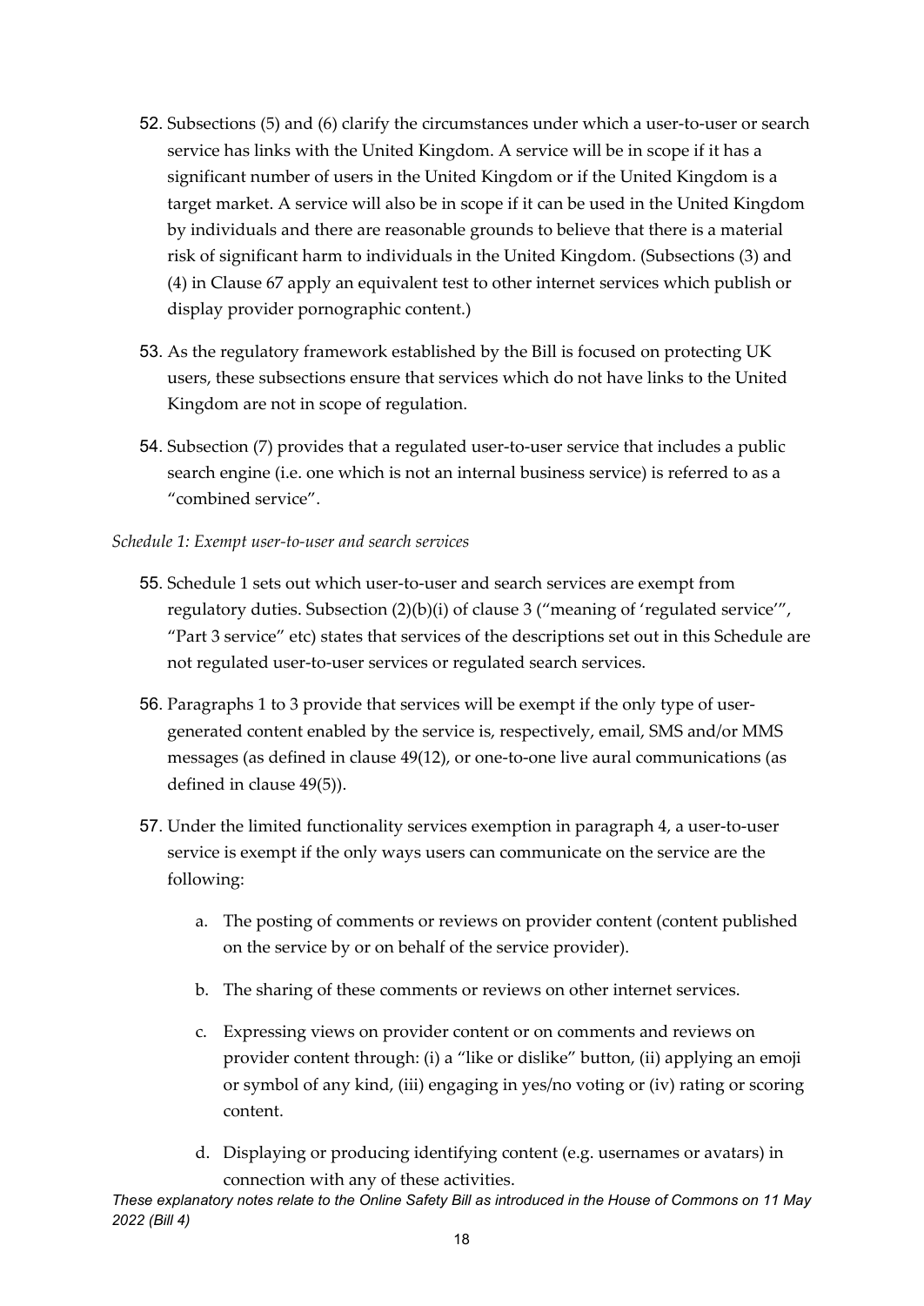52. Subsections (5) and (6) clarify the circumstances under which a user-to-user or search service has links with the United Kingdom. A service will be in scope if it has a significant number of users in the United Kingdom or if the United Kingdom is a target market. A service will also be in scope if it can be used in the United Kingdom by individuals and there are reasonable grounds to believe that there is a material risk of significant harm to individuals in the United Kingdom. (Subsections (3) and (4) in Clause 67 apply an equivalent test to other internet services which publish or display provider pornographic content.)

53. As the regulatory framework established by the Bill is focused on protecting UK users, these subsections ensure that services which do not have links to the United Kingdom are not in scope of regulation.

54. Subsection (7) provides that a regulated user-to-user service that includes a public search engine (i.e. one which is not an internal business service) is referred to as a "combined service".

*Schedule 1: Exempt user-to-user and search services*

55. Schedule 1 sets out which user-to-user and search services are exempt from regulatory duties. Subsection (2)(b)(i) of clause 3 ("meaning of 'regulated service'", "Part 3 service" etc) states that services of the descriptions set out in this Schedule are not regulated user-to-user services or regulated search services.

56. Paragraphs 1 to 3 provide that services will be exempt if the only type of user-generated content enabled by the service is, respectively, email, SMS and/or MMS messages (as defined in clause 49(12), or one-to-one live aural communications (as defined in clause 49(5)).

57. Under the limited functionality services exemption in paragraph 4, a user-to-user service is exempt if the only ways users can communicate on the service are the following:

    a. The posting of comments or reviews on provider content (content published on the service by or on behalf of the service provider).

    b. The sharing of these comments or reviews on other internet services.

    c. Expressing views on provider content or on comments and reviews on provider content through: (i) a "like or dislike" button, (ii) applying an emoji or symbol of any kind, (iii) engaging in yes/no voting or (iv) rating or scoring content.

    d. Displaying or producing identifying content (e.g. usernames or avatars) in connection with any of these activities.

*These explanatory notes relate to the Online Safety Bill as introduced in the House of Commons on 11 May 2022 (Bill 4)*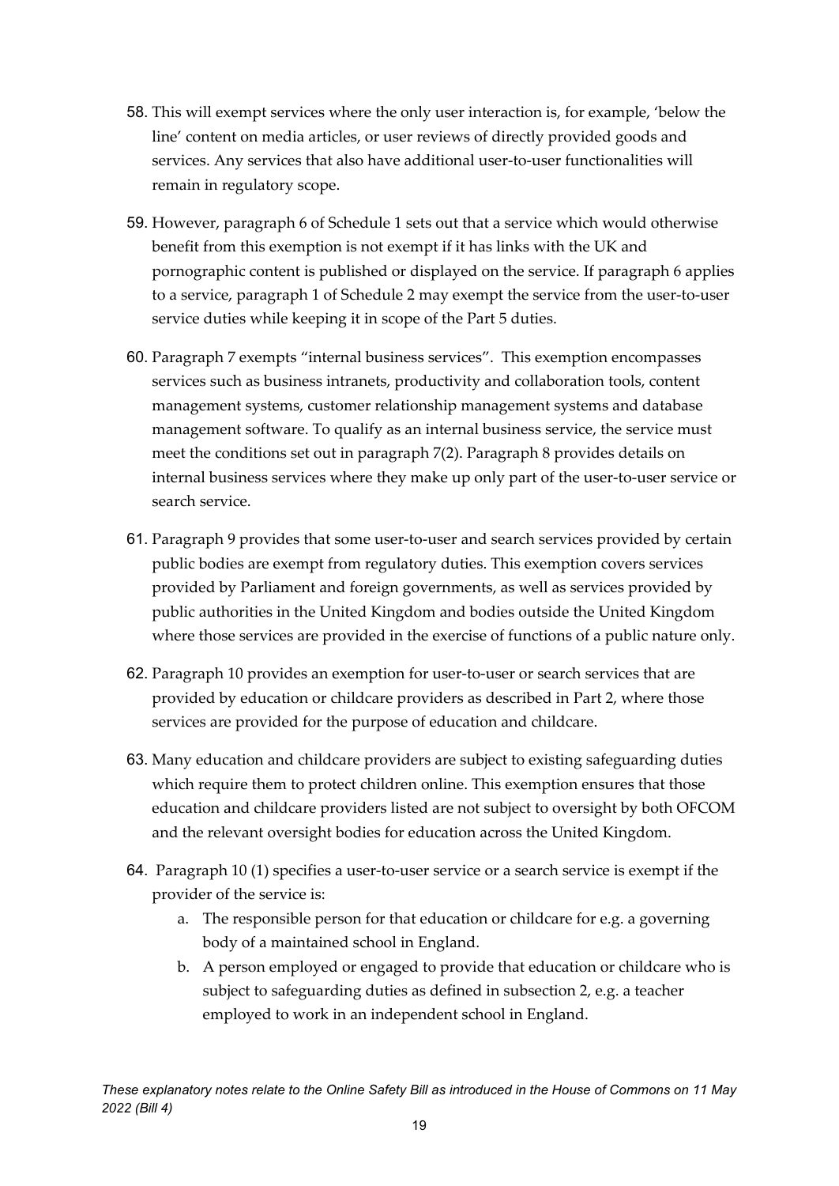58. This will exempt services where the only user interaction is, for example, 'below the line' content on media articles, or user reviews of directly provided goods and services. Any services that also have additional user-to-user functionalities will remain in regulatory scope.

59. However, paragraph 6 of Schedule 1 sets out that a service which would otherwise benefit from this exemption is not exempt if it has links with the UK and pornographic content is published or displayed on the service. If paragraph 6 applies to a service, paragraph 1 of Schedule 2 may exempt the service from the user-to-user service duties while keeping it in scope of the Part 5 duties.

60. Paragraph 7 exempts "internal business services". This exemption encompasses services such as business intranets, productivity and collaboration tools, content management systems, customer relationship management systems and database management software. To qualify as an internal business service, the service must meet the conditions set out in paragraph 7(2). Paragraph 8 provides details on internal business services where they make up only part of the user-to-user service or search service.

61. Paragraph 9 provides that some user-to-user and search services provided by certain public bodies are exempt from regulatory duties. This exemption covers services provided by Parliament and foreign governments, as well as services provided by public authorities in the United Kingdom and bodies outside the United Kingdom where those services are provided in the exercise of functions of a public nature only.

62. Paragraph 10 provides an exemption for user-to-user or search services that are provided by education or childcare providers as described in Part 2, where those services are provided for the purpose of education and childcare.

63. Many education and childcare providers are subject to existing safeguarding duties which require them to protect children online. This exemption ensures that those education and childcare providers listed are not subject to oversight by both OFCOM and the relevant oversight bodies for education across the United Kingdom.

64. Paragraph 10 (1) specifies a user-to-user service or a search service is exempt if the provider of the service is:
    a. The responsible person for that education or childcare for e.g. a governing body of a maintained school in England.
    b. A person employed or engaged to provide that education or childcare who is subject to safeguarding duties as defined in subsection 2, e.g. a teacher employed to work in an independent school in England.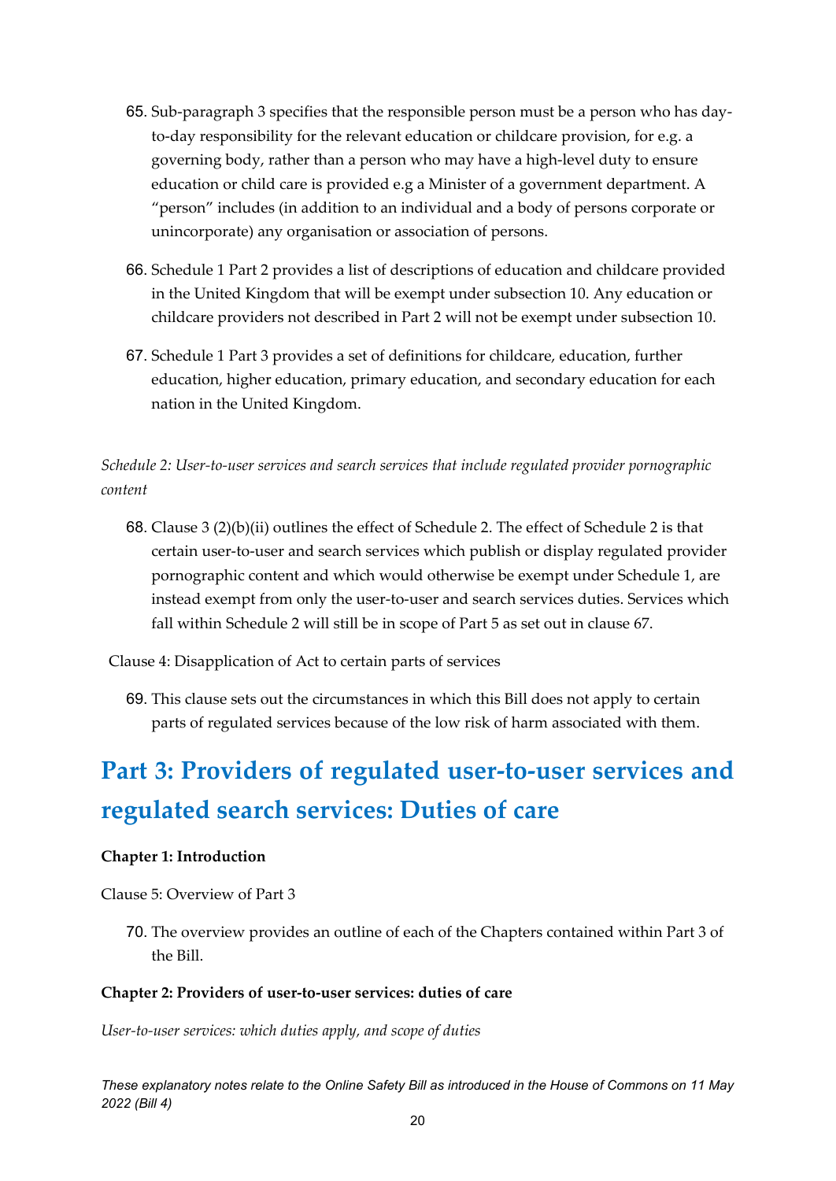65. Sub-paragraph 3 specifies that the responsible person must be a person who has day-to-day responsibility for the relevant education or childcare provision, for e.g. a governing body, rather than a person who may have a high-level duty to ensure education or child care is provided e.g a Minister of a government department. A "person" includes (in addition to an individual and a body of persons corporate or unincorporate) any organisation or association of persons.

66. Schedule 1 Part 2 provides a list of descriptions of education and childcare provided in the United Kingdom that will be exempt under subsection 10. Any education or childcare providers not described in Part 2 will not be exempt under subsection 10.

67. Schedule 1 Part 3 provides a set of definitions for childcare, education, further education, higher education, primary education, and secondary education for each nation in the United Kingdom.

*Schedule 2: User-to-user services and search services that include regulated provider pornographic content*

68. Clause 3 (2)(b)(ii) outlines the effect of Schedule 2. The effect of Schedule 2 is that certain user-to-user and search services which publish or display regulated provider pornographic content and which would otherwise be exempt under Schedule 1, are instead exempt from only the user-to-user and search services duties. Services which fall within Schedule 2 will still be in scope of Part 5 as set out in clause 67.

Clause 4: Disapplication of Act to certain parts of services

69. This clause sets out the circumstances in which this Bill does not apply to certain parts of regulated services because of the low risk of harm associated with them.

# Part 3: Providers of regulated user-to-user services and regulated search services: Duties of care

### Chapter 1: Introduction

Clause 5: Overview of Part 3

70. The overview provides an outline of each of the Chapters contained within Part 3 of the Bill.

### Chapter 2: Providers of user-to-user services: duties of care

*User-to-user services: which duties apply, and scope of duties*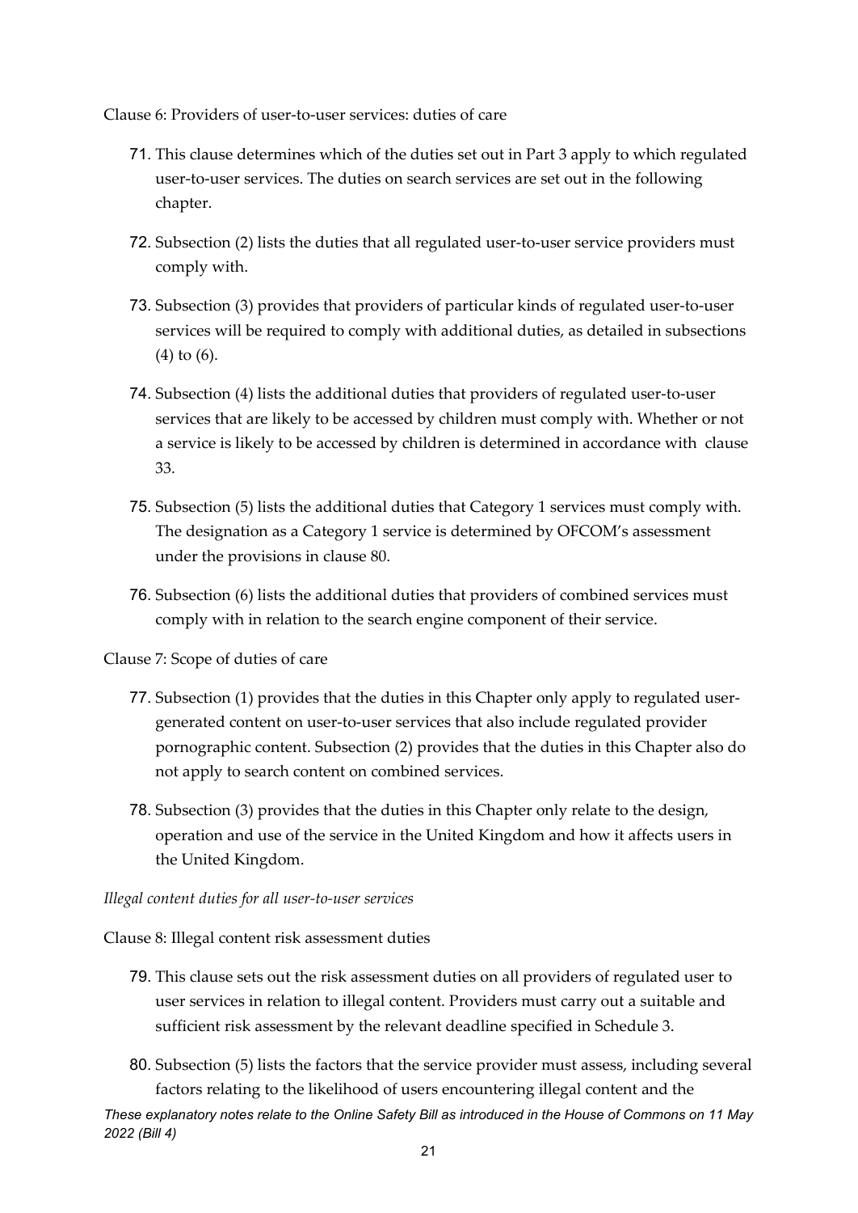Clause 6: Providers of user-to-user services: duties of care

71. This clause determines which of the duties set out in Part 3 apply to which regulated user-to-user services. The duties on search services are set out in the following chapter.

72. Subsection (2) lists the duties that all regulated user-to-user service providers must comply with.

73. Subsection (3) provides that providers of particular kinds of regulated user-to-user services will be required to comply with additional duties, as detailed in subsections (4) to (6).

74. Subsection (4) lists the additional duties that providers of regulated user-to-user services that are likely to be accessed by children must comply with. Whether or not a service is likely to be accessed by children is determined in accordance with clause 33.

75. Subsection (5) lists the additional duties that Category 1 services must comply with. The designation as a Category 1 service is determined by OFCOM's assessment under the provisions in clause 80.

76. Subsection (6) lists the additional duties that providers of combined services must comply with in relation to the search engine component of their service.

Clause 7: Scope of duties of care

77. Subsection (1) provides that the duties in this Chapter only apply to regulated user-generated content on user-to-user services that also include regulated provider pornographic content. Subsection (2) provides that the duties in this Chapter also do not apply to search content on combined services.

78. Subsection (3) provides that the duties in this Chapter only relate to the design, operation and use of the service in the United Kingdom and how it affects users in the United Kingdom.

*Illegal content duties for all user-to-user services*

Clause 8: Illegal content risk assessment duties

79. This clause sets out the risk assessment duties on all providers of regulated user to user services in relation to illegal content. Providers must carry out a suitable and sufficient risk assessment by the relevant deadline specified in Schedule 3.

80. Subsection (5) lists the factors that the service provider must assess, including several factors relating to the likelihood of users encountering illegal content and the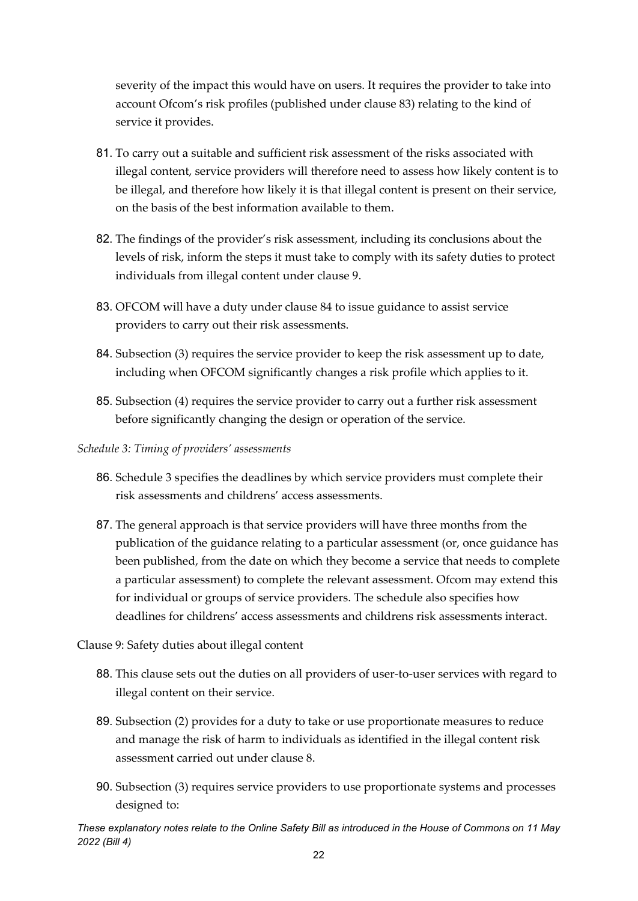severity of the impact this would have on users. It requires the provider to take into account Ofcom's risk profiles (published under clause 83) relating to the kind of service it provides.

81. To carry out a suitable and sufficient risk assessment of the risks associated with illegal content, service providers will therefore need to assess how likely content is to be illegal, and therefore how likely it is that illegal content is present on their service, on the basis of the best information available to them.

82. The findings of the provider's risk assessment, including its conclusions about the levels of risk, inform the steps it must take to comply with its safety duties to protect individuals from illegal content under clause 9.

83. OFCOM will have a duty under clause 84 to issue guidance to assist service providers to carry out their risk assessments.

84. Subsection (3) requires the service provider to keep the risk assessment up to date, including when OFCOM significantly changes a risk profile which applies to it.

85. Subsection (4) requires the service provider to carry out a further risk assessment before significantly changing the design or operation of the service.

*Schedule 3: Timing of providers' assessments*

86. Schedule 3 specifies the deadlines by which service providers must complete their risk assessments and childrens' access assessments.

87. The general approach is that service providers will have three months from the publication of the guidance relating to a particular assessment (or, once guidance has been published, from the date on which they become a service that needs to complete a particular assessment) to complete the relevant assessment. Ofcom may extend this for individual or groups of service providers. The schedule also specifies how deadlines for childrens' access assessments and childrens risk assessments interact.

Clause 9: Safety duties about illegal content

88. This clause sets out the duties on all providers of user-to-user services with regard to illegal content on their service.

89. Subsection (2) provides for a duty to take or use proportionate measures to reduce and manage the risk of harm to individuals as identified in the illegal content risk assessment carried out under clause 8.

90. Subsection (3) requires service providers to use proportionate systems and processes designed to: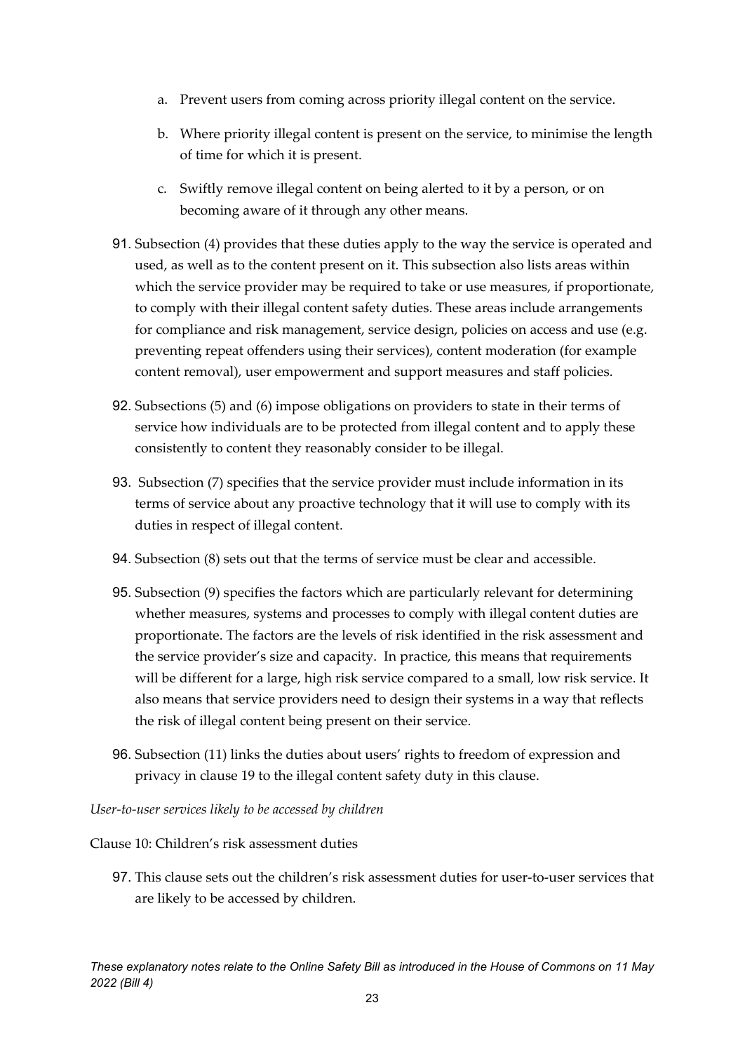a. Prevent users from coming across priority illegal content on the service.

b. Where priority illegal content is present on the service, to minimise the length of time for which it is present.

c. Swiftly remove illegal content on being alerted to it by a person, or on becoming aware of it through any other means.

91. Subsection (4) provides that these duties apply to the way the service is operated and used, as well as to the content present on it. This subsection also lists areas within which the service provider may be required to take or use measures, if proportionate, to comply with their illegal content safety duties. These areas include arrangements for compliance and risk management, service design, policies on access and use (e.g. preventing repeat offenders using their services), content moderation (for example content removal), user empowerment and support measures and staff policies.

92. Subsections (5) and (6) impose obligations on providers to state in their terms of service how individuals are to be protected from illegal content and to apply these consistently to content they reasonably consider to be illegal.

93. Subsection (7) specifies that the service provider must include information in its terms of service about any proactive technology that it will use to comply with its duties in respect of illegal content.

94. Subsection (8) sets out that the terms of service must be clear and accessible.

95. Subsection (9) specifies the factors which are particularly relevant for determining whether measures, systems and processes to comply with illegal content duties are proportionate. The factors are the levels of risk identified in the risk assessment and the service provider's size and capacity. In practice, this means that requirements will be different for a large, high risk service compared to a small, low risk service. It also means that service providers need to design their systems in a way that reflects the risk of illegal content being present on their service.

96. Subsection (11) links the duties about users' rights to freedom of expression and privacy in clause 19 to the illegal content safety duty in this clause.

*User-to-user services likely to be accessed by children*

Clause 10: Children's risk assessment duties

97. This clause sets out the children's risk assessment duties for user-to-user services that are likely to be accessed by children.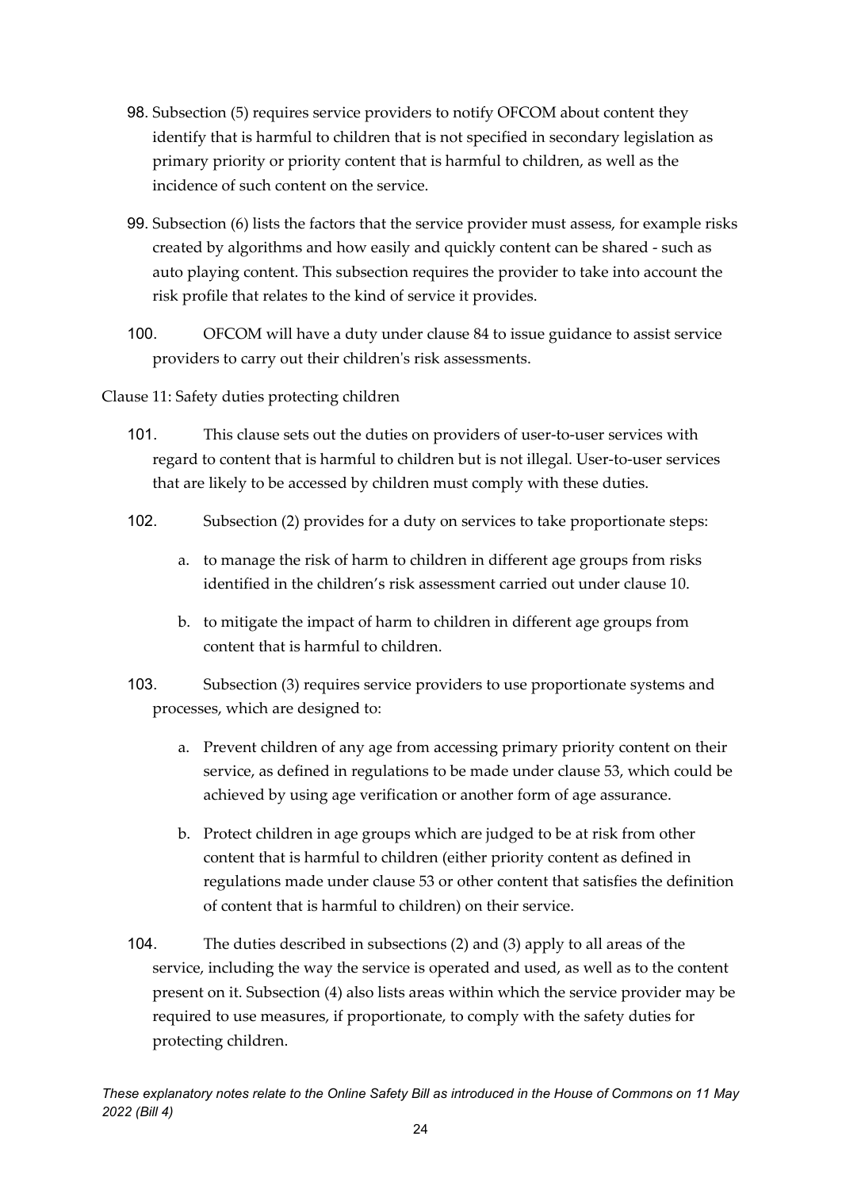98. Subsection (5) requires service providers to notify OFCOM about content they identify that is harmful to children that is not specified in secondary legislation as primary priority or priority content that is harmful to children, as well as the incidence of such content on the service.

99. Subsection (6) lists the factors that the service provider must assess, for example risks created by algorithms and how easily and quickly content can be shared - such as auto playing content. This subsection requires the provider to take into account the risk profile that relates to the kind of service it provides.

100. OFCOM will have a duty under clause 84 to issue guidance to assist service providers to carry out their children's risk assessments.

Clause 11: Safety duties protecting children

101. This clause sets out the duties on providers of user-to-user services with regard to content that is harmful to children but is not illegal. User-to-user services that are likely to be accessed by children must comply with these duties.

102. Subsection (2) provides for a duty on services to take proportionate steps:

    a. to manage the risk of harm to children in different age groups from risks identified in the children's risk assessment carried out under clause 10.

    b. to mitigate the impact of harm to children in different age groups from content that is harmful to children.

103. Subsection (3) requires service providers to use proportionate systems and processes, which are designed to:

    a. Prevent children of any age from accessing primary priority content on their service, as defined in regulations to be made under clause 53, which could be achieved by using age verification or another form of age assurance.

    b. Protect children in age groups which are judged to be at risk from other content that is harmful to children (either priority content as defined in regulations made under clause 53 or other content that satisfies the definition of content that is harmful to children) on their service.

104. The duties described in subsections (2) and (3) apply to all areas of the service, including the way the service is operated and used, as well as to the content present on it. Subsection (4) also lists areas within which the service provider may be required to use measures, if proportionate, to comply with the safety duties for protecting children.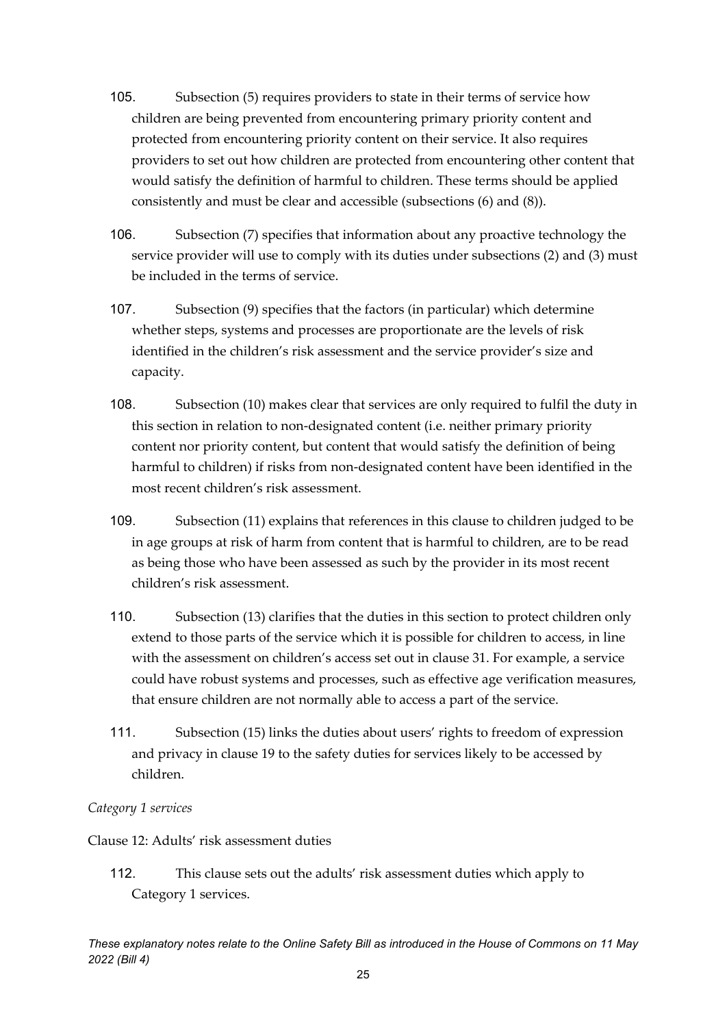105. Subsection (5) requires providers to state in their terms of service how children are being prevented from encountering primary priority content and protected from encountering priority content on their service. It also requires providers to set out how children are protected from encountering other content that would satisfy the definition of harmful to children. These terms should be applied consistently and must be clear and accessible (subsections (6) and (8)).

106. Subsection (7) specifies that information about any proactive technology the service provider will use to comply with its duties under subsections (2) and (3) must be included in the terms of service.

107. Subsection (9) specifies that the factors (in particular) which determine whether steps, systems and processes are proportionate are the levels of risk identified in the children's risk assessment and the service provider's size and capacity.

108. Subsection (10) makes clear that services are only required to fulfil the duty in this section in relation to non-designated content (i.e. neither primary priority content nor priority content, but content that would satisfy the definition of being harmful to children) if risks from non-designated content have been identified in the most recent children's risk assessment.

109. Subsection (11) explains that references in this clause to children judged to be in age groups at risk of harm from content that is harmful to children, are to be read as being those who have been assessed as such by the provider in its most recent children's risk assessment.

110. Subsection (13) clarifies that the duties in this section to protect children only extend to those parts of the service which it is possible for children to access, in line with the assessment on children's access set out in clause 31. For example, a service could have robust systems and processes, such as effective age verification measures, that ensure children are not normally able to access a part of the service.

111. Subsection (15) links the duties about users' rights to freedom of expression and privacy in clause 19 to the safety duties for services likely to be accessed by children.

*Category 1 services*

Clause 12: Adults' risk assessment duties

112. This clause sets out the adults' risk assessment duties which apply to Category 1 services.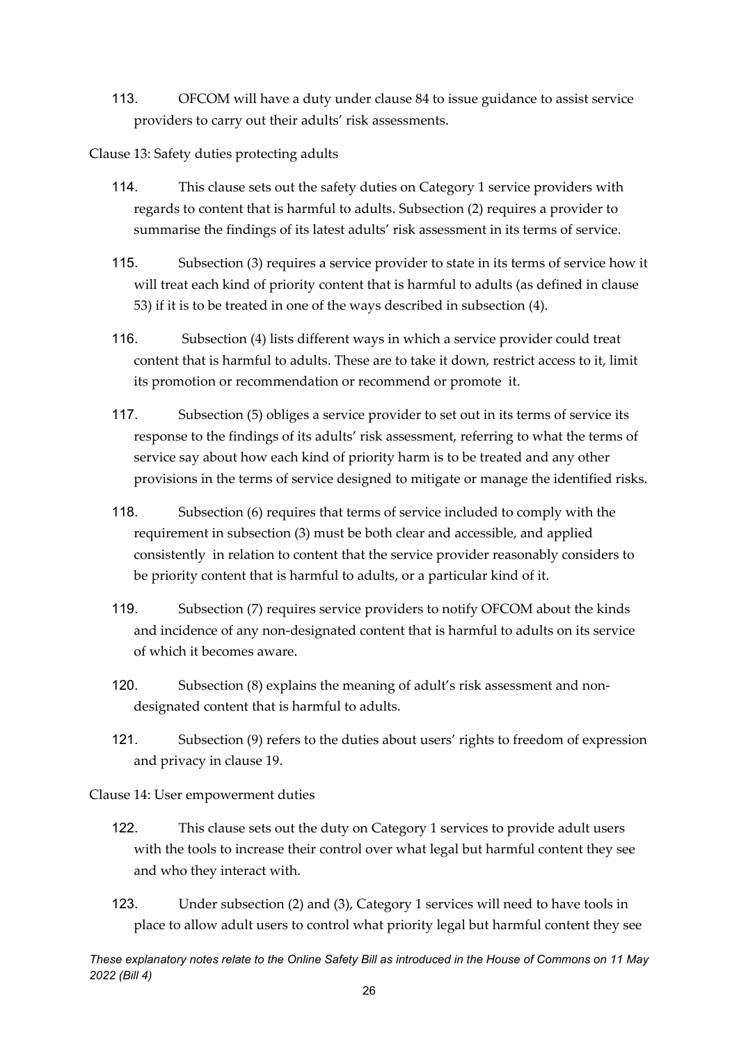113. OFCOM will have a duty under clause 84 to issue guidance to assist service providers to carry out their adults' risk assessments.

Clause 13: Safety duties protecting adults

114. This clause sets out the safety duties on Category 1 service providers with regards to content that is harmful to adults. Subsection (2) requires a provider to summarise the findings of its latest adults' risk assessment in its terms of service.

115. Subsection (3) requires a service provider to state in its terms of service how it will treat each kind of priority content that is harmful to adults (as defined in clause 53) if it is to be treated in one of the ways described in subsection (4).

116. Subsection (4) lists different ways in which a service provider could treat content that is harmful to adults. These are to take it down, restrict access to it, limit its promotion or recommendation or recommend or promote it.

117. Subsection (5) obliges a service provider to set out in its terms of service its response to the findings of its adults' risk assessment, referring to what the terms of service say about how each kind of priority harm is to be treated and any other provisions in the terms of service designed to mitigate or manage the identified risks.

118. Subsection (6) requires that terms of service included to comply with the requirement in subsection (3) must be both clear and accessible, and applied consistently in relation to content that the service provider reasonably considers to be priority content that is harmful to adults, or a particular kind of it.

119. Subsection (7) requires service providers to notify OFCOM about the kinds and incidence of any non-designated content that is harmful to adults on its service of which it becomes aware.

120. Subsection (8) explains the meaning of adult's risk assessment and non-designated content that is harmful to adults.

121. Subsection (9) refers to the duties about users' rights to freedom of expression and privacy in clause 19.

Clause 14: User empowerment duties

122. This clause sets out the duty on Category 1 services to provide adult users with the tools to increase their control over what legal but harmful content they see and who they interact with.

123. Under subsection (2) and (3), Category 1 services will need to have tools in place to allow adult users to control what priority legal but harmful content they see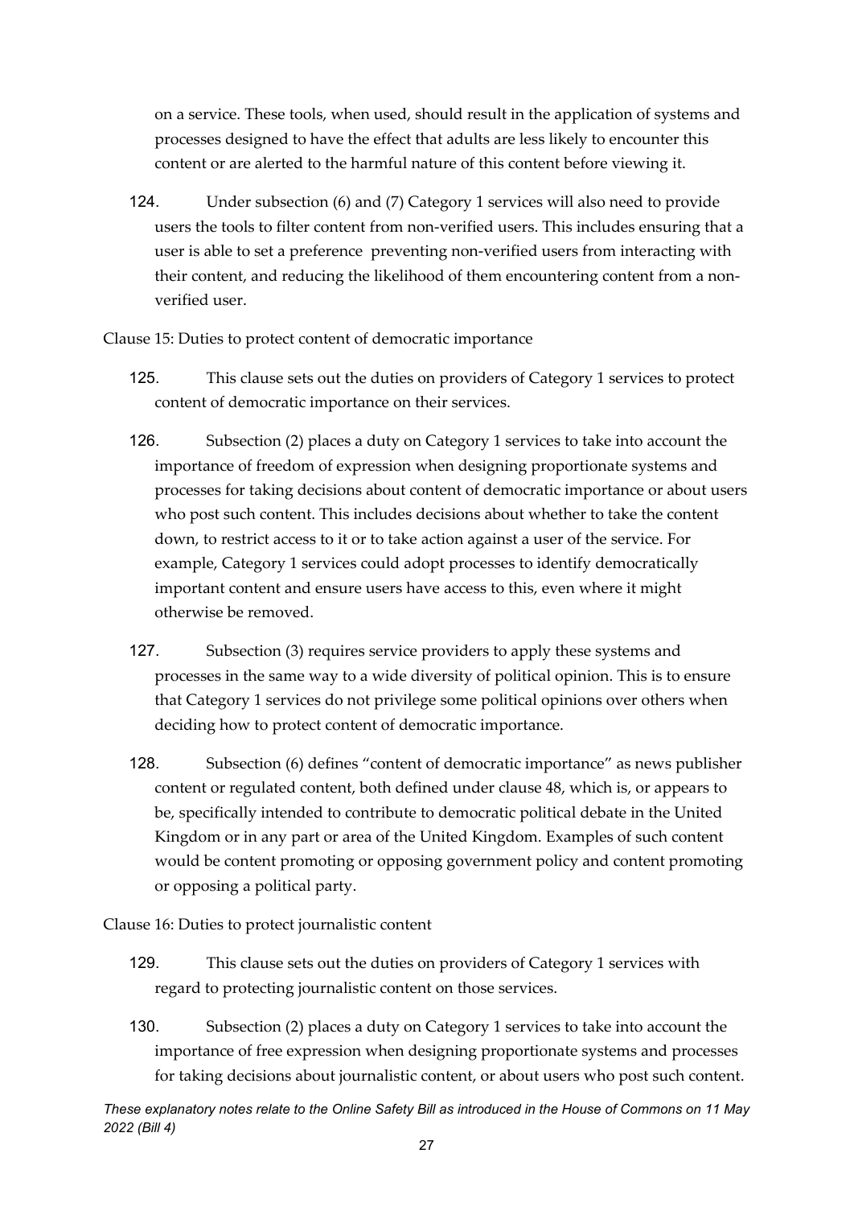on a service. These tools, when used, should result in the application of systems and processes designed to have the effect that adults are less likely to encounter this content or are alerted to the harmful nature of this content before viewing it.

124. Under subsection (6) and (7) Category 1 services will also need to provide users the tools to filter content from non-verified users. This includes ensuring that a user is able to set a preference preventing non-verified users from interacting with their content, and reducing the likelihood of them encountering content from a non-verified user.

Clause 15: Duties to protect content of democratic importance

125. This clause sets out the duties on providers of Category 1 services to protect content of democratic importance on their services.

126. Subsection (2) places a duty on Category 1 services to take into account the importance of freedom of expression when designing proportionate systems and processes for taking decisions about content of democratic importance or about users who post such content. This includes decisions about whether to take the content down, to restrict access to it or to take action against a user of the service. For example, Category 1 services could adopt processes to identify democratically important content and ensure users have access to this, even where it might otherwise be removed.

127. Subsection (3) requires service providers to apply these systems and processes in the same way to a wide diversity of political opinion. This is to ensure that Category 1 services do not privilege some political opinions over others when deciding how to protect content of democratic importance.

128. Subsection (6) defines "content of democratic importance" as news publisher content or regulated content, both defined under clause 48, which is, or appears to be, specifically intended to contribute to democratic political debate in the United Kingdom or in any part or area of the United Kingdom. Examples of such content would be content promoting or opposing government policy and content promoting or opposing a political party.

Clause 16: Duties to protect journalistic content

129. This clause sets out the duties on providers of Category 1 services with regard to protecting journalistic content on those services.

130. Subsection (2) places a duty on Category 1 services to take into account the importance of free expression when designing proportionate systems and processes for taking decisions about journalistic content, or about users who post such content.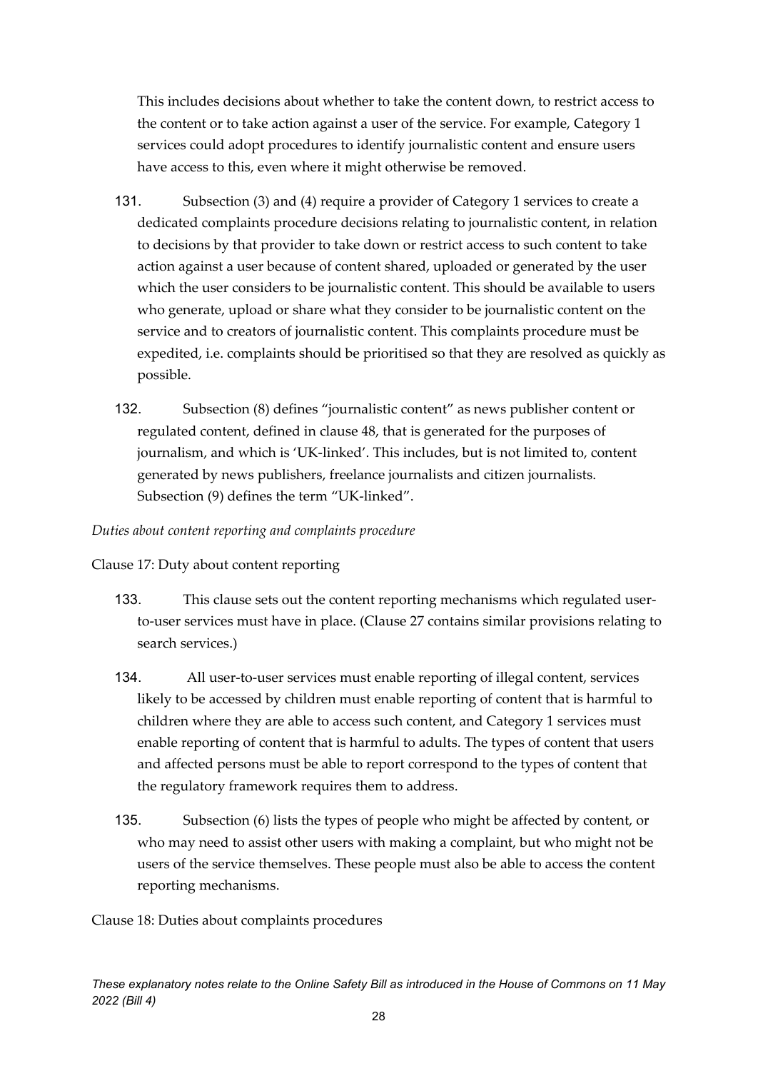This includes decisions about whether to take the content down, to restrict access to the content or to take action against a user of the service. For example, Category 1 services could adopt procedures to identify journalistic content and ensure users have access to this, even where it might otherwise be removed.

131. Subsection (3) and (4) require a provider of Category 1 services to create a dedicated complaints procedure decisions relating to journalistic content, in relation to decisions by that provider to take down or restrict access to such content to take action against a user because of content shared, uploaded or generated by the user which the user considers to be journalistic content. This should be available to users who generate, upload or share what they consider to be journalistic content on the service and to creators of journalistic content. This complaints procedure must be expedited, i.e. complaints should be prioritised so that they are resolved as quickly as possible.

132. Subsection (8) defines "journalistic content" as news publisher content or regulated content, defined in clause 48, that is generated for the purposes of journalism, and which is 'UK-linked'. This includes, but is not limited to, content generated by news publishers, freelance journalists and citizen journalists. Subsection (9) defines the term "UK-linked".

*Duties about content reporting and complaints procedure*

Clause 17: Duty about content reporting

133. This clause sets out the content reporting mechanisms which regulated user-to-user services must have in place. (Clause 27 contains similar provisions relating to search services.)

134. All user-to-user services must enable reporting of illegal content, services likely to be accessed by children must enable reporting of content that is harmful to children where they are able to access such content, and Category 1 services must enable reporting of content that is harmful to adults. The types of content that users and affected persons must be able to report correspond to the types of content that the regulatory framework requires them to address.

135. Subsection (6) lists the types of people who might be affected by content, or who may need to assist other users with making a complaint, but who might not be users of the service themselves. These people must also be able to access the content reporting mechanisms.

Clause 18: Duties about complaints procedures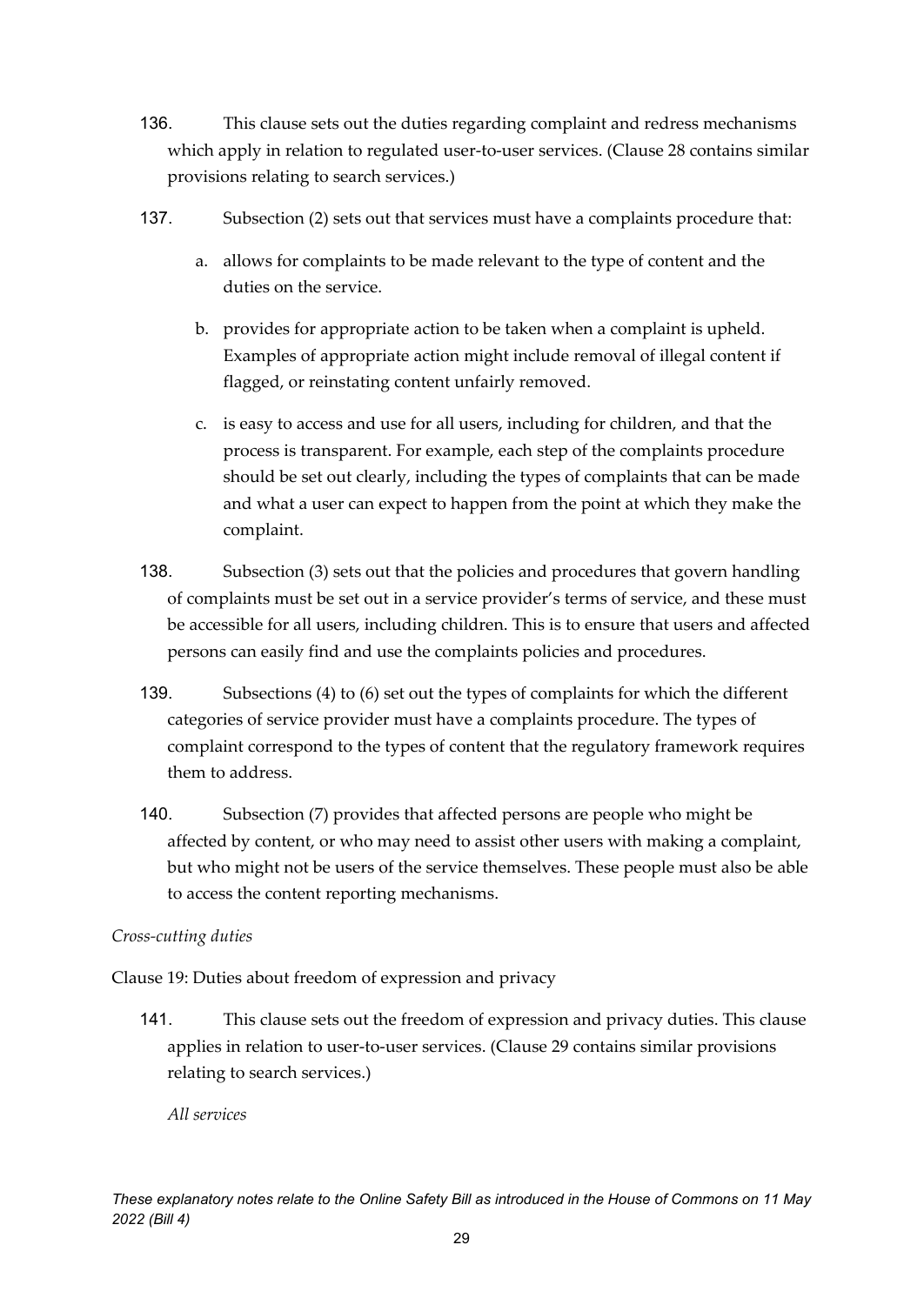136. This clause sets out the duties regarding complaint and redress mechanisms which apply in relation to regulated user-to-user services. (Clause 28 contains similar provisions relating to search services.)

137. Subsection (2) sets out that services must have a complaints procedure that:

   a. allows for complaints to be made relevant to the type of content and the duties on the service.

   b. provides for appropriate action to be taken when a complaint is upheld. Examples of appropriate action might include removal of illegal content if flagged, or reinstating content unfairly removed.

   c. is easy to access and use for all users, including for children, and that the process is transparent. For example, each step of the complaints procedure should be set out clearly, including the types of complaints that can be made and what a user can expect to happen from the point at which they make the complaint.

138. Subsection (3) sets out that the policies and procedures that govern handling of complaints must be set out in a service provider's terms of service, and these must be accessible for all users, including children. This is to ensure that users and affected persons can easily find and use the complaints policies and procedures.

139. Subsections (4) to (6) set out the types of complaints for which the different categories of service provider must have a complaints procedure. The types of complaint correspond to the types of content that the regulatory framework requires them to address.

140. Subsection (7) provides that affected persons are people who might be affected by content, or who may need to assist other users with making a complaint, but who might not be users of the service themselves. These people must also be able to access the content reporting mechanisms.

*Cross-cutting duties*

Clause 19: Duties about freedom of expression and privacy

141. This clause sets out the freedom of expression and privacy duties. This clause applies in relation to user-to-user services. (Clause 29 contains similar provisions relating to search services.)

*All services*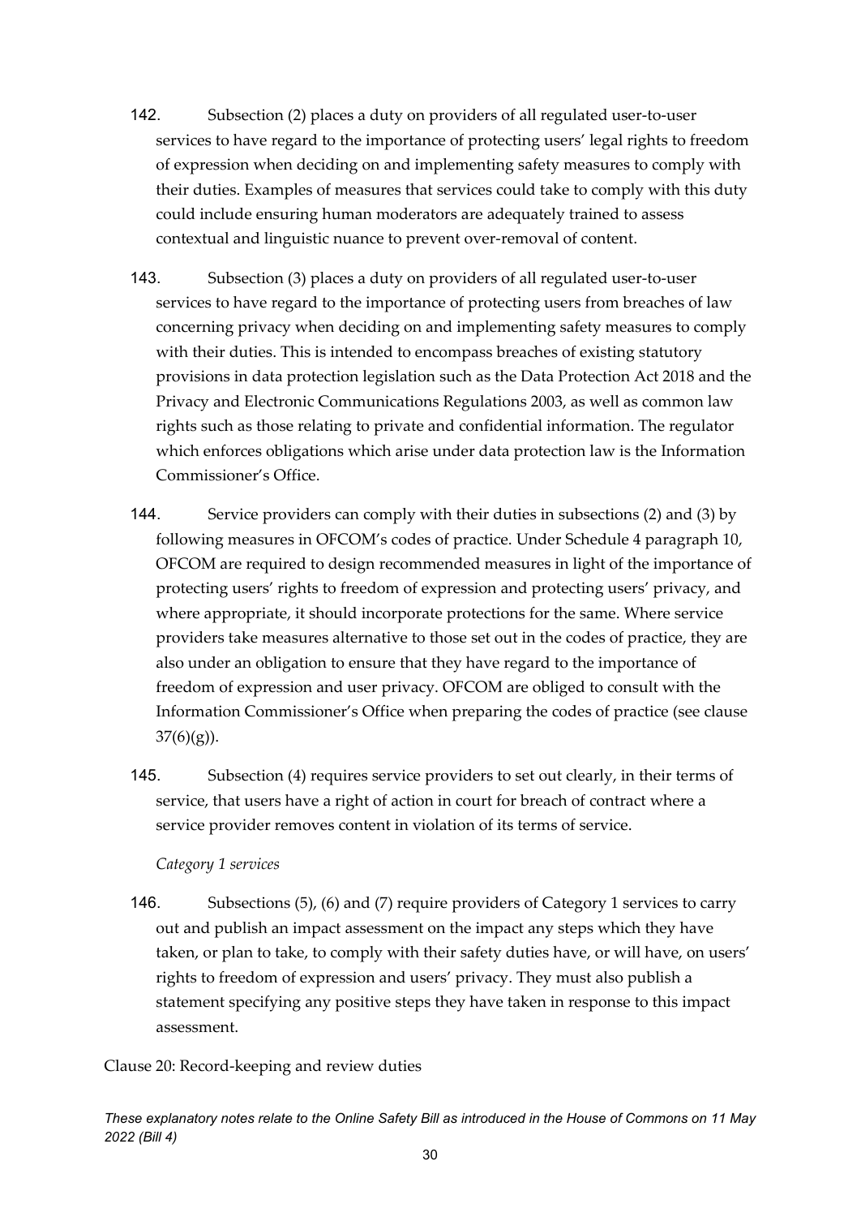142. Subsection (2) places a duty on providers of all regulated user-to-user services to have regard to the importance of protecting users' legal rights to freedom of expression when deciding on and implementing safety measures to comply with their duties. Examples of measures that services could take to comply with this duty could include ensuring human moderators are adequately trained to assess contextual and linguistic nuance to prevent over-removal of content.

143. Subsection (3) places a duty on providers of all regulated user-to-user services to have regard to the importance of protecting users from breaches of law concerning privacy when deciding on and implementing safety measures to comply with their duties. This is intended to encompass breaches of existing statutory provisions in data protection legislation such as the Data Protection Act 2018 and the Privacy and Electronic Communications Regulations 2003, as well as common law rights such as those relating to private and confidential information. The regulator which enforces obligations which arise under data protection law is the Information Commissioner's Office.

144. Service providers can comply with their duties in subsections (2) and (3) by following measures in OFCOM's codes of practice. Under Schedule 4 paragraph 10, OFCOM are required to design recommended measures in light of the importance of protecting users' rights to freedom of expression and protecting users' privacy, and where appropriate, it should incorporate protections for the same. Where service providers take measures alternative to those set out in the codes of practice, they are also under an obligation to ensure that they have regard to the importance of freedom of expression and user privacy. OFCOM are obliged to consult with the Information Commissioner's Office when preparing the codes of practice (see clause 37(6)(g)).

145. Subsection (4) requires service providers to set out clearly, in their terms of service, that users have a right of action in court for breach of contract where a service provider removes content in violation of its terms of service.

*Category 1 services*

146. Subsections (5), (6) and (7) require providers of Category 1 services to carry out and publish an impact assessment on the impact any steps which they have taken, or plan to take, to comply with their safety duties have, or will have, on users' rights to freedom of expression and users' privacy. They must also publish a statement specifying any positive steps they have taken in response to this impact assessment.

Clause 20: Record-keeping and review duties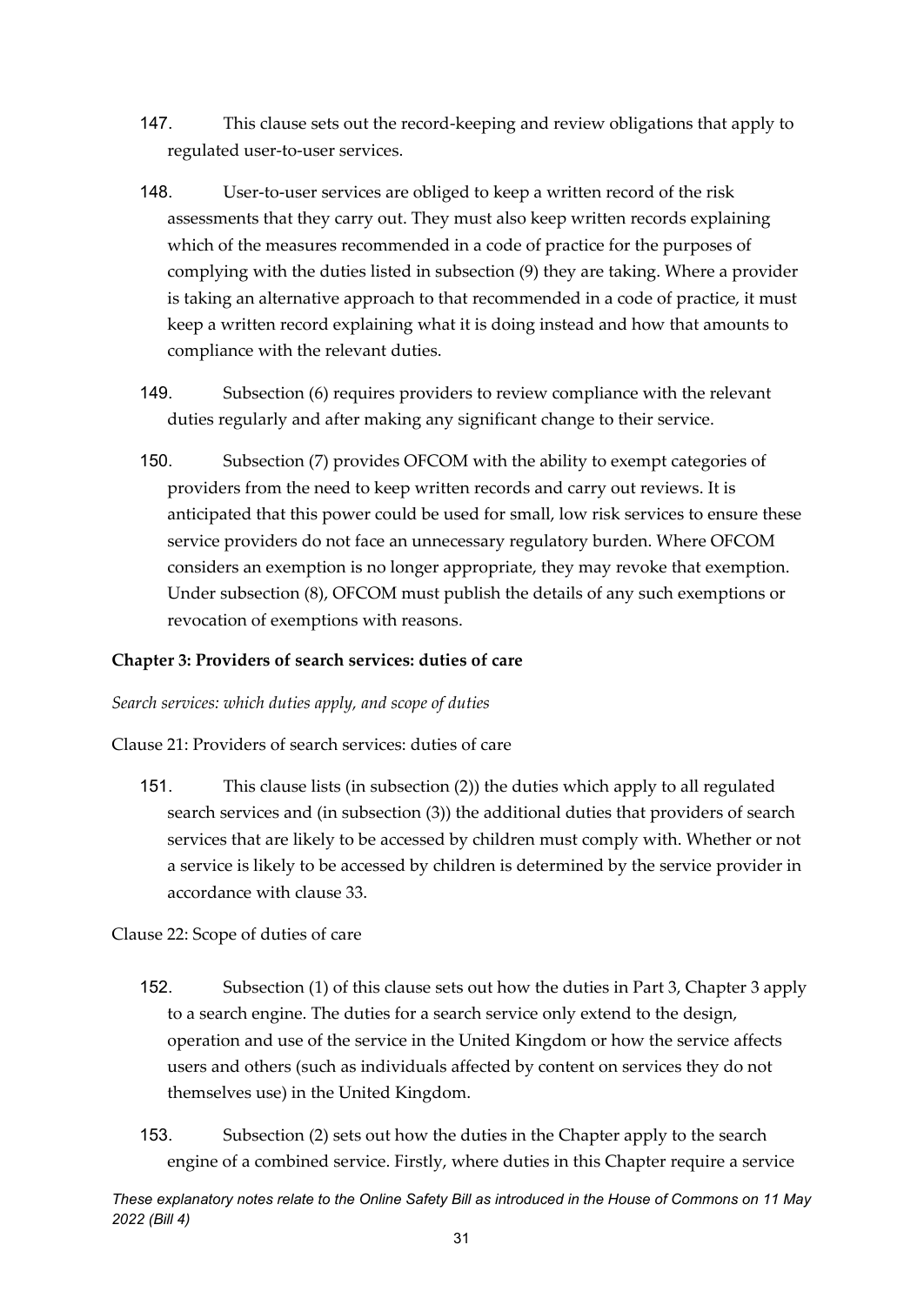147. This clause sets out the record-keeping and review obligations that apply to regulated user-to-user services.

148. User-to-user services are obliged to keep a written record of the risk assessments that they carry out. They must also keep written records explaining which of the measures recommended in a code of practice for the purposes of complying with the duties listed in subsection (9) they are taking. Where a provider is taking an alternative approach to that recommended in a code of practice, it must keep a written record explaining what it is doing instead and how that amounts to compliance with the relevant duties.

149. Subsection (6) requires providers to review compliance with the relevant duties regularly and after making any significant change to their service.

150. Subsection (7) provides OFCOM with the ability to exempt categories of providers from the need to keep written records and carry out reviews. It is anticipated that this power could be used for small, low risk services to ensure these service providers do not face an unnecessary regulatory burden. Where OFCOM considers an exemption is no longer appropriate, they may revoke that exemption. Under subsection (8), OFCOM must publish the details of any such exemptions or revocation of exemptions with reasons.

### Chapter 3: Providers of search services: duties of care

*Search services: which duties apply, and scope of duties*

Clause 21: Providers of search services: duties of care

151. This clause lists (in subsection (2)) the duties which apply to all regulated search services and (in subsection (3)) the additional duties that providers of search services that are likely to be accessed by children must comply with. Whether or not a service is likely to be accessed by children is determined by the service provider in accordance with clause 33.

Clause 22: Scope of duties of care

152. Subsection (1) of this clause sets out how the duties in Part 3, Chapter 3 apply to a search engine. The duties for a search service only extend to the design, operation and use of the service in the United Kingdom or how the service affects users and others (such as individuals affected by content on services they do not themselves use) in the United Kingdom.

153. Subsection (2) sets out how the duties in the Chapter apply to the search engine of a combined service. Firstly, where duties in this Chapter require a service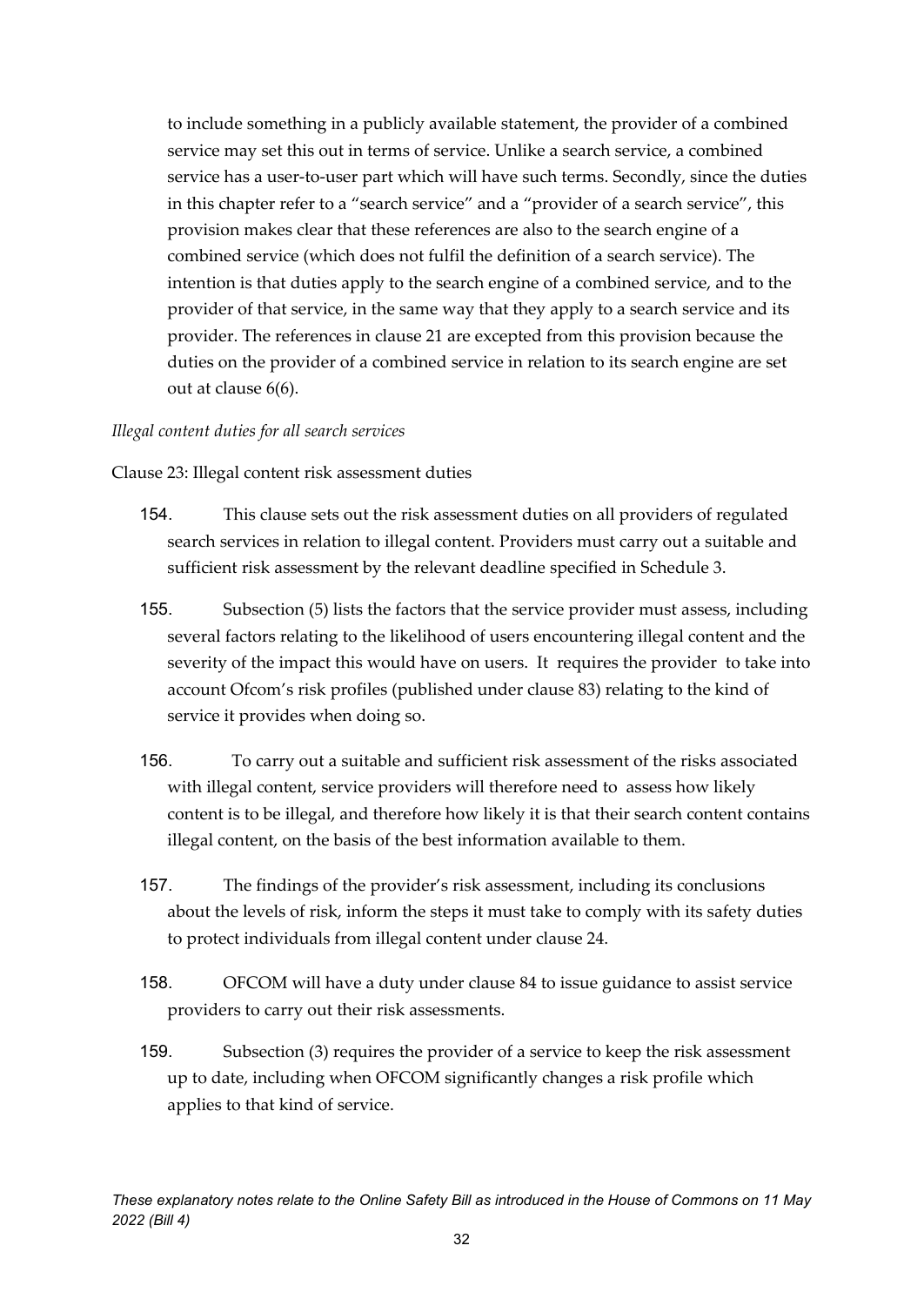to include something in a publicly available statement, the provider of a combined service may set this out in terms of service. Unlike a search service, a combined service has a user-to-user part which will have such terms. Secondly, since the duties in this chapter refer to a "search service" and a "provider of a search service", this provision makes clear that these references are also to the search engine of a combined service (which does not fulfil the definition of a search service). The intention is that duties apply to the search engine of a combined service, and to the provider of that service, in the same way that they apply to a search service and its provider. The references in clause 21 are excepted from this provision because the duties on the provider of a combined service in relation to its search engine are set out at clause 6(6).

*Illegal content duties for all search services*

Clause 23: Illegal content risk assessment duties

154. This clause sets out the risk assessment duties on all providers of regulated search services in relation to illegal content. Providers must carry out a suitable and sufficient risk assessment by the relevant deadline specified in Schedule 3.

155. Subsection (5) lists the factors that the service provider must assess, including several factors relating to the likelihood of users encountering illegal content and the severity of the impact this would have on users. It requires the provider to take into account Ofcom's risk profiles (published under clause 83) relating to the kind of service it provides when doing so.

156. To carry out a suitable and sufficient risk assessment of the risks associated with illegal content, service providers will therefore need to assess how likely content is to be illegal, and therefore how likely it is that their search content contains illegal content, on the basis of the best information available to them.

157. The findings of the provider's risk assessment, including its conclusions about the levels of risk, inform the steps it must take to comply with its safety duties to protect individuals from illegal content under clause 24.

158. OFCOM will have a duty under clause 84 to issue guidance to assist service providers to carry out their risk assessments.

159. Subsection (3) requires the provider of a service to keep the risk assessment up to date, including when OFCOM significantly changes a risk profile which applies to that kind of service.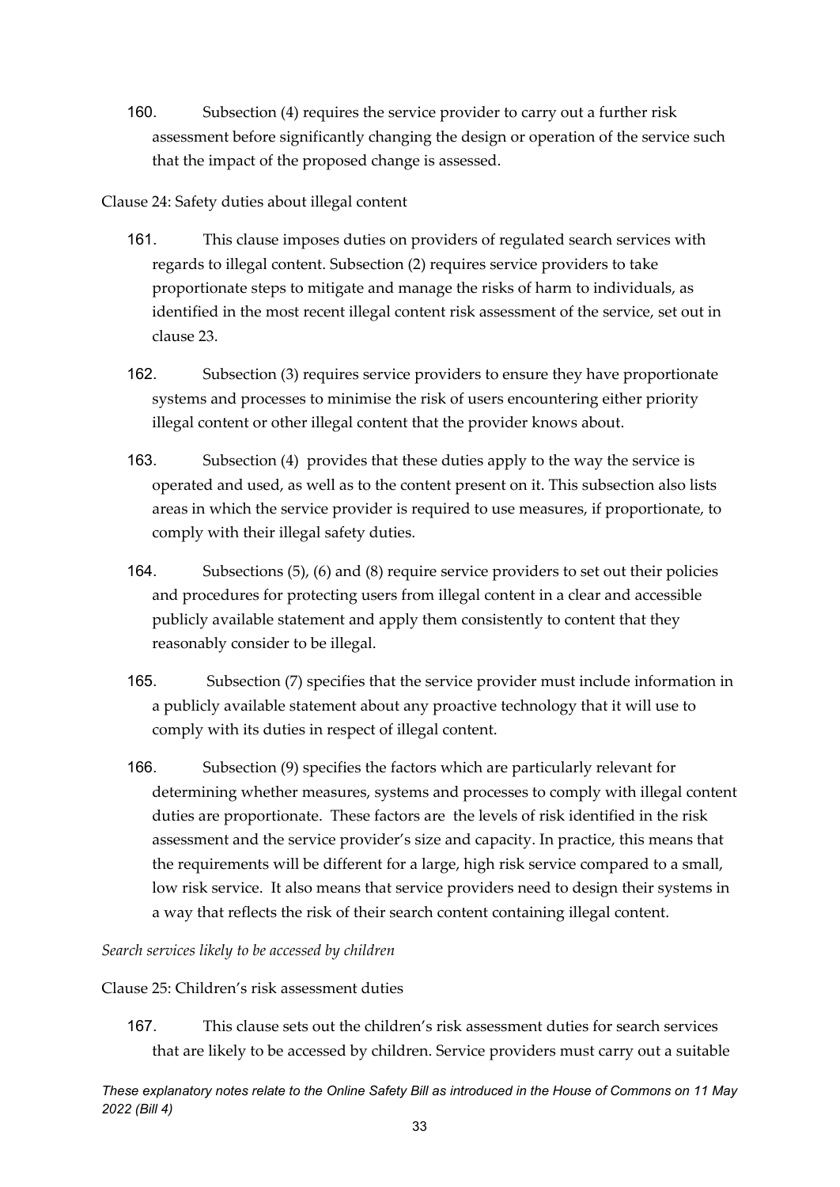160. Subsection (4) requires the service provider to carry out a further risk assessment before significantly changing the design or operation of the service such that the impact of the proposed change is assessed.

Clause 24: Safety duties about illegal content

161. This clause imposes duties on providers of regulated search services with regards to illegal content. Subsection (2) requires service providers to take proportionate steps to mitigate and manage the risks of harm to individuals, as identified in the most recent illegal content risk assessment of the service, set out in clause 23.

162. Subsection (3) requires service providers to ensure they have proportionate systems and processes to minimise the risk of users encountering either priority illegal content or other illegal content that the provider knows about.

163. Subsection (4) provides that these duties apply to the way the service is operated and used, as well as to the content present on it. This subsection also lists areas in which the service provider is required to use measures, if proportionate, to comply with their illegal safety duties.

164. Subsections (5), (6) and (8) require service providers to set out their policies and procedures for protecting users from illegal content in a clear and accessible publicly available statement and apply them consistently to content that they reasonably consider to be illegal.

165. Subsection (7) specifies that the service provider must include information in a publicly available statement about any proactive technology that it will use to comply with its duties in respect of illegal content.

166. Subsection (9) specifies the factors which are particularly relevant for determining whether measures, systems and processes to comply with illegal content duties are proportionate. These factors are the levels of risk identified in the risk assessment and the service provider's size and capacity. In practice, this means that the requirements will be different for a large, high risk service compared to a small, low risk service. It also means that service providers need to design their systems in a way that reflects the risk of their search content containing illegal content.

*Search services likely to be accessed by children*

Clause 25: Children's risk assessment duties

167. This clause sets out the children's risk assessment duties for search services that are likely to be accessed by children. Service providers must carry out a suitable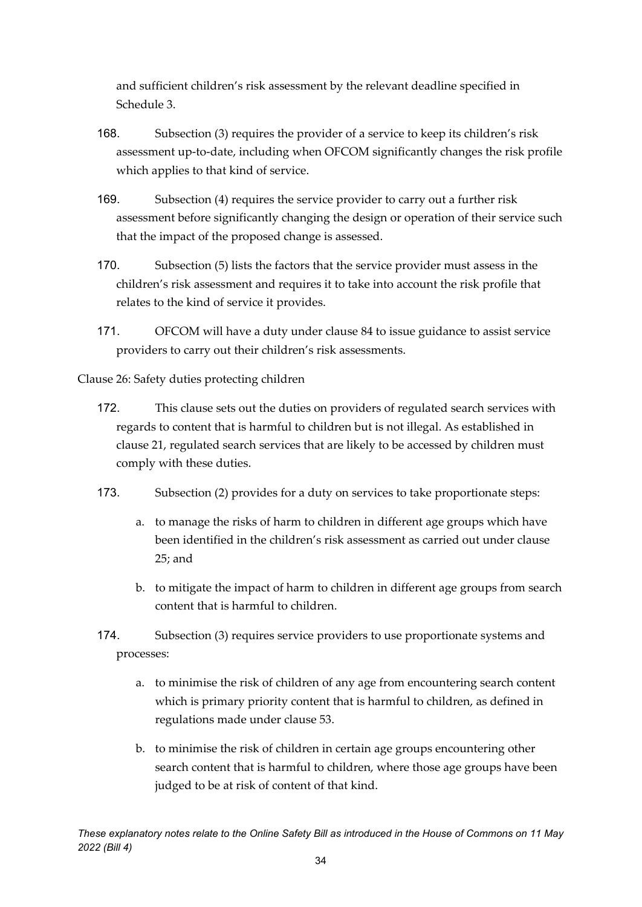and sufficient children's risk assessment by the relevant deadline specified in Schedule 3.

168. Subsection (3) requires the provider of a service to keep its children's risk assessment up-to-date, including when OFCOM significantly changes the risk profile which applies to that kind of service.

169. Subsection (4) requires the service provider to carry out a further risk assessment before significantly changing the design or operation of their service such that the impact of the proposed change is assessed.

170. Subsection (5) lists the factors that the service provider must assess in the children's risk assessment and requires it to take into account the risk profile that relates to the kind of service it provides.

171. OFCOM will have a duty under clause 84 to issue guidance to assist service providers to carry out their children's risk assessments.

Clause 26: Safety duties protecting children

172. This clause sets out the duties on providers of regulated search services with regards to content that is harmful to children but is not illegal. As established in clause 21, regulated search services that are likely to be accessed by children must comply with these duties.

173. Subsection (2) provides for a duty on services to take proportionate steps:

a. to manage the risks of harm to children in different age groups which have been identified in the children's risk assessment as carried out under clause 25; and

b. to mitigate the impact of harm to children in different age groups from search content that is harmful to children.

174. Subsection (3) requires service providers to use proportionate systems and processes:

a. to minimise the risk of children of any age from encountering search content which is primary priority content that is harmful to children, as defined in regulations made under clause 53.

b. to minimise the risk of children in certain age groups encountering other search content that is harmful to children, where those age groups have been judged to be at risk of content of that kind.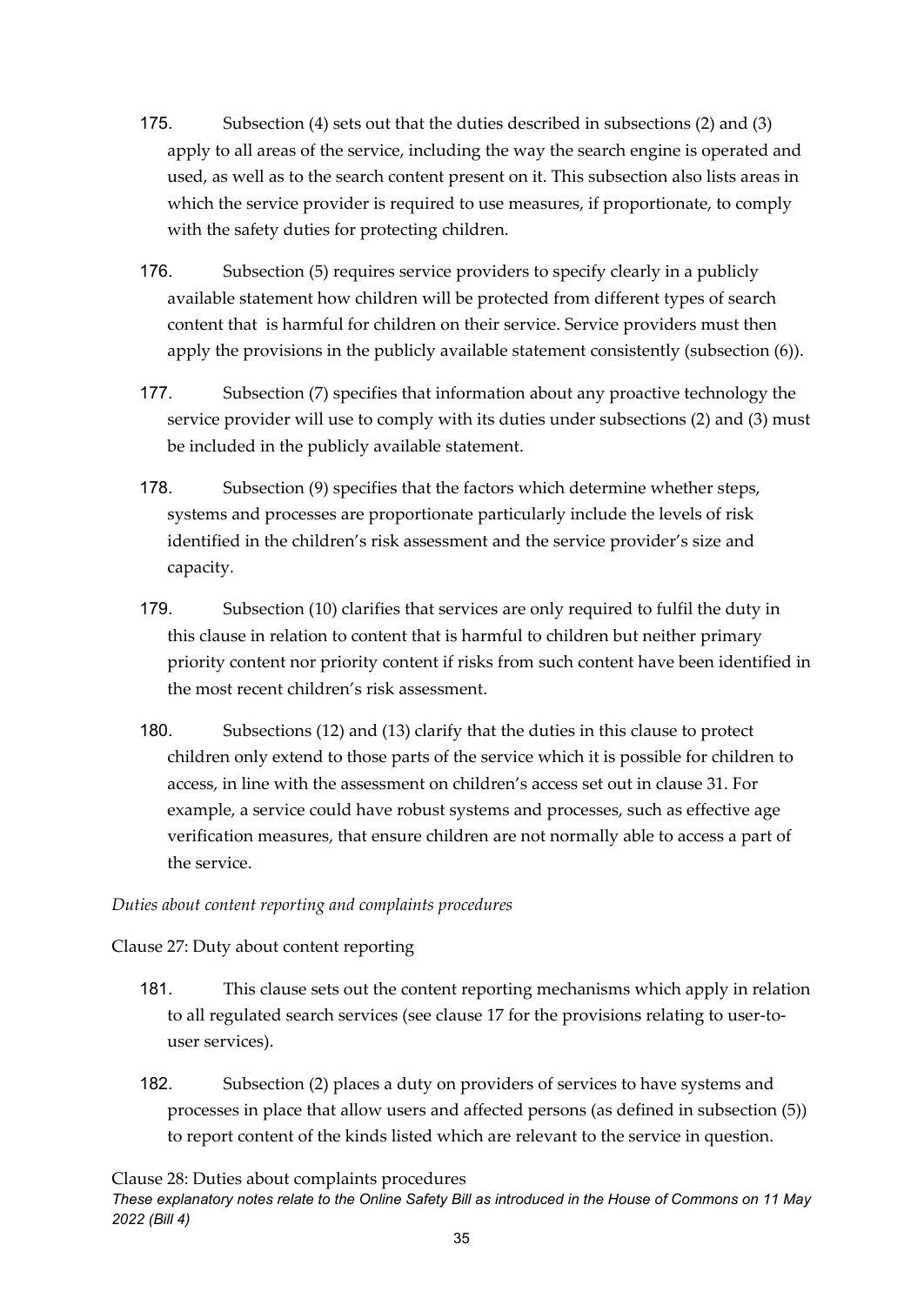175. Subsection (4) sets out that the duties described in subsections (2) and (3) apply to all areas of the service, including the way the search engine is operated and used, as well as to the search content present on it. This subsection also lists areas in which the service provider is required to use measures, if proportionate, to comply with the safety duties for protecting children.

176. Subsection (5) requires service providers to specify clearly in a publicly available statement how children will be protected from different types of search content that is harmful for children on their service. Service providers must then apply the provisions in the publicly available statement consistently (subsection (6)).

177. Subsection (7) specifies that information about any proactive technology the service provider will use to comply with its duties under subsections (2) and (3) must be included in the publicly available statement.

178. Subsection (9) specifies that the factors which determine whether steps, systems and processes are proportionate particularly include the levels of risk identified in the children's risk assessment and the service provider's size and capacity.

179. Subsection (10) clarifies that services are only required to fulfil the duty in this clause in relation to content that is harmful to children but neither primary priority content nor priority content if risks from such content have been identified in the most recent children's risk assessment.

180. Subsections (12) and (13) clarify that the duties in this clause to protect children only extend to those parts of the service which it is possible for children to access, in line with the assessment on children's access set out in clause 31. For example, a service could have robust systems and processes, such as effective age verification measures, that ensure children are not normally able to access a part of the service.

*Duties about content reporting and complaints procedures*

Clause 27: Duty about content reporting

181. This clause sets out the content reporting mechanisms which apply in relation to all regulated search services (see clause 17 for the provisions relating to user-to-user services).

182. Subsection (2) places a duty on providers of services to have systems and processes in place that allow users and affected persons (as defined in subsection (5)) to report content of the kinds listed which are relevant to the service in question.

Clause 28: Duties about complaints procedures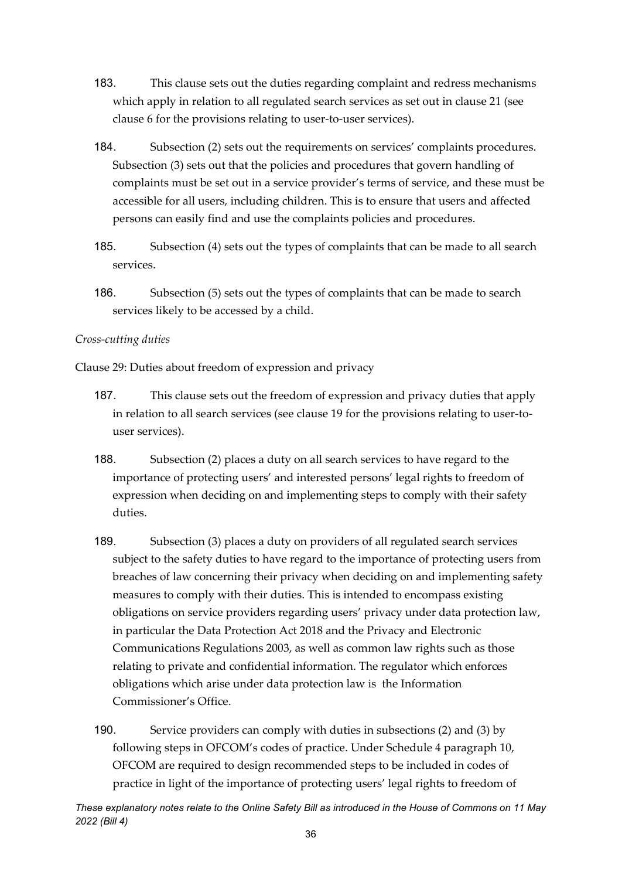183. This clause sets out the duties regarding complaint and redress mechanisms which apply in relation to all regulated search services as set out in clause 21 (see clause 6 for the provisions relating to user-to-user services).

184. Subsection (2) sets out the requirements on services' complaints procedures. Subsection (3) sets out that the policies and procedures that govern handling of complaints must be set out in a service provider's terms of service, and these must be accessible for all users, including children. This is to ensure that users and affected persons can easily find and use the complaints policies and procedures.

185. Subsection (4) sets out the types of complaints that can be made to all search services.

186. Subsection (5) sets out the types of complaints that can be made to search services likely to be accessed by a child.

*Cross-cutting duties*

Clause 29: Duties about freedom of expression and privacy

187. This clause sets out the freedom of expression and privacy duties that apply in relation to all search services (see clause 19 for the provisions relating to user-to-user services).

188. Subsection (2) places a duty on all search services to have regard to the importance of protecting users' and interested persons' legal rights to freedom of expression when deciding on and implementing steps to comply with their safety duties.

189. Subsection (3) places a duty on providers of all regulated search services subject to the safety duties to have regard to the importance of protecting users from breaches of law concerning their privacy when deciding on and implementing safety measures to comply with their duties. This is intended to encompass existing obligations on service providers regarding users' privacy under data protection law, in particular the Data Protection Act 2018 and the Privacy and Electronic Communications Regulations 2003, as well as common law rights such as those relating to private and confidential information. The regulator which enforces obligations which arise under data protection law is the Information Commissioner's Office.

190. Service providers can comply with duties in subsections (2) and (3) by following steps in OFCOM's codes of practice. Under Schedule 4 paragraph 10, OFCOM are required to design recommended steps to be included in codes of practice in light of the importance of protecting users' legal rights to freedom of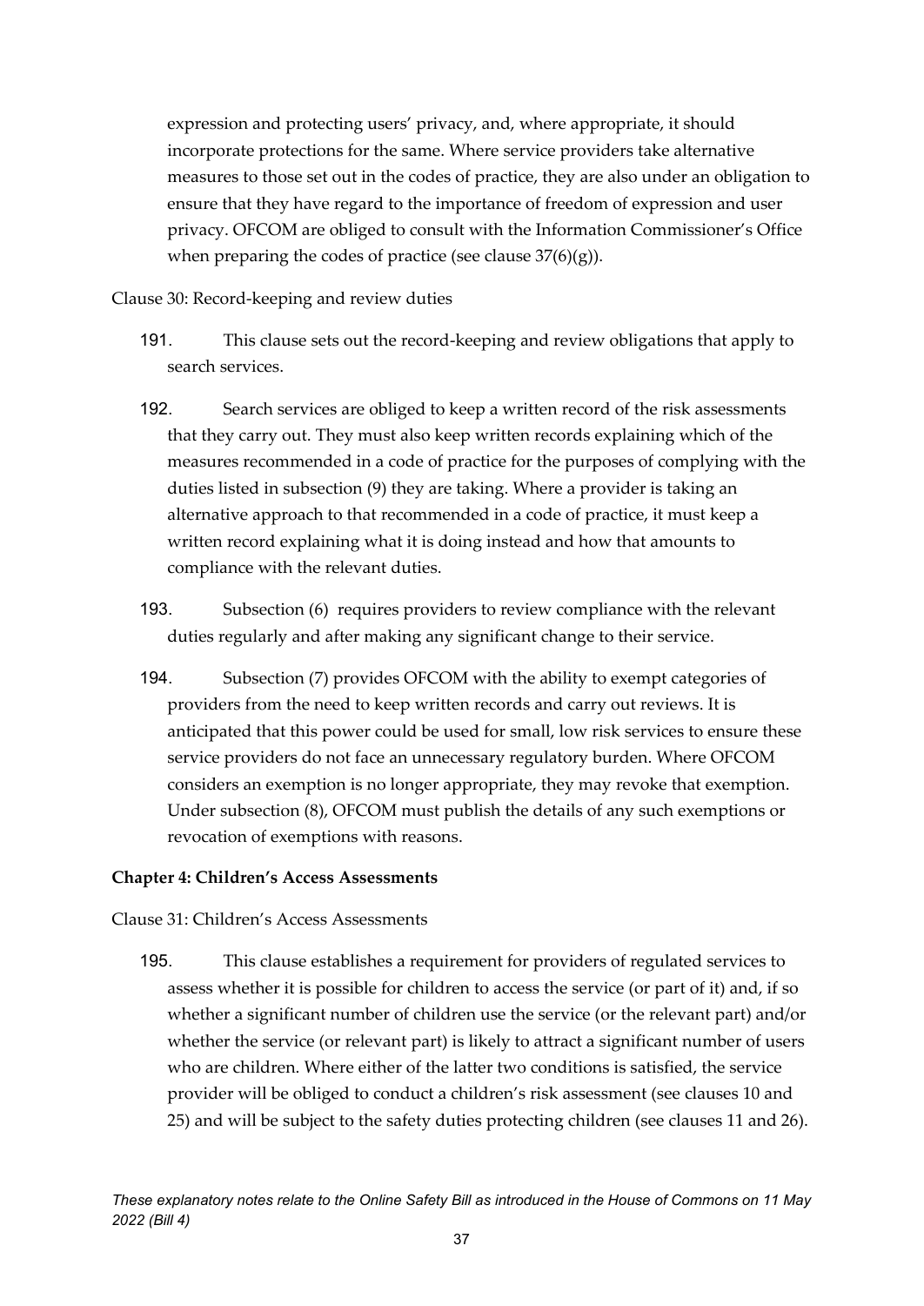expression and protecting users' privacy, and, where appropriate, it should incorporate protections for the same. Where service providers take alternative measures to those set out in the codes of practice, they are also under an obligation to ensure that they have regard to the importance of freedom of expression and user privacy. OFCOM are obliged to consult with the Information Commissioner's Office when preparing the codes of practice (see clause 37(6)(g)).

Clause 30: Record-keeping and review duties

191. This clause sets out the record-keeping and review obligations that apply to search services.

192. Search services are obliged to keep a written record of the risk assessments that they carry out. They must also keep written records explaining which of the measures recommended in a code of practice for the purposes of complying with the duties listed in subsection (9) they are taking. Where a provider is taking an alternative approach to that recommended in a code of practice, it must keep a written record explaining what it is doing instead and how that amounts to compliance with the relevant duties.

193. Subsection (6) requires providers to review compliance with the relevant duties regularly and after making any significant change to their service.

194. Subsection (7) provides OFCOM with the ability to exempt categories of providers from the need to keep written records and carry out reviews. It is anticipated that this power could be used for small, low risk services to ensure these service providers do not face an unnecessary regulatory burden. Where OFCOM considers an exemption is no longer appropriate, they may revoke that exemption. Under subsection (8), OFCOM must publish the details of any such exemptions or revocation of exemptions with reasons.

**Chapter 4: Children's Access Assessments**

Clause 31: Children's Access Assessments

195. This clause establishes a requirement for providers of regulated services to assess whether it is possible for children to access the service (or part of it) and, if so whether a significant number of children use the service (or the relevant part) and/or whether the service (or relevant part) is likely to attract a significant number of users who are children. Where either of the latter two conditions is satisfied, the service provider will be obliged to conduct a children's risk assessment (see clauses 10 and 25) and will be subject to the safety duties protecting children (see clauses 11 and 26).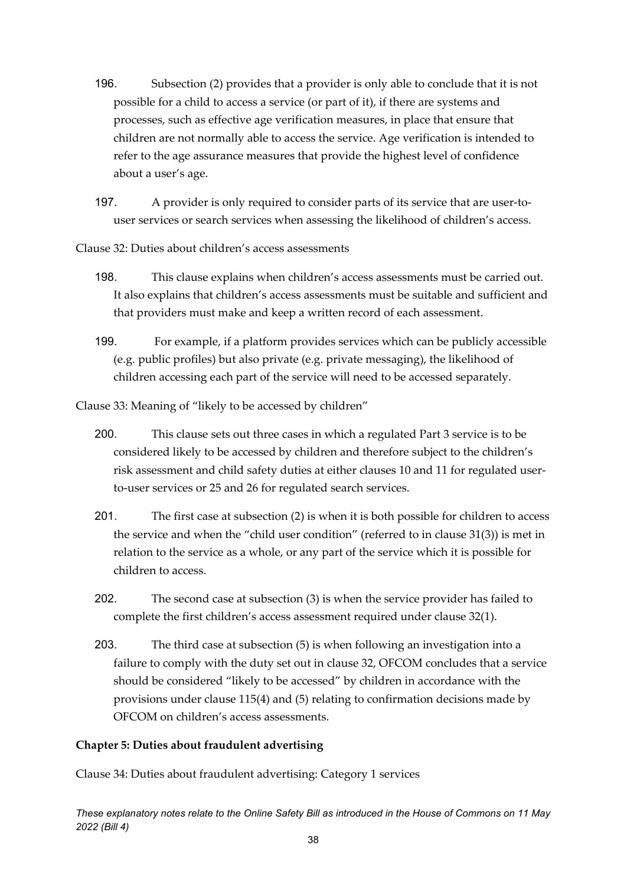196. Subsection (2) provides that a provider is only able to conclude that it is not possible for a child to access a service (or part of it), if there are systems and processes, such as effective age verification measures, in place that ensure that children are not normally able to access the service. Age verification is intended to refer to the age assurance measures that provide the highest level of confidence about a user's age.

197. A provider is only required to consider parts of its service that are user-to-user services or search services when assessing the likelihood of children's access.

Clause 32: Duties about children's access assessments

198. This clause explains when children's access assessments must be carried out. It also explains that children's access assessments must be suitable and sufficient and that providers must make and keep a written record of each assessment.

199. For example, if a platform provides services which can be publicly accessible (e.g. public profiles) but also private (e.g. private messaging), the likelihood of children accessing each part of the service will need to be accessed separately.

Clause 33: Meaning of "likely to be accessed by children"

200. This clause sets out three cases in which a regulated Part 3 service is to be considered likely to be accessed by children and therefore subject to the children's risk assessment and child safety duties at either clauses 10 and 11 for regulated user-to-user services or 25 and 26 for regulated search services.

201. The first case at subsection (2) is when it is both possible for children to access the service and when the "child user condition" (referred to in clause 31(3)) is met in relation to the service as a whole, or any part of the service which it is possible for children to access.

202. The second case at subsection (3) is when the service provider has failed to complete the first children's access assessment required under clause 32(1).

203. The third case at subsection (5) is when following an investigation into a failure to comply with the duty set out in clause 32, OFCOM concludes that a service should be considered "likely to be accessed" by children in accordance with the provisions under clause 115(4) and (5) relating to confirmation decisions made by OFCOM on children's access assessments.

**Chapter 5: Duties about fraudulent advertising**

Clause 34: Duties about fraudulent advertising: Category 1 services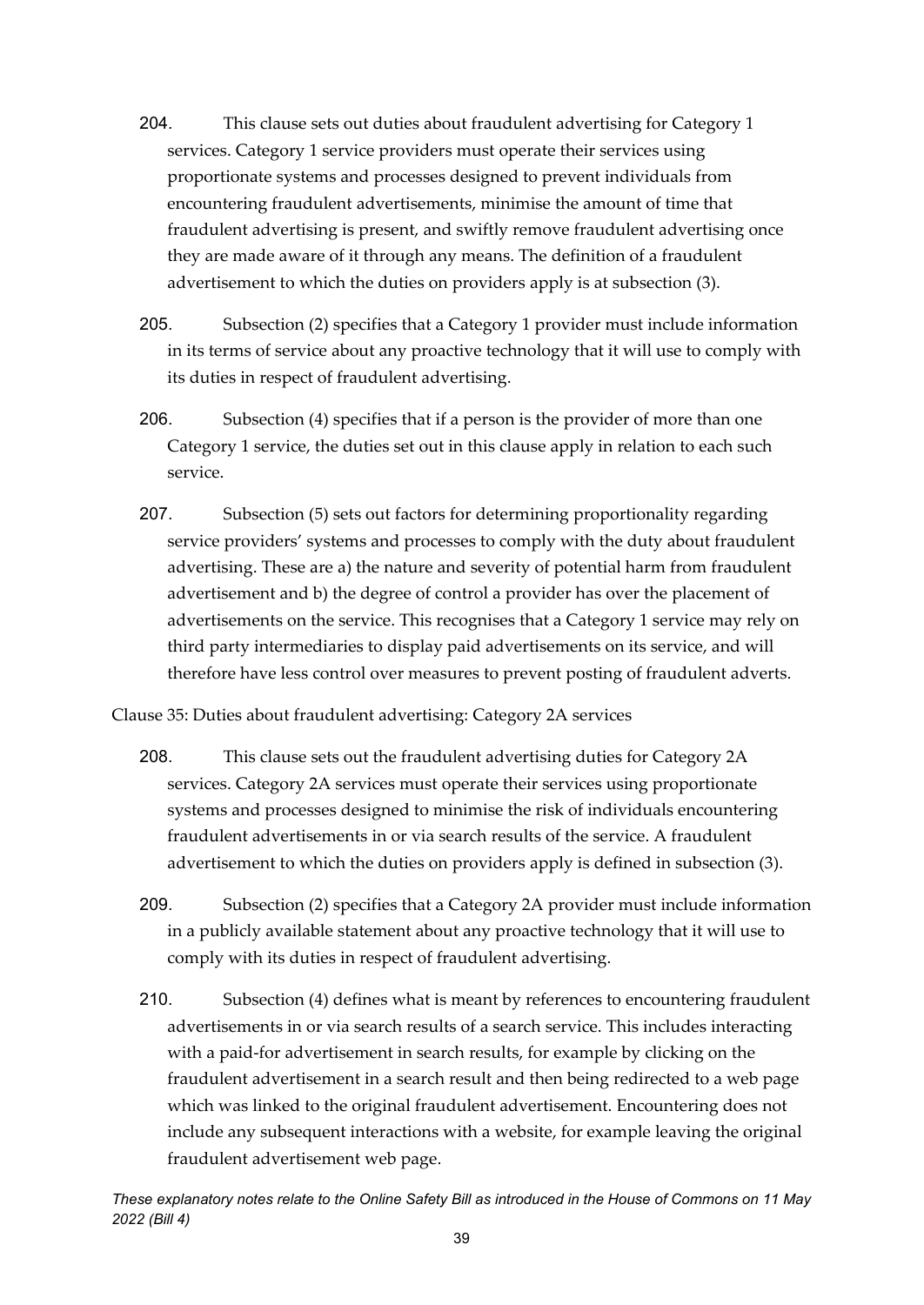204. This clause sets out duties about fraudulent advertising for Category 1 services. Category 1 service providers must operate their services using proportionate systems and processes designed to prevent individuals from encountering fraudulent advertisements, minimise the amount of time that fraudulent advertising is present, and swiftly remove fraudulent advertising once they are made aware of it through any means. The definition of a fraudulent advertisement to which the duties on providers apply is at subsection (3).

205. Subsection (2) specifies that a Category 1 provider must include information in its terms of service about any proactive technology that it will use to comply with its duties in respect of fraudulent advertising.

206. Subsection (4) specifies that if a person is the provider of more than one Category 1 service, the duties set out in this clause apply in relation to each such service.

207. Subsection (5) sets out factors for determining proportionality regarding service providers' systems and processes to comply with the duty about fraudulent advertising. These are a) the nature and severity of potential harm from fraudulent advertisement and b) the degree of control a provider has over the placement of advertisements on the service. This recognises that a Category 1 service may rely on third party intermediaries to display paid advertisements on its service, and will therefore have less control over measures to prevent posting of fraudulent adverts.

Clause 35: Duties about fraudulent advertising: Category 2A services

208. This clause sets out the fraudulent advertising duties for Category 2A services. Category 2A services must operate their services using proportionate systems and processes designed to minimise the risk of individuals encountering fraudulent advertisements in or via search results of the service. A fraudulent advertisement to which the duties on providers apply is defined in subsection (3).

209. Subsection (2) specifies that a Category 2A provider must include information in a publicly available statement about any proactive technology that it will use to comply with its duties in respect of fraudulent advertising.

210. Subsection (4) defines what is meant by references to encountering fraudulent advertisements in or via search results of a search service. This includes interacting with a paid-for advertisement in search results, for example by clicking on the fraudulent advertisement in a search result and then being redirected to a web page which was linked to the original fraudulent advertisement. Encountering does not include any subsequent interactions with a website, for example leaving the original fraudulent advertisement web page.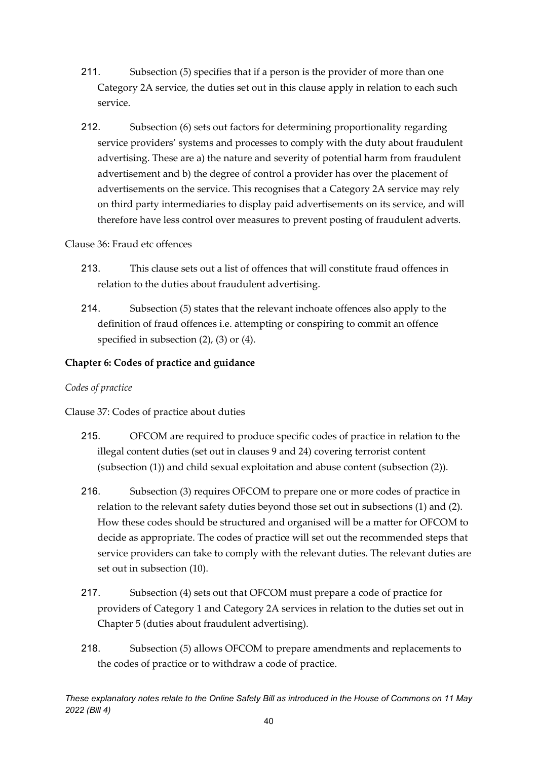211. Subsection (5) specifies that if a person is the provider of more than one Category 2A service, the duties set out in this clause apply in relation to each such service.

212. Subsection (6) sets out factors for determining proportionality regarding service providers' systems and processes to comply with the duty about fraudulent advertising. These are a) the nature and severity of potential harm from fraudulent advertisement and b) the degree of control a provider has over the placement of advertisements on the service. This recognises that a Category 2A service may rely on third party intermediaries to display paid advertisements on its service, and will therefore have less control over measures to prevent posting of fraudulent adverts.

Clause 36: Fraud etc offences

213. This clause sets out a list of offences that will constitute fraud offences in relation to the duties about fraudulent advertising.

214. Subsection (5) states that the relevant inchoate offences also apply to the definition of fraud offences i.e. attempting or conspiring to commit an offence specified in subsection (2), (3) or (4).

**Chapter 6: Codes of practice and guidance**

*Codes of practice*

Clause 37: Codes of practice about duties

215. OFCOM are required to produce specific codes of practice in relation to the illegal content duties (set out in clauses 9 and 24) covering terrorist content (subsection (1)) and child sexual exploitation and abuse content (subsection (2)).

216. Subsection (3) requires OFCOM to prepare one or more codes of practice in relation to the relevant safety duties beyond those set out in subsections (1) and (2). How these codes should be structured and organised will be a matter for OFCOM to decide as appropriate. The codes of practice will set out the recommended steps that service providers can take to comply with the relevant duties. The relevant duties are set out in subsection (10).

217. Subsection (4) sets out that OFCOM must prepare a code of practice for providers of Category 1 and Category 2A services in relation to the duties set out in Chapter 5 (duties about fraudulent advertising).

218. Subsection (5) allows OFCOM to prepare amendments and replacements to the codes of practice or to withdraw a code of practice.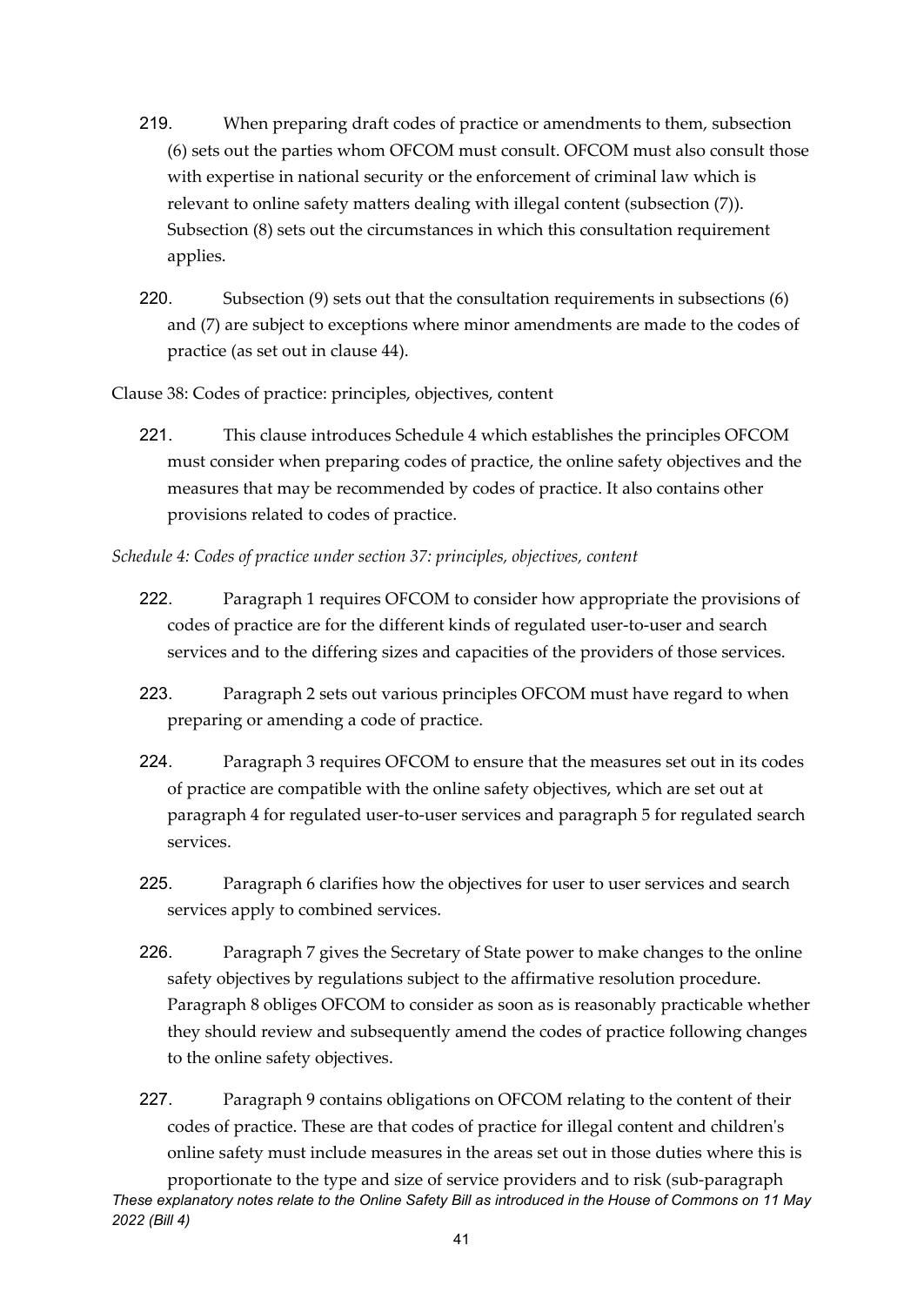219. When preparing draft codes of practice or amendments to them, subsection (6) sets out the parties whom OFCOM must consult. OFCOM must also consult those with expertise in national security or the enforcement of criminal law which is relevant to online safety matters dealing with illegal content (subsection (7)). Subsection (8) sets out the circumstances in which this consultation requirement applies.

220. Subsection (9) sets out that the consultation requirements in subsections (6) and (7) are subject to exceptions where minor amendments are made to the codes of practice (as set out in clause 44).

Clause 38: Codes of practice: principles, objectives, content

221. This clause introduces Schedule 4 which establishes the principles OFCOM must consider when preparing codes of practice, the online safety objectives and the measures that may be recommended by codes of practice. It also contains other provisions related to codes of practice.

*Schedule 4: Codes of practice under section 37: principles, objectives, content*

222. Paragraph 1 requires OFCOM to consider how appropriate the provisions of codes of practice are for the different kinds of regulated user-to-user and search services and to the differing sizes and capacities of the providers of those services.

223. Paragraph 2 sets out various principles OFCOM must have regard to when preparing or amending a code of practice.

224. Paragraph 3 requires OFCOM to ensure that the measures set out in its codes of practice are compatible with the online safety objectives, which are set out at paragraph 4 for regulated user-to-user services and paragraph 5 for regulated search services.

225. Paragraph 6 clarifies how the objectives for user to user services and search services apply to combined services.

226. Paragraph 7 gives the Secretary of State power to make changes to the online safety objectives by regulations subject to the affirmative resolution procedure. Paragraph 8 obliges OFCOM to consider as soon as is reasonably practicable whether they should review and subsequently amend the codes of practice following changes to the online safety objectives.

227. Paragraph 9 contains obligations on OFCOM relating to the content of their codes of practice. These are that codes of practice for illegal content and children's online safety must include measures in the areas set out in those duties where this is proportionate to the type and size of service providers and to risk (sub-paragraph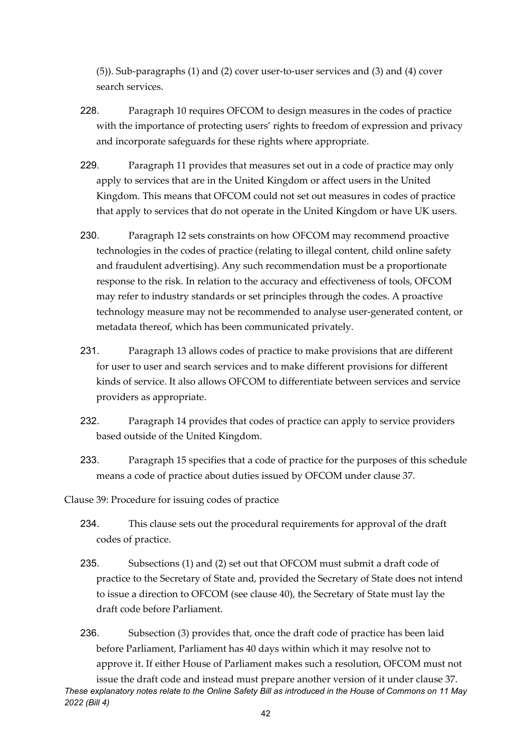(5)). Sub-paragraphs (1) and (2) cover user-to-user services and (3) and (4) cover search services.

228. Paragraph 10 requires OFCOM to design measures in the codes of practice with the importance of protecting users' rights to freedom of expression and privacy and incorporate safeguards for these rights where appropriate.

229. Paragraph 11 provides that measures set out in a code of practice may only apply to services that are in the United Kingdom or affect users in the United Kingdom. This means that OFCOM could not set out measures in codes of practice that apply to services that do not operate in the United Kingdom or have UK users.

230. Paragraph 12 sets constraints on how OFCOM may recommend proactive technologies in the codes of practice (relating to illegal content, child online safety and fraudulent advertising). Any such recommendation must be a proportionate response to the risk. In relation to the accuracy and effectiveness of tools, OFCOM may refer to industry standards or set principles through the codes. A proactive technology measure may not be recommended to analyse user-generated content, or metadata thereof, which has been communicated privately.

231. Paragraph 13 allows codes of practice to make provisions that are different for user to user and search services and to make different provisions for different kinds of service. It also allows OFCOM to differentiate between services and service providers as appropriate.

232. Paragraph 14 provides that codes of practice can apply to service providers based outside of the United Kingdom.

233. Paragraph 15 specifies that a code of practice for the purposes of this schedule means a code of practice about duties issued by OFCOM under clause 37.

Clause 39: Procedure for issuing codes of practice

234. This clause sets out the procedural requirements for approval of the draft codes of practice.

235. Subsections (1) and (2) set out that OFCOM must submit a draft code of practice to the Secretary of State and, provided the Secretary of State does not intend to issue a direction to OFCOM (see clause 40), the Secretary of State must lay the draft code before Parliament.

236. Subsection (3) provides that, once the draft code of practice has been laid before Parliament, Parliament has 40 days within which it may resolve not to approve it. If either House of Parliament makes such a resolution, OFCOM must not issue the draft code and instead must prepare another version of it under clause 37.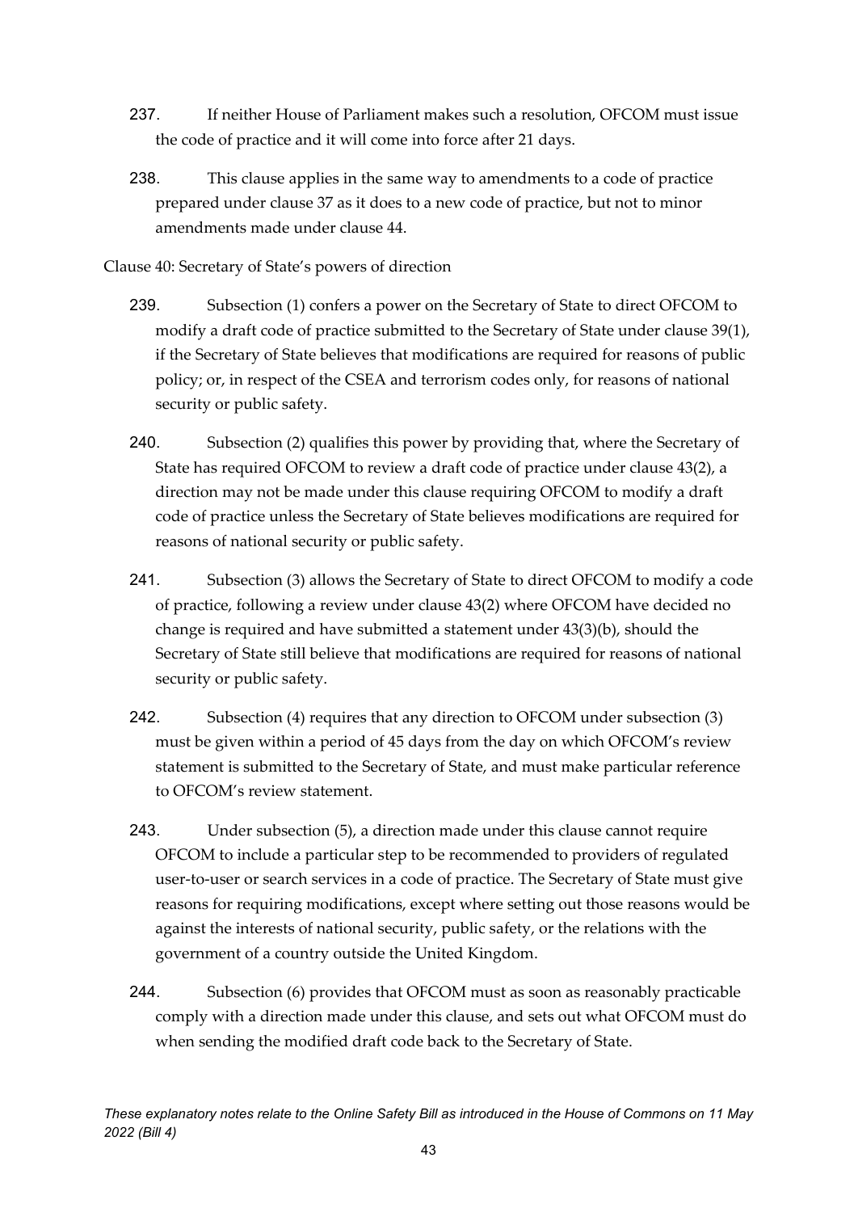237. If neither House of Parliament makes such a resolution, OFCOM must issue the code of practice and it will come into force after 21 days.

238. This clause applies in the same way to amendments to a code of practice prepared under clause 37 as it does to a new code of practice, but not to minor amendments made under clause 44.

Clause 40: Secretary of State's powers of direction

239. Subsection (1) confers a power on the Secretary of State to direct OFCOM to modify a draft code of practice submitted to the Secretary of State under clause 39(1), if the Secretary of State believes that modifications are required for reasons of public policy; or, in respect of the CSEA and terrorism codes only, for reasons of national security or public safety.

240. Subsection (2) qualifies this power by providing that, where the Secretary of State has required OFCOM to review a draft code of practice under clause 43(2), a direction may not be made under this clause requiring OFCOM to modify a draft code of practice unless the Secretary of State believes modifications are required for reasons of national security or public safety.

241. Subsection (3) allows the Secretary of State to direct OFCOM to modify a code of practice, following a review under clause 43(2) where OFCOM have decided no change is required and have submitted a statement under 43(3)(b), should the Secretary of State still believe that modifications are required for reasons of national security or public safety.

242. Subsection (4) requires that any direction to OFCOM under subsection (3) must be given within a period of 45 days from the day on which OFCOM's review statement is submitted to the Secretary of State, and must make particular reference to OFCOM's review statement.

243. Under subsection (5), a direction made under this clause cannot require OFCOM to include a particular step to be recommended to providers of regulated user-to-user or search services in a code of practice. The Secretary of State must give reasons for requiring modifications, except where setting out those reasons would be against the interests of national security, public safety, or the relations with the government of a country outside the United Kingdom.

244. Subsection (6) provides that OFCOM must as soon as reasonably practicable comply with a direction made under this clause, and sets out what OFCOM must do when sending the modified draft code back to the Secretary of State.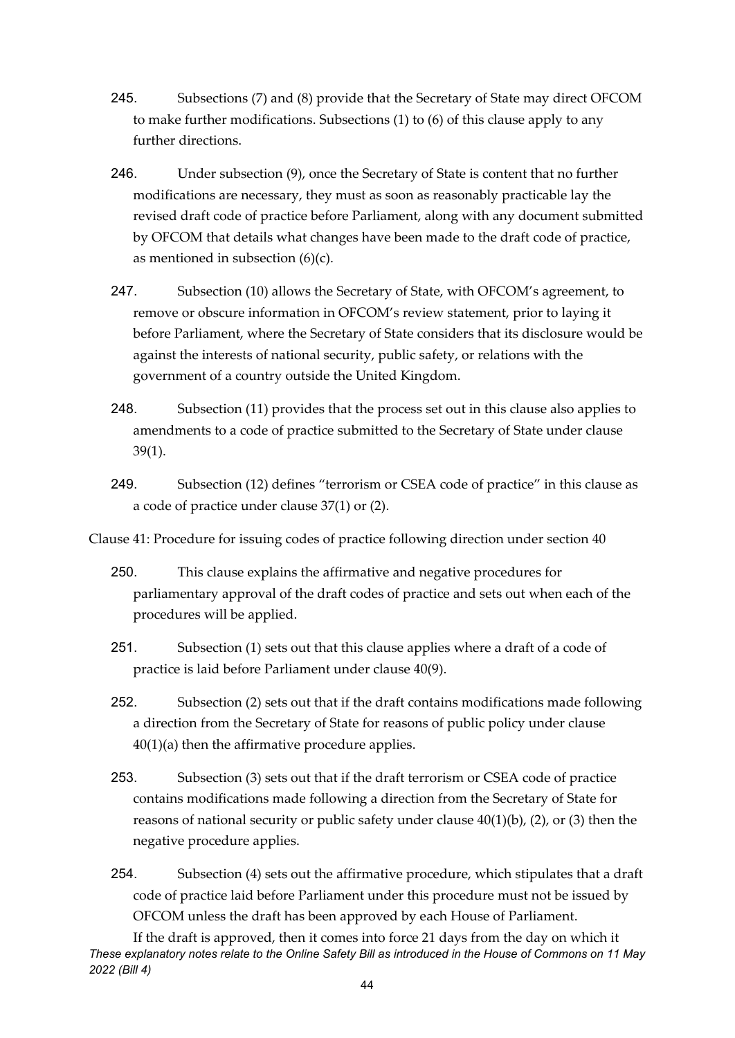245. Subsections (7) and (8) provide that the Secretary of State may direct OFCOM to make further modifications. Subsections (1) to (6) of this clause apply to any further directions.

246. Under subsection (9), once the Secretary of State is content that no further modifications are necessary, they must as soon as reasonably practicable lay the revised draft code of practice before Parliament, along with any document submitted by OFCOM that details what changes have been made to the draft code of practice, as mentioned in subsection (6)(c).

247. Subsection (10) allows the Secretary of State, with OFCOM's agreement, to remove or obscure information in OFCOM's review statement, prior to laying it before Parliament, where the Secretary of State considers that its disclosure would be against the interests of national security, public safety, or relations with the government of a country outside the United Kingdom.

248. Subsection (11) provides that the process set out in this clause also applies to amendments to a code of practice submitted to the Secretary of State under clause 39(1).

249. Subsection (12) defines "terrorism or CSEA code of practice" in this clause as a code of practice under clause 37(1) or (2).

Clause 41: Procedure for issuing codes of practice following direction under section 40

250. This clause explains the affirmative and negative procedures for parliamentary approval of the draft codes of practice and sets out when each of the procedures will be applied.

251. Subsection (1) sets out that this clause applies where a draft of a code of practice is laid before Parliament under clause 40(9).

252. Subsection (2) sets out that if the draft contains modifications made following a direction from the Secretary of State for reasons of public policy under clause 40(1)(a) then the affirmative procedure applies.

253. Subsection (3) sets out that if the draft terrorism or CSEA code of practice contains modifications made following a direction from the Secretary of State for reasons of national security or public safety under clause 40(1)(b), (2), or (3) then the negative procedure applies.

254. Subsection (4) sets out the affirmative procedure, which stipulates that a draft code of practice laid before Parliament under this procedure must not be issued by OFCOM unless the draft has been approved by each House of Parliament. If the draft is approved, then it comes into force 21 days from the day on which it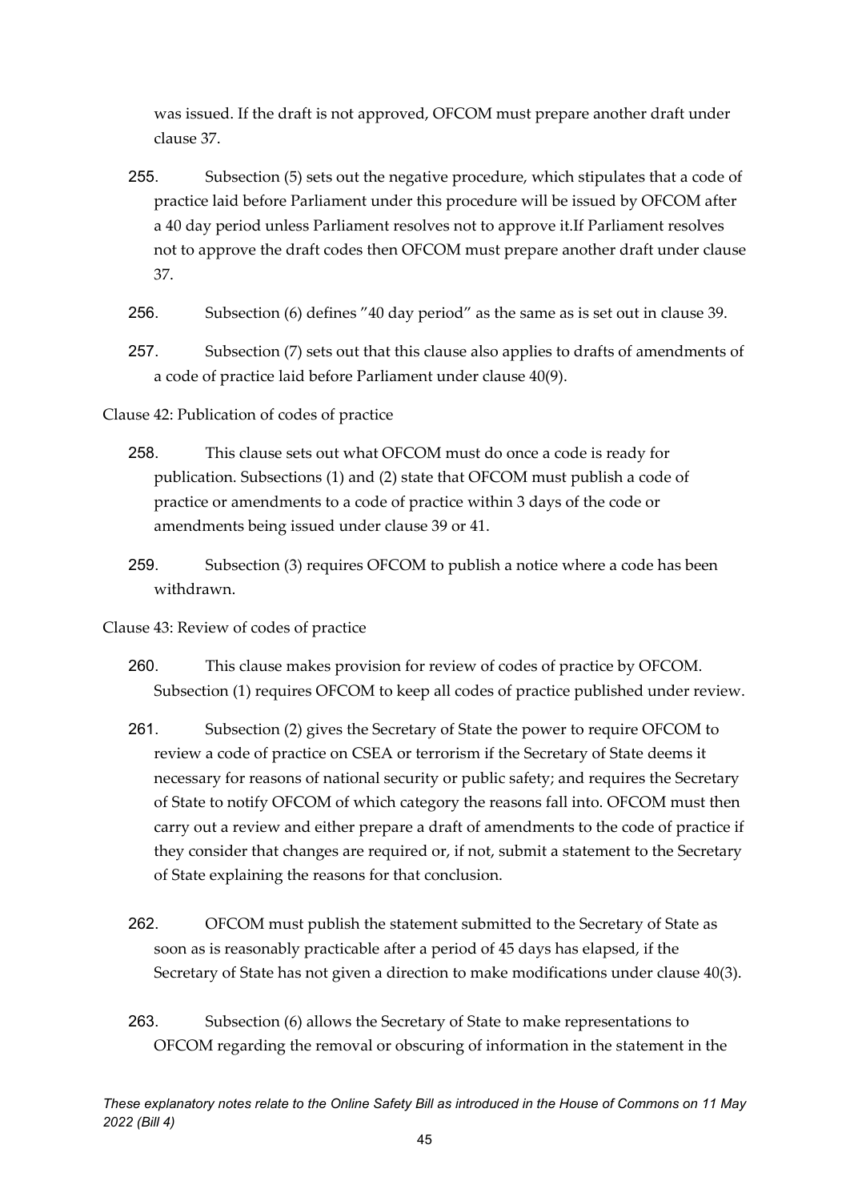was issued. If the draft is not approved, OFCOM must prepare another draft under clause 37.

255. Subsection (5) sets out the negative procedure, which stipulates that a code of practice laid before Parliament under this procedure will be issued by OFCOM after a 40 day period unless Parliament resolves not to approve it.If Parliament resolves not to approve the draft codes then OFCOM must prepare another draft under clause 37.

256. Subsection (6) defines "40 day period" as the same as is set out in clause 39.

257. Subsection (7) sets out that this clause also applies to drafts of amendments of a code of practice laid before Parliament under clause 40(9).

Clause 42: Publication of codes of practice

258. This clause sets out what OFCOM must do once a code is ready for publication. Subsections (1) and (2) state that OFCOM must publish a code of practice or amendments to a code of practice within 3 days of the code or amendments being issued under clause 39 or 41.

259. Subsection (3) requires OFCOM to publish a notice where a code has been withdrawn.

Clause 43: Review of codes of practice

260. This clause makes provision for review of codes of practice by OFCOM. Subsection (1) requires OFCOM to keep all codes of practice published under review.

261. Subsection (2) gives the Secretary of State the power to require OFCOM to review a code of practice on CSEA or terrorism if the Secretary of State deems it necessary for reasons of national security or public safety; and requires the Secretary of State to notify OFCOM of which category the reasons fall into. OFCOM must then carry out a review and either prepare a draft of amendments to the code of practice if they consider that changes are required or, if not, submit a statement to the Secretary of State explaining the reasons for that conclusion.

262. OFCOM must publish the statement submitted to the Secretary of State as soon as is reasonably practicable after a period of 45 days has elapsed, if the Secretary of State has not given a direction to make modifications under clause 40(3).

263. Subsection (6) allows the Secretary of State to make representations to OFCOM regarding the removal or obscuring of information in the statement in the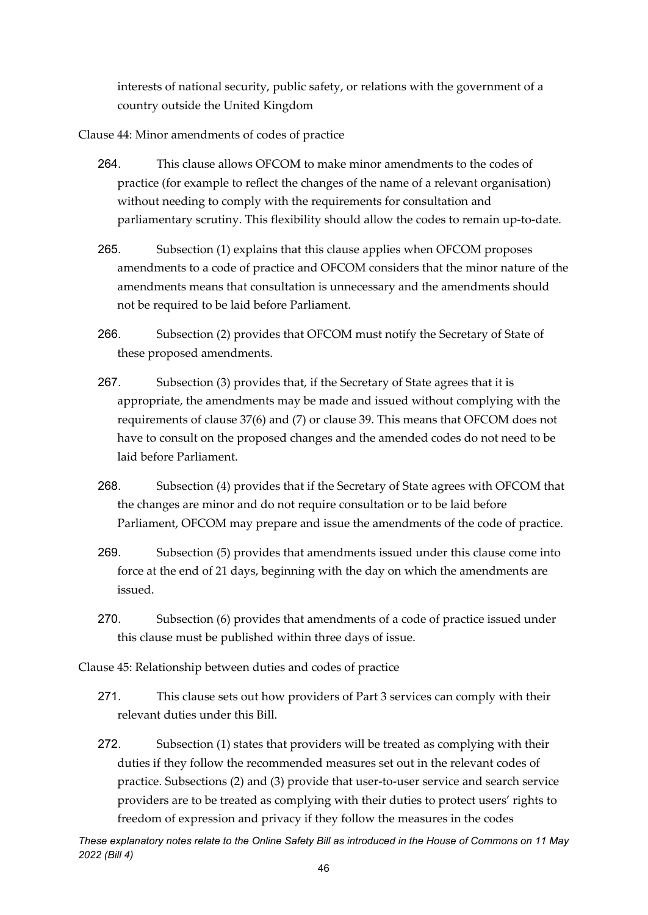interests of national security, public safety, or relations with the government of a country outside the United Kingdom

Clause 44: Minor amendments of codes of practice

264. This clause allows OFCOM to make minor amendments to the codes of practice (for example to reflect the changes of the name of a relevant organisation) without needing to comply with the requirements for consultation and parliamentary scrutiny. This flexibility should allow the codes to remain up-to-date.

265. Subsection (1) explains that this clause applies when OFCOM proposes amendments to a code of practice and OFCOM considers that the minor nature of the amendments means that consultation is unnecessary and the amendments should not be required to be laid before Parliament.

266. Subsection (2) provides that OFCOM must notify the Secretary of State of these proposed amendments.

267. Subsection (3) provides that, if the Secretary of State agrees that it is appropriate, the amendments may be made and issued without complying with the requirements of clause 37(6) and (7) or clause 39. This means that OFCOM does not have to consult on the proposed changes and the amended codes do not need to be laid before Parliament.

268. Subsection (4) provides that if the Secretary of State agrees with OFCOM that the changes are minor and do not require consultation or to be laid before Parliament, OFCOM may prepare and issue the amendments of the code of practice.

269. Subsection (5) provides that amendments issued under this clause come into force at the end of 21 days, beginning with the day on which the amendments are issued.

270. Subsection (6) provides that amendments of a code of practice issued under this clause must be published within three days of issue.

Clause 45: Relationship between duties and codes of practice

271. This clause sets out how providers of Part 3 services can comply with their relevant duties under this Bill.

272. Subsection (1) states that providers will be treated as complying with their duties if they follow the recommended measures set out in the relevant codes of practice. Subsections (2) and (3) provide that user-to-user service and search service providers are to be treated as complying with their duties to protect users' rights to freedom of expression and privacy if they follow the measures in the codes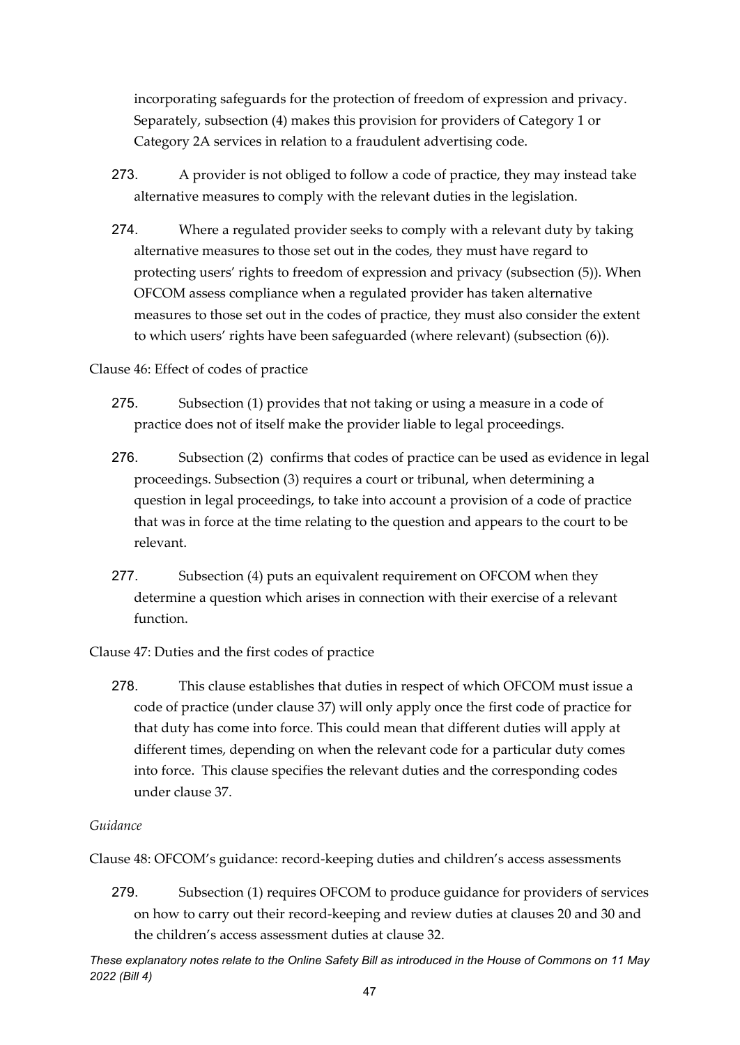incorporating safeguards for the protection of freedom of expression and privacy. Separately, subsection (4) makes this provision for providers of Category 1 or Category 2A services in relation to a fraudulent advertising code.

273. A provider is not obliged to follow a code of practice, they may instead take alternative measures to comply with the relevant duties in the legislation.

274. Where a regulated provider seeks to comply with a relevant duty by taking alternative measures to those set out in the codes, they must have regard to protecting users' rights to freedom of expression and privacy (subsection (5)). When OFCOM assess compliance when a regulated provider has taken alternative measures to those set out in the codes of practice, they must also consider the extent to which users' rights have been safeguarded (where relevant) (subsection (6)).

Clause 46: Effect of codes of practice

275. Subsection (1) provides that not taking or using a measure in a code of practice does not of itself make the provider liable to legal proceedings.

276. Subsection (2) confirms that codes of practice can be used as evidence in legal proceedings. Subsection (3) requires a court or tribunal, when determining a question in legal proceedings, to take into account a provision of a code of practice that was in force at the time relating to the question and appears to the court to be relevant.

277. Subsection (4) puts an equivalent requirement on OFCOM when they determine a question which arises in connection with their exercise of a relevant function.

Clause 47: Duties and the first codes of practice

278. This clause establishes that duties in respect of which OFCOM must issue a code of practice (under clause 37) will only apply once the first code of practice for that duty has come into force. This could mean that different duties will apply at different times, depending on when the relevant code for a particular duty comes into force. This clause specifies the relevant duties and the corresponding codes under clause 37.

*Guidance*

Clause 48: OFCOM's guidance: record-keeping duties and children's access assessments

279. Subsection (1) requires OFCOM to produce guidance for providers of services on how to carry out their record-keeping and review duties at clauses 20 and 30 and the children's access assessment duties at clause 32.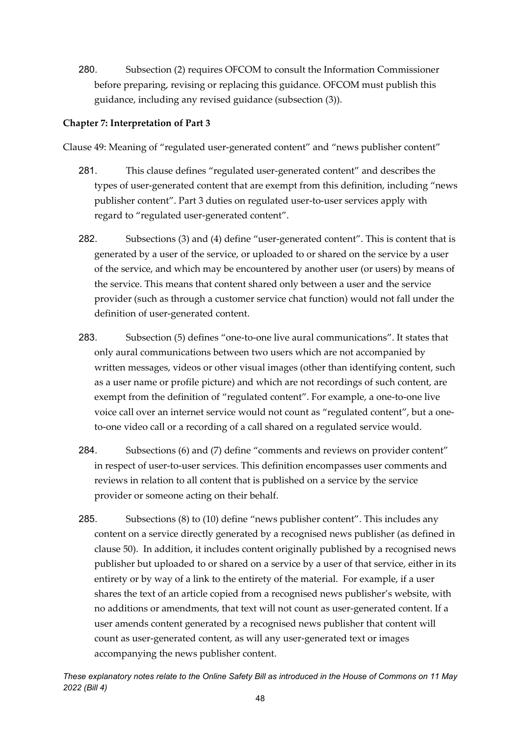280. Subsection (2) requires OFCOM to consult the Information Commissioner before preparing, revising or replacing this guidance. OFCOM must publish this guidance, including any revised guidance (subsection (3)).

### Chapter 7: Interpretation of Part 3

Clause 49: Meaning of "regulated user-generated content" and "news publisher content"

281. This clause defines "regulated user-generated content" and describes the types of user-generated content that are exempt from this definition, including "news publisher content". Part 3 duties on regulated user-to-user services apply with regard to "regulated user-generated content".

282. Subsections (3) and (4) define "user-generated content". This is content that is generated by a user of the service, or uploaded to or shared on the service by a user of the service, and which may be encountered by another user (or users) by means of the service. This means that content shared only between a user and the service provider (such as through a customer service chat function) would not fall under the definition of user-generated content.

283. Subsection (5) defines "one-to-one live aural communications". It states that only aural communications between two users which are not accompanied by written messages, videos or other visual images (other than identifying content, such as a user name or profile picture) and which are not recordings of such content, are exempt from the definition of "regulated content". For example, a one-to-one live voice call over an internet service would not count as "regulated content", but a one-to-one video call or a recording of a call shared on a regulated service would.

284. Subsections (6) and (7) define "comments and reviews on provider content" in respect of user-to-user services. This definition encompasses user comments and reviews in relation to all content that is published on a service by the service provider or someone acting on their behalf.

285. Subsections (8) to (10) define "news publisher content". This includes any content on a service directly generated by a recognised news publisher (as defined in clause 50). In addition, it includes content originally published by a recognised news publisher but uploaded to or shared on a service by a user of that service, either in its entirety or by way of a link to the entirety of the material. For example, if a user shares the text of an article copied from a recognised news publisher's website, with no additions or amendments, that text will not count as user-generated content. If a user amends content generated by a recognised news publisher that content will count as user-generated content, as will any user-generated text or images accompanying the news publisher content.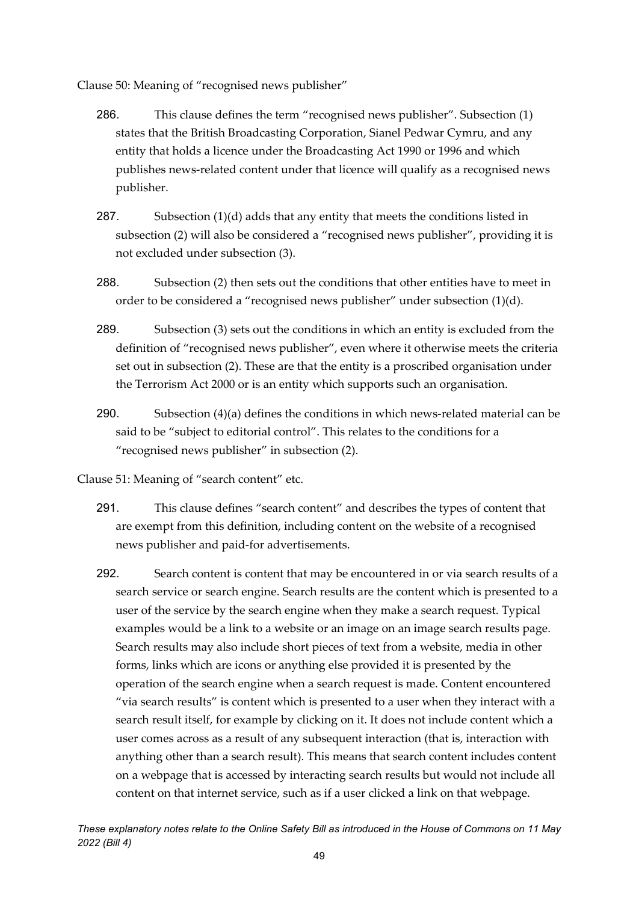Clause 50: Meaning of "recognised news publisher"

286. This clause defines the term "recognised news publisher". Subsection (1) states that the British Broadcasting Corporation, Sianel Pedwar Cymru, and any entity that holds a licence under the Broadcasting Act 1990 or 1996 and which publishes news-related content under that licence will qualify as a recognised news publisher.

287. Subsection (1)(d) adds that any entity that meets the conditions listed in subsection (2) will also be considered a "recognised news publisher", providing it is not excluded under subsection (3).

288. Subsection (2) then sets out the conditions that other entities have to meet in order to be considered a "recognised news publisher" under subsection (1)(d).

289. Subsection (3) sets out the conditions in which an entity is excluded from the definition of "recognised news publisher", even where it otherwise meets the criteria set out in subsection (2). These are that the entity is a proscribed organisation under the Terrorism Act 2000 or is an entity which supports such an organisation.

290. Subsection (4)(a) defines the conditions in which news-related material can be said to be "subject to editorial control". This relates to the conditions for a "recognised news publisher" in subsection (2).

Clause 51: Meaning of "search content" etc.

291. This clause defines "search content" and describes the types of content that are exempt from this definition, including content on the website of a recognised news publisher and paid-for advertisements.

292. Search content is content that may be encountered in or via search results of a search service or search engine. Search results are the content which is presented to a user of the service by the search engine when they make a search request. Typical examples would be a link to a website or an image on an image search results page. Search results may also include short pieces of text from a website, media in other forms, links which are icons or anything else provided it is presented by the operation of the search engine when a search request is made. Content encountered "via search results" is content which is presented to a user when they interact with a search result itself, for example by clicking on it. It does not include content which a user comes across as a result of any subsequent interaction (that is, interaction with anything other than a search result). This means that search content includes content on a webpage that is accessed by interacting search results but would not include all content on that internet service, such as if a user clicked a link on that webpage.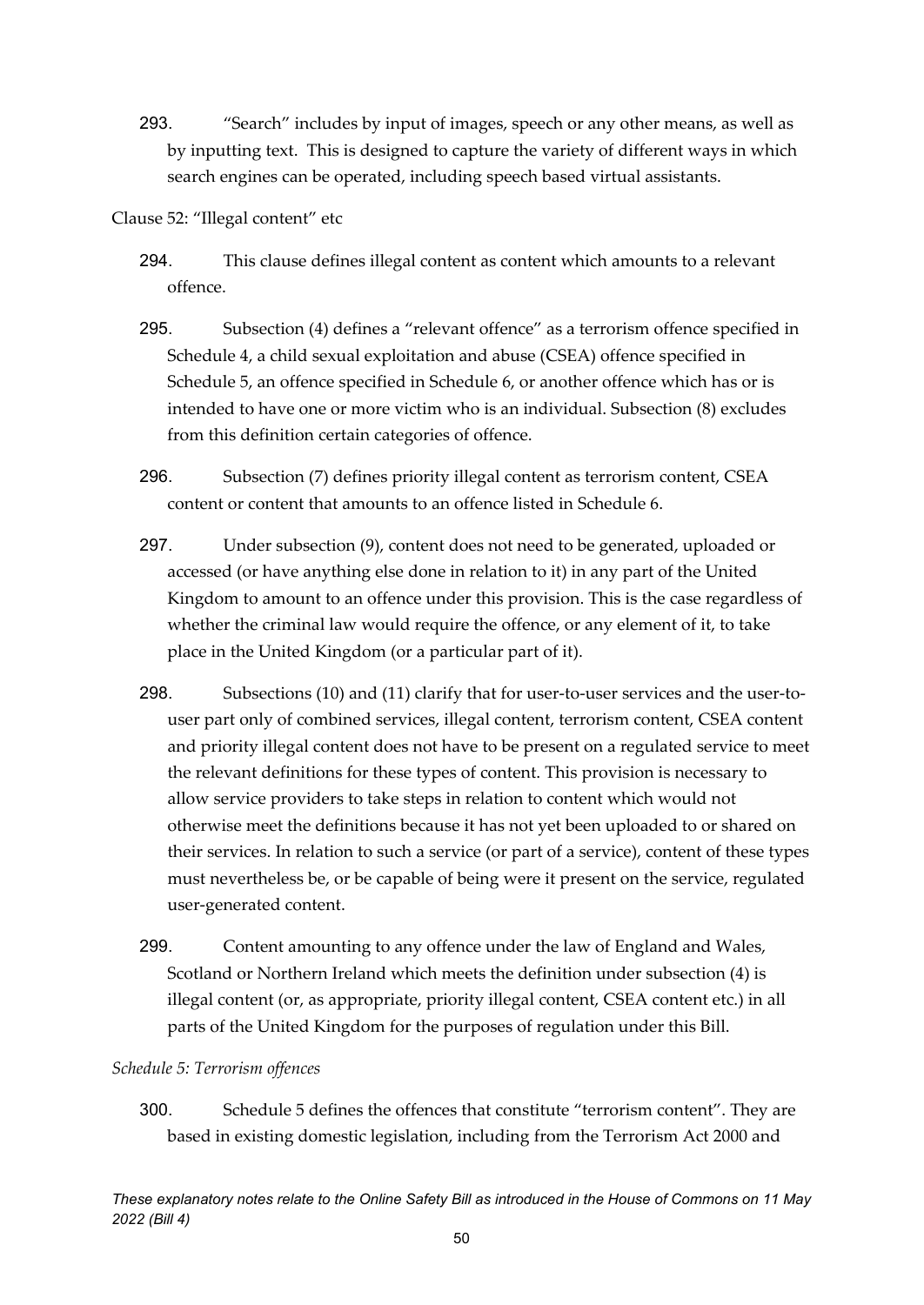293. "Search" includes by input of images, speech or any other means, as well as by inputting text. This is designed to capture the variety of different ways in which search engines can be operated, including speech based virtual assistants.

Clause 52: "Illegal content" etc

294. This clause defines illegal content as content which amounts to a relevant offence.

295. Subsection (4) defines a "relevant offence" as a terrorism offence specified in Schedule 4, a child sexual exploitation and abuse (CSEA) offence specified in Schedule 5, an offence specified in Schedule 6, or another offence which has or is intended to have one or more victim who is an individual. Subsection (8) excludes from this definition certain categories of offence.

296. Subsection (7) defines priority illegal content as terrorism content, CSEA content or content that amounts to an offence listed in Schedule 6.

297. Under subsection (9), content does not need to be generated, uploaded or accessed (or have anything else done in relation to it) in any part of the United Kingdom to amount to an offence under this provision. This is the case regardless of whether the criminal law would require the offence, or any element of it, to take place in the United Kingdom (or a particular part of it).

298. Subsections (10) and (11) clarify that for user-to-user services and the user-to-user part only of combined services, illegal content, terrorism content, CSEA content and priority illegal content does not have to be present on a regulated service to meet the relevant definitions for these types of content. This provision is necessary to allow service providers to take steps in relation to content which would not otherwise meet the definitions because it has not yet been uploaded to or shared on their services. In relation to such a service (or part of a service), content of these types must nevertheless be, or be capable of being were it present on the service, regulated user-generated content.

299. Content amounting to any offence under the law of England and Wales, Scotland or Northern Ireland which meets the definition under subsection (4) is illegal content (or, as appropriate, priority illegal content, CSEA content etc.) in all parts of the United Kingdom for the purposes of regulation under this Bill.

*Schedule 5: Terrorism offences*

300. Schedule 5 defines the offences that constitute "terrorism content". They are based in existing domestic legislation, including from the Terrorism Act 2000 and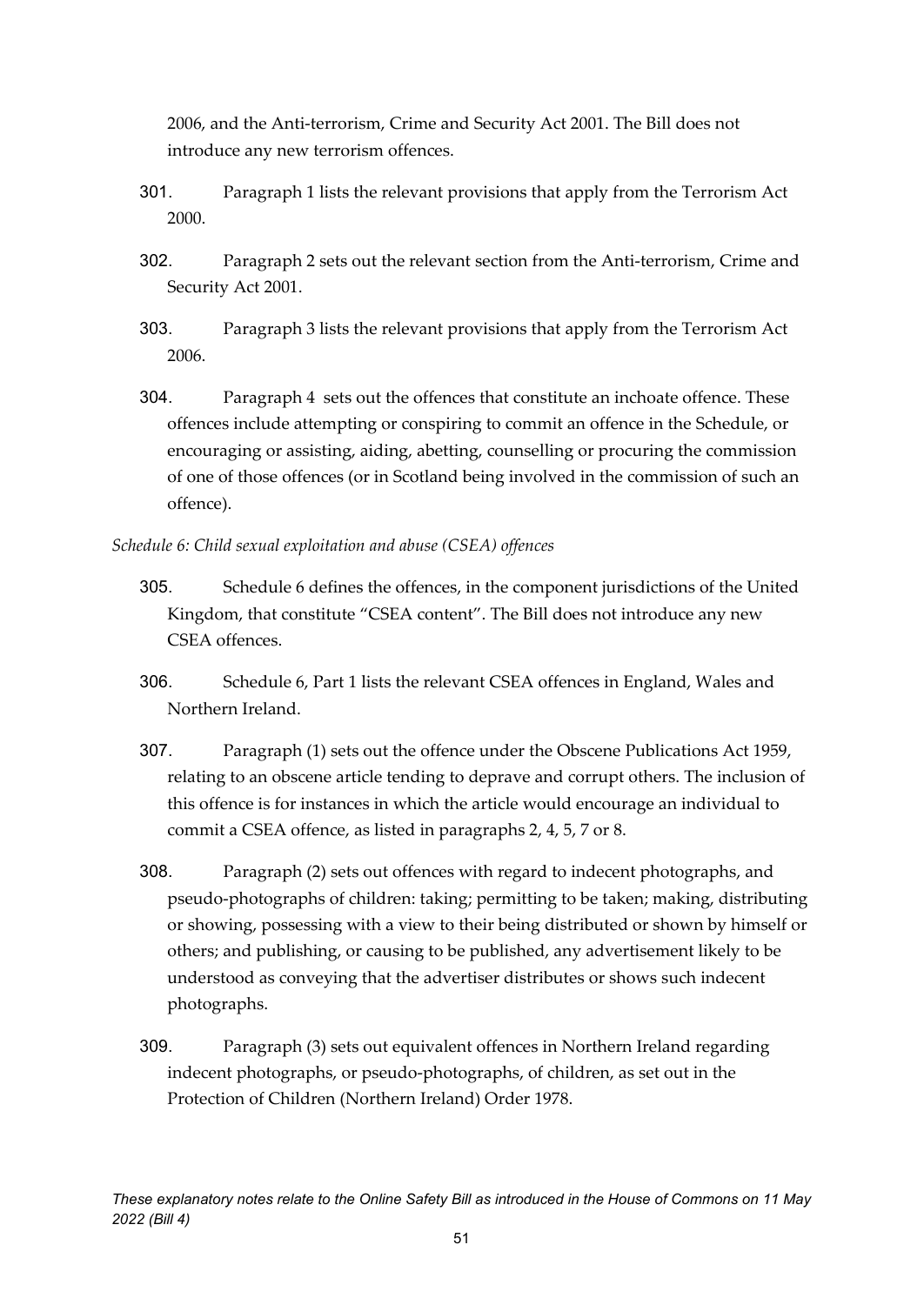2006, and the Anti-terrorism, Crime and Security Act 2001. The Bill does not introduce any new terrorism offences.

301. Paragraph 1 lists the relevant provisions that apply from the Terrorism Act 2000.

302. Paragraph 2 sets out the relevant section from the Anti-terrorism, Crime and Security Act 2001.

303. Paragraph 3 lists the relevant provisions that apply from the Terrorism Act 2006.

304. Paragraph 4 sets out the offences that constitute an inchoate offence. These offences include attempting or conspiring to commit an offence in the Schedule, or encouraging or assisting, aiding, abetting, counselling or procuring the commission of one of those offences (or in Scotland being involved in the commission of such an offence).

*Schedule 6: Child sexual exploitation and abuse (CSEA) offences*

305. Schedule 6 defines the offences, in the component jurisdictions of the United Kingdom, that constitute "CSEA content". The Bill does not introduce any new CSEA offences.

306. Schedule 6, Part 1 lists the relevant CSEA offences in England, Wales and Northern Ireland.

307. Paragraph (1) sets out the offence under the Obscene Publications Act 1959, relating to an obscene article tending to deprave and corrupt others. The inclusion of this offence is for instances in which the article would encourage an individual to commit a CSEA offence, as listed in paragraphs 2, 4, 5, 7 or 8.

308. Paragraph (2) sets out offences with regard to indecent photographs, and pseudo-photographs of children: taking; permitting to be taken; making, distributing or showing, possessing with a view to their being distributed or shown by himself or others; and publishing, or causing to be published, any advertisement likely to be understood as conveying that the advertiser distributes or shows such indecent photographs.

309. Paragraph (3) sets out equivalent offences in Northern Ireland regarding indecent photographs, or pseudo-photographs, of children, as set out in the Protection of Children (Northern Ireland) Order 1978.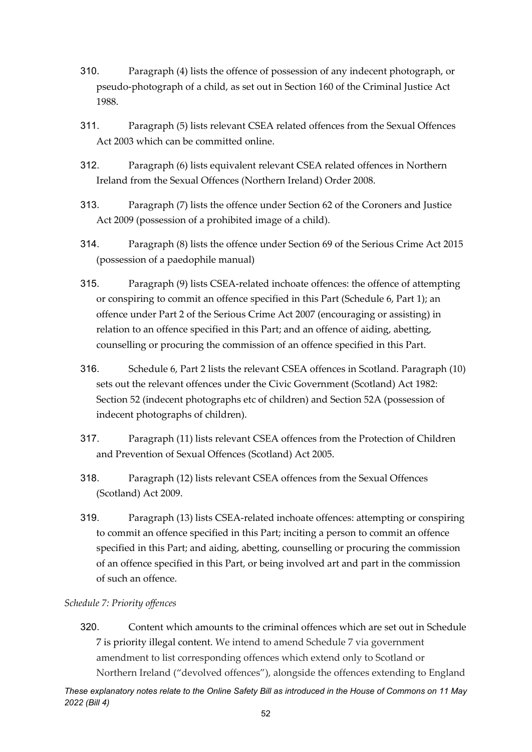310. Paragraph (4) lists the offence of possession of any indecent photograph, or pseudo-photograph of a child, as set out in Section 160 of the Criminal Justice Act 1988.

311. Paragraph (5) lists relevant CSEA related offences from the Sexual Offences Act 2003 which can be committed online.

312. Paragraph (6) lists equivalent relevant CSEA related offences in Northern Ireland from the Sexual Offences (Northern Ireland) Order 2008.

313. Paragraph (7) lists the offence under Section 62 of the Coroners and Justice Act 2009 (possession of a prohibited image of a child).

314. Paragraph (8) lists the offence under Section 69 of the Serious Crime Act 2015 (possession of a paedophile manual)

315. Paragraph (9) lists CSEA-related inchoate offences: the offence of attempting or conspiring to commit an offence specified in this Part (Schedule 6, Part 1); an offence under Part 2 of the Serious Crime Act 2007 (encouraging or assisting) in relation to an offence specified in this Part; and an offence of aiding, abetting, counselling or procuring the commission of an offence specified in this Part.

316. Schedule 6, Part 2 lists the relevant CSEA offences in Scotland. Paragraph (10) sets out the relevant offences under the Civic Government (Scotland) Act 1982: Section 52 (indecent photographs etc of children) and Section 52A (possession of indecent photographs of children).

317. Paragraph (11) lists relevant CSEA offences from the Protection of Children and Prevention of Sexual Offences (Scotland) Act 2005.

318. Paragraph (12) lists relevant CSEA offences from the Sexual Offences (Scotland) Act 2009.

319. Paragraph (13) lists CSEA-related inchoate offences: attempting or conspiring to commit an offence specified in this Part; inciting a person to commit an offence specified in this Part; and aiding, abetting, counselling or procuring the commission of an offence specified in this Part, or being involved art and part in the commission of such an offence.

*Schedule 7: Priority offences*

320. Content which amounts to the criminal offences which are set out in Schedule 7 is priority illegal content. We intend to amend Schedule 7 via government amendment to list corresponding offences which extend only to Scotland or Northern Ireland ("devolved offences"), alongside the offences extending to England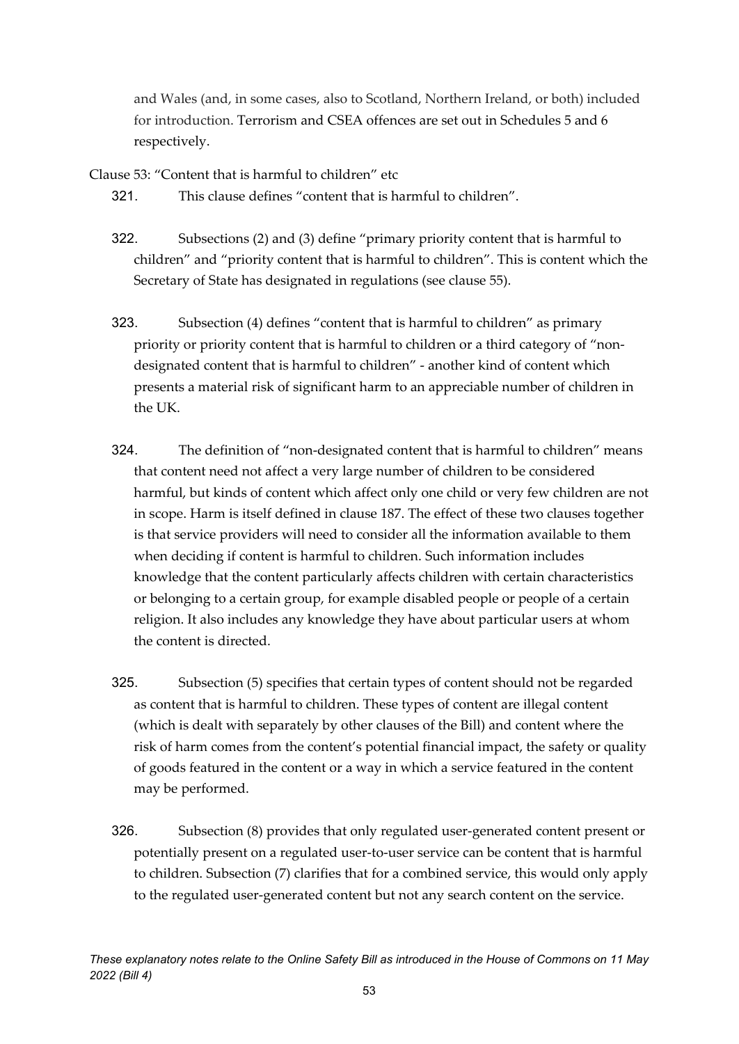and Wales (and, in some cases, also to Scotland, Northern Ireland, or both) included for introduction. Terrorism and CSEA offences are set out in Schedules 5 and 6 respectively.

Clause 53: "Content that is harmful to children" etc

321. This clause defines "content that is harmful to children".

322. Subsections (2) and (3) define "primary priority content that is harmful to children" and "priority content that is harmful to children". This is content which the Secretary of State has designated in regulations (see clause 55).

323. Subsection (4) defines "content that is harmful to children" as primary priority or priority content that is harmful to children or a third category of "non-designated content that is harmful to children" - another kind of content which presents a material risk of significant harm to an appreciable number of children in the UK.

324. The definition of "non-designated content that is harmful to children" means that content need not affect a very large number of children to be considered harmful, but kinds of content which affect only one child or very few children are not in scope. Harm is itself defined in clause 187. The effect of these two clauses together is that service providers will need to consider all the information available to them when deciding if content is harmful to children. Such information includes knowledge that the content particularly affects children with certain characteristics or belonging to a certain group, for example disabled people or people of a certain religion. It also includes any knowledge they have about particular users at whom the content is directed.

325. Subsection (5) specifies that certain types of content should not be regarded as content that is harmful to children. These types of content are illegal content (which is dealt with separately by other clauses of the Bill) and content where the risk of harm comes from the content's potential financial impact, the safety or quality of goods featured in the content or a way in which a service featured in the content may be performed.

326. Subsection (8) provides that only regulated user-generated content present or potentially present on a regulated user-to-user service can be content that is harmful to children. Subsection (7) clarifies that for a combined service, this would only apply to the regulated user-generated content but not any search content on the service.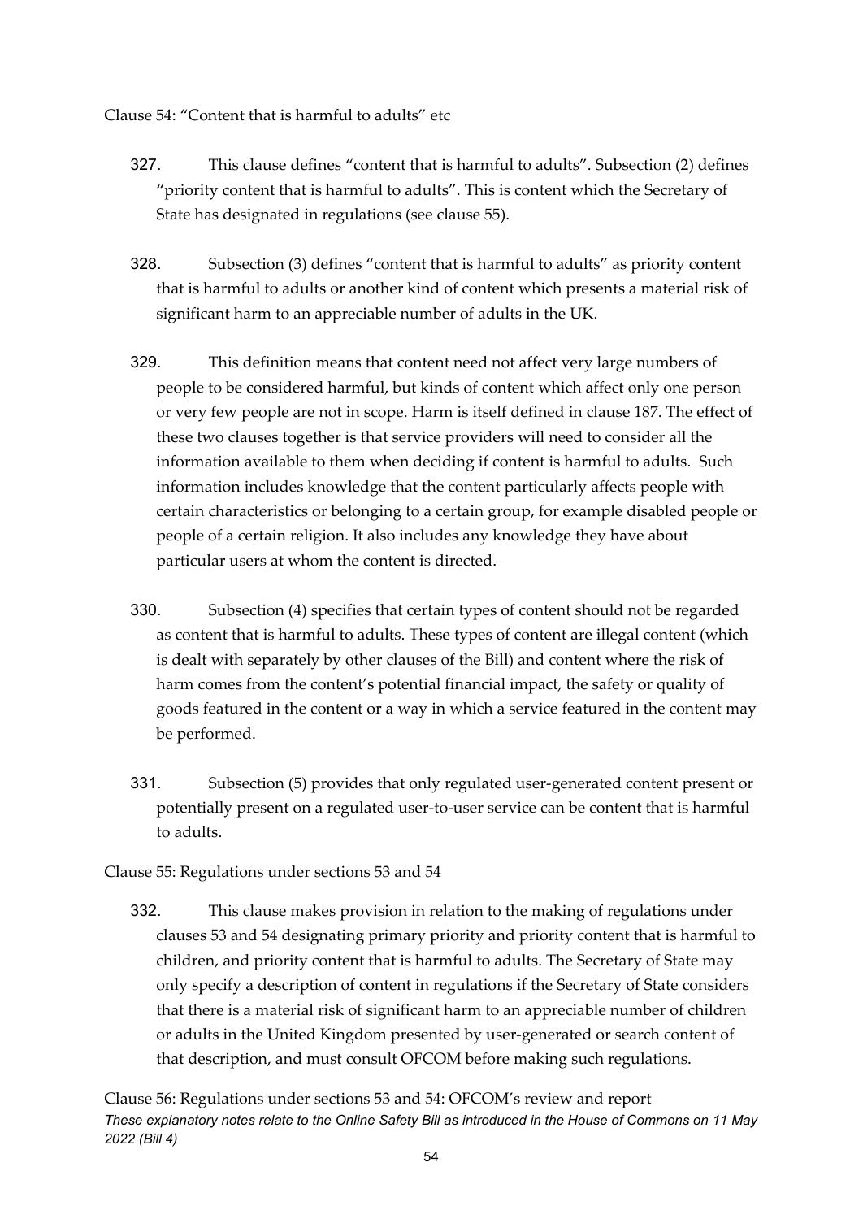Clause 54: "Content that is harmful to adults" etc

327. This clause defines "content that is harmful to adults". Subsection (2) defines "priority content that is harmful to adults". This is content which the Secretary of State has designated in regulations (see clause 55).

328. Subsection (3) defines "content that is harmful to adults" as priority content that is harmful to adults or another kind of content which presents a material risk of significant harm to an appreciable number of adults in the UK.

329. This definition means that content need not affect very large numbers of people to be considered harmful, but kinds of content which affect only one person or very few people are not in scope. Harm is itself defined in clause 187. The effect of these two clauses together is that service providers will need to consider all the information available to them when deciding if content is harmful to adults. Such information includes knowledge that the content particularly affects people with certain characteristics or belonging to a certain group, for example disabled people or people of a certain religion. It also includes any knowledge they have about particular users at whom the content is directed.

330. Subsection (4) specifies that certain types of content should not be regarded as content that is harmful to adults. These types of content are illegal content (which is dealt with separately by other clauses of the Bill) and content where the risk of harm comes from the content's potential financial impact, the safety or quality of goods featured in the content or a way in which a service featured in the content may be performed.

331. Subsection (5) provides that only regulated user-generated content present or potentially present on a regulated user-to-user service can be content that is harmful to adults.

Clause 55: Regulations under sections 53 and 54

332. This clause makes provision in relation to the making of regulations under clauses 53 and 54 designating primary priority and priority content that is harmful to children, and priority content that is harmful to adults. The Secretary of State may only specify a description of content in regulations if the Secretary of State considers that there is a material risk of significant harm to an appreciable number of children or adults in the United Kingdom presented by user-generated or search content of that description, and must consult OFCOM before making such regulations.

Clause 56: Regulations under sections 53 and 54: OFCOM's review and report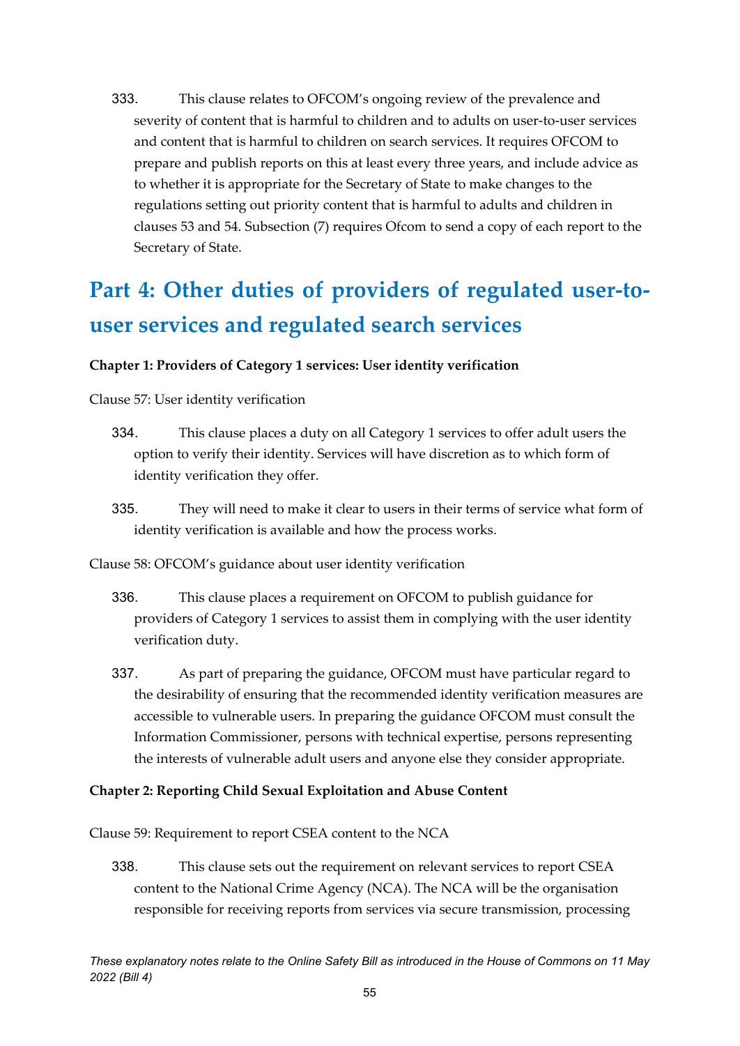333. This clause relates to OFCOM's ongoing review of the prevalence and severity of content that is harmful to children and to adults on user-to-user services and content that is harmful to children on search services. It requires OFCOM to prepare and publish reports on this at least every three years, and include advice as to whether it is appropriate for the Secretary of State to make changes to the regulations setting out priority content that is harmful to adults and children in clauses 53 and 54. Subsection (7) requires Ofcom to send a copy of each report to the Secretary of State.

# Part 4: Other duties of providers of regulated user-to-user services and regulated search services

**Chapter 1: Providers of Category 1 services: User identity verification**

Clause 57: User identity verification

334. This clause places a duty on all Category 1 services to offer adult users the option to verify their identity. Services will have discretion as to which form of identity verification they offer.

335. They will need to make it clear to users in their terms of service what form of identity verification is available and how the process works.

Clause 58: OFCOM's guidance about user identity verification

336. This clause places a requirement on OFCOM to publish guidance for providers of Category 1 services to assist them in complying with the user identity verification duty.

337. As part of preparing the guidance, OFCOM must have particular regard to the desirability of ensuring that the recommended identity verification measures are accessible to vulnerable users. In preparing the guidance OFCOM must consult the Information Commissioner, persons with technical expertise, persons representing the interests of vulnerable adult users and anyone else they consider appropriate.

**Chapter 2: Reporting Child Sexual Exploitation and Abuse Content**

Clause 59: Requirement to report CSEA content to the NCA

338. This clause sets out the requirement on relevant services to report CSEA content to the National Crime Agency (NCA). The NCA will be the organisation responsible for receiving reports from services via secure transmission, processing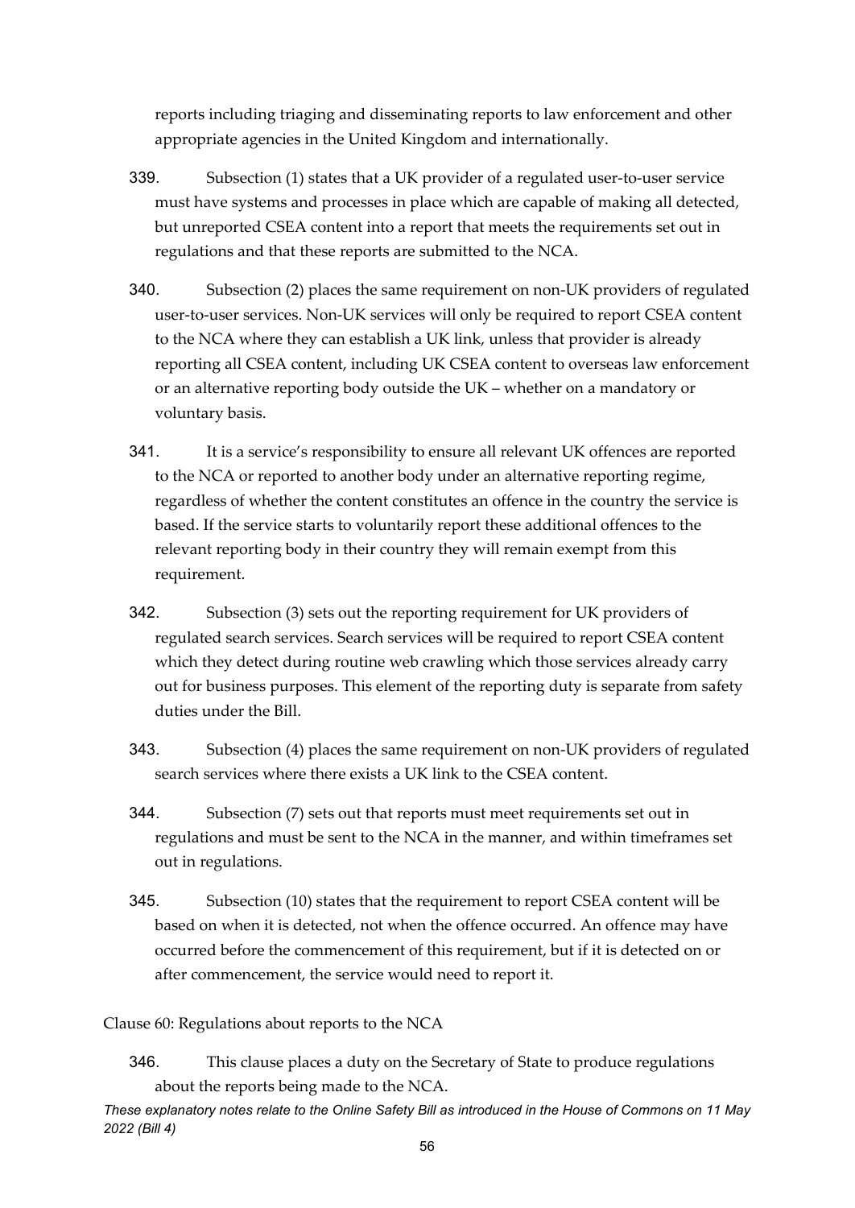reports including triaging and disseminating reports to law enforcement and other appropriate agencies in the United Kingdom and internationally.

339. Subsection (1) states that a UK provider of a regulated user-to-user service must have systems and processes in place which are capable of making all detected, but unreported CSEA content into a report that meets the requirements set out in regulations and that these reports are submitted to the NCA.

340. Subsection (2) places the same requirement on non-UK providers of regulated user-to-user services. Non-UK services will only be required to report CSEA content to the NCA where they can establish a UK link, unless that provider is already reporting all CSEA content, including UK CSEA content to overseas law enforcement or an alternative reporting body outside the UK – whether on a mandatory or voluntary basis.

341. It is a service's responsibility to ensure all relevant UK offences are reported to the NCA or reported to another body under an alternative reporting regime, regardless of whether the content constitutes an offence in the country the service is based. If the service starts to voluntarily report these additional offences to the relevant reporting body in their country they will remain exempt from this requirement.

342. Subsection (3) sets out the reporting requirement for UK providers of regulated search services. Search services will be required to report CSEA content which they detect during routine web crawling which those services already carry out for business purposes. This element of the reporting duty is separate from safety duties under the Bill.

343. Subsection (4) places the same requirement on non-UK providers of regulated search services where there exists a UK link to the CSEA content.

344. Subsection (7) sets out that reports must meet requirements set out in regulations and must be sent to the NCA in the manner, and within timeframes set out in regulations.

345. Subsection (10) states that the requirement to report CSEA content will be based on when it is detected, not when the offence occurred. An offence may have occurred before the commencement of this requirement, but if it is detected on or after commencement, the service would need to report it.

Clause 60: Regulations about reports to the NCA

346. This clause places a duty on the Secretary of State to produce regulations about the reports being made to the NCA.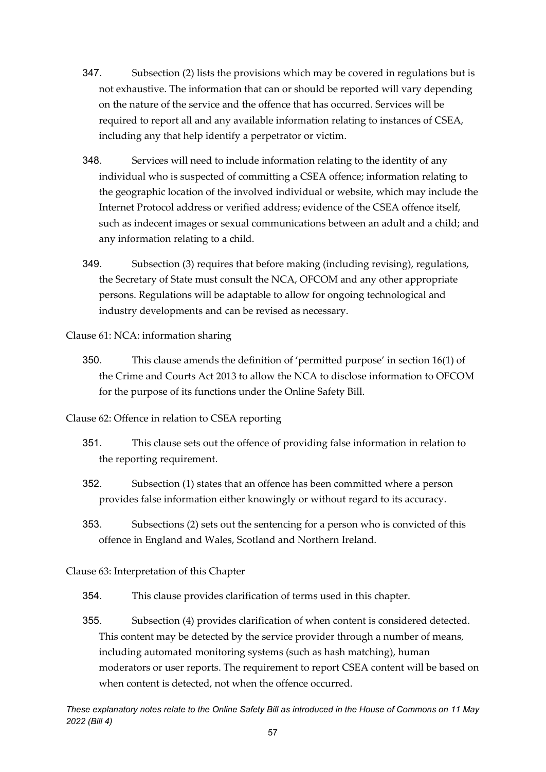347. Subsection (2) lists the provisions which may be covered in regulations but is not exhaustive. The information that can or should be reported will vary depending on the nature of the service and the offence that has occurred. Services will be required to report all and any available information relating to instances of CSEA, including any that help identify a perpetrator or victim.

348. Services will need to include information relating to the identity of any individual who is suspected of committing a CSEA offence; information relating to the geographic location of the involved individual or website, which may include the Internet Protocol address or verified address; evidence of the CSEA offence itself, such as indecent images or sexual communications between an adult and a child; and any information relating to a child.

349. Subsection (3) requires that before making (including revising), regulations, the Secretary of State must consult the NCA, OFCOM and any other appropriate persons. Regulations will be adaptable to allow for ongoing technological and industry developments and can be revised as necessary.

Clause 61: NCA: information sharing

350. This clause amends the definition of 'permitted purpose' in section 16(1) of the Crime and Courts Act 2013 to allow the NCA to disclose information to OFCOM for the purpose of its functions under the Online Safety Bill.

Clause 62: Offence in relation to CSEA reporting

351. This clause sets out the offence of providing false information in relation to the reporting requirement.

352. Subsection (1) states that an offence has been committed where a person provides false information either knowingly or without regard to its accuracy.

353. Subsections (2) sets out the sentencing for a person who is convicted of this offence in England and Wales, Scotland and Northern Ireland.

Clause 63: Interpretation of this Chapter

354. This clause provides clarification of terms used in this chapter.

355. Subsection (4) provides clarification of when content is considered detected. This content may be detected by the service provider through a number of means, including automated monitoring systems (such as hash matching), human moderators or user reports. The requirement to report CSEA content will be based on when content is detected, not when the offence occurred.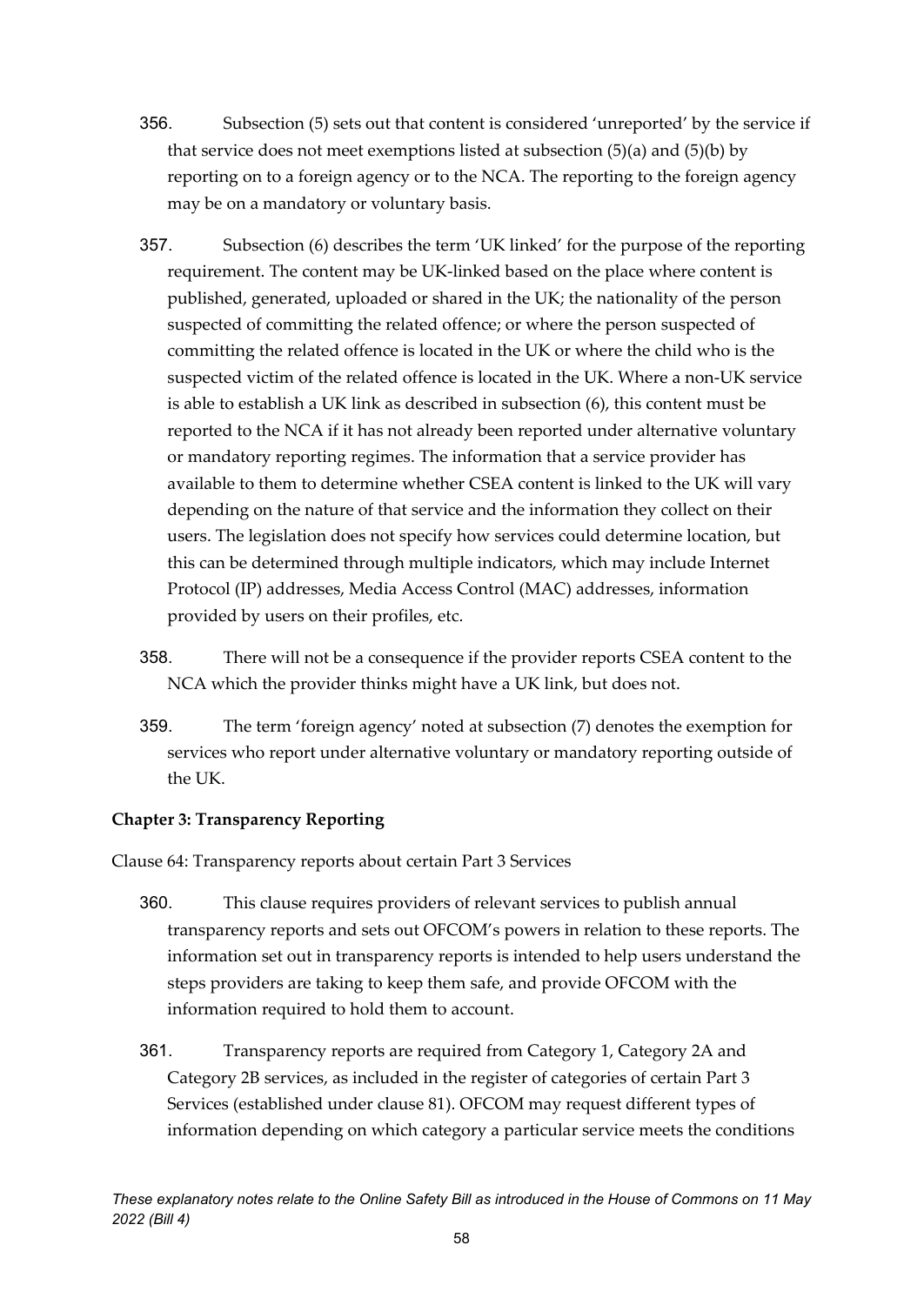356. Subsection (5) sets out that content is considered 'unreported' by the service if that service does not meet exemptions listed at subsection (5)(a) and (5)(b) by reporting on to a foreign agency or to the NCA. The reporting to the foreign agency may be on a mandatory or voluntary basis.

357. Subsection (6) describes the term 'UK linked' for the purpose of the reporting requirement. The content may be UK-linked based on the place where content is published, generated, uploaded or shared in the UK; the nationality of the person suspected of committing the related offence; or where the person suspected of committing the related offence is located in the UK or where the child who is the suspected victim of the related offence is located in the UK. Where a non-UK service is able to establish a UK link as described in subsection (6), this content must be reported to the NCA if it has not already been reported under alternative voluntary or mandatory reporting regimes. The information that a service provider has available to them to determine whether CSEA content is linked to the UK will vary depending on the nature of that service and the information they collect on their users. The legislation does not specify how services could determine location, but this can be determined through multiple indicators, which may include Internet Protocol (IP) addresses, Media Access Control (MAC) addresses, information provided by users on their profiles, etc.

358. There will not be a consequence if the provider reports CSEA content to the NCA which the provider thinks might have a UK link, but does not.

359. The term 'foreign agency' noted at subsection (7) denotes the exemption for services who report under alternative voluntary or mandatory reporting outside of the UK.

**Chapter 3: Transparency Reporting**

Clause 64: Transparency reports about certain Part 3 Services

360. This clause requires providers of relevant services to publish annual transparency reports and sets out OFCOM's powers in relation to these reports. The information set out in transparency reports is intended to help users understand the steps providers are taking to keep them safe, and provide OFCOM with the information required to hold them to account.

361. Transparency reports are required from Category 1, Category 2A and Category 2B services, as included in the register of categories of certain Part 3 Services (established under clause 81). OFCOM may request different types of information depending on which category a particular service meets the conditions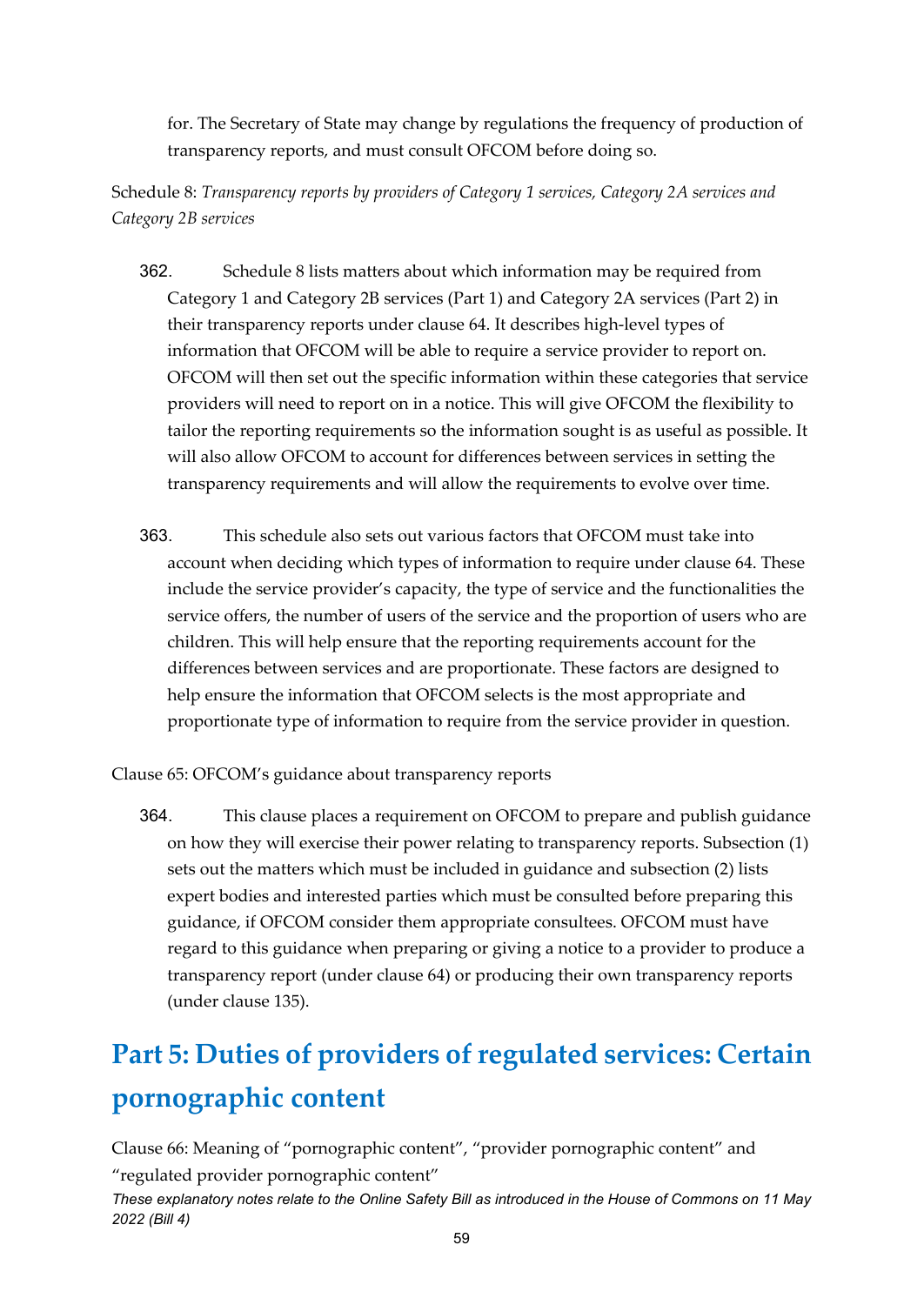for. The Secretary of State may change by regulations the frequency of production of transparency reports, and must consult OFCOM before doing so.

Schedule 8: *Transparency reports by providers of Category 1 services, Category 2A services and Category 2B services*

362. Schedule 8 lists matters about which information may be required from Category 1 and Category 2B services (Part 1) and Category 2A services (Part 2) in their transparency reports under clause 64. It describes high-level types of information that OFCOM will be able to require a service provider to report on. OFCOM will then set out the specific information within these categories that service providers will need to report on in a notice. This will give OFCOM the flexibility to tailor the reporting requirements so the information sought is as useful as possible. It will also allow OFCOM to account for differences between services in setting the transparency requirements and will allow the requirements to evolve over time.

363. This schedule also sets out various factors that OFCOM must take into account when deciding which types of information to require under clause 64. These include the service provider's capacity, the type of service and the functionalities the service offers, the number of users of the service and the proportion of users who are children. This will help ensure that the reporting requirements account for the differences between services and are proportionate. These factors are designed to help ensure the information that OFCOM selects is the most appropriate and proportionate type of information to require from the service provider in question.

Clause 65: OFCOM's guidance about transparency reports

364. This clause places a requirement on OFCOM to prepare and publish guidance on how they will exercise their power relating to transparency reports. Subsection (1) sets out the matters which must be included in guidance and subsection (2) lists expert bodies and interested parties which must be consulted before preparing this guidance, if OFCOM consider them appropriate consultees. OFCOM must have regard to this guidance when preparing or giving a notice to a provider to produce a transparency report (under clause 64) or producing their own transparency reports (under clause 135).

## Part 5: Duties of providers of regulated services: Certain pornographic content

Clause 66: Meaning of "pornographic content", "provider pornographic content" and "regulated provider pornographic content"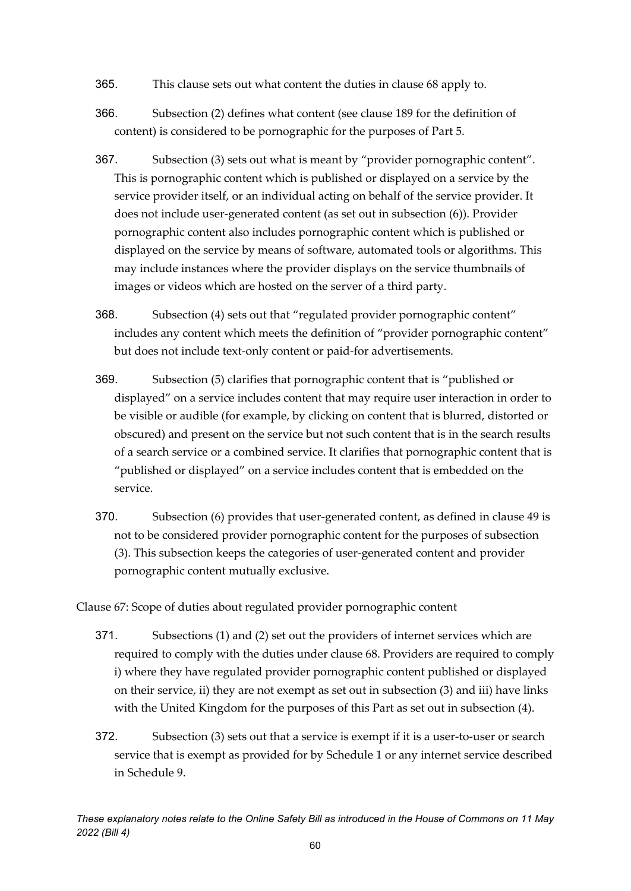365. This clause sets out what content the duties in clause 68 apply to.

366. Subsection (2) defines what content (see clause 189 for the definition of content) is considered to be pornographic for the purposes of Part 5.

367. Subsection (3) sets out what is meant by "provider pornographic content". This is pornographic content which is published or displayed on a service by the service provider itself, or an individual acting on behalf of the service provider. It does not include user-generated content (as set out in subsection (6)). Provider pornographic content also includes pornographic content which is published or displayed on the service by means of software, automated tools or algorithms. This may include instances where the provider displays on the service thumbnails of images or videos which are hosted on the server of a third party.

368. Subsection (4) sets out that "regulated provider pornographic content" includes any content which meets the definition of "provider pornographic content" but does not include text-only content or paid-for advertisements.

369. Subsection (5) clarifies that pornographic content that is "published or displayed" on a service includes content that may require user interaction in order to be visible or audible (for example, by clicking on content that is blurred, distorted or obscured) and present on the service but not such content that is in the search results of a search service or a combined service. It clarifies that pornographic content that is "published or displayed" on a service includes content that is embedded on the service.

370. Subsection (6) provides that user-generated content, as defined in clause 49 is not to be considered provider pornographic content for the purposes of subsection (3). This subsection keeps the categories of user-generated content and provider pornographic content mutually exclusive.

Clause 67: Scope of duties about regulated provider pornographic content

371. Subsections (1) and (2) set out the providers of internet services which are required to comply with the duties under clause 68. Providers are required to comply i) where they have regulated provider pornographic content published or displayed on their service, ii) they are not exempt as set out in subsection (3) and iii) have links with the United Kingdom for the purposes of this Part as set out in subsection (4).

372. Subsection (3) sets out that a service is exempt if it is a user-to-user or search service that is exempt as provided for by Schedule 1 or any internet service described in Schedule 9.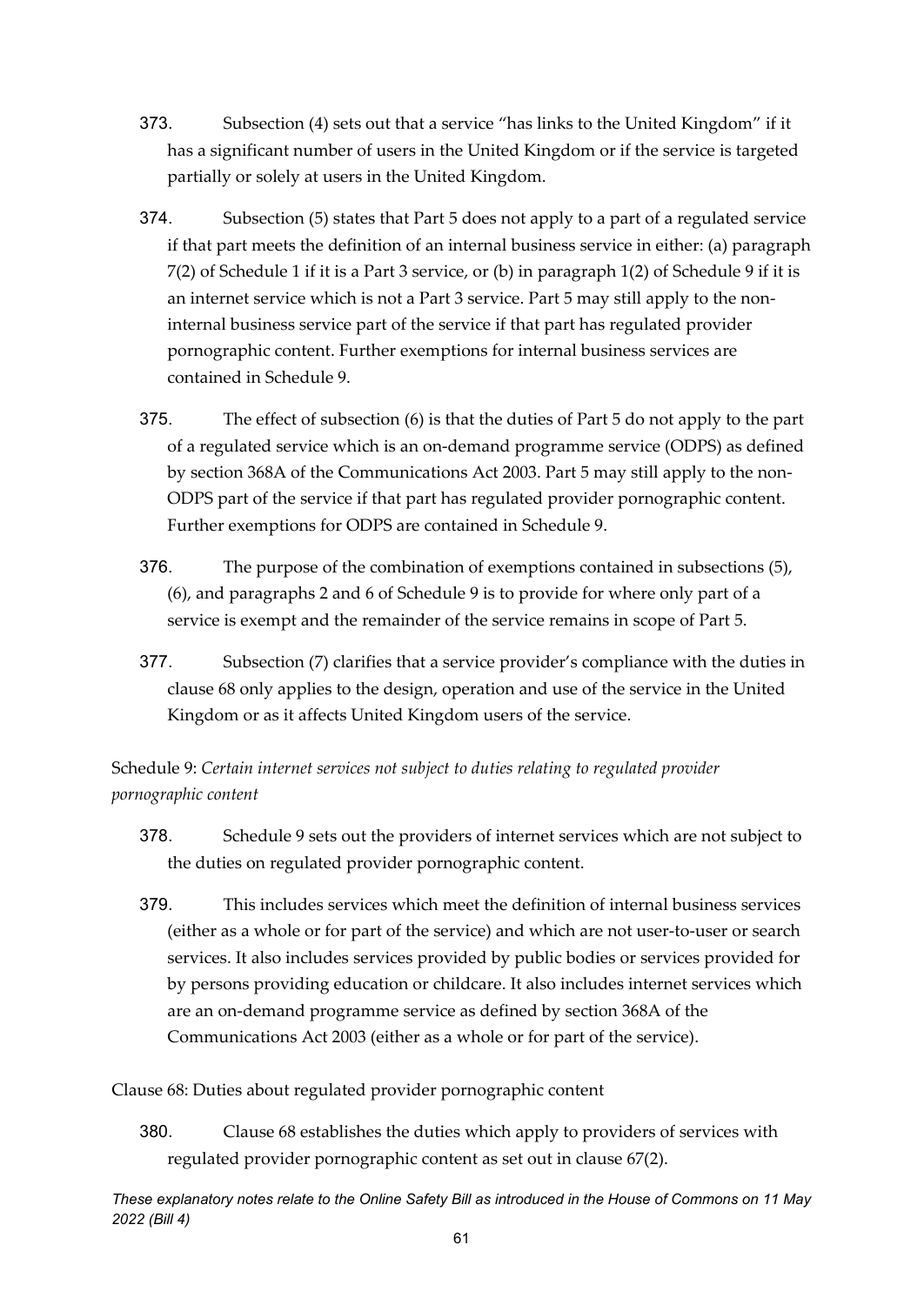373. Subsection (4) sets out that a service "has links to the United Kingdom" if it has a significant number of users in the United Kingdom or if the service is targeted partially or solely at users in the United Kingdom.

374. Subsection (5) states that Part 5 does not apply to a part of a regulated service if that part meets the definition of an internal business service in either: (a) paragraph 7(2) of Schedule 1 if it is a Part 3 service, or (b) in paragraph 1(2) of Schedule 9 if it is an internet service which is not a Part 3 service. Part 5 may still apply to the non-internal business service part of the service if that part has regulated provider pornographic content. Further exemptions for internal business services are contained in Schedule 9.

375. The effect of subsection (6) is that the duties of Part 5 do not apply to the part of a regulated service which is an on-demand programme service (ODPS) as defined by section 368A of the Communications Act 2003. Part 5 may still apply to the non-ODPS part of the service if that part has regulated provider pornographic content. Further exemptions for ODPS are contained in Schedule 9.

376. The purpose of the combination of exemptions contained in subsections (5), (6), and paragraphs 2 and 6 of Schedule 9 is to provide for where only part of a service is exempt and the remainder of the service remains in scope of Part 5.

377. Subsection (7) clarifies that a service provider's compliance with the duties in clause 68 only applies to the design, operation and use of the service in the United Kingdom or as it affects United Kingdom users of the service.

Schedule 9: *Certain internet services not subject to duties relating to regulated provider pornographic content*

378. Schedule 9 sets out the providers of internet services which are not subject to the duties on regulated provider pornographic content.

379. This includes services which meet the definition of internal business services (either as a whole or for part of the service) and which are not user-to-user or search services. It also includes services provided by public bodies or services provided for by persons providing education or childcare. It also includes internet services which are an on-demand programme service as defined by section 368A of the Communications Act 2003 (either as a whole or for part of the service).

Clause 68: Duties about regulated provider pornographic content

380. Clause 68 establishes the duties which apply to providers of services with regulated provider pornographic content as set out in clause 67(2).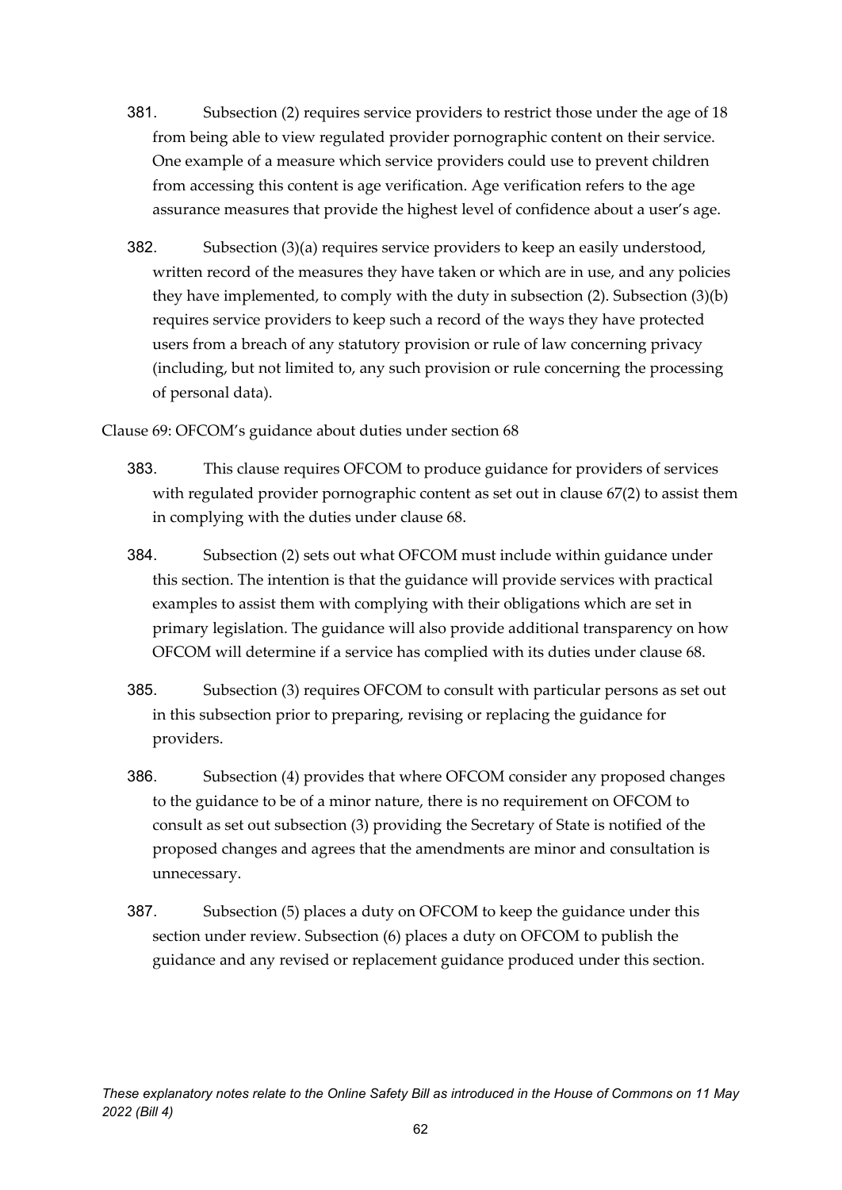381. Subsection (2) requires service providers to restrict those under the age of 18 from being able to view regulated provider pornographic content on their service. One example of a measure which service providers could use to prevent children from accessing this content is age verification. Age verification refers to the age assurance measures that provide the highest level of confidence about a user's age.

382. Subsection (3)(a) requires service providers to keep an easily understood, written record of the measures they have taken or which are in use, and any policies they have implemented, to comply with the duty in subsection (2). Subsection (3)(b) requires service providers to keep such a record of the ways they have protected users from a breach of any statutory provision or rule of law concerning privacy (including, but not limited to, any such provision or rule concerning the processing of personal data).

Clause 69: OFCOM's guidance about duties under section 68

383. This clause requires OFCOM to produce guidance for providers of services with regulated provider pornographic content as set out in clause 67(2) to assist them in complying with the duties under clause 68.

384. Subsection (2) sets out what OFCOM must include within guidance under this section. The intention is that the guidance will provide services with practical examples to assist them with complying with their obligations which are set in primary legislation. The guidance will also provide additional transparency on how OFCOM will determine if a service has complied with its duties under clause 68.

385. Subsection (3) requires OFCOM to consult with particular persons as set out in this subsection prior to preparing, revising or replacing the guidance for providers.

386. Subsection (4) provides that where OFCOM consider any proposed changes to the guidance to be of a minor nature, there is no requirement on OFCOM to consult as set out subsection (3) providing the Secretary of State is notified of the proposed changes and agrees that the amendments are minor and consultation is unnecessary.

387. Subsection (5) places a duty on OFCOM to keep the guidance under this section under review. Subsection (6) places a duty on OFCOM to publish the guidance and any revised or replacement guidance produced under this section.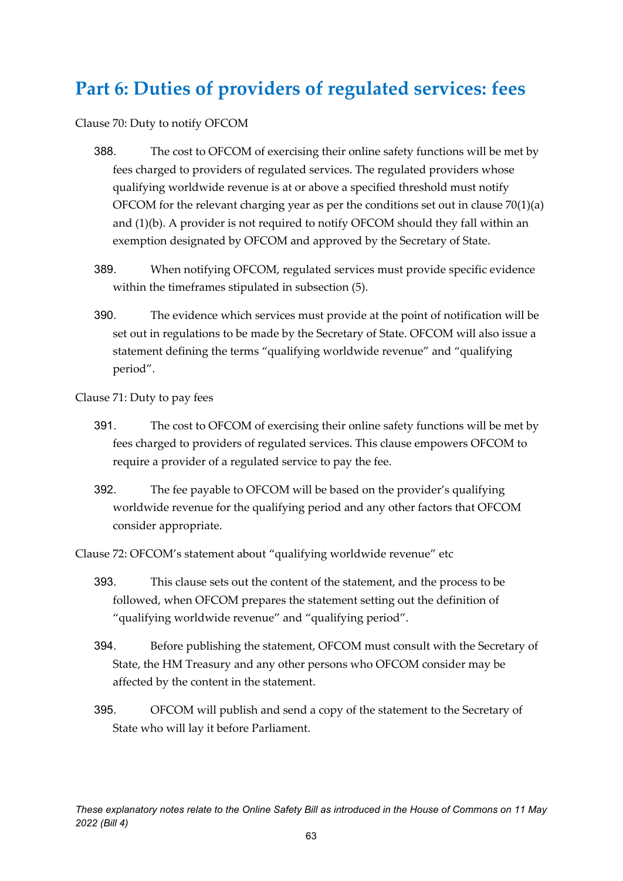# Part 6: Duties of providers of regulated services: fees

Clause 70: Duty to notify OFCOM

388. The cost to OFCOM of exercising their online safety functions will be met by fees charged to providers of regulated services. The regulated providers whose qualifying worldwide revenue is at or above a specified threshold must notify OFCOM for the relevant charging year as per the conditions set out in clause 70(1)(a) and (1)(b). A provider is not required to notify OFCOM should they fall within an exemption designated by OFCOM and approved by the Secretary of State.

389. When notifying OFCOM, regulated services must provide specific evidence within the timeframes stipulated in subsection (5).

390. The evidence which services must provide at the point of notification will be set out in regulations to be made by the Secretary of State. OFCOM will also issue a statement defining the terms "qualifying worldwide revenue" and "qualifying period".

Clause 71: Duty to pay fees

391. The cost to OFCOM of exercising their online safety functions will be met by fees charged to providers of regulated services. This clause empowers OFCOM to require a provider of a regulated service to pay the fee.

392. The fee payable to OFCOM will be based on the provider's qualifying worldwide revenue for the qualifying period and any other factors that OFCOM consider appropriate.

Clause 72: OFCOM's statement about "qualifying worldwide revenue" etc

393. This clause sets out the content of the statement, and the process to be followed, when OFCOM prepares the statement setting out the definition of "qualifying worldwide revenue" and "qualifying period".

394. Before publishing the statement, OFCOM must consult with the Secretary of State, the HM Treasury and any other persons who OFCOM consider may be affected by the content in the statement.

395. OFCOM will publish and send a copy of the statement to the Secretary of State who will lay it before Parliament.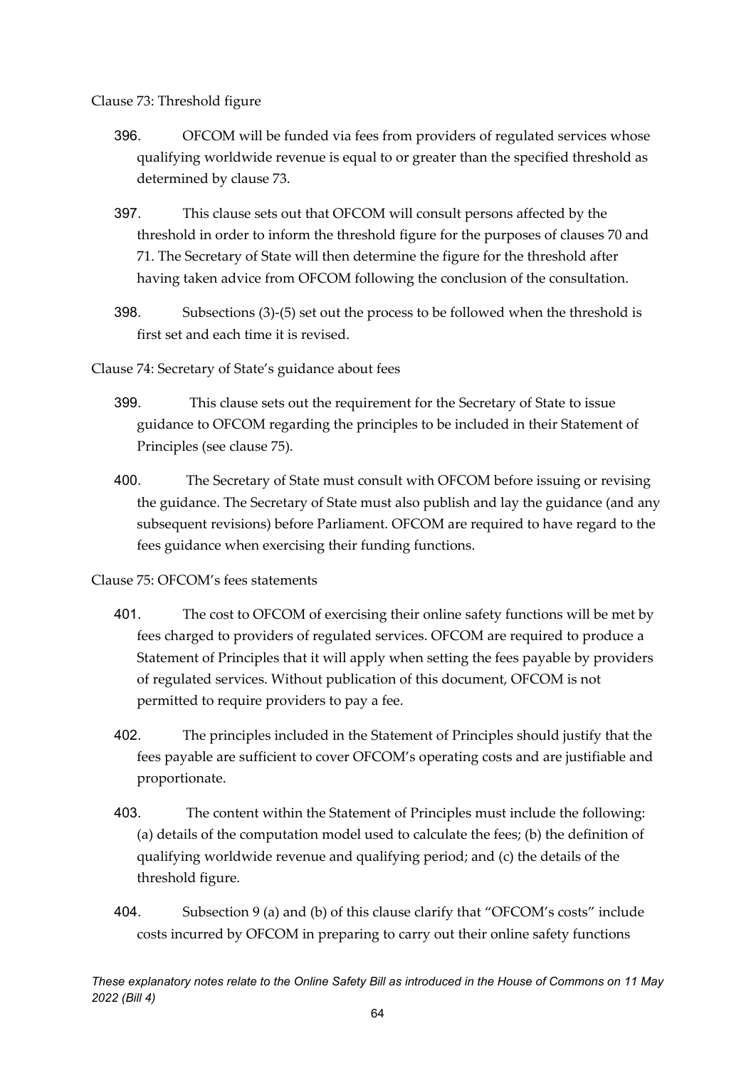Clause 73: Threshold figure

396. OFCOM will be funded via fees from providers of regulated services whose qualifying worldwide revenue is equal to or greater than the specified threshold as determined by clause 73.

397. This clause sets out that OFCOM will consult persons affected by the threshold in order to inform the threshold figure for the purposes of clauses 70 and 71. The Secretary of State will then determine the figure for the threshold after having taken advice from OFCOM following the conclusion of the consultation.

398. Subsections (3)-(5) set out the process to be followed when the threshold is first set and each time it is revised.

Clause 74: Secretary of State's guidance about fees

399. This clause sets out the requirement for the Secretary of State to issue guidance to OFCOM regarding the principles to be included in their Statement of Principles (see clause 75).

400. The Secretary of State must consult with OFCOM before issuing or revising the guidance. The Secretary of State must also publish and lay the guidance (and any subsequent revisions) before Parliament. OFCOM are required to have regard to the fees guidance when exercising their funding functions.

Clause 75: OFCOM's fees statements

401. The cost to OFCOM of exercising their online safety functions will be met by fees charged to providers of regulated services. OFCOM are required to produce a Statement of Principles that it will apply when setting the fees payable by providers of regulated services. Without publication of this document, OFCOM is not permitted to require providers to pay a fee.

402. The principles included in the Statement of Principles should justify that the fees payable are sufficient to cover OFCOM's operating costs and are justifiable and proportionate.

403. The content within the Statement of Principles must include the following: (a) details of the computation model used to calculate the fees; (b) the definition of qualifying worldwide revenue and qualifying period; and (c) the details of the threshold figure.

404. Subsection 9 (a) and (b) of this clause clarify that "OFCOM's costs" include costs incurred by OFCOM in preparing to carry out their online safety functions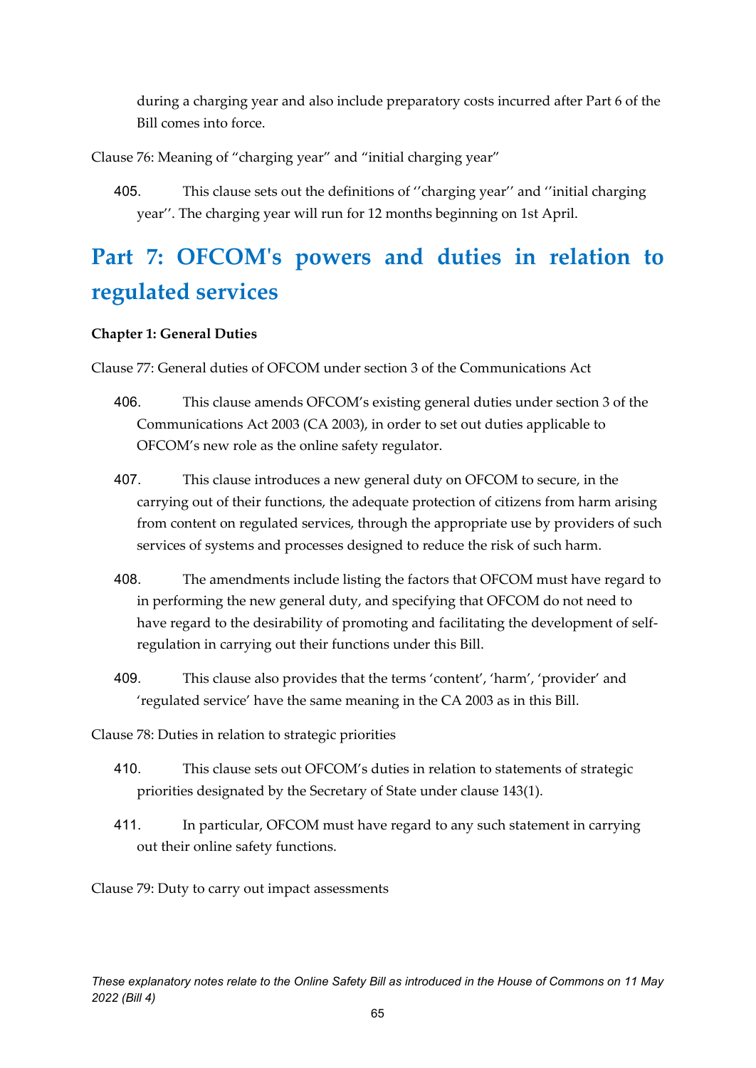during a charging year and also include preparatory costs incurred after Part 6 of the Bill comes into force.

Clause 76: Meaning of "charging year" and "initial charging year"

405. This clause sets out the definitions of ''charging year'' and ''initial charging year''. The charging year will run for 12 months beginning on 1st April.

# Part 7: OFCOM's powers and duties in relation to regulated services

### Chapter 1: General Duties

Clause 77: General duties of OFCOM under section 3 of the Communications Act

406. This clause amends OFCOM's existing general duties under section 3 of the Communications Act 2003 (CA 2003), in order to set out duties applicable to OFCOM's new role as the online safety regulator.

407. This clause introduces a new general duty on OFCOM to secure, in the carrying out of their functions, the adequate protection of citizens from harm arising from content on regulated services, through the appropriate use by providers of such services of systems and processes designed to reduce the risk of such harm.

408. The amendments include listing the factors that OFCOM must have regard to in performing the new general duty, and specifying that OFCOM do not need to have regard to the desirability of promoting and facilitating the development of self-regulation in carrying out their functions under this Bill.

409. This clause also provides that the terms 'content', 'harm', 'provider' and 'regulated service' have the same meaning in the CA 2003 as in this Bill.

Clause 78: Duties in relation to strategic priorities

410. This clause sets out OFCOM's duties in relation to statements of strategic priorities designated by the Secretary of State under clause 143(1).

411. In particular, OFCOM must have regard to any such statement in carrying out their online safety functions.

Clause 79: Duty to carry out impact assessments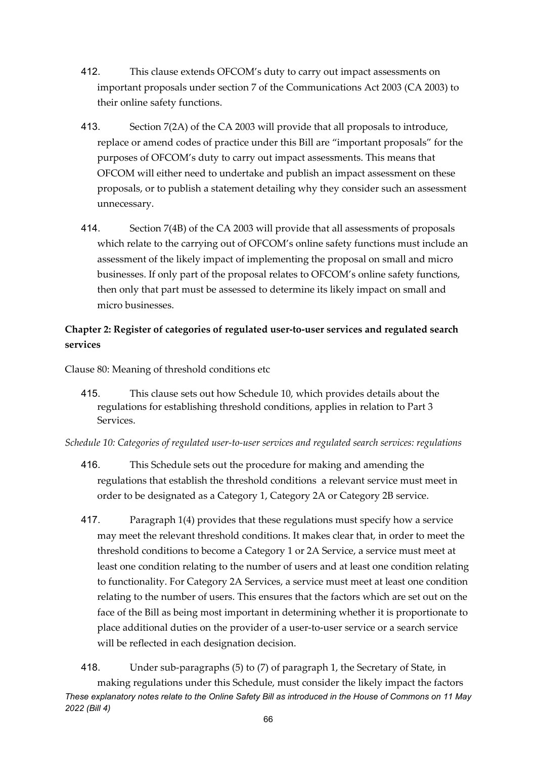412. This clause extends OFCOM's duty to carry out impact assessments on important proposals under section 7 of the Communications Act 2003 (CA 2003) to their online safety functions.

413. Section 7(2A) of the CA 2003 will provide that all proposals to introduce, replace or amend codes of practice under this Bill are "important proposals" for the purposes of OFCOM's duty to carry out impact assessments. This means that OFCOM will either need to undertake and publish an impact assessment on these proposals, or to publish a statement detailing why they consider such an assessment unnecessary.

414. Section 7(4B) of the CA 2003 will provide that all assessments of proposals which relate to the carrying out of OFCOM's online safety functions must include an assessment of the likely impact of implementing the proposal on small and micro businesses. If only part of the proposal relates to OFCOM's online safety functions, then only that part must be assessed to determine its likely impact on small and micro businesses.

**Chapter 2: Register of categories of regulated user-to-user services and regulated search services**

Clause 80: Meaning of threshold conditions etc

415. This clause sets out how Schedule 10, which provides details about the regulations for establishing threshold conditions, applies in relation to Part 3 Services.

*Schedule 10: Categories of regulated user-to-user services and regulated search services: regulations*

416. This Schedule sets out the procedure for making and amending the regulations that establish the threshold conditions a relevant service must meet in order to be designated as a Category 1, Category 2A or Category 2B service.

417. Paragraph 1(4) provides that these regulations must specify how a service may meet the relevant threshold conditions. It makes clear that, in order to meet the threshold conditions to become a Category 1 or 2A Service, a service must meet at least one condition relating to the number of users and at least one condition relating to functionality. For Category 2A Services, a service must meet at least one condition relating to the number of users. This ensures that the factors which are set out on the face of the Bill as being most important in determining whether it is proportionate to place additional duties on the provider of a user-to-user service or a search service will be reflected in each designation decision.

418. Under sub-paragraphs (5) to (7) of paragraph 1, the Secretary of State, in making regulations under this Schedule, must consider the likely impact the factors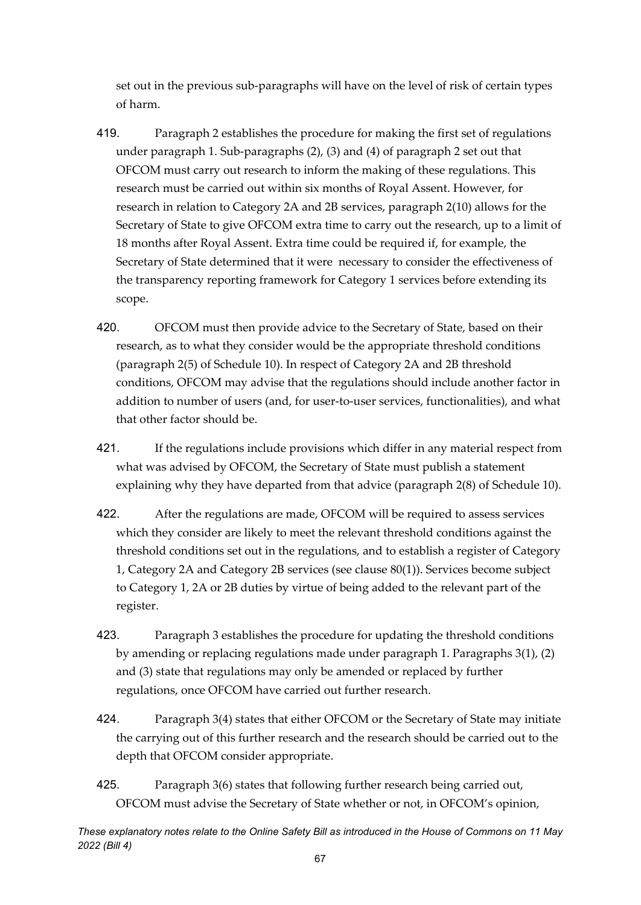set out in the previous sub-paragraphs will have on the level of risk of certain types of harm.

419. Paragraph 2 establishes the procedure for making the first set of regulations under paragraph 1. Sub-paragraphs (2), (3) and (4) of paragraph 2 set out that OFCOM must carry out research to inform the making of these regulations. This research must be carried out within six months of Royal Assent. However, for research in relation to Category 2A and 2B services, paragraph 2(10) allows for the Secretary of State to give OFCOM extra time to carry out the research, up to a limit of 18 months after Royal Assent. Extra time could be required if, for example, the Secretary of State determined that it were necessary to consider the effectiveness of the transparency reporting framework for Category 1 services before extending its scope.

420. OFCOM must then provide advice to the Secretary of State, based on their research, as to what they consider would be the appropriate threshold conditions (paragraph 2(5) of Schedule 10). In respect of Category 2A and 2B threshold conditions, OFCOM may advise that the regulations should include another factor in addition to number of users (and, for user-to-user services, functionalities), and what that other factor should be.

421. If the regulations include provisions which differ in any material respect from what was advised by OFCOM, the Secretary of State must publish a statement explaining why they have departed from that advice (paragraph 2(8) of Schedule 10).

422. After the regulations are made, OFCOM will be required to assess services which they consider are likely to meet the relevant threshold conditions against the threshold conditions set out in the regulations, and to establish a register of Category 1, Category 2A and Category 2B services (see clause 80(1)). Services become subject to Category 1, 2A or 2B duties by virtue of being added to the relevant part of the register.

423. Paragraph 3 establishes the procedure for updating the threshold conditions by amending or replacing regulations made under paragraph 1. Paragraphs 3(1), (2) and (3) state that regulations may only be amended or replaced by further regulations, once OFCOM have carried out further research.

424. Paragraph 3(4) states that either OFCOM or the Secretary of State may initiate the carrying out of this further research and the research should be carried out to the depth that OFCOM consider appropriate.

425. Paragraph 3(6) states that following further research being carried out, OFCOM must advise the Secretary of State whether or not, in OFCOM's opinion,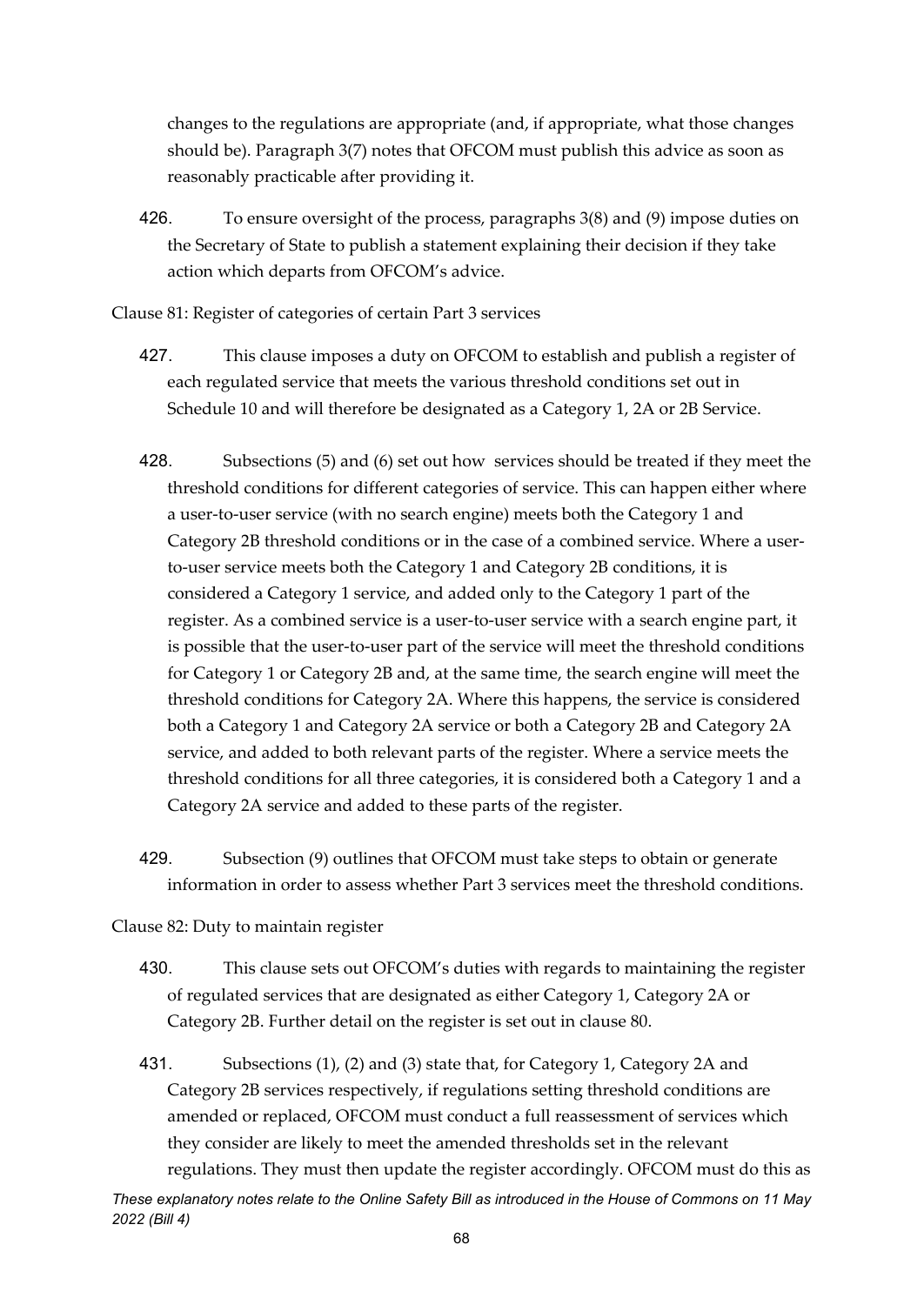changes to the regulations are appropriate (and, if appropriate, what those changes should be). Paragraph 3(7) notes that OFCOM must publish this advice as soon as reasonably practicable after providing it.

426. To ensure oversight of the process, paragraphs 3(8) and (9) impose duties on the Secretary of State to publish a statement explaining their decision if they take action which departs from OFCOM's advice.

Clause 81: Register of categories of certain Part 3 services

427. This clause imposes a duty on OFCOM to establish and publish a register of each regulated service that meets the various threshold conditions set out in Schedule 10 and will therefore be designated as a Category 1, 2A or 2B Service.

428. Subsections (5) and (6) set out how services should be treated if they meet the threshold conditions for different categories of service. This can happen either where a user-to-user service (with no search engine) meets both the Category 1 and Category 2B threshold conditions or in the case of a combined service. Where a user-to-user service meets both the Category 1 and Category 2B conditions, it is considered a Category 1 service, and added only to the Category 1 part of the register. As a combined service is a user-to-user service with a search engine part, it is possible that the user-to-user part of the service will meet the threshold conditions for Category 1 or Category 2B and, at the same time, the search engine will meet the threshold conditions for Category 2A. Where this happens, the service is considered both a Category 1 and Category 2A service or both a Category 2B and Category 2A service, and added to both relevant parts of the register. Where a service meets the threshold conditions for all three categories, it is considered both a Category 1 and a Category 2A service and added to these parts of the register.

429. Subsection (9) outlines that OFCOM must take steps to obtain or generate information in order to assess whether Part 3 services meet the threshold conditions.

Clause 82: Duty to maintain register

430. This clause sets out OFCOM's duties with regards to maintaining the register of regulated services that are designated as either Category 1, Category 2A or Category 2B. Further detail on the register is set out in clause 80.

431. Subsections (1), (2) and (3) state that, for Category 1, Category 2A and Category 2B services respectively, if regulations setting threshold conditions are amended or replaced, OFCOM must conduct a full reassessment of services which they consider are likely to meet the amended thresholds set in the relevant regulations. They must then update the register accordingly. OFCOM must do this as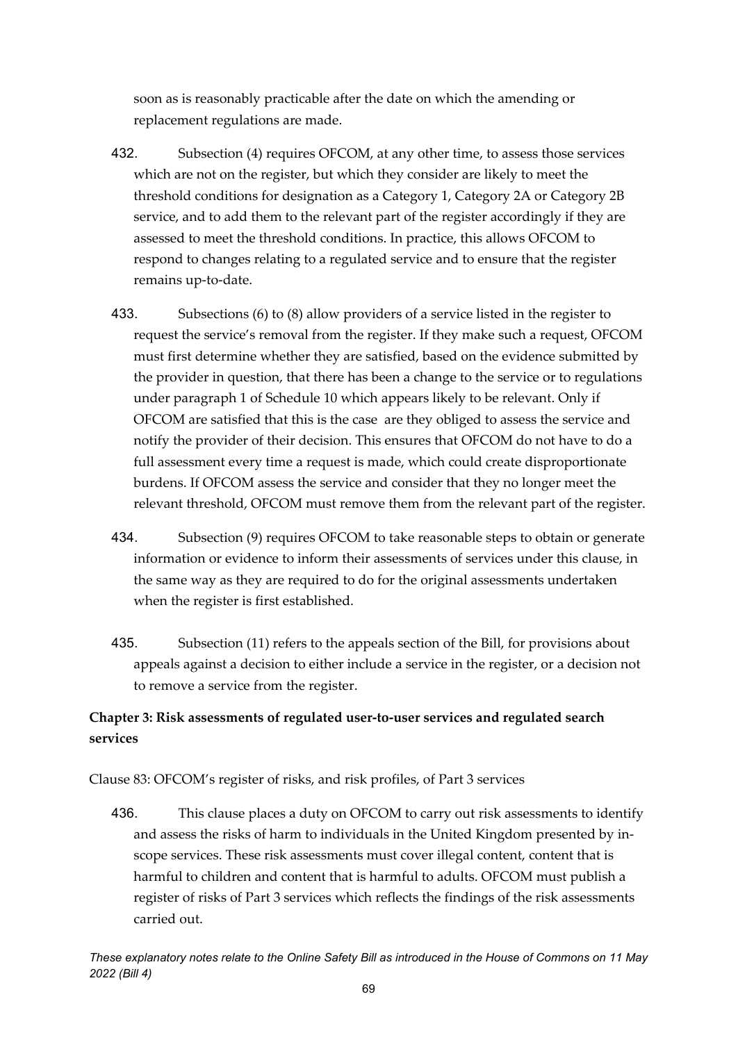soon as is reasonably practicable after the date on which the amending or replacement regulations are made.

432. Subsection (4) requires OFCOM, at any other time, to assess those services which are not on the register, but which they consider are likely to meet the threshold conditions for designation as a Category 1, Category 2A or Category 2B service, and to add them to the relevant part of the register accordingly if they are assessed to meet the threshold conditions. In practice, this allows OFCOM to respond to changes relating to a regulated service and to ensure that the register remains up-to-date.

433. Subsections (6) to (8) allow providers of a service listed in the register to request the service's removal from the register. If they make such a request, OFCOM must first determine whether they are satisfied, based on the evidence submitted by the provider in question, that there has been a change to the service or to regulations under paragraph 1 of Schedule 10 which appears likely to be relevant. Only if OFCOM are satisfied that this is the case are they obliged to assess the service and notify the provider of their decision. This ensures that OFCOM do not have to do a full assessment every time a request is made, which could create disproportionate burdens. If OFCOM assess the service and consider that they no longer meet the relevant threshold, OFCOM must remove them from the relevant part of the register.

434. Subsection (9) requires OFCOM to take reasonable steps to obtain or generate information or evidence to inform their assessments of services under this clause, in the same way as they are required to do for the original assessments undertaken when the register is first established.

435. Subsection (11) refers to the appeals section of the Bill, for provisions about appeals against a decision to either include a service in the register, or a decision not to remove a service from the register.

**Chapter 3: Risk assessments of regulated user-to-user services and regulated search services**

Clause 83: OFCOM's register of risks, and risk profiles, of Part 3 services

436. This clause places a duty on OFCOM to carry out risk assessments to identify and assess the risks of harm to individuals in the United Kingdom presented by in-scope services. These risk assessments must cover illegal content, content that is harmful to children and content that is harmful to adults. OFCOM must publish a register of risks of Part 3 services which reflects the findings of the risk assessments carried out.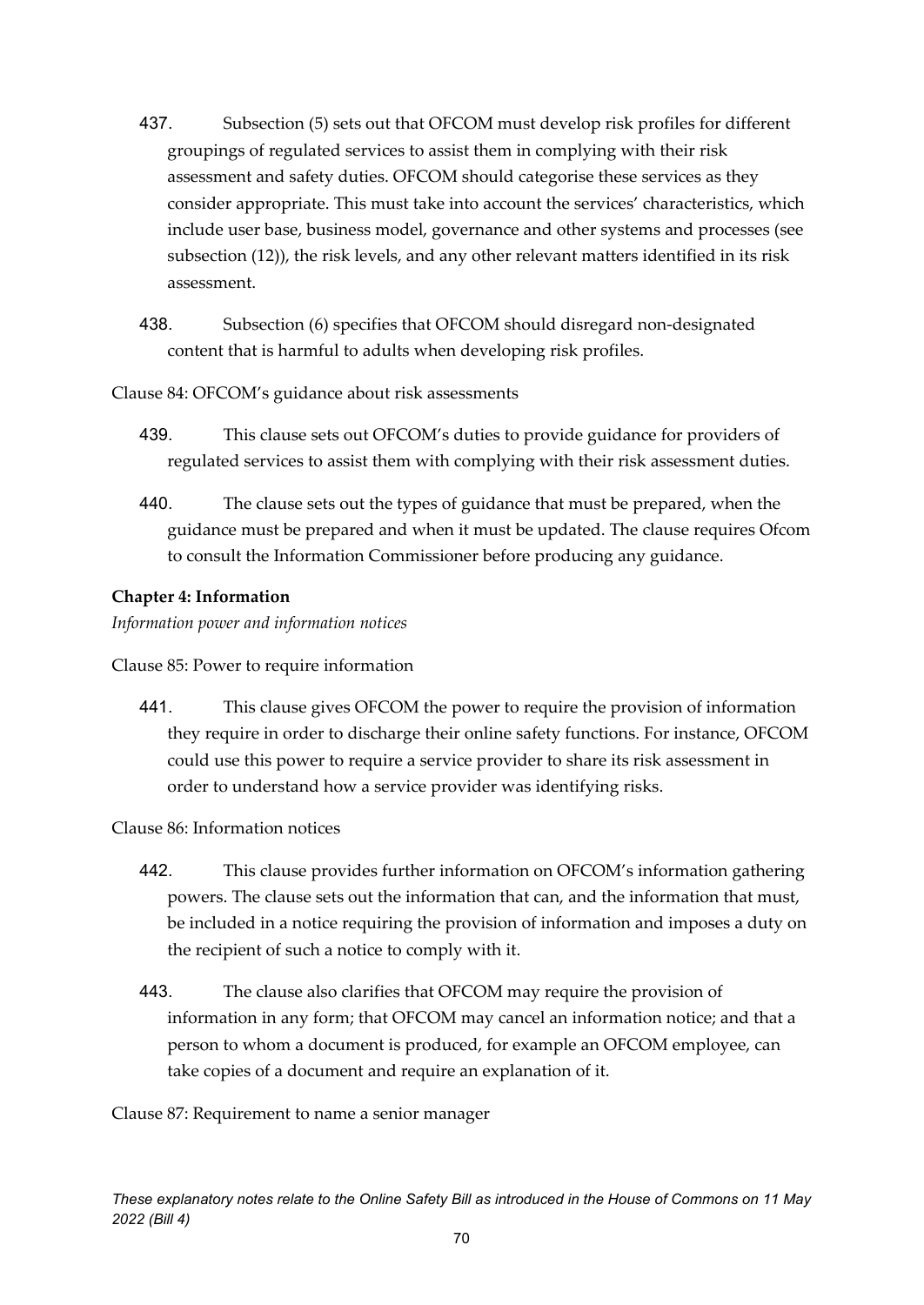437. Subsection (5) sets out that OFCOM must develop risk profiles for different groupings of regulated services to assist them in complying with their risk assessment and safety duties. OFCOM should categorise these services as they consider appropriate. This must take into account the services' characteristics, which include user base, business model, governance and other systems and processes (see subsection (12)), the risk levels, and any other relevant matters identified in its risk assessment.

438. Subsection (6) specifies that OFCOM should disregard non-designated content that is harmful to adults when developing risk profiles.

Clause 84: OFCOM's guidance about risk assessments

439. This clause sets out OFCOM's duties to provide guidance for providers of regulated services to assist them with complying with their risk assessment duties.

440. The clause sets out the types of guidance that must be prepared, when the guidance must be prepared and when it must be updated. The clause requires Ofcom to consult the Information Commissioner before producing any guidance.

**Chapter 4: Information**

*Information power and information notices*

Clause 85: Power to require information

441. This clause gives OFCOM the power to require the provision of information they require in order to discharge their online safety functions. For instance, OFCOM could use this power to require a service provider to share its risk assessment in order to understand how a service provider was identifying risks.

Clause 86: Information notices

442. This clause provides further information on OFCOM's information gathering powers. The clause sets out the information that can, and the information that must, be included in a notice requiring the provision of information and imposes a duty on the recipient of such a notice to comply with it.

443. The clause also clarifies that OFCOM may require the provision of information in any form; that OFCOM may cancel an information notice; and that a person to whom a document is produced, for example an OFCOM employee, can take copies of a document and require an explanation of it.

Clause 87: Requirement to name a senior manager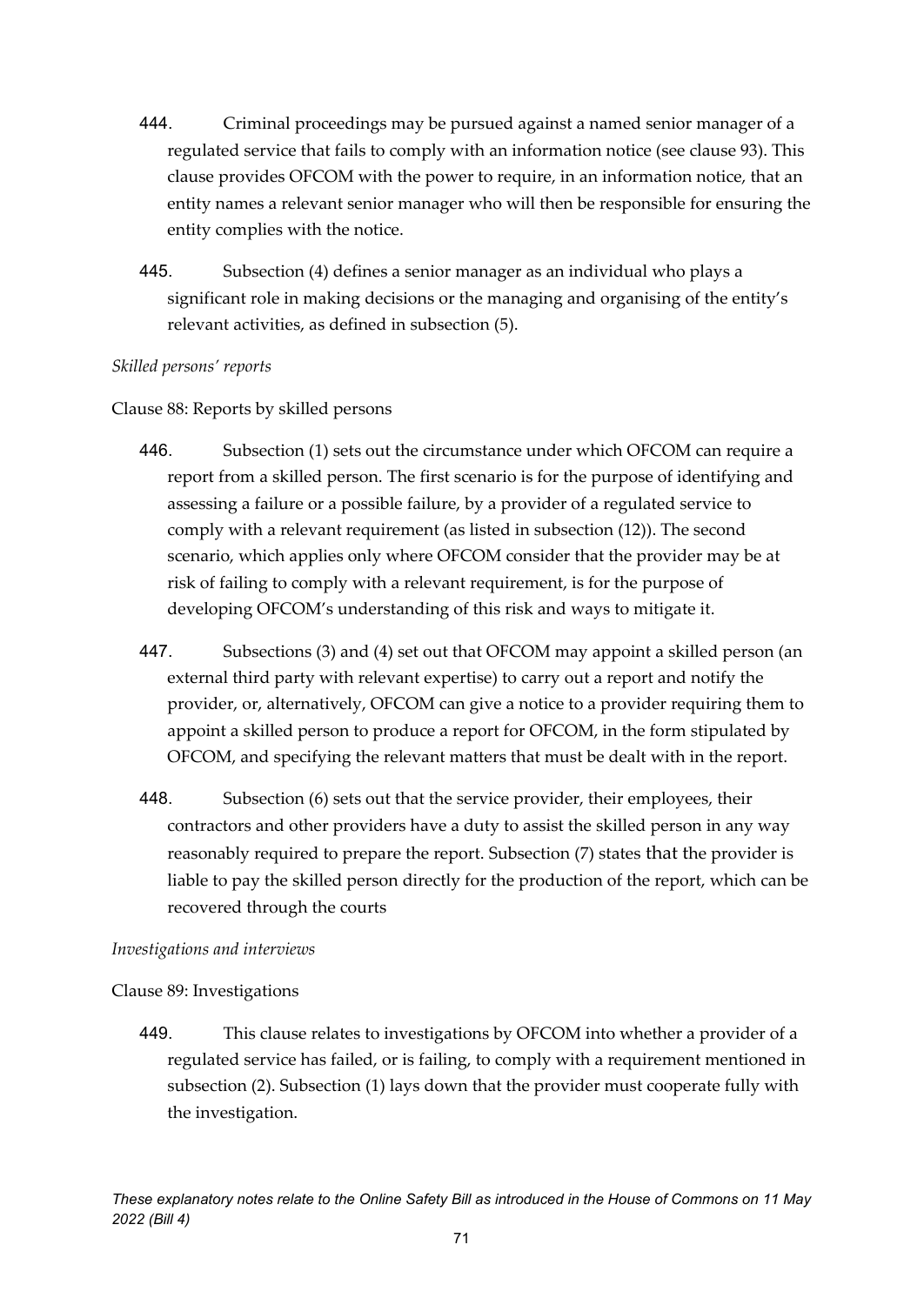444. Criminal proceedings may be pursued against a named senior manager of a regulated service that fails to comply with an information notice (see clause 93). This clause provides OFCOM with the power to require, in an information notice, that an entity names a relevant senior manager who will then be responsible for ensuring the entity complies with the notice.

445. Subsection (4) defines a senior manager as an individual who plays a significant role in making decisions or the managing and organising of the entity's relevant activities, as defined in subsection (5).

*Skilled persons' reports*

Clause 88: Reports by skilled persons

446. Subsection (1) sets out the circumstance under which OFCOM can require a report from a skilled person. The first scenario is for the purpose of identifying and assessing a failure or a possible failure, by a provider of a regulated service to comply with a relevant requirement (as listed in subsection (12)). The second scenario, which applies only where OFCOM consider that the provider may be at risk of failing to comply with a relevant requirement, is for the purpose of developing OFCOM's understanding of this risk and ways to mitigate it.

447. Subsections (3) and (4) set out that OFCOM may appoint a skilled person (an external third party with relevant expertise) to carry out a report and notify the provider, or, alternatively, OFCOM can give a notice to a provider requiring them to appoint a skilled person to produce a report for OFCOM, in the form stipulated by OFCOM, and specifying the relevant matters that must be dealt with in the report.

448. Subsection (6) sets out that the service provider, their employees, their contractors and other providers have a duty to assist the skilled person in any way reasonably required to prepare the report. Subsection (7) states that the provider is liable to pay the skilled person directly for the production of the report, which can be recovered through the courts

*Investigations and interviews*

Clause 89: Investigations

449. This clause relates to investigations by OFCOM into whether a provider of a regulated service has failed, or is failing, to comply with a requirement mentioned in subsection (2). Subsection (1) lays down that the provider must cooperate fully with the investigation.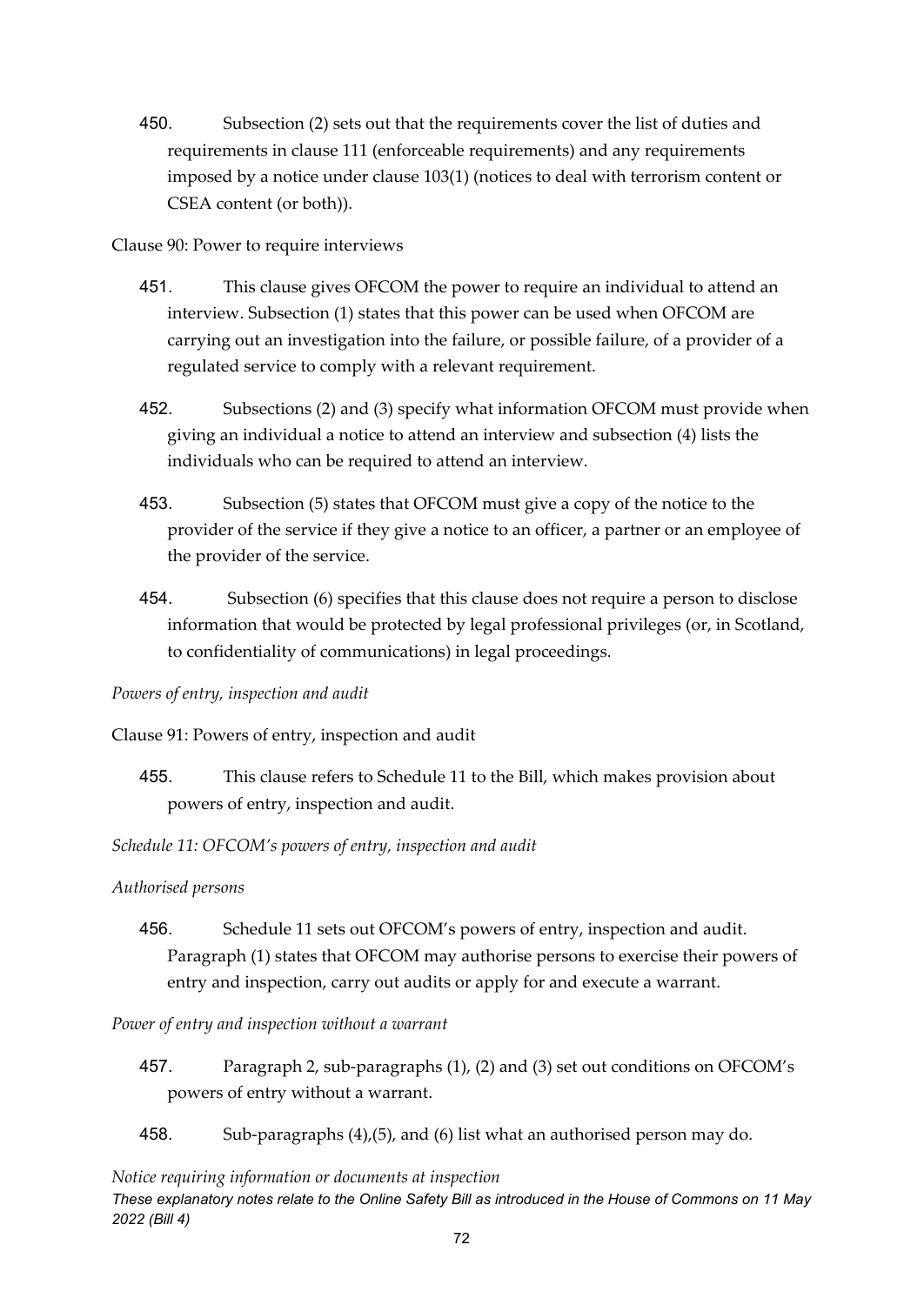450. Subsection (2) sets out that the requirements cover the list of duties and requirements in clause 111 (enforceable requirements) and any requirements imposed by a notice under clause 103(1) (notices to deal with terrorism content or CSEA content (or both)).

Clause 90: Power to require interviews

451. This clause gives OFCOM the power to require an individual to attend an interview. Subsection (1) states that this power can be used when OFCOM are carrying out an investigation into the failure, or possible failure, of a provider of a regulated service to comply with a relevant requirement.

452. Subsections (2) and (3) specify what information OFCOM must provide when giving an individual a notice to attend an interview and subsection (4) lists the individuals who can be required to attend an interview.

453. Subsection (5) states that OFCOM must give a copy of the notice to the provider of the service if they give a notice to an officer, a partner or an employee of the provider of the service.

454. Subsection (6) specifies that this clause does not require a person to disclose information that would be protected by legal professional privileges (or, in Scotland, to confidentiality of communications) in legal proceedings.

*Powers of entry, inspection and audit*

Clause 91: Powers of entry, inspection and audit

455. This clause refers to Schedule 11 to the Bill, which makes provision about powers of entry, inspection and audit.

*Schedule 11: OFCOM's powers of entry, inspection and audit*

*Authorised persons*

456. Schedule 11 sets out OFCOM's powers of entry, inspection and audit. Paragraph (1) states that OFCOM may authorise persons to exercise their powers of entry and inspection, carry out audits or apply for and execute a warrant.

*Power of entry and inspection without a warrant*

457. Paragraph 2, sub-paragraphs (1), (2) and (3) set out conditions on OFCOM's powers of entry without a warrant.

458. Sub-paragraphs (4),(5), and (6) list what an authorised person may do.

*Notice requiring information or documents at inspection*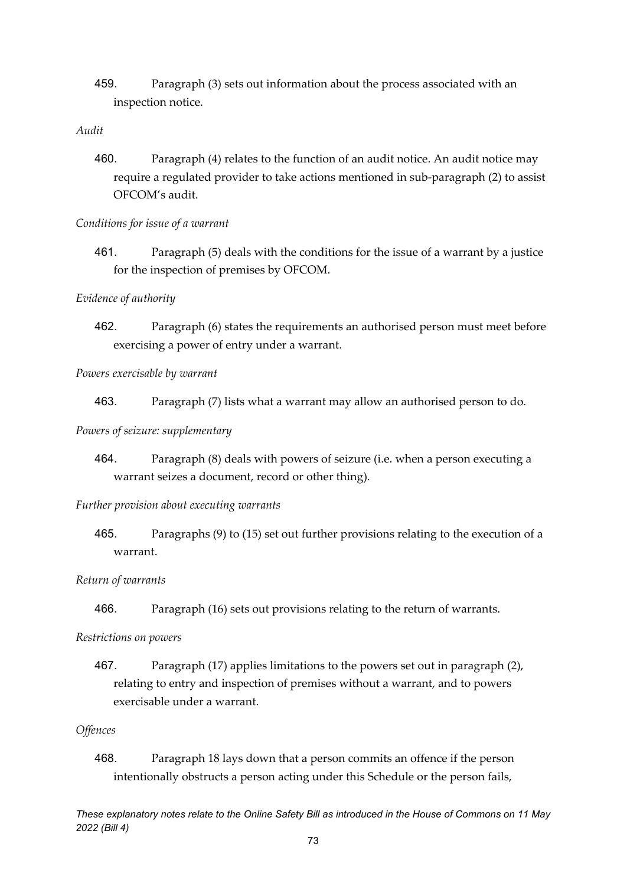459. Paragraph (3) sets out information about the process associated with an inspection notice.

*Audit*

460. Paragraph (4) relates to the function of an audit notice. An audit notice may require a regulated provider to take actions mentioned in sub-paragraph (2) to assist OFCOM's audit.

*Conditions for issue of a warrant*

461. Paragraph (5) deals with the conditions for the issue of a warrant by a justice for the inspection of premises by OFCOM.

*Evidence of authority*

462. Paragraph (6) states the requirements an authorised person must meet before exercising a power of entry under a warrant.

*Powers exercisable by warrant*

463. Paragraph (7) lists what a warrant may allow an authorised person to do.

*Powers of seizure: supplementary*

464. Paragraph (8) deals with powers of seizure (i.e. when a person executing a warrant seizes a document, record or other thing).

*Further provision about executing warrants*

465. Paragraphs (9) to (15) set out further provisions relating to the execution of a warrant.

*Return of warrants*

466. Paragraph (16) sets out provisions relating to the return of warrants.

*Restrictions on powers*

467. Paragraph (17) applies limitations to the powers set out in paragraph (2), relating to entry and inspection of premises without a warrant, and to powers exercisable under a warrant.

*Offences*

468. Paragraph 18 lays down that a person commits an offence if the person intentionally obstructs a person acting under this Schedule or the person fails,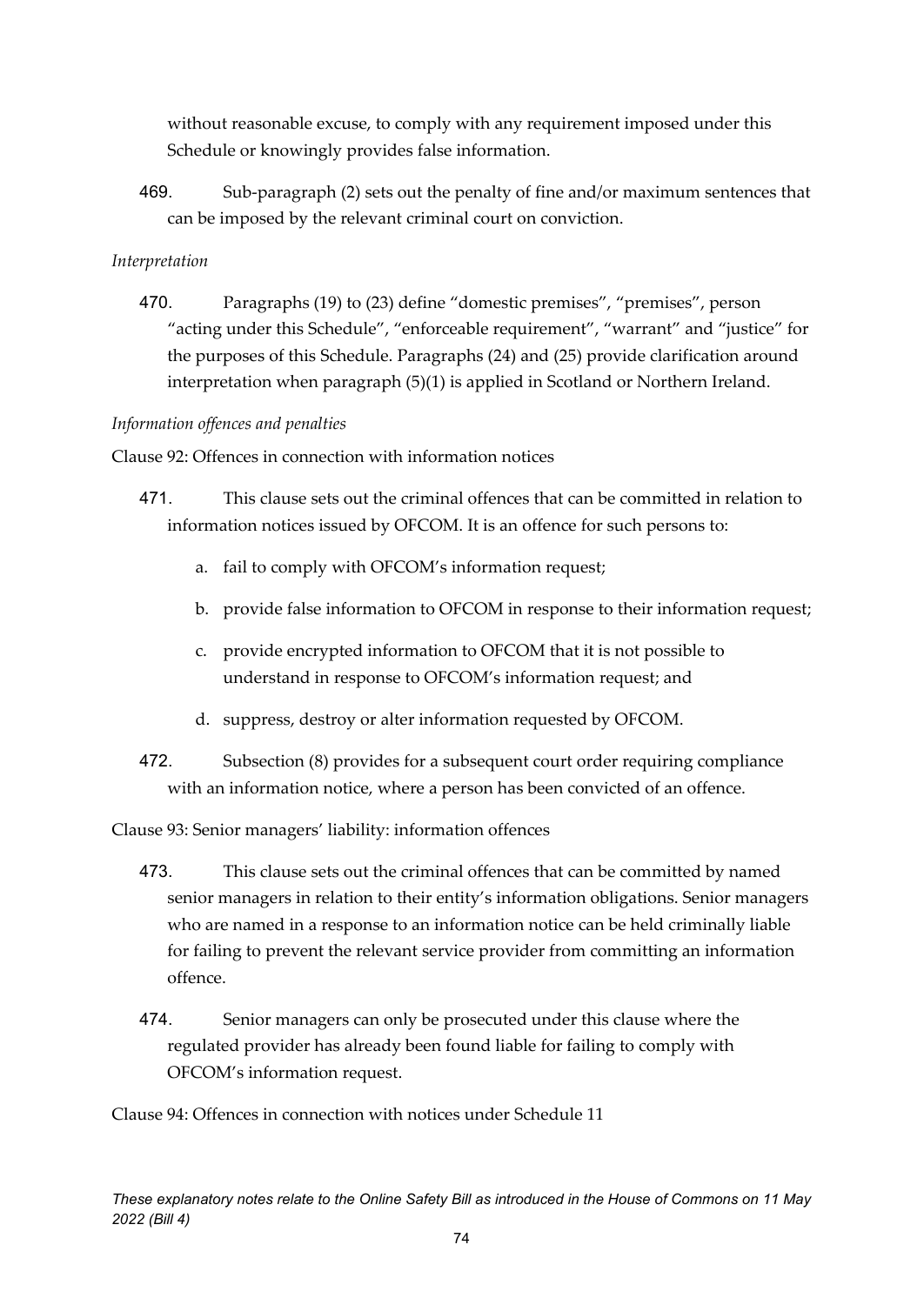without reasonable excuse, to comply with any requirement imposed under this Schedule or knowingly provides false information.

469. Sub-paragraph (2) sets out the penalty of fine and/or maximum sentences that can be imposed by the relevant criminal court on conviction.

*Interpretation*

470. Paragraphs (19) to (23) define "domestic premises", "premises", person "acting under this Schedule", "enforceable requirement", "warrant" and "justice" for the purposes of this Schedule. Paragraphs (24) and (25) provide clarification around interpretation when paragraph (5)(1) is applied in Scotland or Northern Ireland.

*Information offences and penalties*

Clause 92: Offences in connection with information notices

471. This clause sets out the criminal offences that can be committed in relation to information notices issued by OFCOM. It is an offence for such persons to:

   a. fail to comply with OFCOM's information request;

   b. provide false information to OFCOM in response to their information request;

   c. provide encrypted information to OFCOM that it is not possible to understand in response to OFCOM's information request; and

   d. suppress, destroy or alter information requested by OFCOM.

472. Subsection (8) provides for a subsequent court order requiring compliance with an information notice, where a person has been convicted of an offence.

Clause 93: Senior managers' liability: information offences

473. This clause sets out the criminal offences that can be committed by named senior managers in relation to their entity's information obligations. Senior managers who are named in a response to an information notice can be held criminally liable for failing to prevent the relevant service provider from committing an information offence.

474. Senior managers can only be prosecuted under this clause where the regulated provider has already been found liable for failing to comply with OFCOM's information request.

Clause 94: Offences in connection with notices under Schedule 11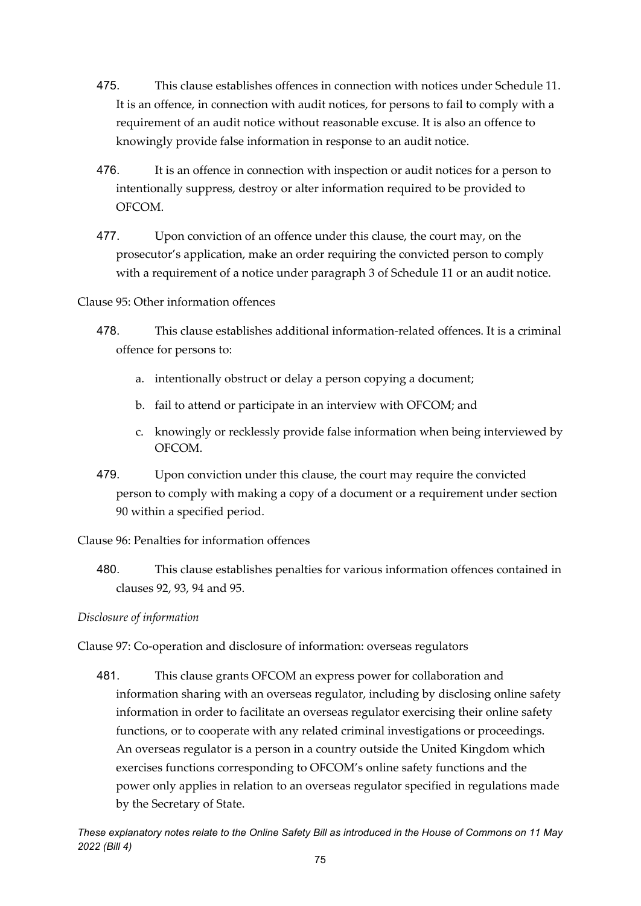475. This clause establishes offences in connection with notices under Schedule 11. It is an offence, in connection with audit notices, for persons to fail to comply with a requirement of an audit notice without reasonable excuse. It is also an offence to knowingly provide false information in response to an audit notice.

476. It is an offence in connection with inspection or audit notices for a person to intentionally suppress, destroy or alter information required to be provided to OFCOM.

477. Upon conviction of an offence under this clause, the court may, on the prosecutor's application, make an order requiring the convicted person to comply with a requirement of a notice under paragraph 3 of Schedule 11 or an audit notice.

Clause 95: Other information offences

478. This clause establishes additional information-related offences. It is a criminal offence for persons to:

   a. intentionally obstruct or delay a person copying a document;
   b. fail to attend or participate in an interview with OFCOM; and
   c. knowingly or recklessly provide false information when being interviewed by OFCOM.

479. Upon conviction under this clause, the court may require the convicted person to comply with making a copy of a document or a requirement under section 90 within a specified period.

Clause 96: Penalties for information offences

480. This clause establishes penalties for various information offences contained in clauses 92, 93, 94 and 95.

*Disclosure of information*

Clause 97: Co-operation and disclosure of information: overseas regulators

481. This clause grants OFCOM an express power for collaboration and information sharing with an overseas regulator, including by disclosing online safety information in order to facilitate an overseas regulator exercising their online safety functions, or to cooperate with any related criminal investigations or proceedings. An overseas regulator is a person in a country outside the United Kingdom which exercises functions corresponding to OFCOM's online safety functions and the power only applies in relation to an overseas regulator specified in regulations made by the Secretary of State.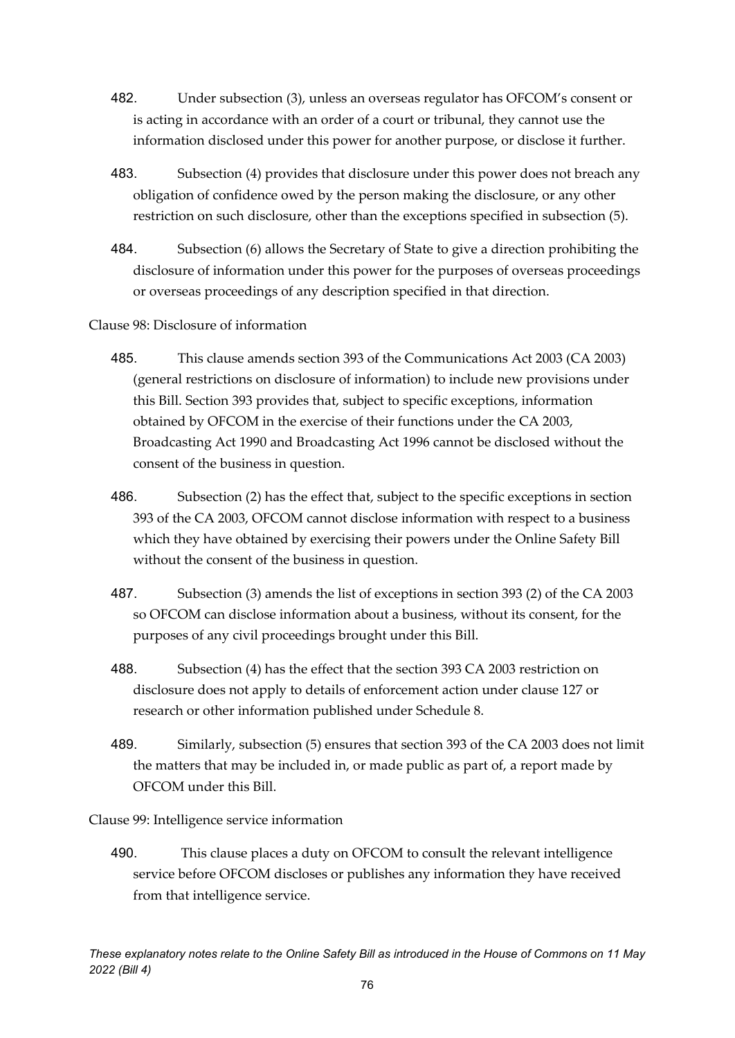482. Under subsection (3), unless an overseas regulator has OFCOM's consent or is acting in accordance with an order of a court or tribunal, they cannot use the information disclosed under this power for another purpose, or disclose it further.

483. Subsection (4) provides that disclosure under this power does not breach any obligation of confidence owed by the person making the disclosure, or any other restriction on such disclosure, other than the exceptions specified in subsection (5).

484. Subsection (6) allows the Secretary of State to give a direction prohibiting the disclosure of information under this power for the purposes of overseas proceedings or overseas proceedings of any description specified in that direction.

Clause 98: Disclosure of information

485. This clause amends section 393 of the Communications Act 2003 (CA 2003) (general restrictions on disclosure of information) to include new provisions under this Bill. Section 393 provides that, subject to specific exceptions, information obtained by OFCOM in the exercise of their functions under the CA 2003, Broadcasting Act 1990 and Broadcasting Act 1996 cannot be disclosed without the consent of the business in question.

486. Subsection (2) has the effect that, subject to the specific exceptions in section 393 of the CA 2003, OFCOM cannot disclose information with respect to a business which they have obtained by exercising their powers under the Online Safety Bill without the consent of the business in question.

487. Subsection (3) amends the list of exceptions in section 393 (2) of the CA 2003 so OFCOM can disclose information about a business, without its consent, for the purposes of any civil proceedings brought under this Bill.

488. Subsection (4) has the effect that the section 393 CA 2003 restriction on disclosure does not apply to details of enforcement action under clause 127 or research or other information published under Schedule 8.

489. Similarly, subsection (5) ensures that section 393 of the CA 2003 does not limit the matters that may be included in, or made public as part of, a report made by OFCOM under this Bill.

Clause 99: Intelligence service information

490. This clause places a duty on OFCOM to consult the relevant intelligence service before OFCOM discloses or publishes any information they have received from that intelligence service.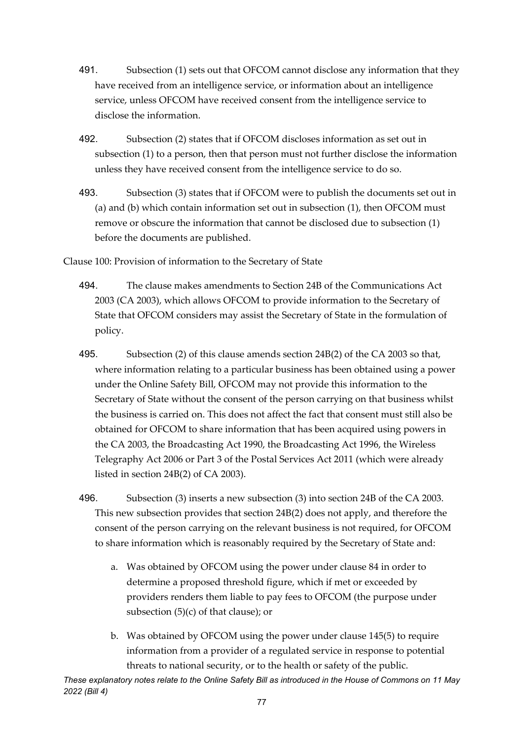491. Subsection (1) sets out that OFCOM cannot disclose any information that they have received from an intelligence service, or information about an intelligence service, unless OFCOM have received consent from the intelligence service to disclose the information.

492. Subsection (2) states that if OFCOM discloses information as set out in subsection (1) to a person, then that person must not further disclose the information unless they have received consent from the intelligence service to do so.

493. Subsection (3) states that if OFCOM were to publish the documents set out in (a) and (b) which contain information set out in subsection (1), then OFCOM must remove or obscure the information that cannot be disclosed due to subsection (1) before the documents are published.

Clause 100: Provision of information to the Secretary of State

494. The clause makes amendments to Section 24B of the Communications Act 2003 (CA 2003), which allows OFCOM to provide information to the Secretary of State that OFCOM considers may assist the Secretary of State in the formulation of policy.

495. Subsection (2) of this clause amends section 24B(2) of the CA 2003 so that, where information relating to a particular business has been obtained using a power under the Online Safety Bill, OFCOM may not provide this information to the Secretary of State without the consent of the person carrying on that business whilst the business is carried on. This does not affect the fact that consent must still also be obtained for OFCOM to share information that has been acquired using powers in the CA 2003, the Broadcasting Act 1990, the Broadcasting Act 1996, the Wireless Telegraphy Act 2006 or Part 3 of the Postal Services Act 2011 (which were already listed in section 24B(2) of CA 2003).

496. Subsection (3) inserts a new subsection (3) into section 24B of the CA 2003. This new subsection provides that section 24B(2) does not apply, and therefore the consent of the person carrying on the relevant business is not required, for OFCOM to share information which is reasonably required by the Secretary of State and:

a. Was obtained by OFCOM using the power under clause 84 in order to determine a proposed threshold figure, which if met or exceeded by providers renders them liable to pay fees to OFCOM (the purpose under subsection (5)(c) of that clause); or

b. Was obtained by OFCOM using the power under clause 145(5) to require information from a provider of a regulated service in response to potential threats to national security, or to the health or safety of the public.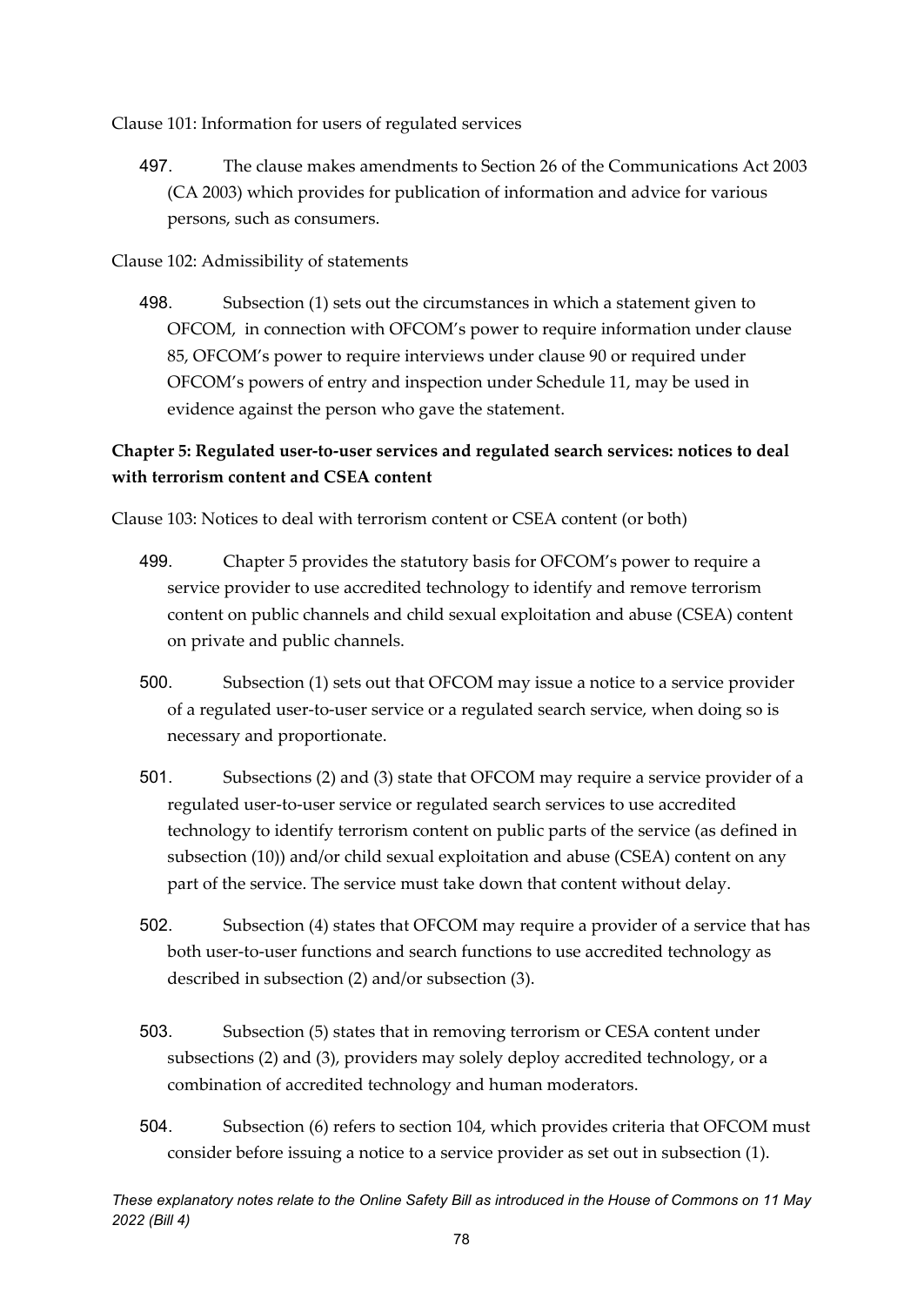Clause 101: Information for users of regulated services

497. The clause makes amendments to Section 26 of the Communications Act 2003 (CA 2003) which provides for publication of information and advice for various persons, such as consumers.

Clause 102: Admissibility of statements

498. Subsection (1) sets out the circumstances in which a statement given to OFCOM, in connection with OFCOM's power to require information under clause 85, OFCOM's power to require interviews under clause 90 or required under OFCOM's powers of entry and inspection under Schedule 11, may be used in evidence against the person who gave the statement.

**Chapter 5: Regulated user-to-user services and regulated search services: notices to deal with terrorism content and CSEA content**

Clause 103: Notices to deal with terrorism content or CSEA content (or both)

499. Chapter 5 provides the statutory basis for OFCOM's power to require a service provider to use accredited technology to identify and remove terrorism content on public channels and child sexual exploitation and abuse (CSEA) content on private and public channels.

500. Subsection (1) sets out that OFCOM may issue a notice to a service provider of a regulated user-to-user service or a regulated search service, when doing so is necessary and proportionate.

501. Subsections (2) and (3) state that OFCOM may require a service provider of a regulated user-to-user service or regulated search services to use accredited technology to identify terrorism content on public parts of the service (as defined in subsection (10)) and/or child sexual exploitation and abuse (CSEA) content on any part of the service. The service must take down that content without delay.

502. Subsection (4) states that OFCOM may require a provider of a service that has both user-to-user functions and search functions to use accredited technology as described in subsection (2) and/or subsection (3).

503. Subsection (5) states that in removing terrorism or CESA content under subsections (2) and (3), providers may solely deploy accredited technology, or a combination of accredited technology and human moderators.

504. Subsection (6) refers to section 104, which provides criteria that OFCOM must consider before issuing a notice to a service provider as set out in subsection (1).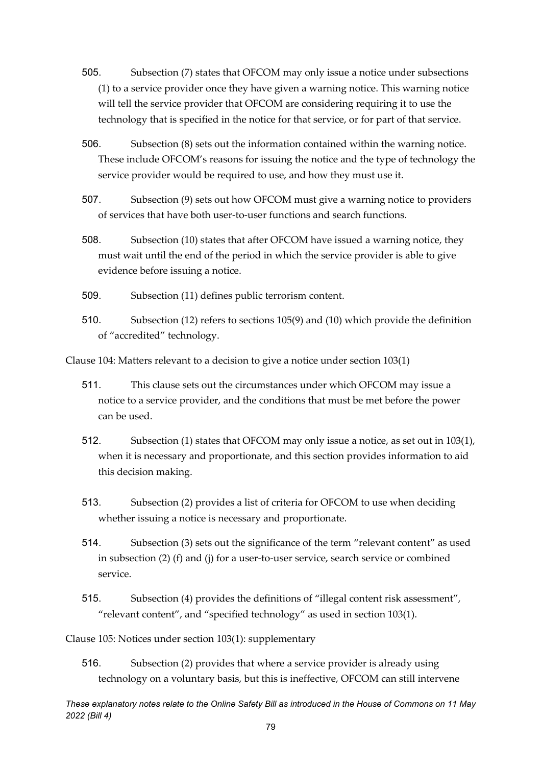505. Subsection (7) states that OFCOM may only issue a notice under subsections (1) to a service provider once they have given a warning notice. This warning notice will tell the service provider that OFCOM are considering requiring it to use the technology that is specified in the notice for that service, or for part of that service.

506. Subsection (8) sets out the information contained within the warning notice. These include OFCOM's reasons for issuing the notice and the type of technology the service provider would be required to use, and how they must use it.

507. Subsection (9) sets out how OFCOM must give a warning notice to providers of services that have both user-to-user functions and search functions.

508. Subsection (10) states that after OFCOM have issued a warning notice, they must wait until the end of the period in which the service provider is able to give evidence before issuing a notice.

509. Subsection (11) defines public terrorism content.

510. Subsection (12) refers to sections 105(9) and (10) which provide the definition of "accredited" technology.

Clause 104: Matters relevant to a decision to give a notice under section 103(1)

511. This clause sets out the circumstances under which OFCOM may issue a notice to a service provider, and the conditions that must be met before the power can be used.

512. Subsection (1) states that OFCOM may only issue a notice, as set out in 103(1), when it is necessary and proportionate, and this section provides information to aid this decision making.

513. Subsection (2) provides a list of criteria for OFCOM to use when deciding whether issuing a notice is necessary and proportionate.

514. Subsection (3) sets out the significance of the term "relevant content" as used in subsection (2) (f) and (j) for a user-to-user service, search service or combined service.

515. Subsection (4) provides the definitions of "illegal content risk assessment", "relevant content", and "specified technology" as used in section 103(1).

Clause 105: Notices under section 103(1): supplementary

516. Subsection (2) provides that where a service provider is already using technology on a voluntary basis, but this is ineffective, OFCOM can still intervene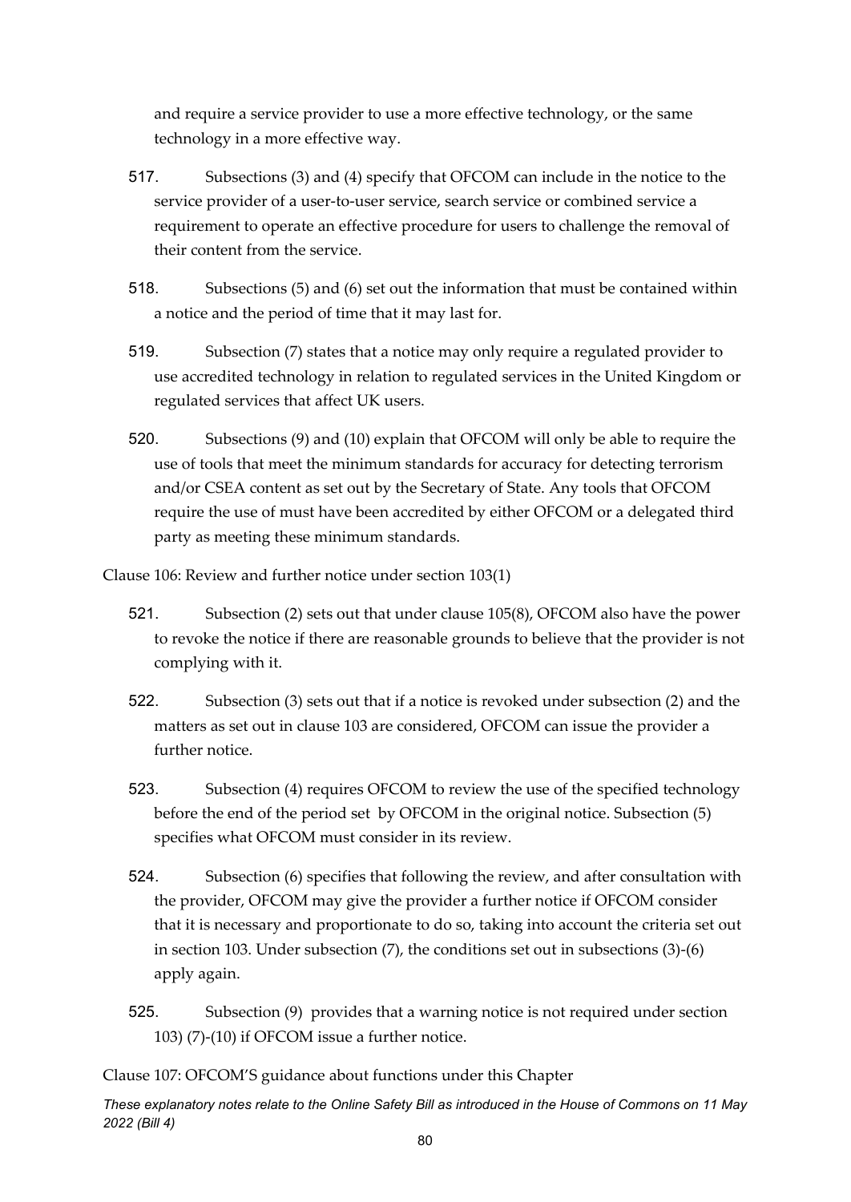and require a service provider to use a more effective technology, or the same technology in a more effective way.

517. Subsections (3) and (4) specify that OFCOM can include in the notice to the service provider of a user-to-user service, search service or combined service a requirement to operate an effective procedure for users to challenge the removal of their content from the service.

518. Subsections (5) and (6) set out the information that must be contained within a notice and the period of time that it may last for.

519. Subsection (7) states that a notice may only require a regulated provider to use accredited technology in relation to regulated services in the United Kingdom or regulated services that affect UK users.

520. Subsections (9) and (10) explain that OFCOM will only be able to require the use of tools that meet the minimum standards for accuracy for detecting terrorism and/or CSEA content as set out by the Secretary of State. Any tools that OFCOM require the use of must have been accredited by either OFCOM or a delegated third party as meeting these minimum standards.

Clause 106: Review and further notice under section 103(1)

521. Subsection (2) sets out that under clause 105(8), OFCOM also have the power to revoke the notice if there are reasonable grounds to believe that the provider is not complying with it.

522. Subsection (3) sets out that if a notice is revoked under subsection (2) and the matters as set out in clause 103 are considered, OFCOM can issue the provider a further notice.

523. Subsection (4) requires OFCOM to review the use of the specified technology before the end of the period set by OFCOM in the original notice. Subsection (5) specifies what OFCOM must consider in its review.

524. Subsection (6) specifies that following the review, and after consultation with the provider, OFCOM may give the provider a further notice if OFCOM consider that it is necessary and proportionate to do so, taking into account the criteria set out in section 103. Under subsection (7), the conditions set out in subsections (3)-(6) apply again.

525. Subsection (9) provides that a warning notice is not required under section 103) (7)-(10) if OFCOM issue a further notice.

Clause 107: OFCOM'S guidance about functions under this Chapter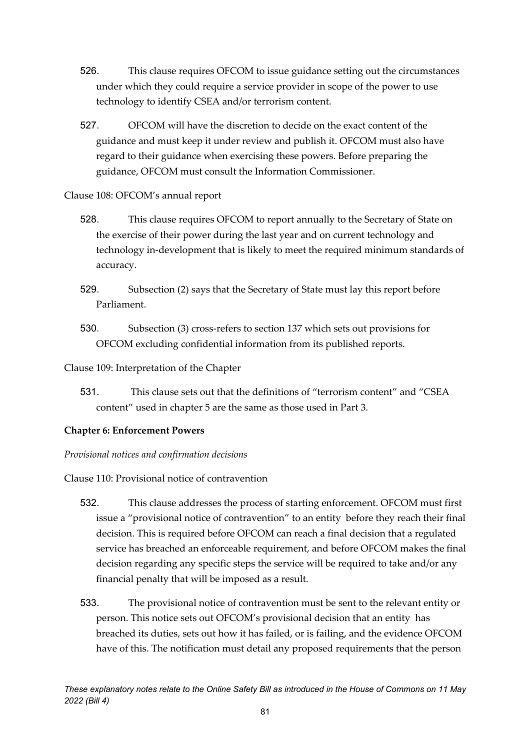526. This clause requires OFCOM to issue guidance setting out the circumstances under which they could require a service provider in scope of the power to use technology to identify CSEA and/or terrorism content.

527. OFCOM will have the discretion to decide on the exact content of the guidance and must keep it under review and publish it. OFCOM must also have regard to their guidance when exercising these powers. Before preparing the guidance, OFCOM must consult the Information Commissioner.

Clause 108: OFCOM's annual report

528. This clause requires OFCOM to report annually to the Secretary of State on the exercise of their power during the last year and on current technology and technology in-development that is likely to meet the required minimum standards of accuracy.

529. Subsection (2) says that the Secretary of State must lay this report before Parliament.

530. Subsection (3) cross-refers to section 137 which sets out provisions for OFCOM excluding confidential information from its published reports.

Clause 109: Interpretation of the Chapter

531. This clause sets out that the definitions of "terrorism content" and "CSEA content" used in chapter 5 are the same as those used in Part 3.

**Chapter 6: Enforcement Powers**

*Provisional notices and confirmation decisions*

Clause 110: Provisional notice of contravention

532. This clause addresses the process of starting enforcement. OFCOM must first issue a "provisional notice of contravention" to an entity before they reach their final decision. This is required before OFCOM can reach a final decision that a regulated service has breached an enforceable requirement, and before OFCOM makes the final decision regarding any specific steps the service will be required to take and/or any financial penalty that will be imposed as a result.

533. The provisional notice of contravention must be sent to the relevant entity or person. This notice sets out OFCOM's provisional decision that an entity has breached its duties, sets out how it has failed, or is failing, and the evidence OFCOM have of this. The notification must detail any proposed requirements that the person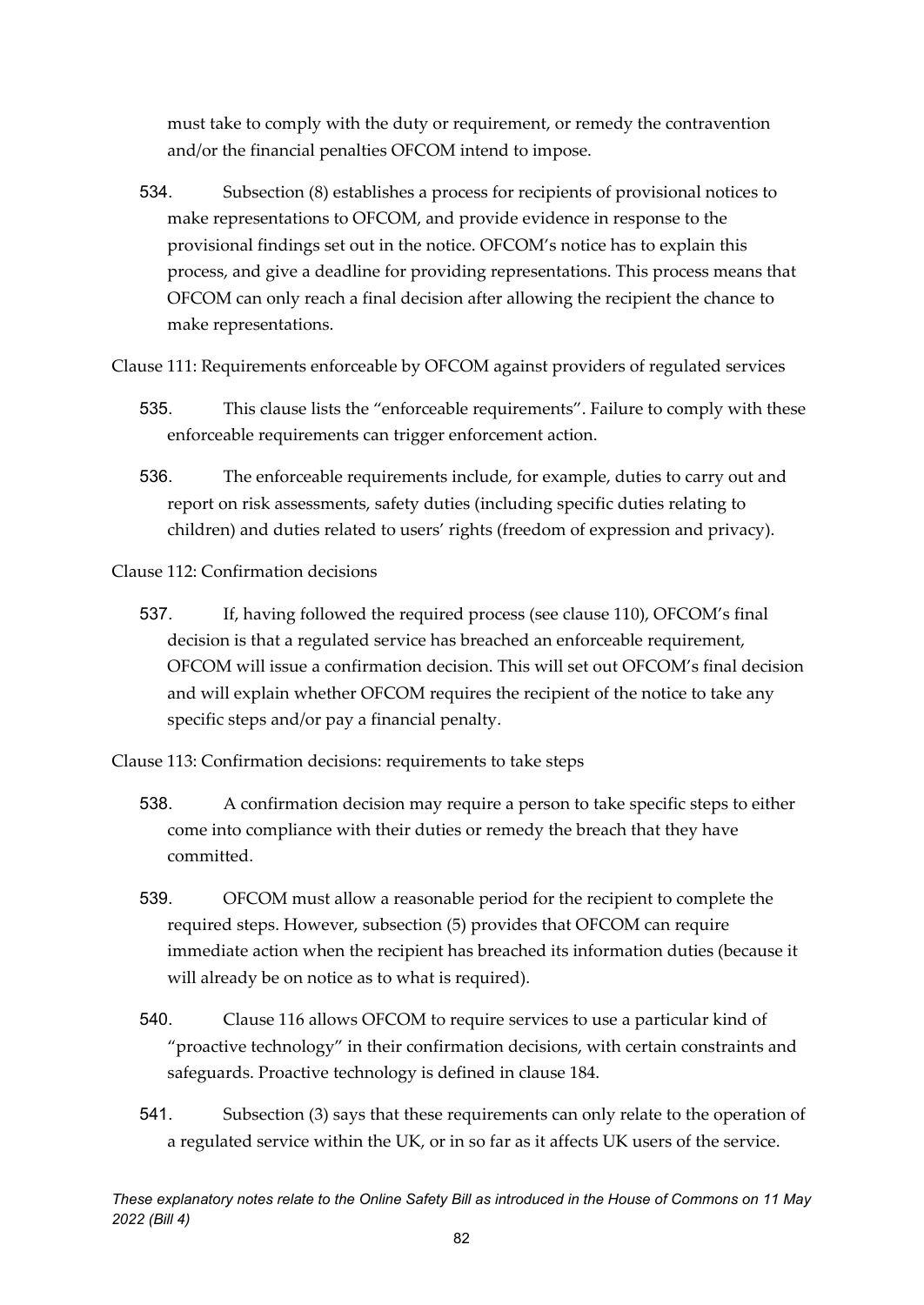must take to comply with the duty or requirement, or remedy the contravention and/or the financial penalties OFCOM intend to impose.

534. Subsection (8) establishes a process for recipients of provisional notices to make representations to OFCOM, and provide evidence in response to the provisional findings set out in the notice. OFCOM's notice has to explain this process, and give a deadline for providing representations. This process means that OFCOM can only reach a final decision after allowing the recipient the chance to make representations.

Clause 111: Requirements enforceable by OFCOM against providers of regulated services

535. This clause lists the "enforceable requirements". Failure to comply with these enforceable requirements can trigger enforcement action.

536. The enforceable requirements include, for example, duties to carry out and report on risk assessments, safety duties (including specific duties relating to children) and duties related to users' rights (freedom of expression and privacy).

Clause 112: Confirmation decisions

537. If, having followed the required process (see clause 110), OFCOM's final decision is that a regulated service has breached an enforceable requirement, OFCOM will issue a confirmation decision. This will set out OFCOM's final decision and will explain whether OFCOM requires the recipient of the notice to take any specific steps and/or pay a financial penalty.

Clause 113: Confirmation decisions: requirements to take steps

538. A confirmation decision may require a person to take specific steps to either come into compliance with their duties or remedy the breach that they have committed.

539. OFCOM must allow a reasonable period for the recipient to complete the required steps. However, subsection (5) provides that OFCOM can require immediate action when the recipient has breached its information duties (because it will already be on notice as to what is required).

540. Clause 116 allows OFCOM to require services to use a particular kind of "proactive technology" in their confirmation decisions, with certain constraints and safeguards. Proactive technology is defined in clause 184.

541. Subsection (3) says that these requirements can only relate to the operation of a regulated service within the UK, or in so far as it affects UK users of the service.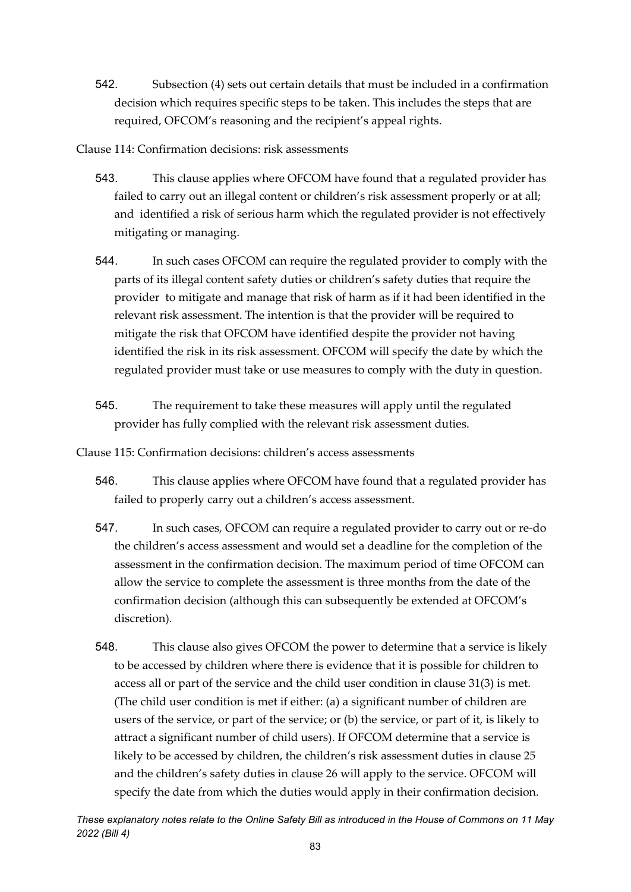542. Subsection (4) sets out certain details that must be included in a confirmation decision which requires specific steps to be taken. This includes the steps that are required, OFCOM's reasoning and the recipient's appeal rights.

Clause 114: Confirmation decisions: risk assessments

543. This clause applies where OFCOM have found that a regulated provider has failed to carry out an illegal content or children's risk assessment properly or at all; and identified a risk of serious harm which the regulated provider is not effectively mitigating or managing.

544. In such cases OFCOM can require the regulated provider to comply with the parts of its illegal content safety duties or children's safety duties that require the provider to mitigate and manage that risk of harm as if it had been identified in the relevant risk assessment. The intention is that the provider will be required to mitigate the risk that OFCOM have identified despite the provider not having identified the risk in its risk assessment. OFCOM will specify the date by which the regulated provider must take or use measures to comply with the duty in question.

545. The requirement to take these measures will apply until the regulated provider has fully complied with the relevant risk assessment duties.

Clause 115: Confirmation decisions: children's access assessments

546. This clause applies where OFCOM have found that a regulated provider has failed to properly carry out a children's access assessment.

547. In such cases, OFCOM can require a regulated provider to carry out or re-do the children's access assessment and would set a deadline for the completion of the assessment in the confirmation decision. The maximum period of time OFCOM can allow the service to complete the assessment is three months from the date of the confirmation decision (although this can subsequently be extended at OFCOM's discretion).

548. This clause also gives OFCOM the power to determine that a service is likely to be accessed by children where there is evidence that it is possible for children to access all or part of the service and the child user condition in clause 31(3) is met. (The child user condition is met if either: (a) a significant number of children are users of the service, or part of the service; or (b) the service, or part of it, is likely to attract a significant number of child users). If OFCOM determine that a service is likely to be accessed by children, the children's risk assessment duties in clause 25 and the children's safety duties in clause 26 will apply to the service. OFCOM will specify the date from which the duties would apply in their confirmation decision.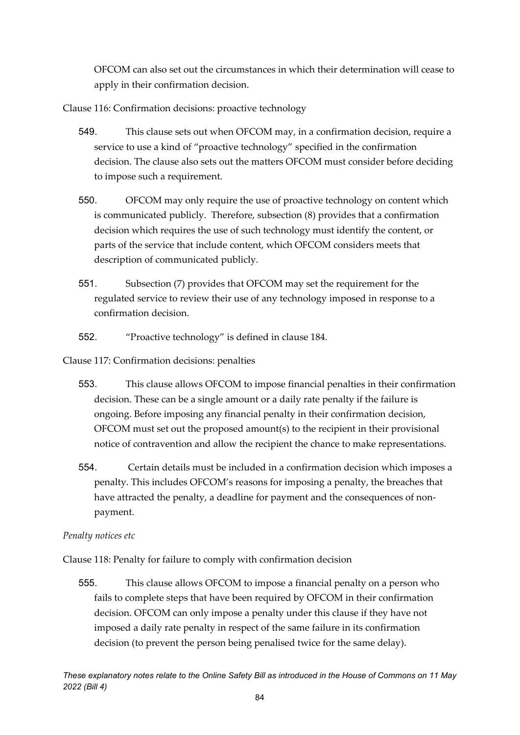OFCOM can also set out the circumstances in which their determination will cease to apply in their confirmation decision.

Clause 116: Confirmation decisions: proactive technology

549. This clause sets out when OFCOM may, in a confirmation decision, require a service to use a kind of "proactive technology" specified in the confirmation decision. The clause also sets out the matters OFCOM must consider before deciding to impose such a requirement.

550. OFCOM may only require the use of proactive technology on content which is communicated publicly. Therefore, subsection (8) provides that a confirmation decision which requires the use of such technology must identify the content, or parts of the service that include content, which OFCOM considers meets that description of communicated publicly.

551. Subsection (7) provides that OFCOM may set the requirement for the regulated service to review their use of any technology imposed in response to a confirmation decision.

552. "Proactive technology" is defined in clause 184.

Clause 117: Confirmation decisions: penalties

553. This clause allows OFCOM to impose financial penalties in their confirmation decision. These can be a single amount or a daily rate penalty if the failure is ongoing. Before imposing any financial penalty in their confirmation decision, OFCOM must set out the proposed amount(s) to the recipient in their provisional notice of contravention and allow the recipient the chance to make representations.

554. Certain details must be included in a confirmation decision which imposes a penalty. This includes OFCOM's reasons for imposing a penalty, the breaches that have attracted the penalty, a deadline for payment and the consequences of non-payment.

*Penalty notices etc*

Clause 118: Penalty for failure to comply with confirmation decision

555. This clause allows OFCOM to impose a financial penalty on a person who fails to complete steps that have been required by OFCOM in their confirmation decision. OFCOM can only impose a penalty under this clause if they have not imposed a daily rate penalty in respect of the same failure in its confirmation decision (to prevent the person being penalised twice for the same delay).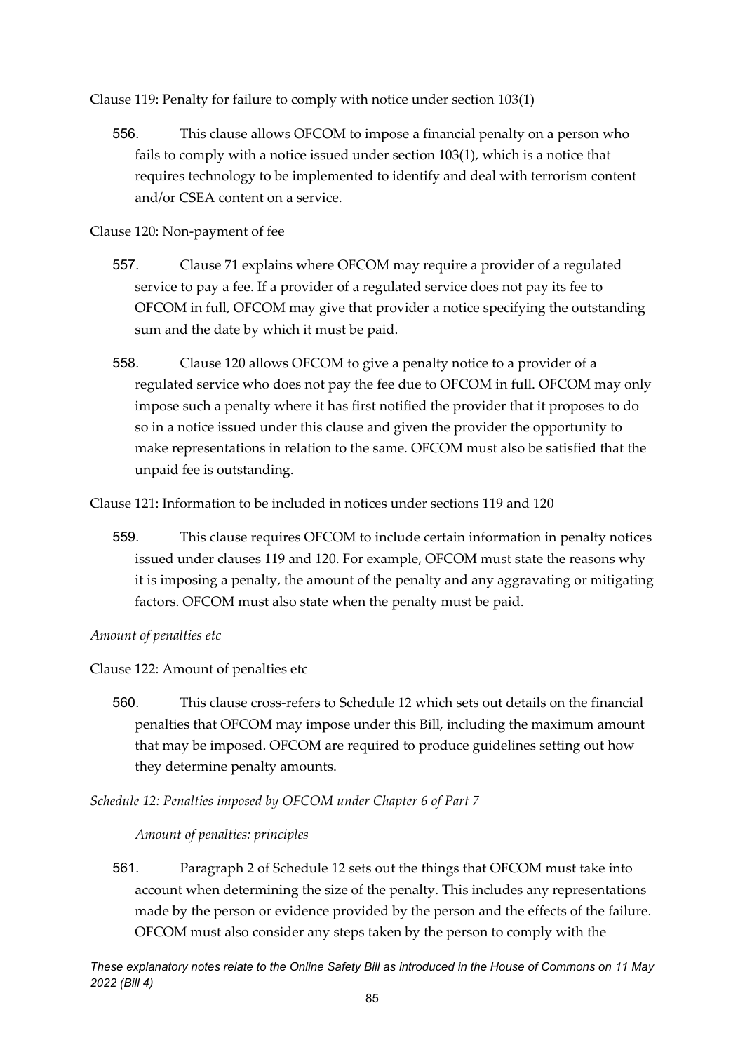Clause 119: Penalty for failure to comply with notice under section 103(1)

556. This clause allows OFCOM to impose a financial penalty on a person who fails to comply with a notice issued under section 103(1), which is a notice that requires technology to be implemented to identify and deal with terrorism content and/or CSEA content on a service.

Clause 120: Non-payment of fee

557. Clause 71 explains where OFCOM may require a provider of a regulated service to pay a fee. If a provider of a regulated service does not pay its fee to OFCOM in full, OFCOM may give that provider a notice specifying the outstanding sum and the date by which it must be paid.

558. Clause 120 allows OFCOM to give a penalty notice to a provider of a regulated service who does not pay the fee due to OFCOM in full. OFCOM may only impose such a penalty where it has first notified the provider that it proposes to do so in a notice issued under this clause and given the provider the opportunity to make representations in relation to the same. OFCOM must also be satisfied that the unpaid fee is outstanding.

Clause 121: Information to be included in notices under sections 119 and 120

559. This clause requires OFCOM to include certain information in penalty notices issued under clauses 119 and 120. For example, OFCOM must state the reasons why it is imposing a penalty, the amount of the penalty and any aggravating or mitigating factors. OFCOM must also state when the penalty must be paid.

*Amount of penalties etc*

Clause 122: Amount of penalties etc

560. This clause cross-refers to Schedule 12 which sets out details on the financial penalties that OFCOM may impose under this Bill, including the maximum amount that may be imposed. OFCOM are required to produce guidelines setting out how they determine penalty amounts.

*Schedule 12: Penalties imposed by OFCOM under Chapter 6 of Part 7*

*Amount of penalties: principles*

561. Paragraph 2 of Schedule 12 sets out the things that OFCOM must take into account when determining the size of the penalty. This includes any representations made by the person or evidence provided by the person and the effects of the failure. OFCOM must also consider any steps taken by the person to comply with the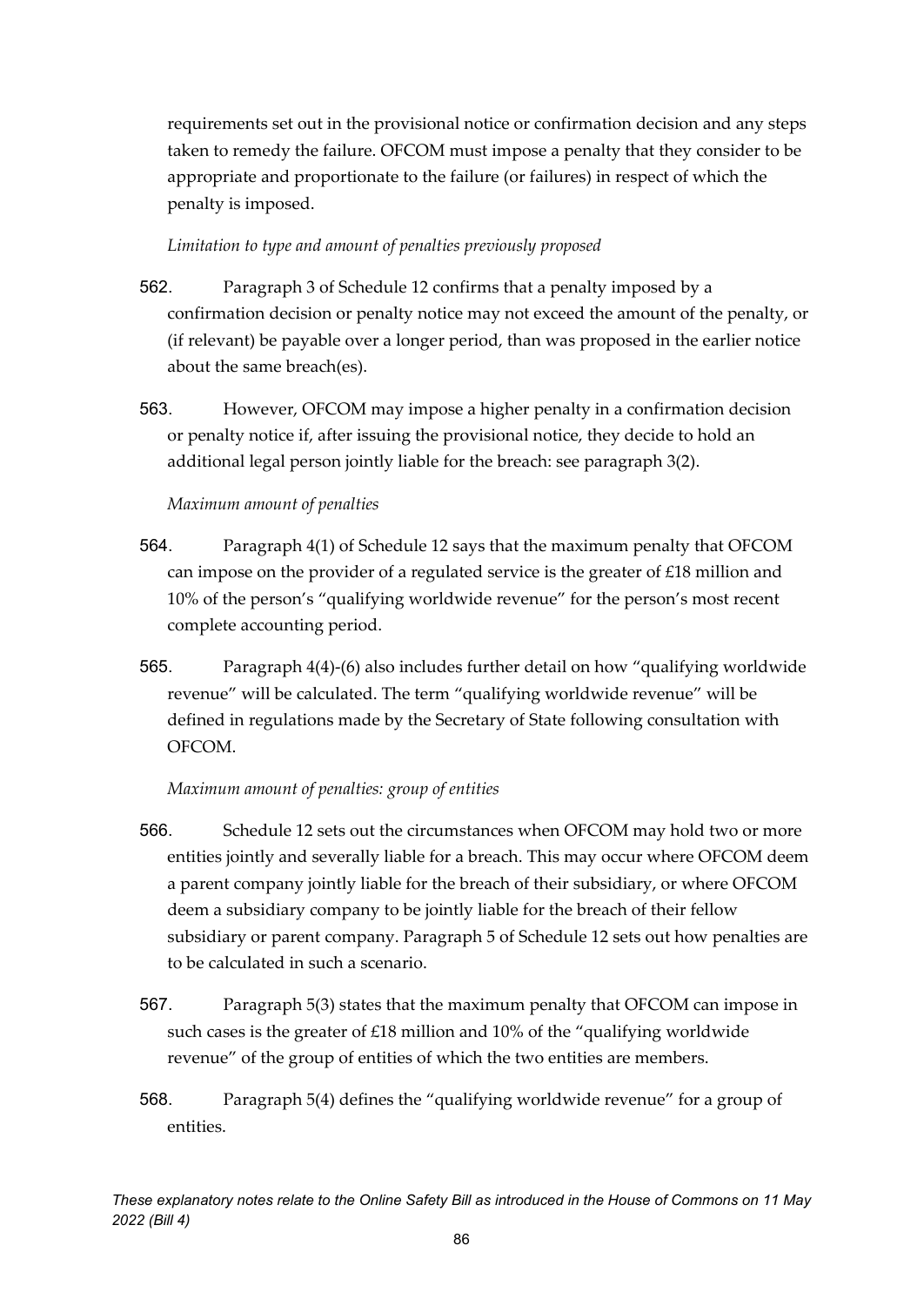requirements set out in the provisional notice or confirmation decision and any steps taken to remedy the failure. OFCOM must impose a penalty that they consider to be appropriate and proportionate to the failure (or failures) in respect of which the penalty is imposed.

*Limitation to type and amount of penalties previously proposed*

562. Paragraph 3 of Schedule 12 confirms that a penalty imposed by a confirmation decision or penalty notice may not exceed the amount of the penalty, or (if relevant) be payable over a longer period, than was proposed in the earlier notice about the same breach(es).

563. However, OFCOM may impose a higher penalty in a confirmation decision or penalty notice if, after issuing the provisional notice, they decide to hold an additional legal person jointly liable for the breach: see paragraph 3(2).

*Maximum amount of penalties*

564. Paragraph 4(1) of Schedule 12 says that the maximum penalty that OFCOM can impose on the provider of a regulated service is the greater of £18 million and 10% of the person's "qualifying worldwide revenue" for the person's most recent complete accounting period.

565. Paragraph 4(4)-(6) also includes further detail on how "qualifying worldwide revenue" will be calculated. The term "qualifying worldwide revenue" will be defined in regulations made by the Secretary of State following consultation with OFCOM.

*Maximum amount of penalties: group of entities*

566. Schedule 12 sets out the circumstances when OFCOM may hold two or more entities jointly and severally liable for a breach. This may occur where OFCOM deem a parent company jointly liable for the breach of their subsidiary, or where OFCOM deem a subsidiary company to be jointly liable for the breach of their fellow subsidiary or parent company. Paragraph 5 of Schedule 12 sets out how penalties are to be calculated in such a scenario.

567. Paragraph 5(3) states that the maximum penalty that OFCOM can impose in such cases is the greater of £18 million and 10% of the "qualifying worldwide revenue" of the group of entities of which the two entities are members.

568. Paragraph 5(4) defines the "qualifying worldwide revenue" for a group of entities.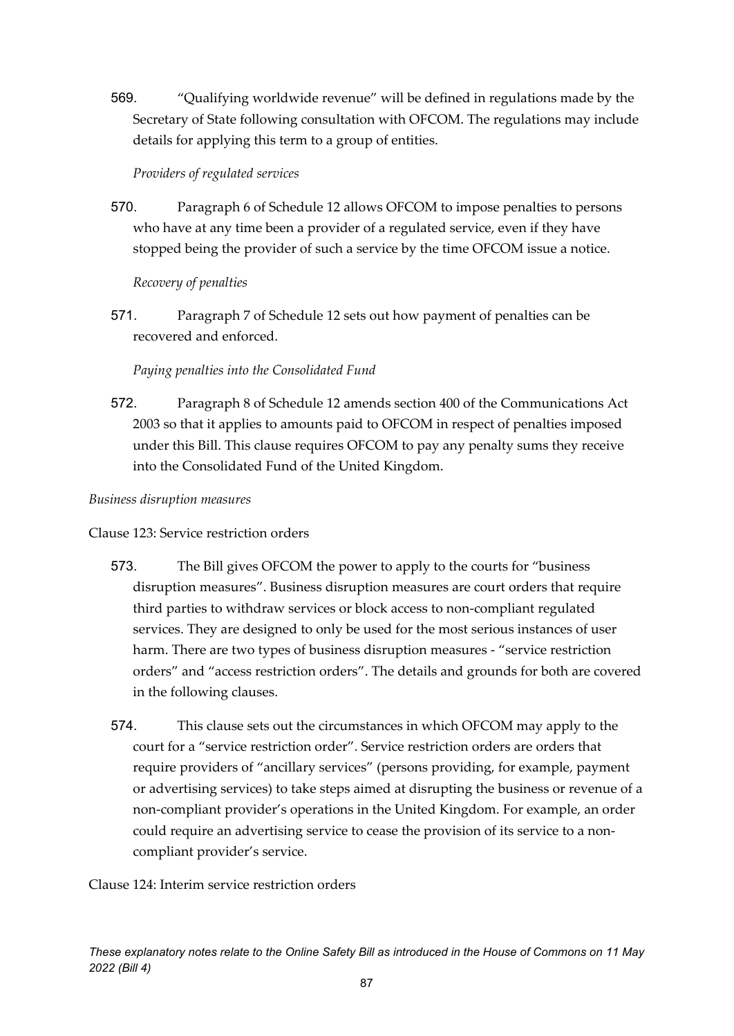569. "Qualifying worldwide revenue" will be defined in regulations made by the Secretary of State following consultation with OFCOM. The regulations may include details for applying this term to a group of entities.

*Providers of regulated services*

570. Paragraph 6 of Schedule 12 allows OFCOM to impose penalties to persons who have at any time been a provider of a regulated service, even if they have stopped being the provider of such a service by the time OFCOM issue a notice.

*Recovery of penalties*

571. Paragraph 7 of Schedule 12 sets out how payment of penalties can be recovered and enforced.

*Paying penalties into the Consolidated Fund*

572. Paragraph 8 of Schedule 12 amends section 400 of the Communications Act 2003 so that it applies to amounts paid to OFCOM in respect of penalties imposed under this Bill. This clause requires OFCOM to pay any penalty sums they receive into the Consolidated Fund of the United Kingdom.

*Business disruption measures*

Clause 123: Service restriction orders

573. The Bill gives OFCOM the power to apply to the courts for "business disruption measures". Business disruption measures are court orders that require third parties to withdraw services or block access to non-compliant regulated services. They are designed to only be used for the most serious instances of user harm. There are two types of business disruption measures - "service restriction orders" and "access restriction orders". The details and grounds for both are covered in the following clauses.

574. This clause sets out the circumstances in which OFCOM may apply to the court for a "service restriction order". Service restriction orders are orders that require providers of "ancillary services" (persons providing, for example, payment or advertising services) to take steps aimed at disrupting the business or revenue of a non-compliant provider's operations in the United Kingdom. For example, an order could require an advertising service to cease the provision of its service to a non-compliant provider's service.

Clause 124: Interim service restriction orders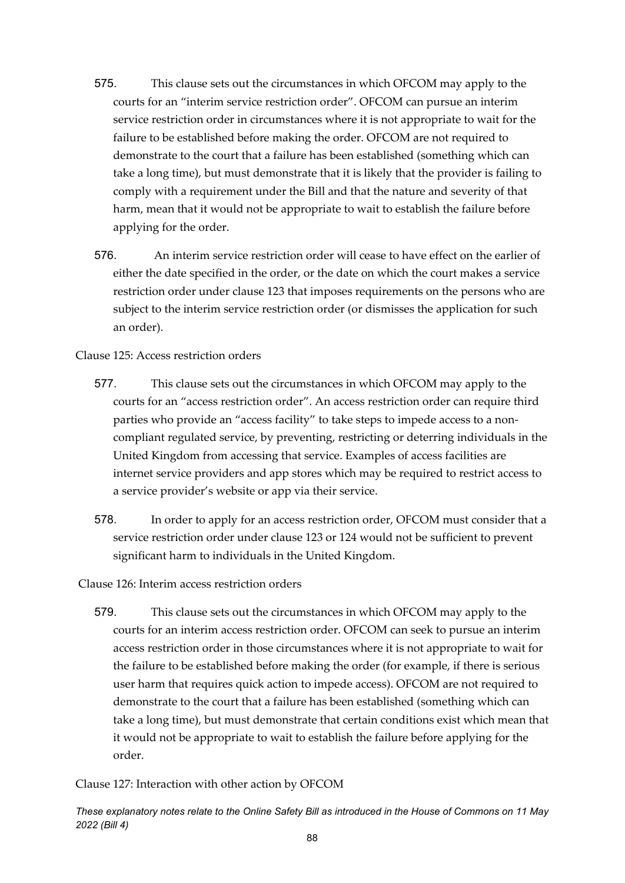575. This clause sets out the circumstances in which OFCOM may apply to the courts for an "interim service restriction order". OFCOM can pursue an interim service restriction order in circumstances where it is not appropriate to wait for the failure to be established before making the order. OFCOM are not required to demonstrate to the court that a failure has been established (something which can take a long time), but must demonstrate that it is likely that the provider is failing to comply with a requirement under the Bill and that the nature and severity of that harm, mean that it would not be appropriate to wait to establish the failure before applying for the order.

576. An interim service restriction order will cease to have effect on the earlier of either the date specified in the order, or the date on which the court makes a service restriction order under clause 123 that imposes requirements on the persons who are subject to the interim service restriction order (or dismisses the application for such an order).

Clause 125: Access restriction orders

577. This clause sets out the circumstances in which OFCOM may apply to the courts for an "access restriction order". An access restriction order can require third parties who provide an "access facility" to take steps to impede access to a non-compliant regulated service, by preventing, restricting or deterring individuals in the United Kingdom from accessing that service. Examples of access facilities are internet service providers and app stores which may be required to restrict access to a service provider's website or app via their service.

578. In order to apply for an access restriction order, OFCOM must consider that a service restriction order under clause 123 or 124 would not be sufficient to prevent significant harm to individuals in the United Kingdom.

Clause 126: Interim access restriction orders

579. This clause sets out the circumstances in which OFCOM may apply to the courts for an interim access restriction order. OFCOM can seek to pursue an interim access restriction order in those circumstances where it is not appropriate to wait for the failure to be established before making the order (for example, if there is serious user harm that requires quick action to impede access). OFCOM are not required to demonstrate to the court that a failure has been established (something which can take a long time), but must demonstrate that certain conditions exist which mean that it would not be appropriate to wait to establish the failure before applying for the order.

Clause 127: Interaction with other action by OFCOM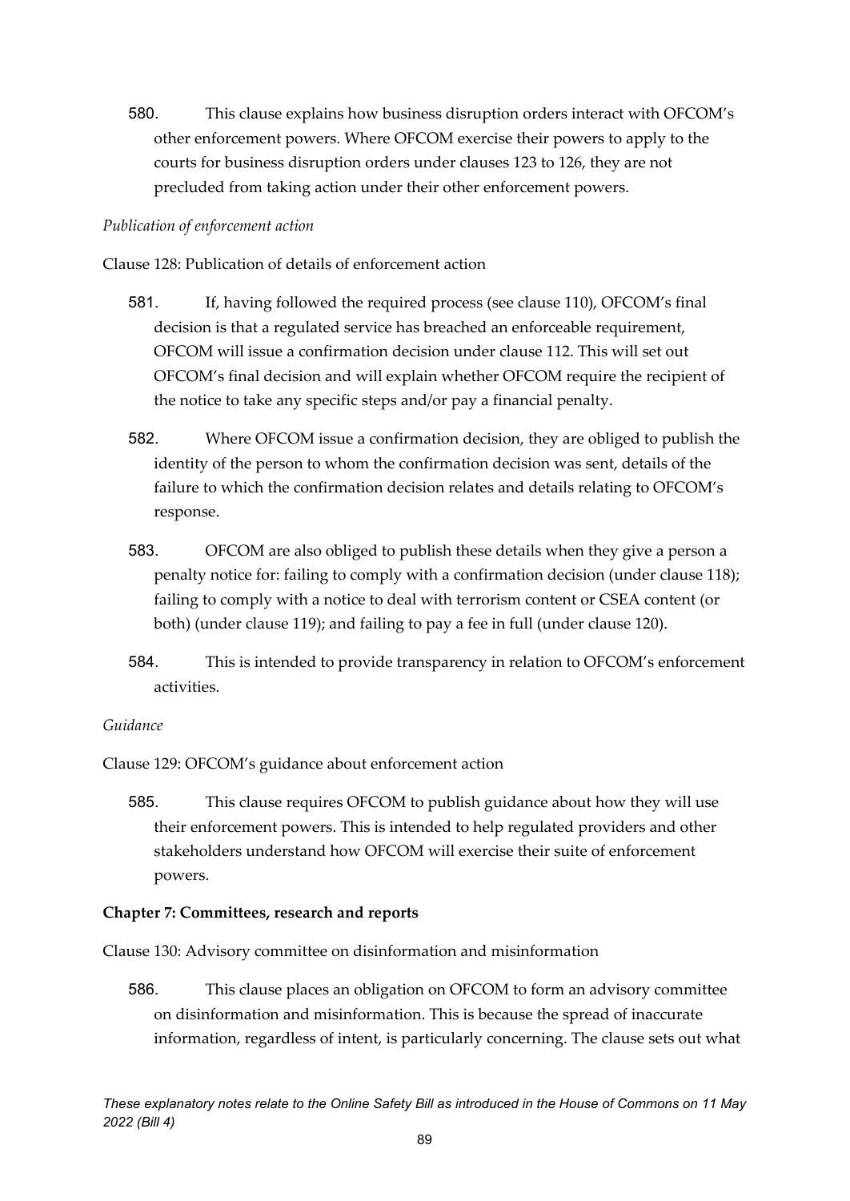580. This clause explains how business disruption orders interact with OFCOM's other enforcement powers. Where OFCOM exercise their powers to apply to the courts for business disruption orders under clauses 123 to 126, they are not precluded from taking action under their other enforcement powers.

*Publication of enforcement action*

Clause 128: Publication of details of enforcement action

581. If, having followed the required process (see clause 110), OFCOM's final decision is that a regulated service has breached an enforceable requirement, OFCOM will issue a confirmation decision under clause 112. This will set out OFCOM's final decision and will explain whether OFCOM require the recipient of the notice to take any specific steps and/or pay a financial penalty.

582. Where OFCOM issue a confirmation decision, they are obliged to publish the identity of the person to whom the confirmation decision was sent, details of the failure to which the confirmation decision relates and details relating to OFCOM's response.

583. OFCOM are also obliged to publish these details when they give a person a penalty notice for: failing to comply with a confirmation decision (under clause 118); failing to comply with a notice to deal with terrorism content or CSEA content (or both) (under clause 119); and failing to pay a fee in full (under clause 120).

584. This is intended to provide transparency in relation to OFCOM's enforcement activities.

*Guidance*

Clause 129: OFCOM's guidance about enforcement action

585. This clause requires OFCOM to publish guidance about how they will use their enforcement powers. This is intended to help regulated providers and other stakeholders understand how OFCOM will exercise their suite of enforcement powers.

**Chapter 7: Committees, research and reports**

Clause 130: Advisory committee on disinformation and misinformation

586. This clause places an obligation on OFCOM to form an advisory committee on disinformation and misinformation. This is because the spread of inaccurate information, regardless of intent, is particularly concerning. The clause sets out what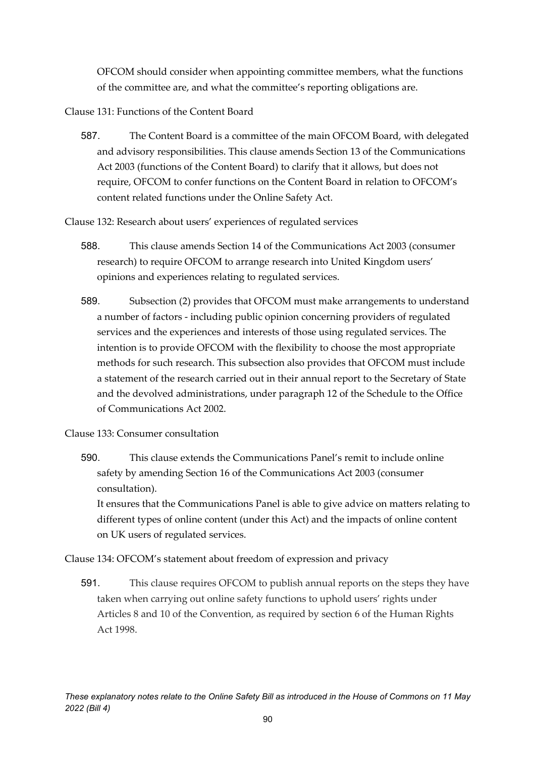OFCOM should consider when appointing committee members, what the functions of the committee are, and what the committee's reporting obligations are.

Clause 131: Functions of the Content Board

587. The Content Board is a committee of the main OFCOM Board, with delegated and advisory responsibilities. This clause amends Section 13 of the Communications Act 2003 (functions of the Content Board) to clarify that it allows, but does not require, OFCOM to confer functions on the Content Board in relation to OFCOM's content related functions under the Online Safety Act.

Clause 132: Research about users' experiences of regulated services

588. This clause amends Section 14 of the Communications Act 2003 (consumer research) to require OFCOM to arrange research into United Kingdom users' opinions and experiences relating to regulated services.

589. Subsection (2) provides that OFCOM must make arrangements to understand a number of factors - including public opinion concerning providers of regulated services and the experiences and interests of those using regulated services. The intention is to provide OFCOM with the flexibility to choose the most appropriate methods for such research. This subsection also provides that OFCOM must include a statement of the research carried out in their annual report to the Secretary of State and the devolved administrations, under paragraph 12 of the Schedule to the Office of Communications Act 2002.

Clause 133: Consumer consultation

590. This clause extends the Communications Panel's remit to include online safety by amending Section 16 of the Communications Act 2003 (consumer consultation).
It ensures that the Communications Panel is able to give advice on matters relating to different types of online content (under this Act) and the impacts of online content on UK users of regulated services.

Clause 134: OFCOM's statement about freedom of expression and privacy

591. This clause requires OFCOM to publish annual reports on the steps they have taken when carrying out online safety functions to uphold users' rights under Articles 8 and 10 of the Convention, as required by section 6 of the Human Rights Act 1998.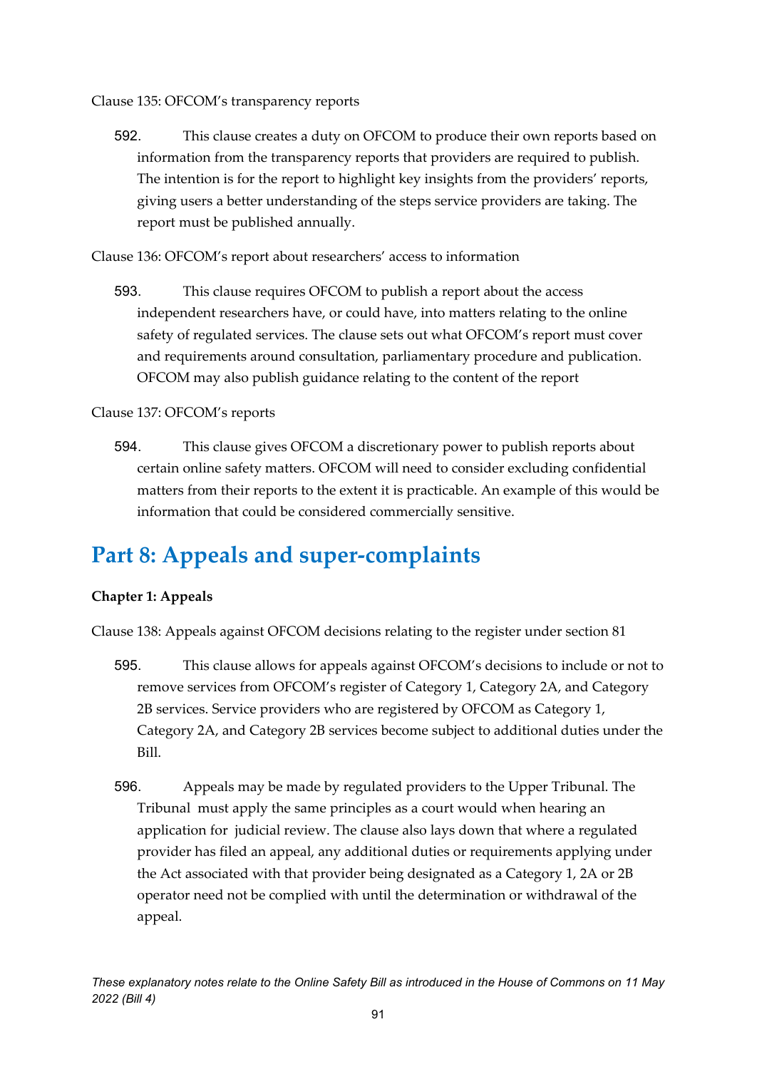Clause 135: OFCOM's transparency reports

592. This clause creates a duty on OFCOM to produce their own reports based on information from the transparency reports that providers are required to publish. The intention is for the report to highlight key insights from the providers' reports, giving users a better understanding of the steps service providers are taking. The report must be published annually.

Clause 136: OFCOM's report about researchers' access to information

593. This clause requires OFCOM to publish a report about the access independent researchers have, or could have, into matters relating to the online safety of regulated services. The clause sets out what OFCOM's report must cover and requirements around consultation, parliamentary procedure and publication. OFCOM may also publish guidance relating to the content of the report

Clause 137: OFCOM's reports

594. This clause gives OFCOM a discretionary power to publish reports about certain online safety matters. OFCOM will need to consider excluding confidential matters from their reports to the extent it is practicable. An example of this would be information that could be considered commercially sensitive.

# Part 8: Appeals and super-complaints

**Chapter 1: Appeals**

Clause 138: Appeals against OFCOM decisions relating to the register under section 81

595. This clause allows for appeals against OFCOM's decisions to include or not to remove services from OFCOM's register of Category 1, Category 2A, and Category 2B services. Service providers who are registered by OFCOM as Category 1, Category 2A, and Category 2B services become subject to additional duties under the Bill.

596. Appeals may be made by regulated providers to the Upper Tribunal. The Tribunal must apply the same principles as a court would when hearing an application for judicial review. The clause also lays down that where a regulated provider has filed an appeal, any additional duties or requirements applying under the Act associated with that provider being designated as a Category 1, 2A or 2B operator need not be complied with until the determination or withdrawal of the appeal.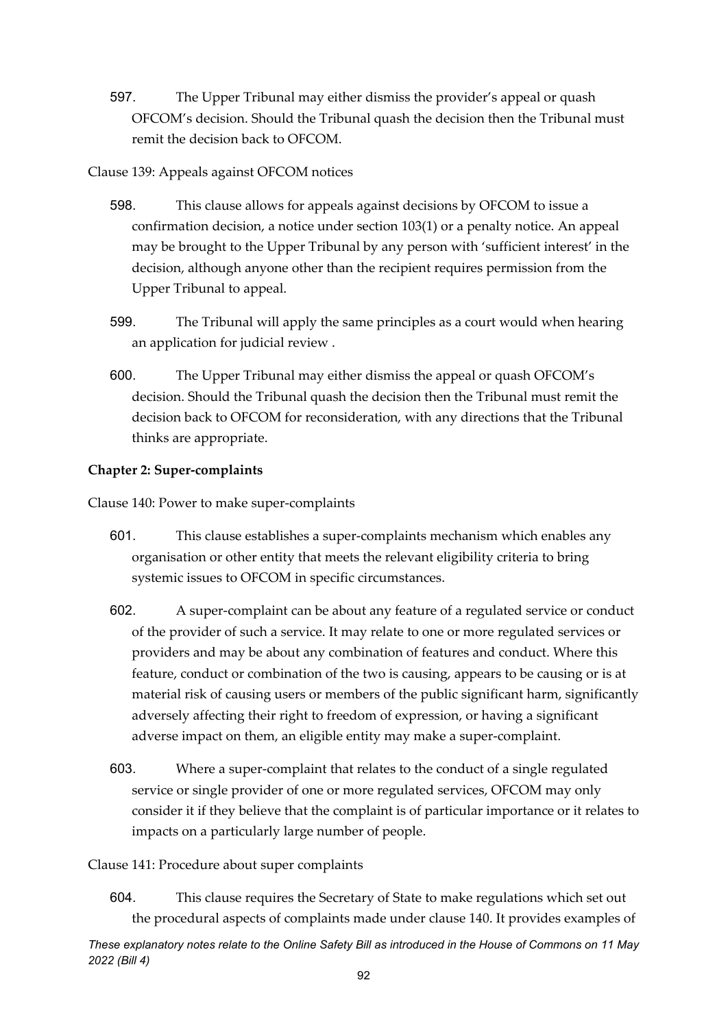597. The Upper Tribunal may either dismiss the provider's appeal or quash OFCOM's decision. Should the Tribunal quash the decision then the Tribunal must remit the decision back to OFCOM.

Clause 139: Appeals against OFCOM notices

598. This clause allows for appeals against decisions by OFCOM to issue a confirmation decision, a notice under section 103(1) or a penalty notice. An appeal may be brought to the Upper Tribunal by any person with 'sufficient interest' in the decision, although anyone other than the recipient requires permission from the Upper Tribunal to appeal.

599. The Tribunal will apply the same principles as a court would when hearing an application for judicial review .

600. The Upper Tribunal may either dismiss the appeal or quash OFCOM's decision. Should the Tribunal quash the decision then the Tribunal must remit the decision back to OFCOM for reconsideration, with any directions that the Tribunal thinks are appropriate.

**Chapter 2: Super-complaints**

Clause 140: Power to make super-complaints

601. This clause establishes a super-complaints mechanism which enables any organisation or other entity that meets the relevant eligibility criteria to bring systemic issues to OFCOM in specific circumstances.

602. A super-complaint can be about any feature of a regulated service or conduct of the provider of such a service. It may relate to one or more regulated services or providers and may be about any combination of features and conduct. Where this feature, conduct or combination of the two is causing, appears to be causing or is at material risk of causing users or members of the public significant harm, significantly adversely affecting their right to freedom of expression, or having a significant adverse impact on them, an eligible entity may make a super-complaint.

603. Where a super-complaint that relates to the conduct of a single regulated service or single provider of one or more regulated services, OFCOM may only consider it if they believe that the complaint is of particular importance or it relates to impacts on a particularly large number of people.

Clause 141: Procedure about super complaints

604. This clause requires the Secretary of State to make regulations which set out the procedural aspects of complaints made under clause 140. It provides examples of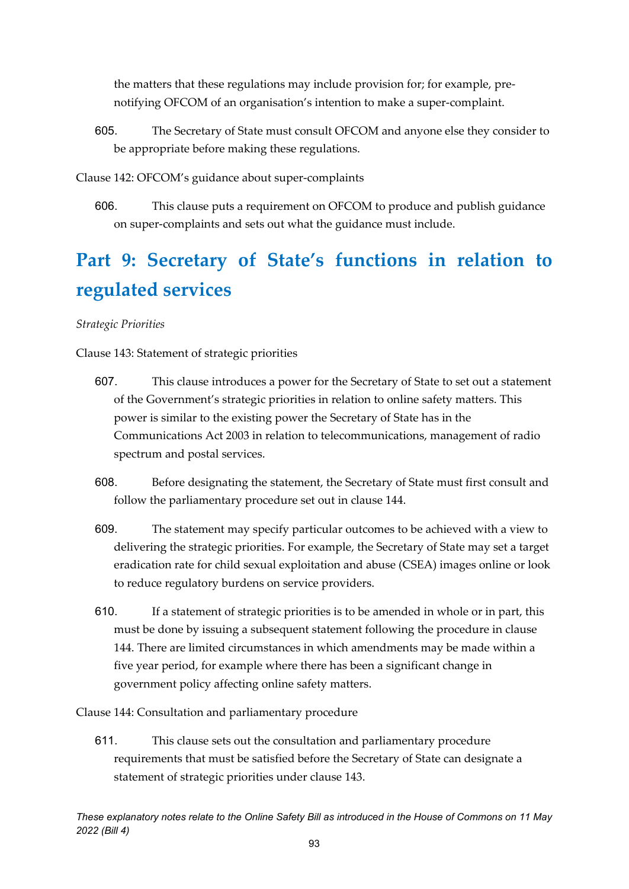the matters that these regulations may include provision for; for example, pre-notifying OFCOM of an organisation's intention to make a super-complaint.

605. The Secretary of State must consult OFCOM and anyone else they consider to be appropriate before making these regulations.

Clause 142: OFCOM's guidance about super-complaints

606. This clause puts a requirement on OFCOM to produce and publish guidance on super-complaints and sets out what the guidance must include.

# Part 9: Secretary of State's functions in relation to regulated services

*Strategic Priorities*

Clause 143: Statement of strategic priorities

607. This clause introduces a power for the Secretary of State to set out a statement of the Government's strategic priorities in relation to online safety matters. This power is similar to the existing power the Secretary of State has in the Communications Act 2003 in relation to telecommunications, management of radio spectrum and postal services.

608. Before designating the statement, the Secretary of State must first consult and follow the parliamentary procedure set out in clause 144.

609. The statement may specify particular outcomes to be achieved with a view to delivering the strategic priorities. For example, the Secretary of State may set a target eradication rate for child sexual exploitation and abuse (CSEA) images online or look to reduce regulatory burdens on service providers.

610. If a statement of strategic priorities is to be amended in whole or in part, this must be done by issuing a subsequent statement following the procedure in clause 144. There are limited circumstances in which amendments may be made within a five year period, for example where there has been a significant change in government policy affecting online safety matters.

Clause 144: Consultation and parliamentary procedure

611. This clause sets out the consultation and parliamentary procedure requirements that must be satisfied before the Secretary of State can designate a statement of strategic priorities under clause 143.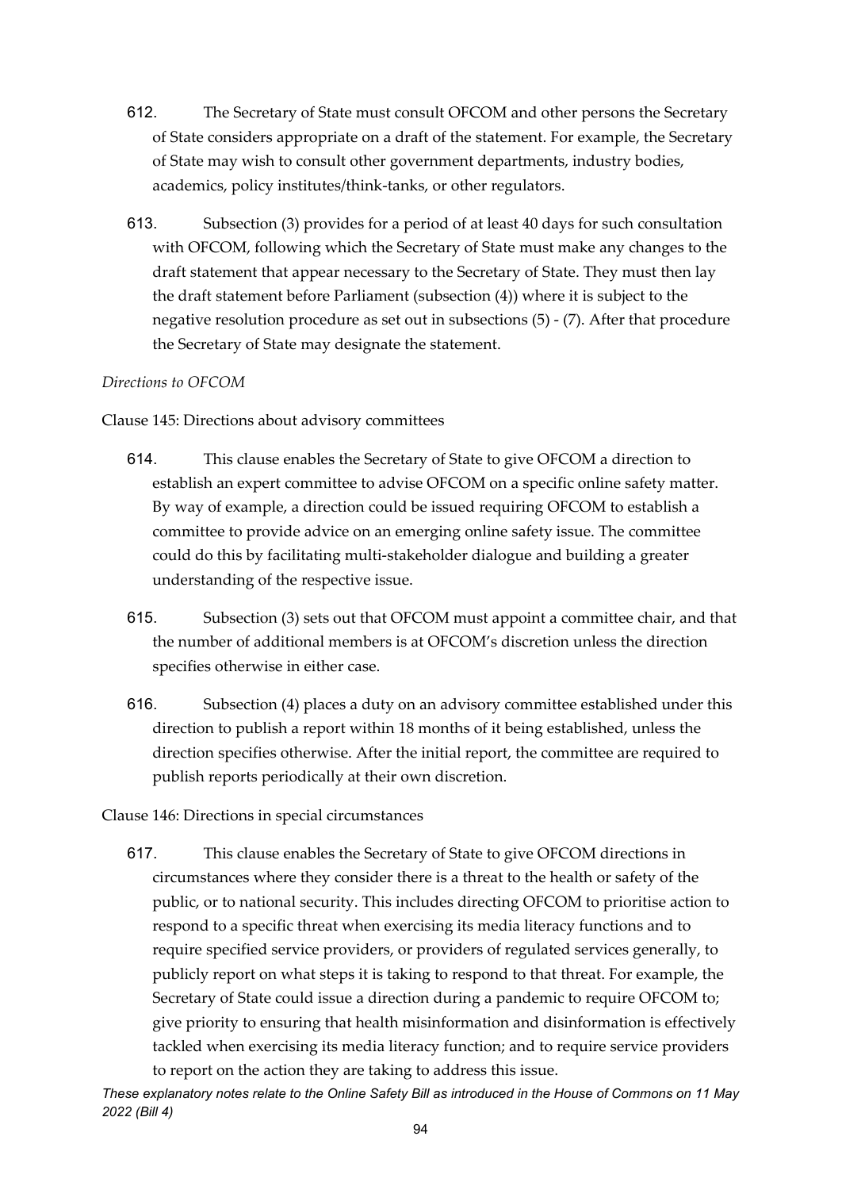612. The Secretary of State must consult OFCOM and other persons the Secretary of State considers appropriate on a draft of the statement. For example, the Secretary of State may wish to consult other government departments, industry bodies, academics, policy institutes/think-tanks, or other regulators.

613. Subsection (3) provides for a period of at least 40 days for such consultation with OFCOM, following which the Secretary of State must make any changes to the draft statement that appear necessary to the Secretary of State. They must then lay the draft statement before Parliament (subsection (4)) where it is subject to the negative resolution procedure as set out in subsections (5) - (7). After that procedure the Secretary of State may designate the statement.

*Directions to OFCOM*

Clause 145: Directions about advisory committees

614. This clause enables the Secretary of State to give OFCOM a direction to establish an expert committee to advise OFCOM on a specific online safety matter. By way of example, a direction could be issued requiring OFCOM to establish a committee to provide advice on an emerging online safety issue. The committee could do this by facilitating multi-stakeholder dialogue and building a greater understanding of the respective issue.

615. Subsection (3) sets out that OFCOM must appoint a committee chair, and that the number of additional members is at OFCOM's discretion unless the direction specifies otherwise in either case.

616. Subsection (4) places a duty on an advisory committee established under this direction to publish a report within 18 months of it being established, unless the direction specifies otherwise. After the initial report, the committee are required to publish reports periodically at their own discretion.

Clause 146: Directions in special circumstances

617. This clause enables the Secretary of State to give OFCOM directions in circumstances where they consider there is a threat to the health or safety of the public, or to national security. This includes directing OFCOM to prioritise action to respond to a specific threat when exercising its media literacy functions and to require specified service providers, or providers of regulated services generally, to publicly report on what steps it is taking to respond to that threat. For example, the Secretary of State could issue a direction during a pandemic to require OFCOM to; give priority to ensuring that health misinformation and disinformation is effectively tackled when exercising its media literacy function; and to require service providers to report on the action they are taking to address this issue.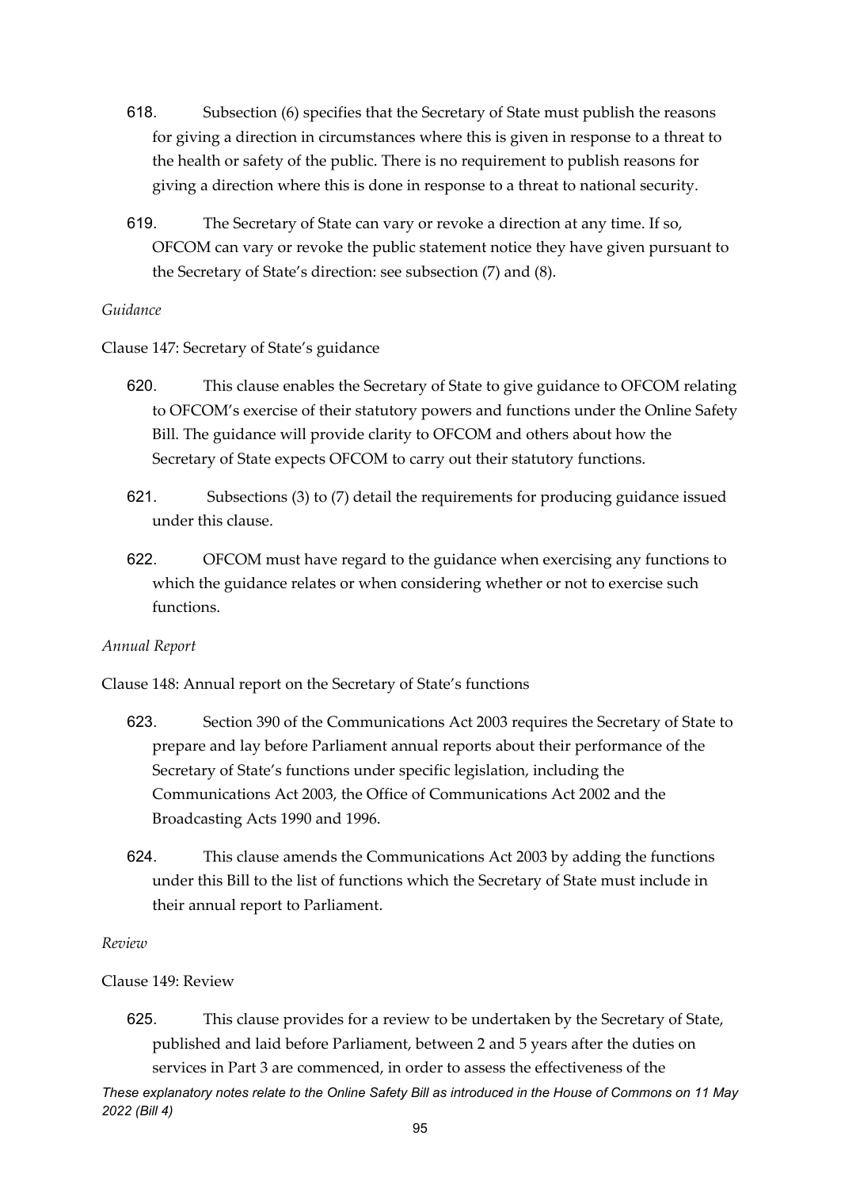618. Subsection (6) specifies that the Secretary of State must publish the reasons for giving a direction in circumstances where this is given in response to a threat to the health or safety of the public. There is no requirement to publish reasons for giving a direction where this is done in response to a threat to national security.

619. The Secretary of State can vary or revoke a direction at any time. If so, OFCOM can vary or revoke the public statement notice they have given pursuant to the Secretary of State's direction: see subsection (7) and (8).

*Guidance*

Clause 147: Secretary of State's guidance

620. This clause enables the Secretary of State to give guidance to OFCOM relating to OFCOM's exercise of their statutory powers and functions under the Online Safety Bill. The guidance will provide clarity to OFCOM and others about how the Secretary of State expects OFCOM to carry out their statutory functions.

621. Subsections (3) to (7) detail the requirements for producing guidance issued under this clause.

622. OFCOM must have regard to the guidance when exercising any functions to which the guidance relates or when considering whether or not to exercise such functions.

*Annual Report*

Clause 148: Annual report on the Secretary of State's functions

623. Section 390 of the Communications Act 2003 requires the Secretary of State to prepare and lay before Parliament annual reports about their performance of the Secretary of State's functions under specific legislation, including the Communications Act 2003, the Office of Communications Act 2002 and the Broadcasting Acts 1990 and 1996.

624. This clause amends the Communications Act 2003 by adding the functions under this Bill to the list of functions which the Secretary of State must include in their annual report to Parliament.

*Review*

Clause 149: Review

625. This clause provides for a review to be undertaken by the Secretary of State, published and laid before Parliament, between 2 and 5 years after the duties on services in Part 3 are commenced, in order to assess the effectiveness of the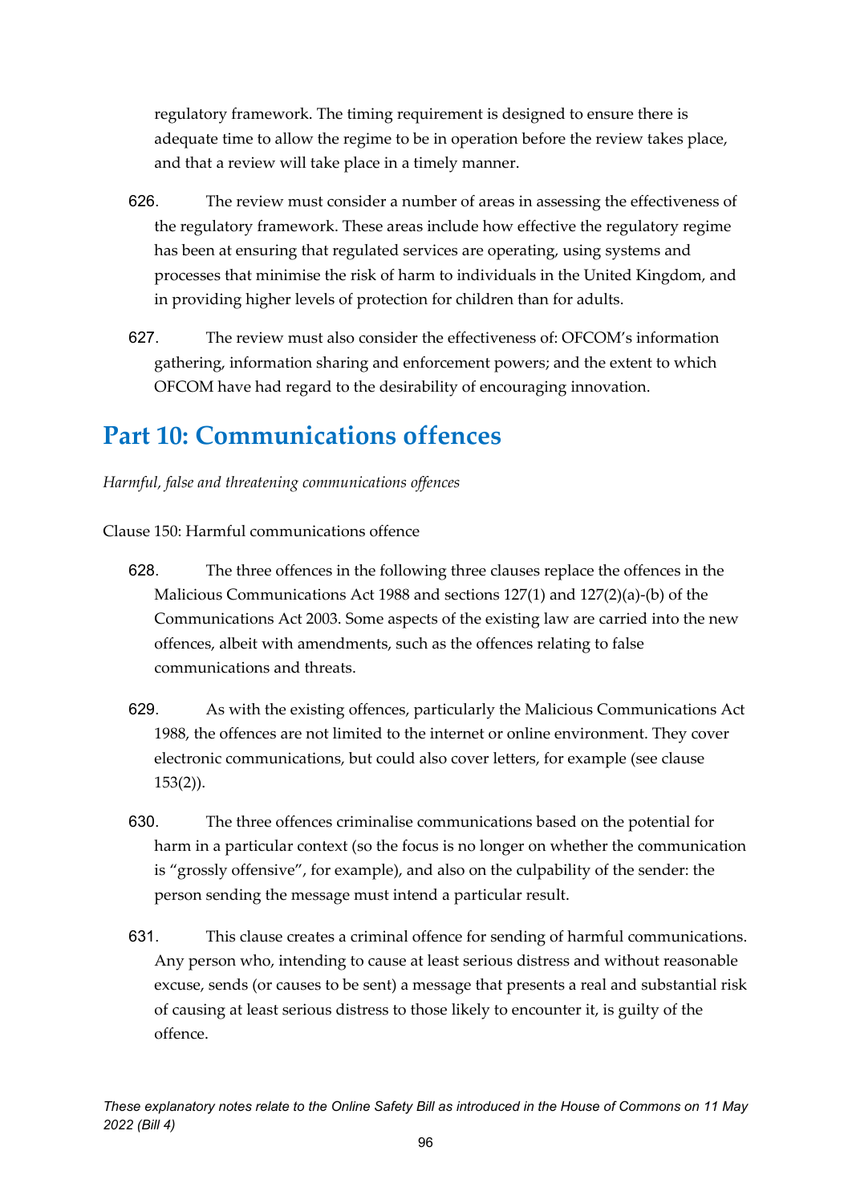regulatory framework. The timing requirement is designed to ensure there is adequate time to allow the regime to be in operation before the review takes place, and that a review will take place in a timely manner.

626. The review must consider a number of areas in assessing the effectiveness of the regulatory framework. These areas include how effective the regulatory regime has been at ensuring that regulated services are operating, using systems and processes that minimise the risk of harm to individuals in the United Kingdom, and in providing higher levels of protection for children than for adults.

627. The review must also consider the effectiveness of: OFCOM's information gathering, information sharing and enforcement powers; and the extent to which OFCOM have had regard to the desirability of encouraging innovation.

# Part 10: Communications offences

*Harmful, false and threatening communications offences*

Clause 150: Harmful communications offence

628. The three offences in the following three clauses replace the offences in the Malicious Communications Act 1988 and sections 127(1) and 127(2)(a)-(b) of the Communications Act 2003. Some aspects of the existing law are carried into the new offences, albeit with amendments, such as the offences relating to false communications and threats.

629. As with the existing offences, particularly the Malicious Communications Act 1988, the offences are not limited to the internet or online environment. They cover electronic communications, but could also cover letters, for example (see clause 153(2)).

630. The three offences criminalise communications based on the potential for harm in a particular context (so the focus is no longer on whether the communication is "grossly offensive", for example), and also on the culpability of the sender: the person sending the message must intend a particular result.

631. This clause creates a criminal offence for sending of harmful communications. Any person who, intending to cause at least serious distress and without reasonable excuse, sends (or causes to be sent) a message that presents a real and substantial risk of causing at least serious distress to those likely to encounter it, is guilty of the offence.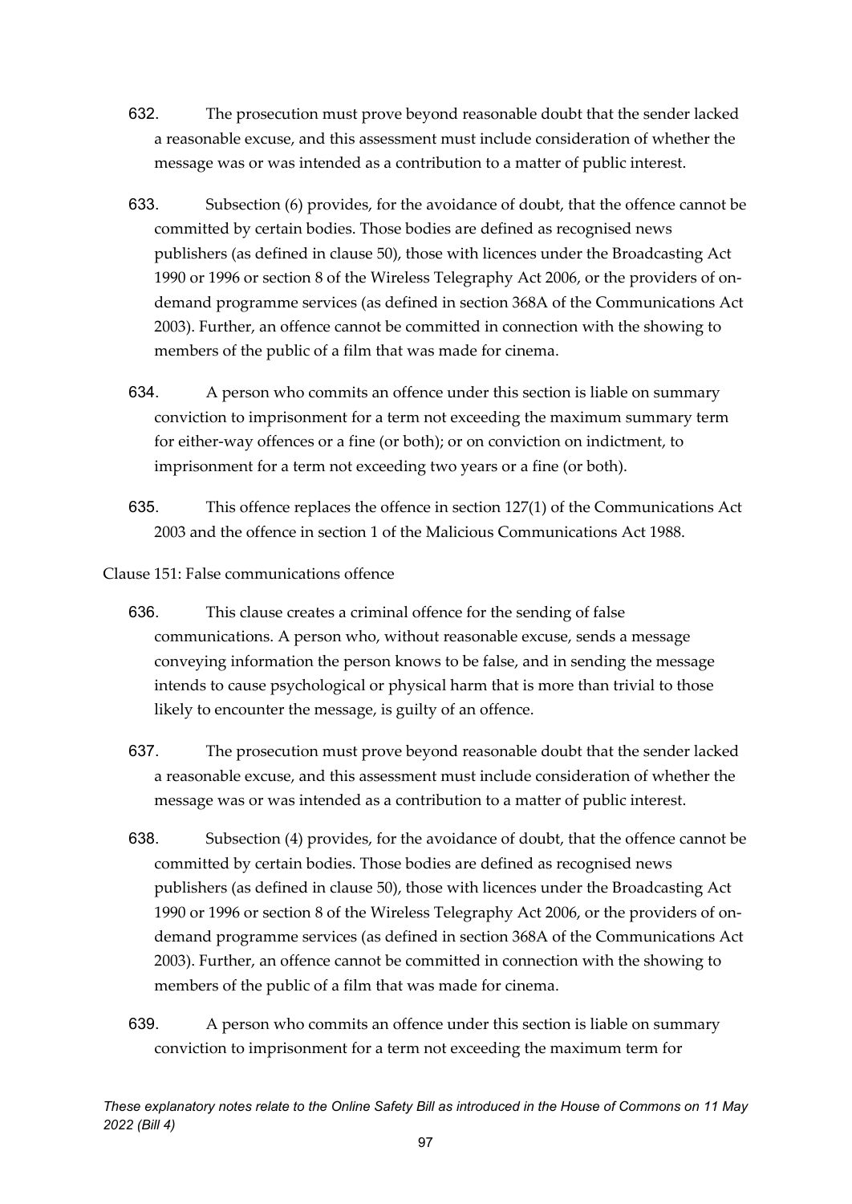632. The prosecution must prove beyond reasonable doubt that the sender lacked a reasonable excuse, and this assessment must include consideration of whether the message was or was intended as a contribution to a matter of public interest.

633. Subsection (6) provides, for the avoidance of doubt, that the offence cannot be committed by certain bodies. Those bodies are defined as recognised news publishers (as defined in clause 50), those with licences under the Broadcasting Act 1990 or 1996 or section 8 of the Wireless Telegraphy Act 2006, or the providers of on-demand programme services (as defined in section 368A of the Communications Act 2003). Further, an offence cannot be committed in connection with the showing to members of the public of a film that was made for cinema.

634. A person who commits an offence under this section is liable on summary conviction to imprisonment for a term not exceeding the maximum summary term for either-way offences or a fine (or both); or on conviction on indictment, to imprisonment for a term not exceeding two years or a fine (or both).

635. This offence replaces the offence in section 127(1) of the Communications Act 2003 and the offence in section 1 of the Malicious Communications Act 1988.

Clause 151: False communications offence

636. This clause creates a criminal offence for the sending of false communications. A person who, without reasonable excuse, sends a message conveying information the person knows to be false, and in sending the message intends to cause psychological or physical harm that is more than trivial to those likely to encounter the message, is guilty of an offence.

637. The prosecution must prove beyond reasonable doubt that the sender lacked a reasonable excuse, and this assessment must include consideration of whether the message was or was intended as a contribution to a matter of public interest.

638. Subsection (4) provides, for the avoidance of doubt, that the offence cannot be committed by certain bodies. Those bodies are defined as recognised news publishers (as defined in clause 50), those with licences under the Broadcasting Act 1990 or 1996 or section 8 of the Wireless Telegraphy Act 2006, or the providers of on-demand programme services (as defined in section 368A of the Communications Act 2003). Further, an offence cannot be committed in connection with the showing to members of the public of a film that was made for cinema.

639. A person who commits an offence under this section is liable on summary conviction to imprisonment for a term not exceeding the maximum term for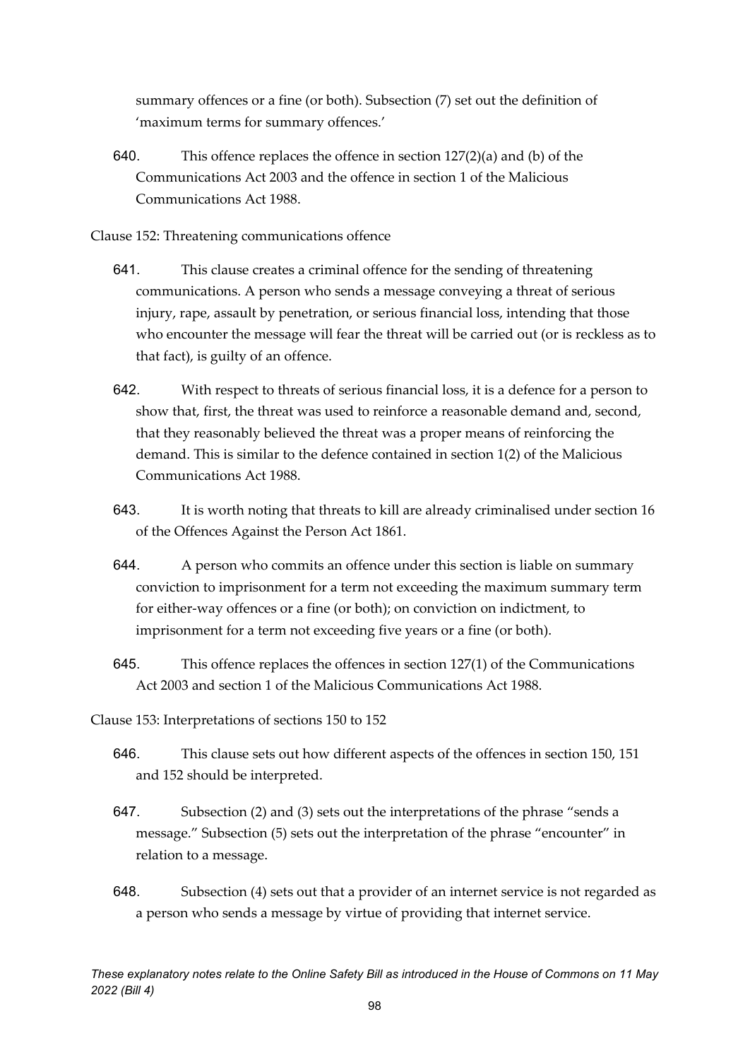summary offences or a fine (or both). Subsection (7) set out the definition of 'maximum terms for summary offences.'

640. This offence replaces the offence in section 127(2)(a) and (b) of the Communications Act 2003 and the offence in section 1 of the Malicious Communications Act 1988.

Clause 152: Threatening communications offence

641. This clause creates a criminal offence for the sending of threatening communications. A person who sends a message conveying a threat of serious injury, rape, assault by penetration, or serious financial loss, intending that those who encounter the message will fear the threat will be carried out (or is reckless as to that fact), is guilty of an offence.

642. With respect to threats of serious financial loss, it is a defence for a person to show that, first, the threat was used to reinforce a reasonable demand and, second, that they reasonably believed the threat was a proper means of reinforcing the demand. This is similar to the defence contained in section 1(2) of the Malicious Communications Act 1988.

643. It is worth noting that threats to kill are already criminalised under section 16 of the Offences Against the Person Act 1861.

644. A person who commits an offence under this section is liable on summary conviction to imprisonment for a term not exceeding the maximum summary term for either-way offences or a fine (or both); on conviction on indictment, to imprisonment for a term not exceeding five years or a fine (or both).

645. This offence replaces the offences in section 127(1) of the Communications Act 2003 and section 1 of the Malicious Communications Act 1988.

Clause 153: Interpretations of sections 150 to 152

646. This clause sets out how different aspects of the offences in section 150, 151 and 152 should be interpreted.

647. Subsection (2) and (3) sets out the interpretations of the phrase "sends a message." Subsection (5) sets out the interpretation of the phrase "encounter" in relation to a message.

648. Subsection (4) sets out that a provider of an internet service is not regarded as a person who sends a message by virtue of providing that internet service.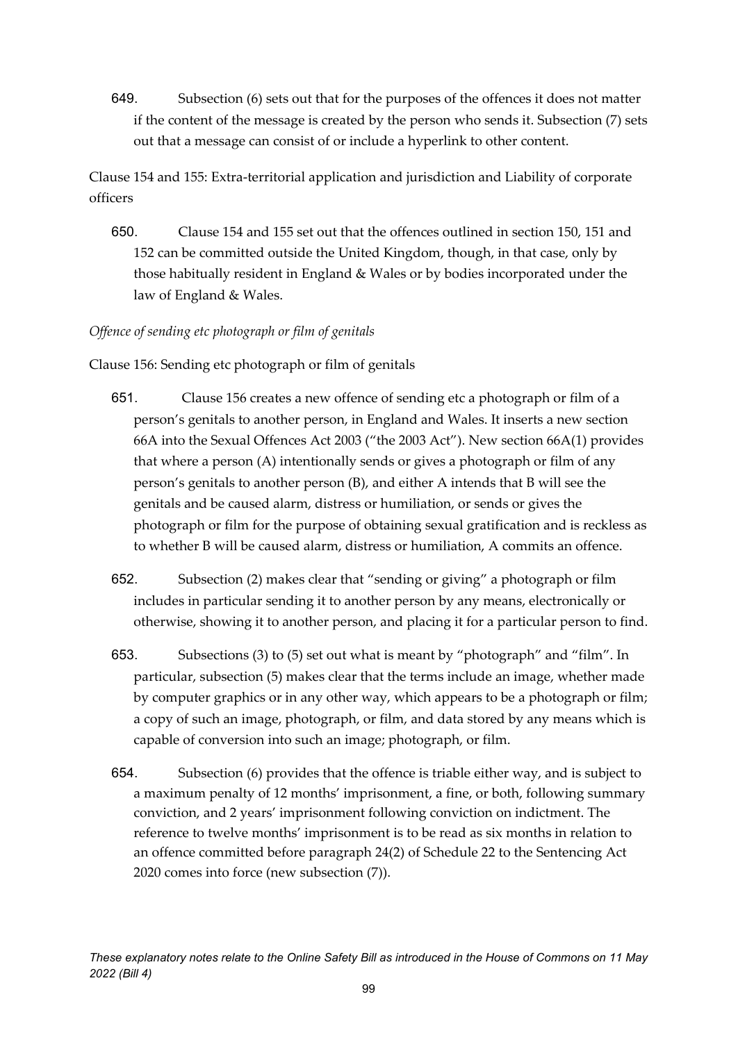649. Subsection (6) sets out that for the purposes of the offences it does not matter if the content of the message is created by the person who sends it. Subsection (7) sets out that a message can consist of or include a hyperlink to other content.

Clause 154 and 155: Extra-territorial application and jurisdiction and Liability of corporate officers

650. Clause 154 and 155 set out that the offences outlined in section 150, 151 and 152 can be committed outside the United Kingdom, though, in that case, only by those habitually resident in England & Wales or by bodies incorporated under the law of England & Wales.

*Offence of sending etc photograph or film of genitals*

Clause 156: Sending etc photograph or film of genitals

651. Clause 156 creates a new offence of sending etc a photograph or film of a person's genitals to another person, in England and Wales. It inserts a new section 66A into the Sexual Offences Act 2003 ("the 2003 Act"). New section 66A(1) provides that where a person (A) intentionally sends or gives a photograph or film of any person's genitals to another person (B), and either A intends that B will see the genitals and be caused alarm, distress or humiliation, or sends or gives the photograph or film for the purpose of obtaining sexual gratification and is reckless as to whether B will be caused alarm, distress or humiliation, A commits an offence.

652. Subsection (2) makes clear that "sending or giving" a photograph or film includes in particular sending it to another person by any means, electronically or otherwise, showing it to another person, and placing it for a particular person to find.

653. Subsections (3) to (5) set out what is meant by "photograph" and "film". In particular, subsection (5) makes clear that the terms include an image, whether made by computer graphics or in any other way, which appears to be a photograph or film; a copy of such an image, photograph, or film, and data stored by any means which is capable of conversion into such an image; photograph, or film.

654. Subsection (6) provides that the offence is triable either way, and is subject to a maximum penalty of 12 months' imprisonment, a fine, or both, following summary conviction, and 2 years' imprisonment following conviction on indictment. The reference to twelve months' imprisonment is to be read as six months in relation to an offence committed before paragraph 24(2) of Schedule 22 to the Sentencing Act 2020 comes into force (new subsection (7)).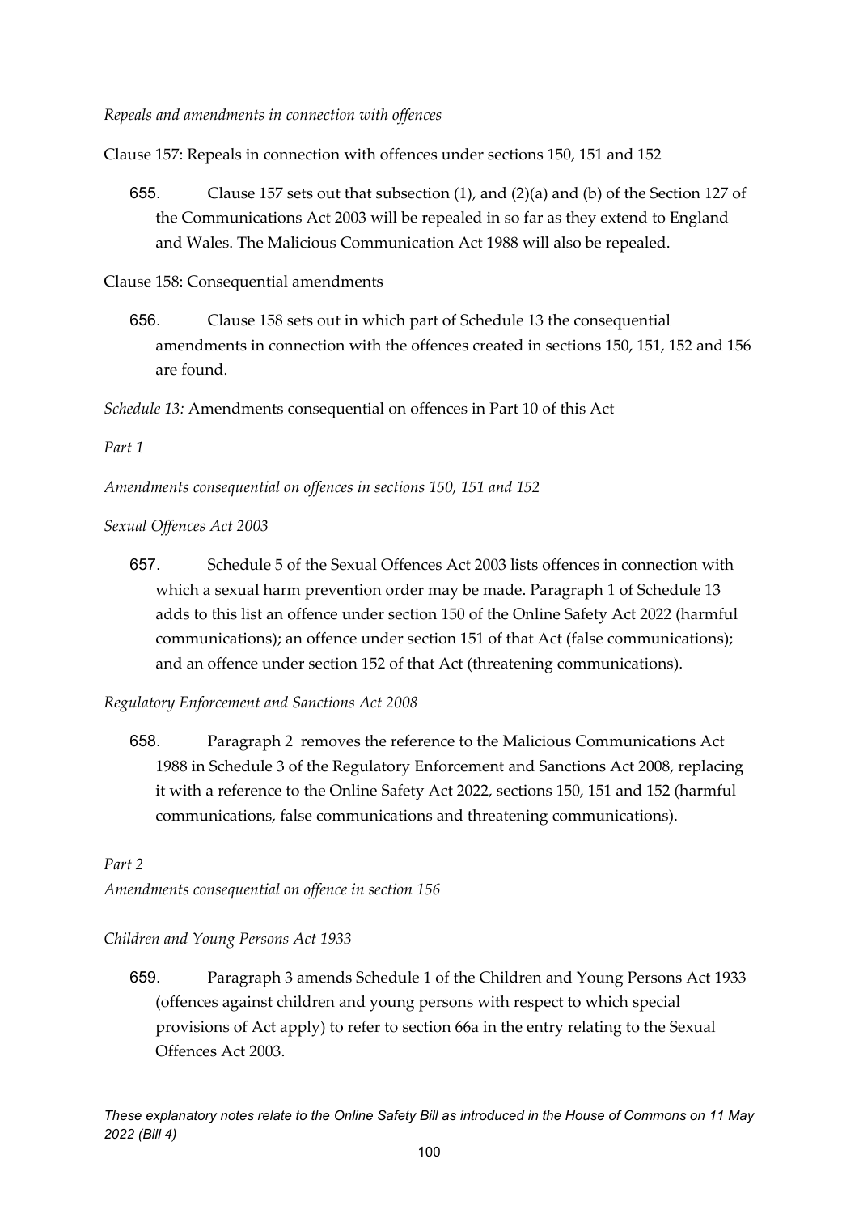*Repeals and amendments in connection with offences*

Clause 157: Repeals in connection with offences under sections 150, 151 and 152

655. Clause 157 sets out that subsection (1), and (2)(a) and (b) of the Section 127 of the Communications Act 2003 will be repealed in so far as they extend to England and Wales. The Malicious Communication Act 1988 will also be repealed.

Clause 158: Consequential amendments

656. Clause 158 sets out in which part of Schedule 13 the consequential amendments in connection with the offences created in sections 150, 151, 152 and 156 are found.

*Schedule 13:* Amendments consequential on offences in Part 10 of this Act

*Part 1*

*Amendments consequential on offences in sections 150, 151 and 152*

*Sexual Offences Act 2003*

657. Schedule 5 of the Sexual Offences Act 2003 lists offences in connection with which a sexual harm prevention order may be made. Paragraph 1 of Schedule 13 adds to this list an offence under section 150 of the Online Safety Act 2022 (harmful communications); an offence under section 151 of that Act (false communications); and an offence under section 152 of that Act (threatening communications).

*Regulatory Enforcement and Sanctions Act 2008*

658. Paragraph 2 removes the reference to the Malicious Communications Act 1988 in Schedule 3 of the Regulatory Enforcement and Sanctions Act 2008, replacing it with a reference to the Online Safety Act 2022, sections 150, 151 and 152 (harmful communications, false communications and threatening communications).

*Part 2*

*Amendments consequential on offence in section 156*

*Children and Young Persons Act 1933*

659. Paragraph 3 amends Schedule 1 of the Children and Young Persons Act 1933 (offences against children and young persons with respect to which special provisions of Act apply) to refer to section 66a in the entry relating to the Sexual Offences Act 2003.

*These explanatory notes relate to the Online Safety Bill as introduced in the House of Commons on 11 May 2022 (Bill 4)*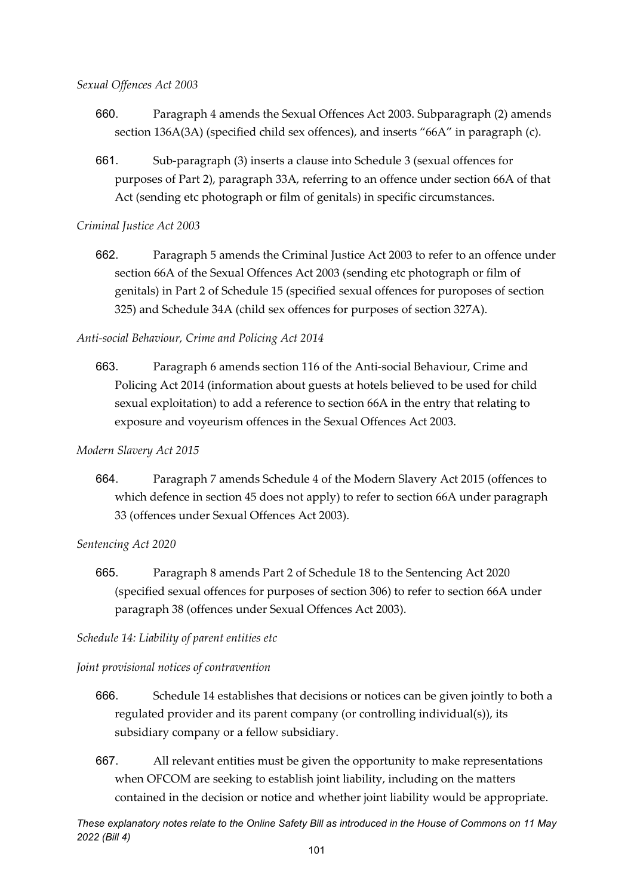*Sexual Offences Act 2003*

660. Paragraph 4 amends the Sexual Offences Act 2003. Subparagraph (2) amends section 136A(3A) (specified child sex offences), and inserts "66A" in paragraph (c).

661. Sub-paragraph (3) inserts a clause into Schedule 3 (sexual offences for purposes of Part 2), paragraph 33A, referring to an offence under section 66A of that Act (sending etc photograph or film of genitals) in specific circumstances.

*Criminal Justice Act 2003*

662. Paragraph 5 amends the Criminal Justice Act 2003 to refer to an offence under section 66A of the Sexual Offences Act 2003 (sending etc photograph or film of genitals) in Part 2 of Schedule 15 (specified sexual offences for puroposes of section 325) and Schedule 34A (child sex offences for purposes of section 327A).

*Anti-social Behaviour, Crime and Policing Act 2014*

663. Paragraph 6 amends section 116 of the Anti-social Behaviour, Crime and Policing Act 2014 (information about guests at hotels believed to be used for child sexual exploitation) to add a reference to section 66A in the entry that relating to exposure and voyeurism offences in the Sexual Offences Act 2003.

*Modern Slavery Act 2015*

664. Paragraph 7 amends Schedule 4 of the Modern Slavery Act 2015 (offences to which defence in section 45 does not apply) to refer to section 66A under paragraph 33 (offences under Sexual Offences Act 2003).

*Sentencing Act 2020*

665. Paragraph 8 amends Part 2 of Schedule 18 to the Sentencing Act 2020 (specified sexual offences for purposes of section 306) to refer to section 66A under paragraph 38 (offences under Sexual Offences Act 2003).

*Schedule 14: Liability of parent entities etc*

*Joint provisional notices of contravention*

666. Schedule 14 establishes that decisions or notices can be given jointly to both a regulated provider and its parent company (or controlling individual(s)), its subsidiary company or a fellow subsidiary.

667. All relevant entities must be given the opportunity to make representations when OFCOM are seeking to establish joint liability, including on the matters contained in the decision or notice and whether joint liability would be appropriate.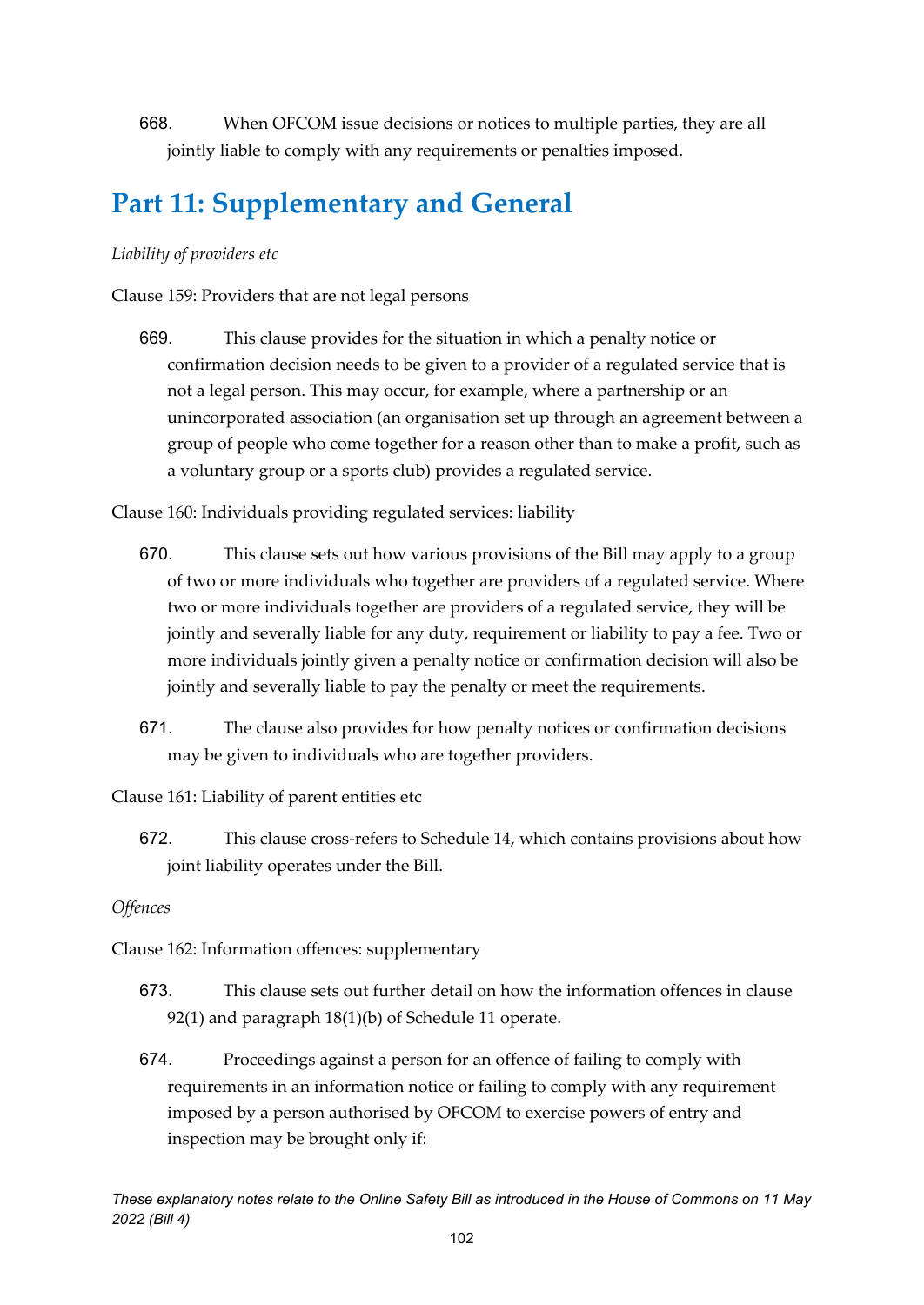668. When OFCOM issue decisions or notices to multiple parties, they are all jointly liable to comply with any requirements or penalties imposed.

# Part 11: Supplementary and General

*Liability of providers etc*

Clause 159: Providers that are not legal persons

669. This clause provides for the situation in which a penalty notice or confirmation decision needs to be given to a provider of a regulated service that is not a legal person. This may occur, for example, where a partnership or an unincorporated association (an organisation set up through an agreement between a group of people who come together for a reason other than to make a profit, such as a voluntary group or a sports club) provides a regulated service.

Clause 160: Individuals providing regulated services: liability

670. This clause sets out how various provisions of the Bill may apply to a group of two or more individuals who together are providers of a regulated service. Where two or more individuals together are providers of a regulated service, they will be jointly and severally liable for any duty, requirement or liability to pay a fee. Two or more individuals jointly given a penalty notice or confirmation decision will also be jointly and severally liable to pay the penalty or meet the requirements.

671. The clause also provides for how penalty notices or confirmation decisions may be given to individuals who are together providers.

Clause 161: Liability of parent entities etc

672. This clause cross-refers to Schedule 14, which contains provisions about how joint liability operates under the Bill.

*Offences*

Clause 162: Information offences: supplementary

673. This clause sets out further detail on how the information offences in clause 92(1) and paragraph 18(1)(b) of Schedule 11 operate.

674. Proceedings against a person for an offence of failing to comply with requirements in an information notice or failing to comply with any requirement imposed by a person authorised by OFCOM to exercise powers of entry and inspection may be brought only if: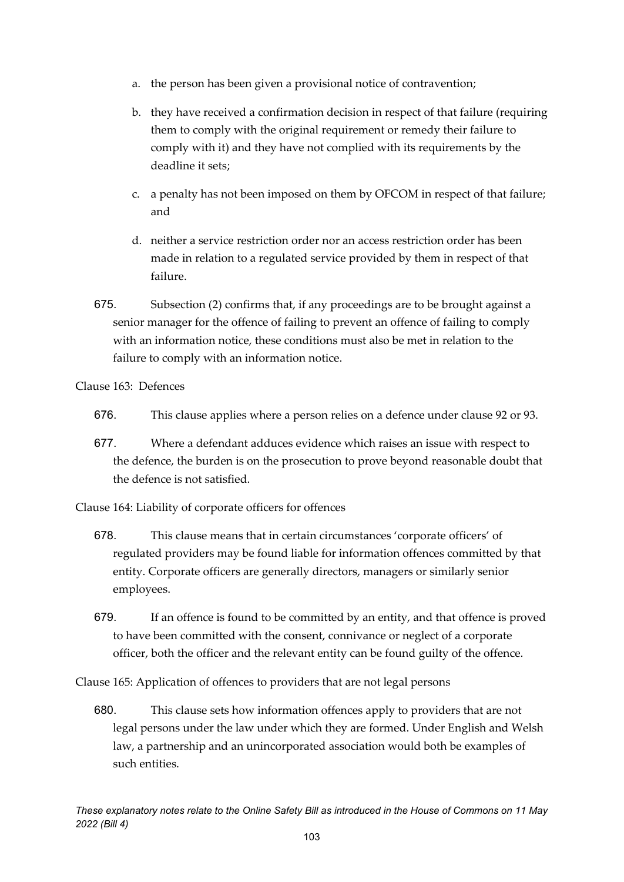a. the person has been given a provisional notice of contravention;

b. they have received a confirmation decision in respect of that failure (requiring them to comply with the original requirement or remedy their failure to comply with it) and they have not complied with its requirements by the deadline it sets;

c. a penalty has not been imposed on them by OFCOM in respect of that failure; and

d. neither a service restriction order nor an access restriction order has been made in relation to a regulated service provided by them in respect of that failure.

675. Subsection (2) confirms that, if any proceedings are to be brought against a senior manager for the offence of failing to prevent an offence of failing to comply with an information notice, these conditions must also be met in relation to the failure to comply with an information notice.

Clause 163: Defences

676. This clause applies where a person relies on a defence under clause 92 or 93.

677. Where a defendant adduces evidence which raises an issue with respect to the defence, the burden is on the prosecution to prove beyond reasonable doubt that the defence is not satisfied.

Clause 164: Liability of corporate officers for offences

678. This clause means that in certain circumstances 'corporate officers' of regulated providers may be found liable for information offences committed by that entity. Corporate officers are generally directors, managers or similarly senior employees.

679. If an offence is found to be committed by an entity, and that offence is proved to have been committed with the consent, connivance or neglect of a corporate officer, both the officer and the relevant entity can be found guilty of the offence.

Clause 165: Application of offences to providers that are not legal persons

680. This clause sets how information offences apply to providers that are not legal persons under the law under which they are formed. Under English and Welsh law, a partnership and an unincorporated association would both be examples of such entities.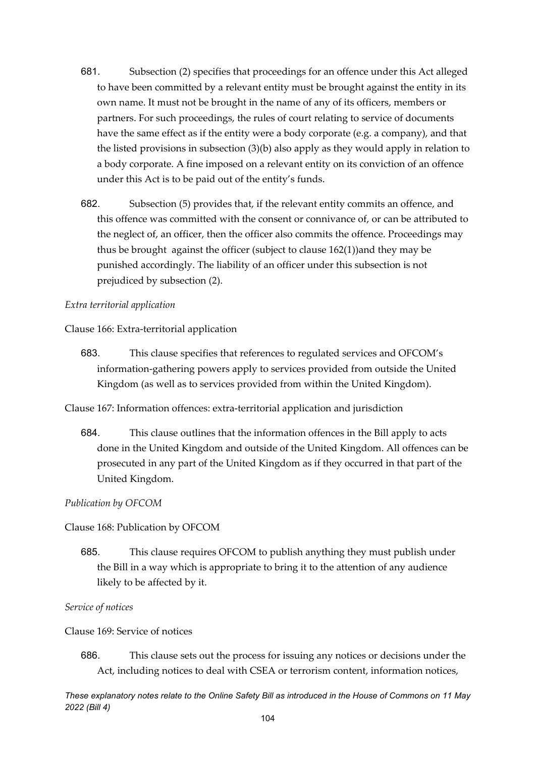681. Subsection (2) specifies that proceedings for an offence under this Act alleged to have been committed by a relevant entity must be brought against the entity in its own name. It must not be brought in the name of any of its officers, members or partners. For such proceedings, the rules of court relating to service of documents have the same effect as if the entity were a body corporate (e.g. a company), and that the listed provisions in subsection (3)(b) also apply as they would apply in relation to a body corporate. A fine imposed on a relevant entity on its conviction of an offence under this Act is to be paid out of the entity's funds.

682. Subsection (5) provides that, if the relevant entity commits an offence, and this offence was committed with the consent or connivance of, or can be attributed to the neglect of, an officer, then the officer also commits the offence. Proceedings may thus be brought against the officer (subject to clause 162(1))and they may be punished accordingly. The liability of an officer under this subsection is not prejudiced by subsection (2).

*Extra territorial application*

Clause 166: Extra-territorial application

683. This clause specifies that references to regulated services and OFCOM's information-gathering powers apply to services provided from outside the United Kingdom (as well as to services provided from within the United Kingdom).

Clause 167: Information offences: extra-territorial application and jurisdiction

684. This clause outlines that the information offences in the Bill apply to acts done in the United Kingdom and outside of the United Kingdom. All offences can be prosecuted in any part of the United Kingdom as if they occurred in that part of the United Kingdom.

*Publication by OFCOM*

Clause 168: Publication by OFCOM

685. This clause requires OFCOM to publish anything they must publish under the Bill in a way which is appropriate to bring it to the attention of any audience likely to be affected by it.

*Service of notices*

Clause 169: Service of notices

686. This clause sets out the process for issuing any notices or decisions under the Act, including notices to deal with CSEA or terrorism content, information notices,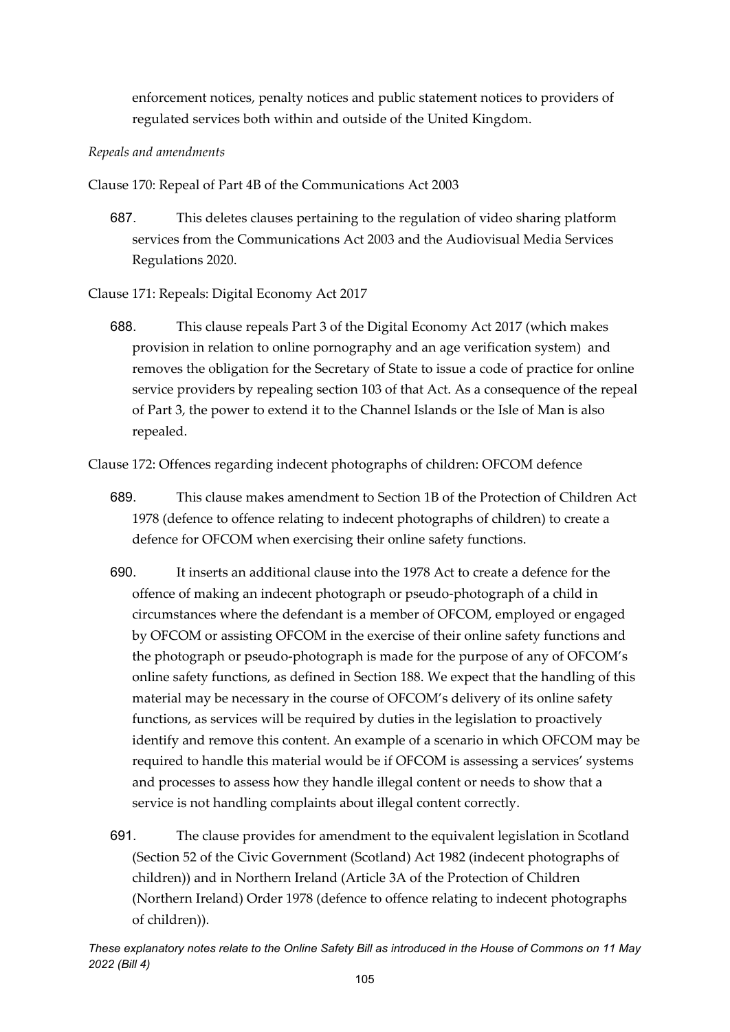enforcement notices, penalty notices and public statement notices to providers of regulated services both within and outside of the United Kingdom.

*Repeals and amendments*

Clause 170: Repeal of Part 4B of the Communications Act 2003

687. This deletes clauses pertaining to the regulation of video sharing platform services from the Communications Act 2003 and the Audiovisual Media Services Regulations 2020.

Clause 171: Repeals: Digital Economy Act 2017

688. This clause repeals Part 3 of the Digital Economy Act 2017 (which makes provision in relation to online pornography and an age verification system) and removes the obligation for the Secretary of State to issue a code of practice for online service providers by repealing section 103 of that Act. As a consequence of the repeal of Part 3, the power to extend it to the Channel Islands or the Isle of Man is also repealed.

Clause 172: Offences regarding indecent photographs of children: OFCOM defence

689. This clause makes amendment to Section 1B of the Protection of Children Act 1978 (defence to offence relating to indecent photographs of children) to create a defence for OFCOM when exercising their online safety functions.

690. It inserts an additional clause into the 1978 Act to create a defence for the offence of making an indecent photograph or pseudo-photograph of a child in circumstances where the defendant is a member of OFCOM, employed or engaged by OFCOM or assisting OFCOM in the exercise of their online safety functions and the photograph or pseudo-photograph is made for the purpose of any of OFCOM's online safety functions, as defined in Section 188. We expect that the handling of this material may be necessary in the course of OFCOM's delivery of its online safety functions, as services will be required by duties in the legislation to proactively identify and remove this content. An example of a scenario in which OFCOM may be required to handle this material would be if OFCOM is assessing a services' systems and processes to assess how they handle illegal content or needs to show that a service is not handling complaints about illegal content correctly.

691. The clause provides for amendment to the equivalent legislation in Scotland (Section 52 of the Civic Government (Scotland) Act 1982 (indecent photographs of children)) and in Northern Ireland (Article 3A of the Protection of Children (Northern Ireland) Order 1978 (defence to offence relating to indecent photographs of children)).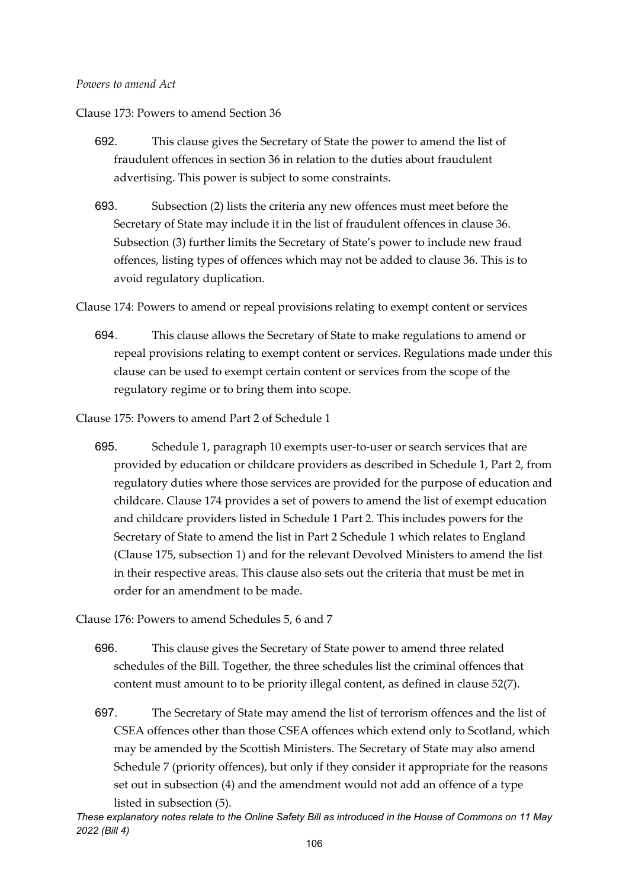*Powers to amend Act*

Clause 173: Powers to amend Section 36

692. This clause gives the Secretary of State the power to amend the list of fraudulent offences in section 36 in relation to the duties about fraudulent advertising. This power is subject to some constraints.

693. Subsection (2) lists the criteria any new offences must meet before the Secretary of State may include it in the list of fraudulent offences in clause 36. Subsection (3) further limits the Secretary of State's power to include new fraud offences, listing types of offences which may not be added to clause 36. This is to avoid regulatory duplication.

Clause 174: Powers to amend or repeal provisions relating to exempt content or services

694. This clause allows the Secretary of State to make regulations to amend or repeal provisions relating to exempt content or services. Regulations made under this clause can be used to exempt certain content or services from the scope of the regulatory regime or to bring them into scope.

Clause 175: Powers to amend Part 2 of Schedule 1

695. Schedule 1, paragraph 10 exempts user-to-user or search services that are provided by education or childcare providers as described in Schedule 1, Part 2, from regulatory duties where those services are provided for the purpose of education and childcare. Clause 174 provides a set of powers to amend the list of exempt education and childcare providers listed in Schedule 1 Part 2. This includes powers for the Secretary of State to amend the list in Part 2 Schedule 1 which relates to England (Clause 175, subsection 1) and for the relevant Devolved Ministers to amend the list in their respective areas. This clause also sets out the criteria that must be met in order for an amendment to be made.

Clause 176: Powers to amend Schedules 5, 6 and 7

696. This clause gives the Secretary of State power to amend three related schedules of the Bill. Together, the three schedules list the criminal offences that content must amount to to be priority illegal content, as defined in clause 52(7).

697. The Secretary of State may amend the list of terrorism offences and the list of CSEA offences other than those CSEA offences which extend only to Scotland, which may be amended by the Scottish Ministers. The Secretary of State may also amend Schedule 7 (priority offences), but only if they consider it appropriate for the reasons set out in subsection (4) and the amendment would not add an offence of a type listed in subsection (5).

*These explanatory notes relate to the Online Safety Bill as introduced in the House of Commons on 11 May 2022 (Bill 4)*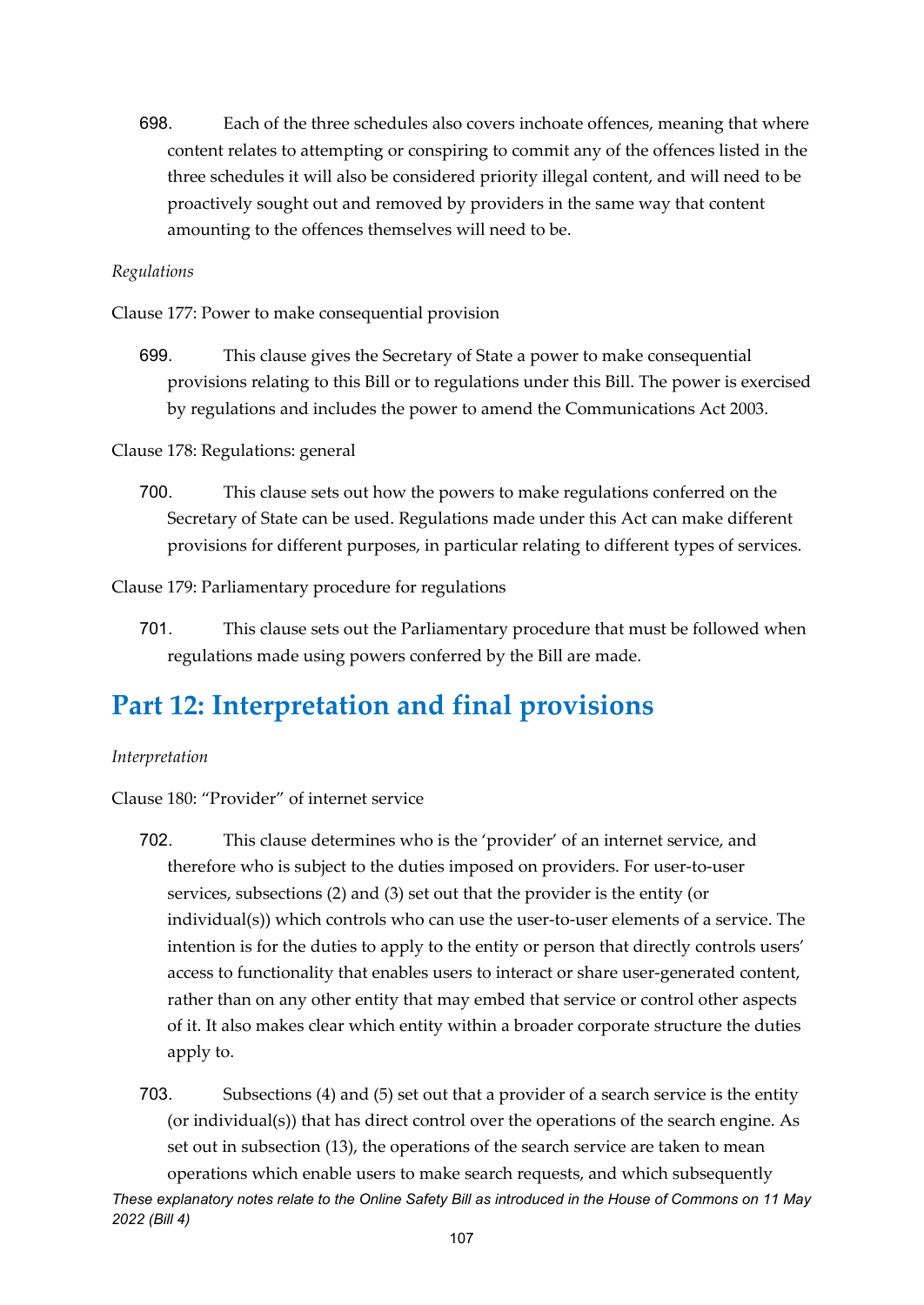698. Each of the three schedules also covers inchoate offences, meaning that where content relates to attempting or conspiring to commit any of the offences listed in the three schedules it will also be considered priority illegal content, and will need to be proactively sought out and removed by providers in the same way that content amounting to the offences themselves will need to be.

*Regulations*

Clause 177: Power to make consequential provision

699. This clause gives the Secretary of State a power to make consequential provisions relating to this Bill or to regulations under this Bill. The power is exercised by regulations and includes the power to amend the Communications Act 2003.

Clause 178: Regulations: general

700. This clause sets out how the powers to make regulations conferred on the Secretary of State can be used. Regulations made under this Act can make different provisions for different purposes, in particular relating to different types of services.

Clause 179: Parliamentary procedure for regulations

701. This clause sets out the Parliamentary procedure that must be followed when regulations made using powers conferred by the Bill are made.

## Part 12: Interpretation and final provisions

*Interpretation*

Clause 180: "Provider" of internet service

702. This clause determines who is the 'provider' of an internet service, and therefore who is subject to the duties imposed on providers. For user-to-user services, subsections (2) and (3) set out that the provider is the entity (or individual(s)) which controls who can use the user-to-user elements of a service. The intention is for the duties to apply to the entity or person that directly controls users' access to functionality that enables users to interact or share user-generated content, rather than on any other entity that may embed that service or control other aspects of it. It also makes clear which entity within a broader corporate structure the duties apply to.

703. Subsections (4) and (5) set out that a provider of a search service is the entity (or individual(s)) that has direct control over the operations of the search engine. As set out in subsection (13), the operations of the search service are taken to mean operations which enable users to make search requests, and which subsequently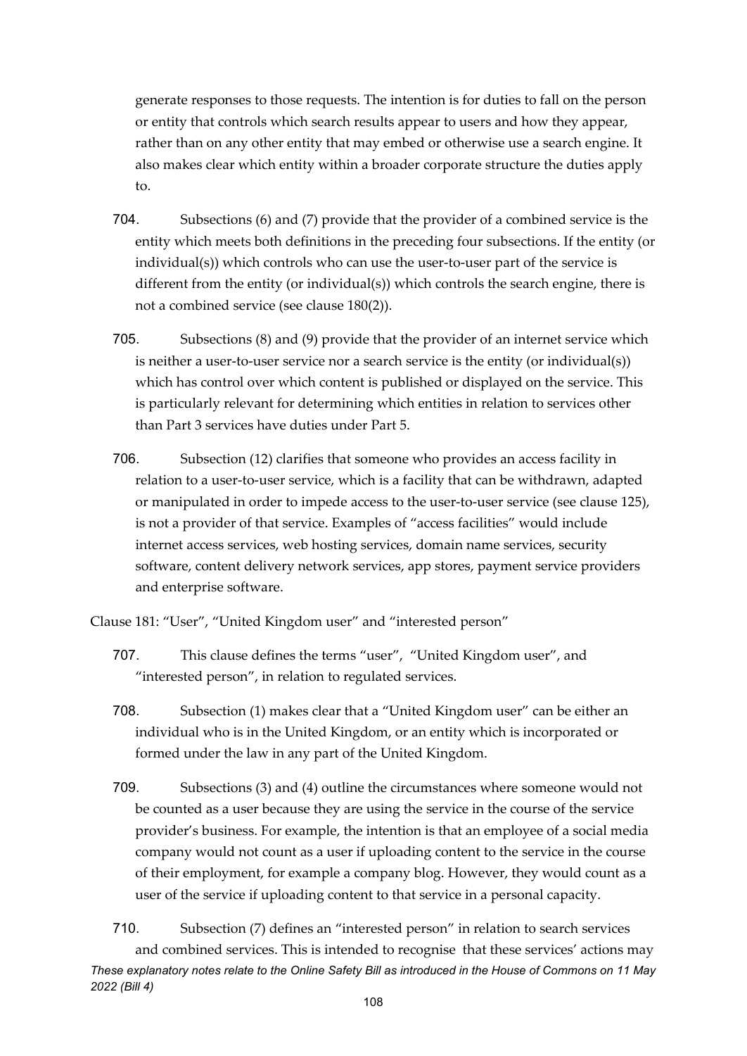generate responses to those requests. The intention is for duties to fall on the person or entity that controls which search results appear to users and how they appear, rather than on any other entity that may embed or otherwise use a search engine. It also makes clear which entity within a broader corporate structure the duties apply to.

704. Subsections (6) and (7) provide that the provider of a combined service is the entity which meets both definitions in the preceding four subsections. If the entity (or individual(s)) which controls who can use the user-to-user part of the service is different from the entity (or individual(s)) which controls the search engine, there is not a combined service (see clause 180(2)).

705. Subsections (8) and (9) provide that the provider of an internet service which is neither a user-to-user service nor a search service is the entity (or individual(s)) which has control over which content is published or displayed on the service. This is particularly relevant for determining which entities in relation to services other than Part 3 services have duties under Part 5.

706. Subsection (12) clarifies that someone who provides an access facility in relation to a user-to-user service, which is a facility that can be withdrawn, adapted or manipulated in order to impede access to the user-to-user service (see clause 125), is not a provider of that service. Examples of "access facilities" would include internet access services, web hosting services, domain name services, security software, content delivery network services, app stores, payment service providers and enterprise software.

Clause 181: "User", "United Kingdom user" and "interested person"

707. This clause defines the terms "user", "United Kingdom user", and "interested person", in relation to regulated services.

708. Subsection (1) makes clear that a "United Kingdom user" can be either an individual who is in the United Kingdom, or an entity which is incorporated or formed under the law in any part of the United Kingdom.

709. Subsections (3) and (4) outline the circumstances where someone would not be counted as a user because they are using the service in the course of the service provider's business. For example, the intention is that an employee of a social media company would not count as a user if uploading content to the service in the course of their employment, for example a company blog. However, they would count as a user of the service if uploading content to that service in a personal capacity.

710. Subsection (7) defines an "interested person" in relation to search services and combined services. This is intended to recognise that these services' actions may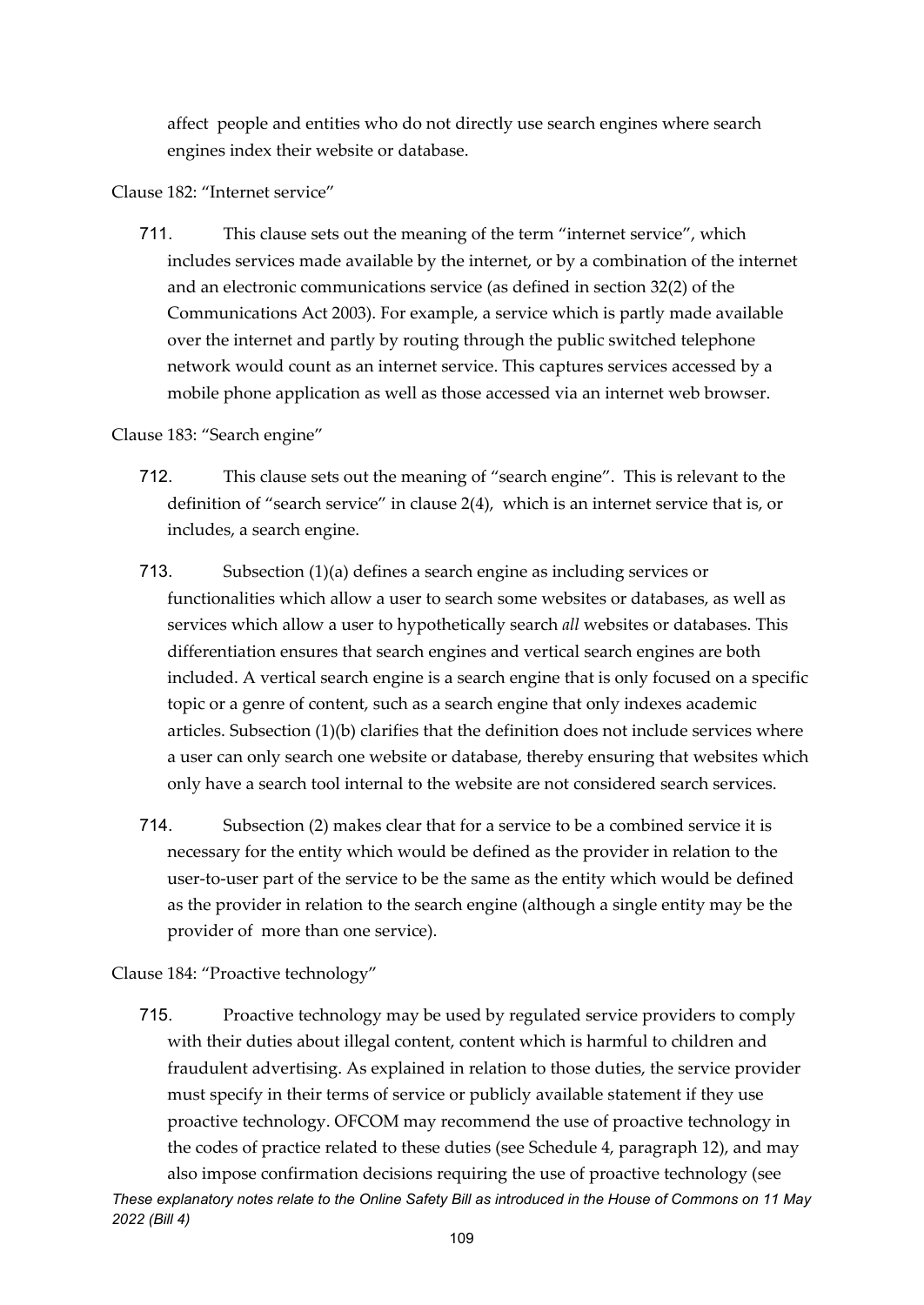affect people and entities who do not directly use search engines where search engines index their website or database.

Clause 182: "Internet service"

711. This clause sets out the meaning of the term "internet service", which includes services made available by the internet, or by a combination of the internet and an electronic communications service (as defined in section 32(2) of the Communications Act 2003). For example, a service which is partly made available over the internet and partly by routing through the public switched telephone network would count as an internet service. This captures services accessed by a mobile phone application as well as those accessed via an internet web browser.

Clause 183: "Search engine"

712. This clause sets out the meaning of "search engine". This is relevant to the definition of "search service" in clause 2(4), which is an internet service that is, or includes, a search engine.

713. Subsection (1)(a) defines a search engine as including services or functionalities which allow a user to search some websites or databases, as well as services which allow a user to hypothetically search *all* websites or databases. This differentiation ensures that search engines and vertical search engines are both included. A vertical search engine is a search engine that is only focused on a specific topic or a genre of content, such as a search engine that only indexes academic articles. Subsection (1)(b) clarifies that the definition does not include services where a user can only search one website or database, thereby ensuring that websites which only have a search tool internal to the website are not considered search services.

714. Subsection (2) makes clear that for a service to be a combined service it is necessary for the entity which would be defined as the provider in relation to the user-to-user part of the service to be the same as the entity which would be defined as the provider in relation to the search engine (although a single entity may be the provider of more than one service).

Clause 184: "Proactive technology"

715. Proactive technology may be used by regulated service providers to comply with their duties about illegal content, content which is harmful to children and fraudulent advertising. As explained in relation to those duties, the service provider must specify in their terms of service or publicly available statement if they use proactive technology. OFCOM may recommend the use of proactive technology in the codes of practice related to these duties (see Schedule 4, paragraph 12), and may also impose confirmation decisions requiring the use of proactive technology (see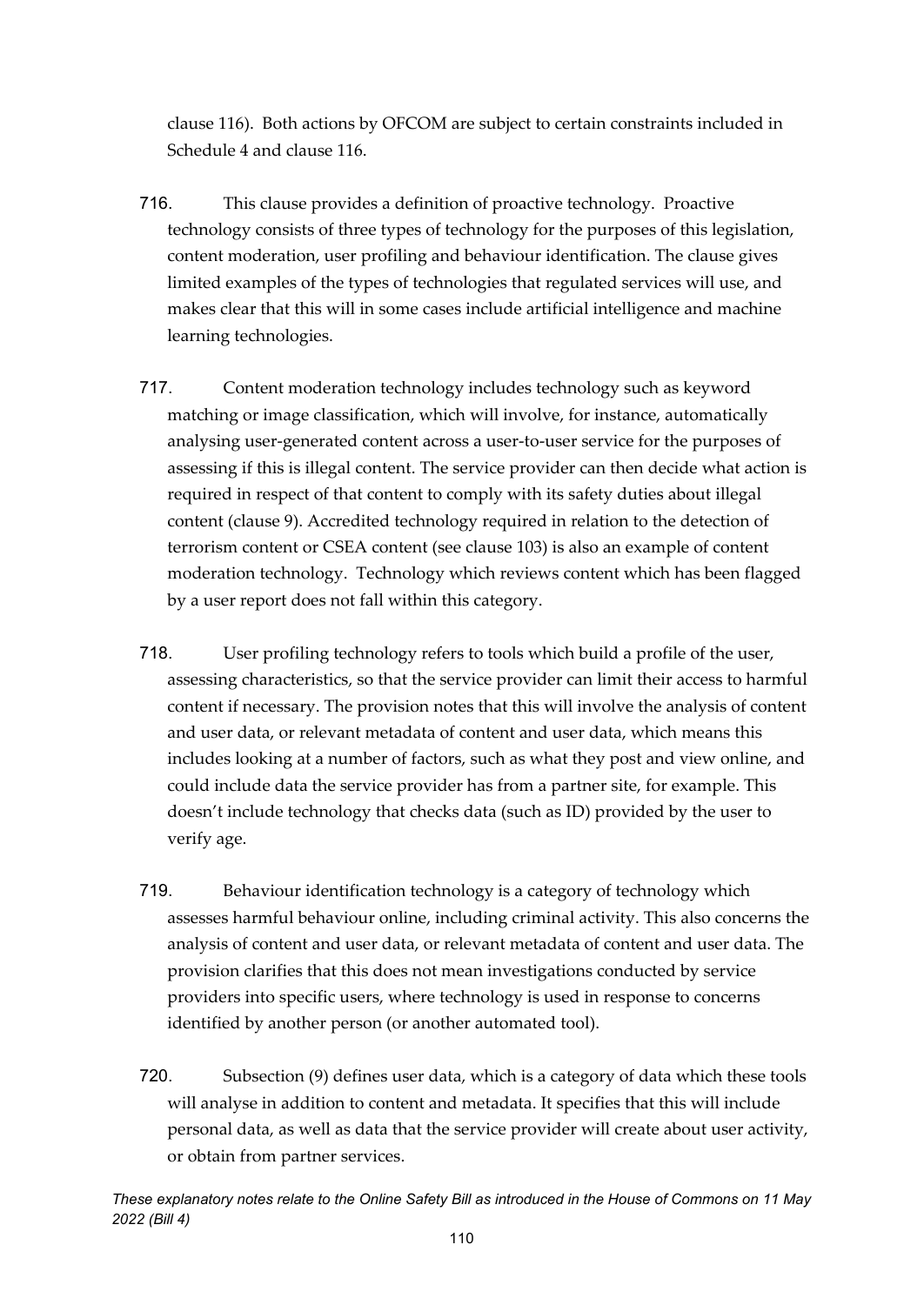clause 116). Both actions by OFCOM are subject to certain constraints included in Schedule 4 and clause 116.

716. This clause provides a definition of proactive technology. Proactive technology consists of three types of technology for the purposes of this legislation, content moderation, user profiling and behaviour identification. The clause gives limited examples of the types of technologies that regulated services will use, and makes clear that this will in some cases include artificial intelligence and machine learning technologies.

717. Content moderation technology includes technology such as keyword matching or image classification, which will involve, for instance, automatically analysing user-generated content across a user-to-user service for the purposes of assessing if this is illegal content. The service provider can then decide what action is required in respect of that content to comply with its safety duties about illegal content (clause 9). Accredited technology required in relation to the detection of terrorism content or CSEA content (see clause 103) is also an example of content moderation technology. Technology which reviews content which has been flagged by a user report does not fall within this category.

718. User profiling technology refers to tools which build a profile of the user, assessing characteristics, so that the service provider can limit their access to harmful content if necessary. The provision notes that this will involve the analysis of content and user data, or relevant metadata of content and user data, which means this includes looking at a number of factors, such as what they post and view online, and could include data the service provider has from a partner site, for example. This doesn't include technology that checks data (such as ID) provided by the user to verify age.

719. Behaviour identification technology is a category of technology which assesses harmful behaviour online, including criminal activity. This also concerns the analysis of content and user data, or relevant metadata of content and user data. The provision clarifies that this does not mean investigations conducted by service providers into specific users, where technology is used in response to concerns identified by another person (or another automated tool).

720. Subsection (9) defines user data, which is a category of data which these tools will analyse in addition to content and metadata. It specifies that this will include personal data, as well as data that the service provider will create about user activity, or obtain from partner services.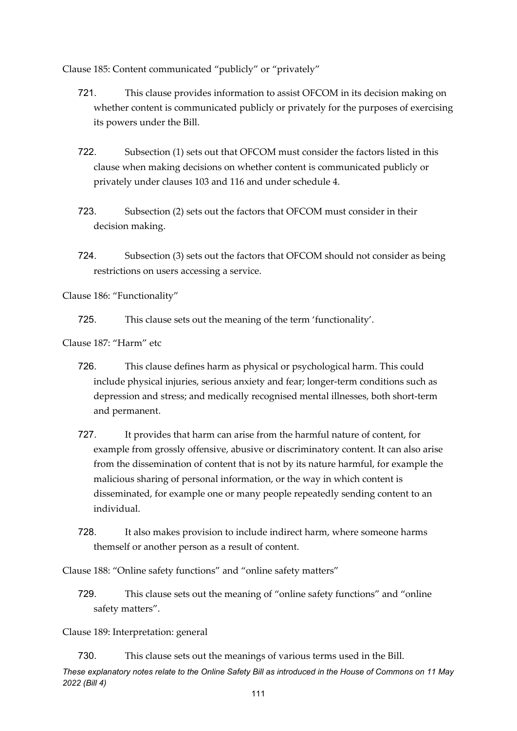Clause 185: Content communicated "publicly" or "privately"

721. This clause provides information to assist OFCOM in its decision making on whether content is communicated publicly or privately for the purposes of exercising its powers under the Bill.

722. Subsection (1) sets out that OFCOM must consider the factors listed in this clause when making decisions on whether content is communicated publicly or privately under clauses 103 and 116 and under schedule 4.

723. Subsection (2) sets out the factors that OFCOM must consider in their decision making.

724. Subsection (3) sets out the factors that OFCOM should not consider as being restrictions on users accessing a service.

Clause 186: "Functionality"

725. This clause sets out the meaning of the term 'functionality'.

Clause 187: "Harm" etc

726. This clause defines harm as physical or psychological harm. This could include physical injuries, serious anxiety and fear; longer-term conditions such as depression and stress; and medically recognised mental illnesses, both short-term and permanent.

727. It provides that harm can arise from the harmful nature of content, for example from grossly offensive, abusive or discriminatory content. It can also arise from the dissemination of content that is not by its nature harmful, for example the malicious sharing of personal information, or the way in which content is disseminated, for example one or many people repeatedly sending content to an individual.

728. It also makes provision to include indirect harm, where someone harms themself or another person as a result of content.

Clause 188: "Online safety functions" and "online safety matters"

729. This clause sets out the meaning of "online safety functions" and "online safety matters".

Clause 189: Interpretation: general

730. This clause sets out the meanings of various terms used in the Bill.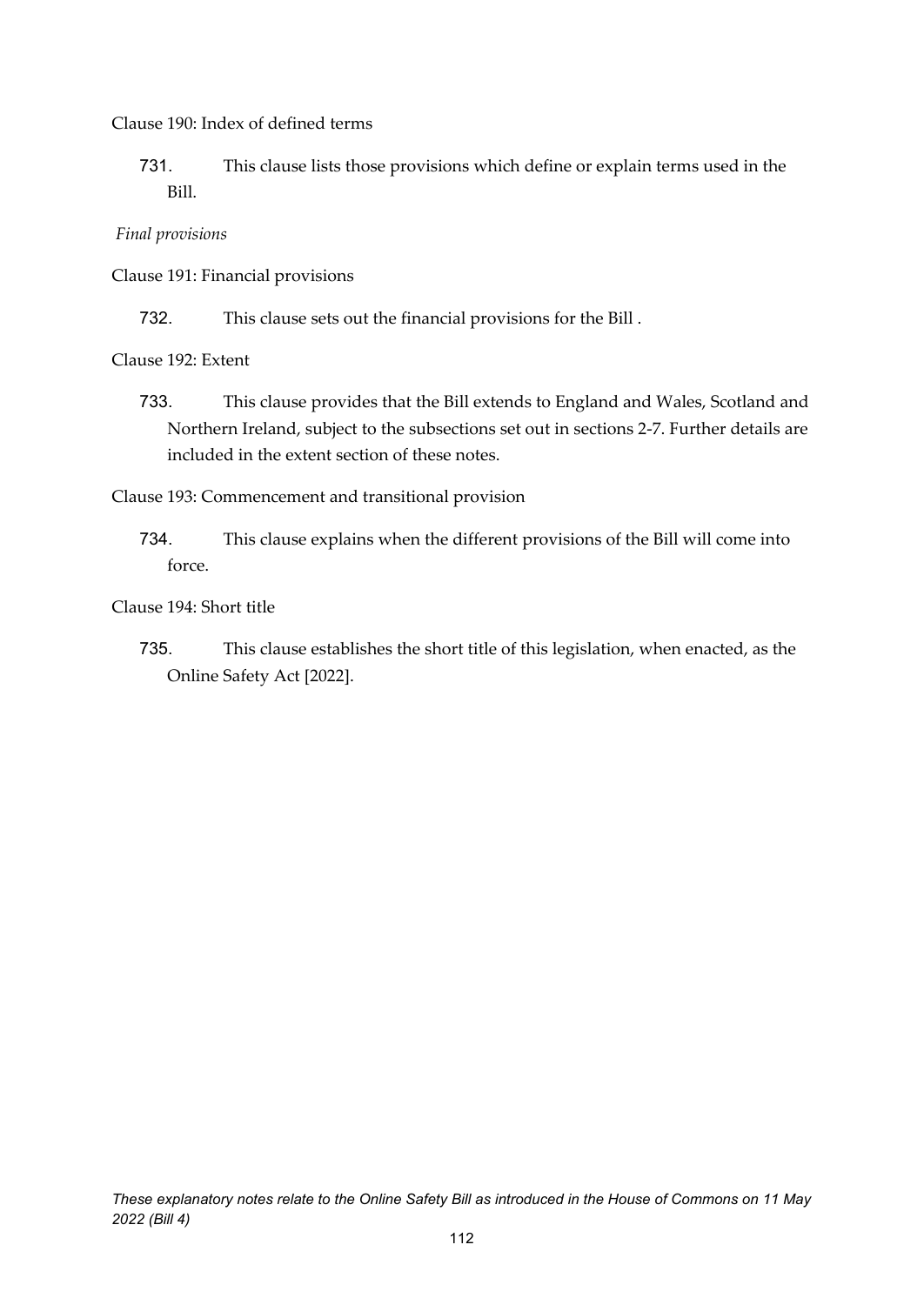Clause 190: Index of defined terms

731. This clause lists those provisions which define or explain terms used in the Bill.

*Final provisions*

Clause 191: Financial provisions

732. This clause sets out the financial provisions for the Bill .

Clause 192: Extent

733. This clause provides that the Bill extends to England and Wales, Scotland and Northern Ireland, subject to the subsections set out in sections 2-7. Further details are included in the extent section of these notes.

Clause 193: Commencement and transitional provision

734. This clause explains when the different provisions of the Bill will come into force.

Clause 194: Short title

735. This clause establishes the short title of this legislation, when enacted, as the Online Safety Act [2022].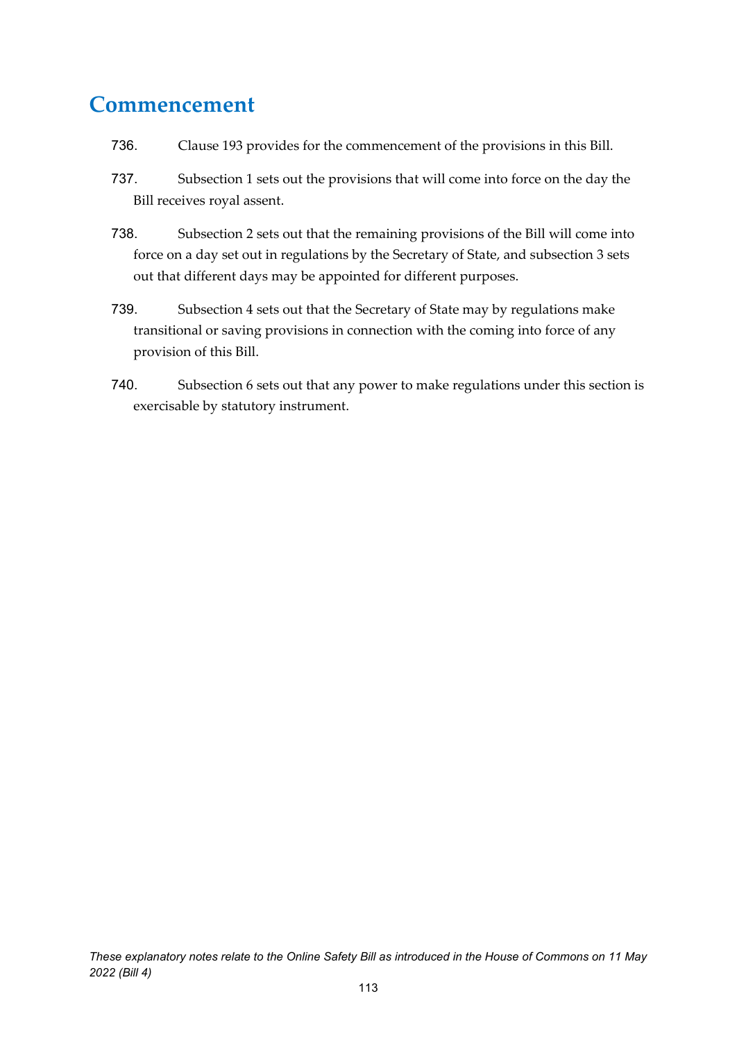## Commencement

736. Clause 193 provides for the commencement of the provisions in this Bill.

737. Subsection 1 sets out the provisions that will come into force on the day the Bill receives royal assent.

738. Subsection 2 sets out that the remaining provisions of the Bill will come into force on a day set out in regulations by the Secretary of State, and subsection 3 sets out that different days may be appointed for different purposes.

739. Subsection 4 sets out that the Secretary of State may by regulations make transitional or saving provisions in connection with the coming into force of any provision of this Bill.

740. Subsection 6 sets out that any power to make regulations under this section is exercisable by statutory instrument.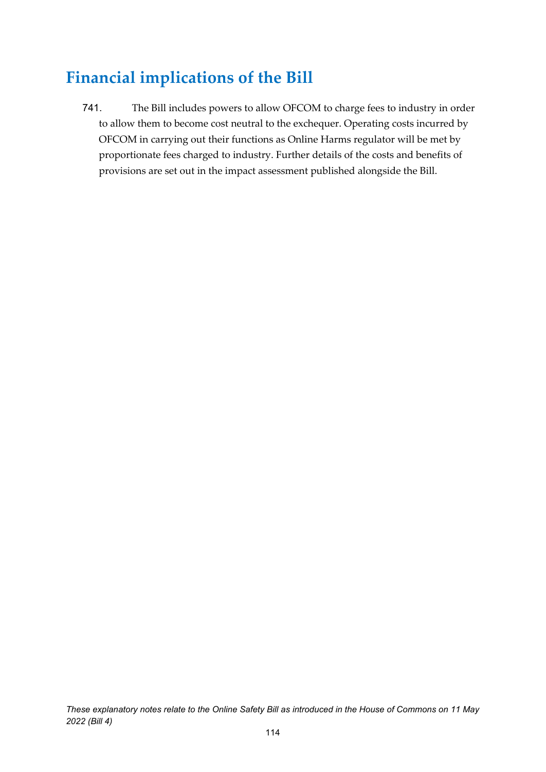# Financial implications of the Bill

741. The Bill includes powers to allow OFCOM to charge fees to industry in order to allow them to become cost neutral to the exchequer. Operating costs incurred by OFCOM in carrying out their functions as Online Harms regulator will be met by proportionate fees charged to industry. Further details of the costs and benefits of provisions are set out in the impact assessment published alongside the Bill.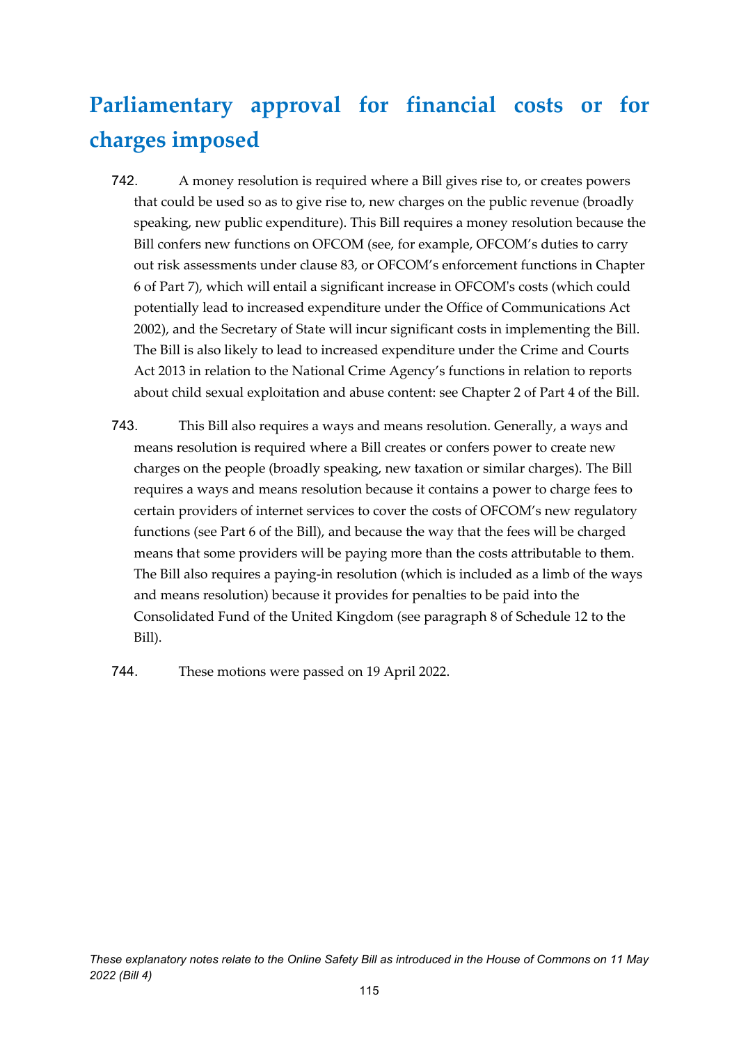# Parliamentary approval for financial costs or for charges imposed

742. A money resolution is required where a Bill gives rise to, or creates powers that could be used so as to give rise to, new charges on the public revenue (broadly speaking, new public expenditure). This Bill requires a money resolution because the Bill confers new functions on OFCOM (see, for example, OFCOM's duties to carry out risk assessments under clause 83, or OFCOM's enforcement functions in Chapter 6 of Part 7), which will entail a significant increase in OFCOM's costs (which could potentially lead to increased expenditure under the Office of Communications Act 2002), and the Secretary of State will incur significant costs in implementing the Bill. The Bill is also likely to lead to increased expenditure under the Crime and Courts Act 2013 in relation to the National Crime Agency's functions in relation to reports about child sexual exploitation and abuse content: see Chapter 2 of Part 4 of the Bill.

743. This Bill also requires a ways and means resolution. Generally, a ways and means resolution is required where a Bill creates or confers power to create new charges on the people (broadly speaking, new taxation or similar charges). The Bill requires a ways and means resolution because it contains a power to charge fees to certain providers of internet services to cover the costs of OFCOM's new regulatory functions (see Part 6 of the Bill), and because the way that the fees will be charged means that some providers will be paying more than the costs attributable to them. The Bill also requires a paying-in resolution (which is included as a limb of the ways and means resolution) because it provides for penalties to be paid into the Consolidated Fund of the United Kingdom (see paragraph 8 of Schedule 12 to the Bill).

744. These motions were passed on 19 April 2022.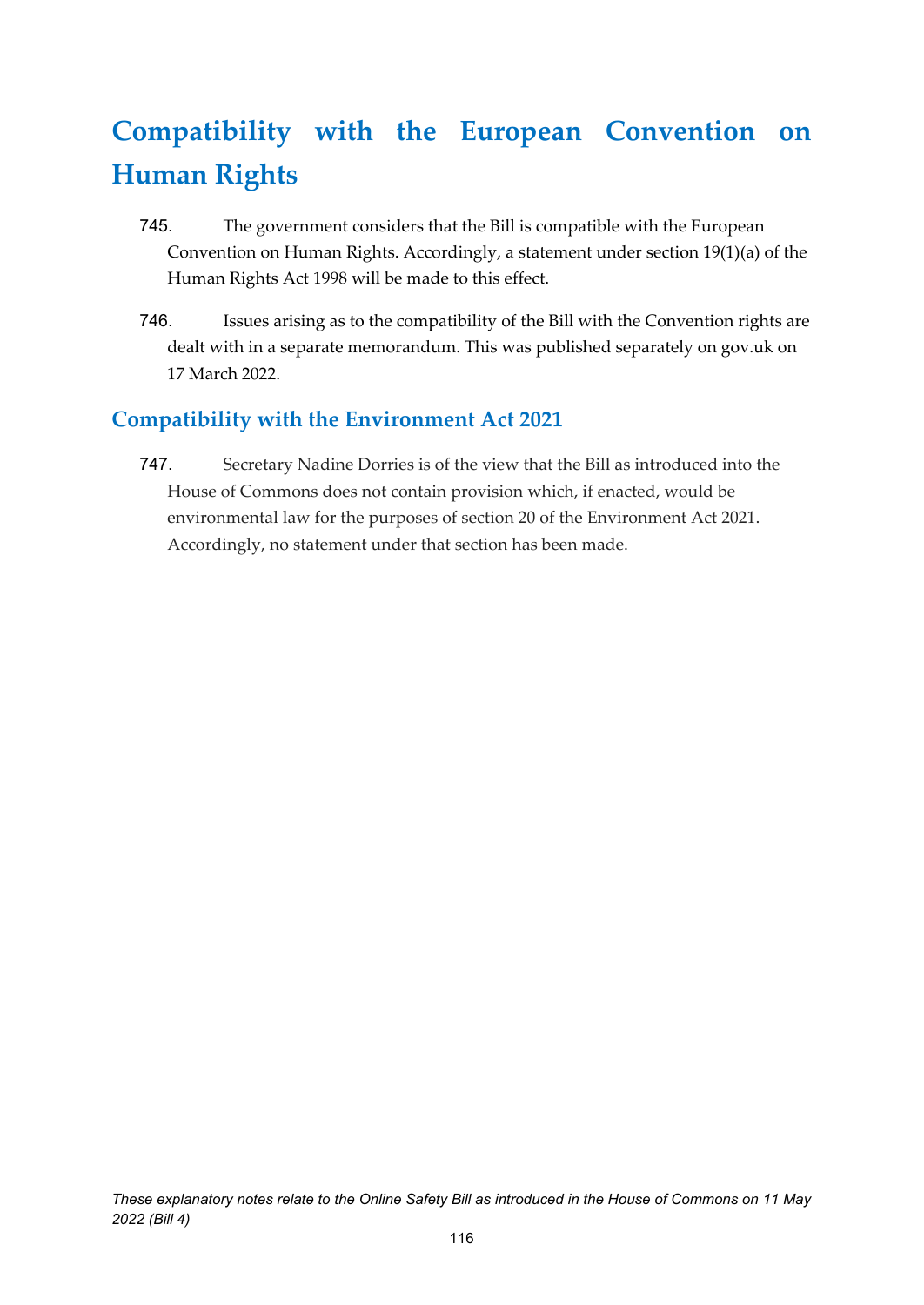# Compatibility with the European Convention on Human Rights

745. The government considers that the Bill is compatible with the European Convention on Human Rights. Accordingly, a statement under section 19(1)(a) of the Human Rights Act 1998 will be made to this effect.

746. Issues arising as to the compatibility of the Bill with the Convention rights are dealt with in a separate memorandum. This was published separately on gov.uk on 17 March 2022.

## Compatibility with the Environment Act 2021

747. Secretary Nadine Dorries is of the view that the Bill as introduced into the House of Commons does not contain provision which, if enacted, would be environmental law for the purposes of section 20 of the Environment Act 2021. Accordingly, no statement under that section has been made.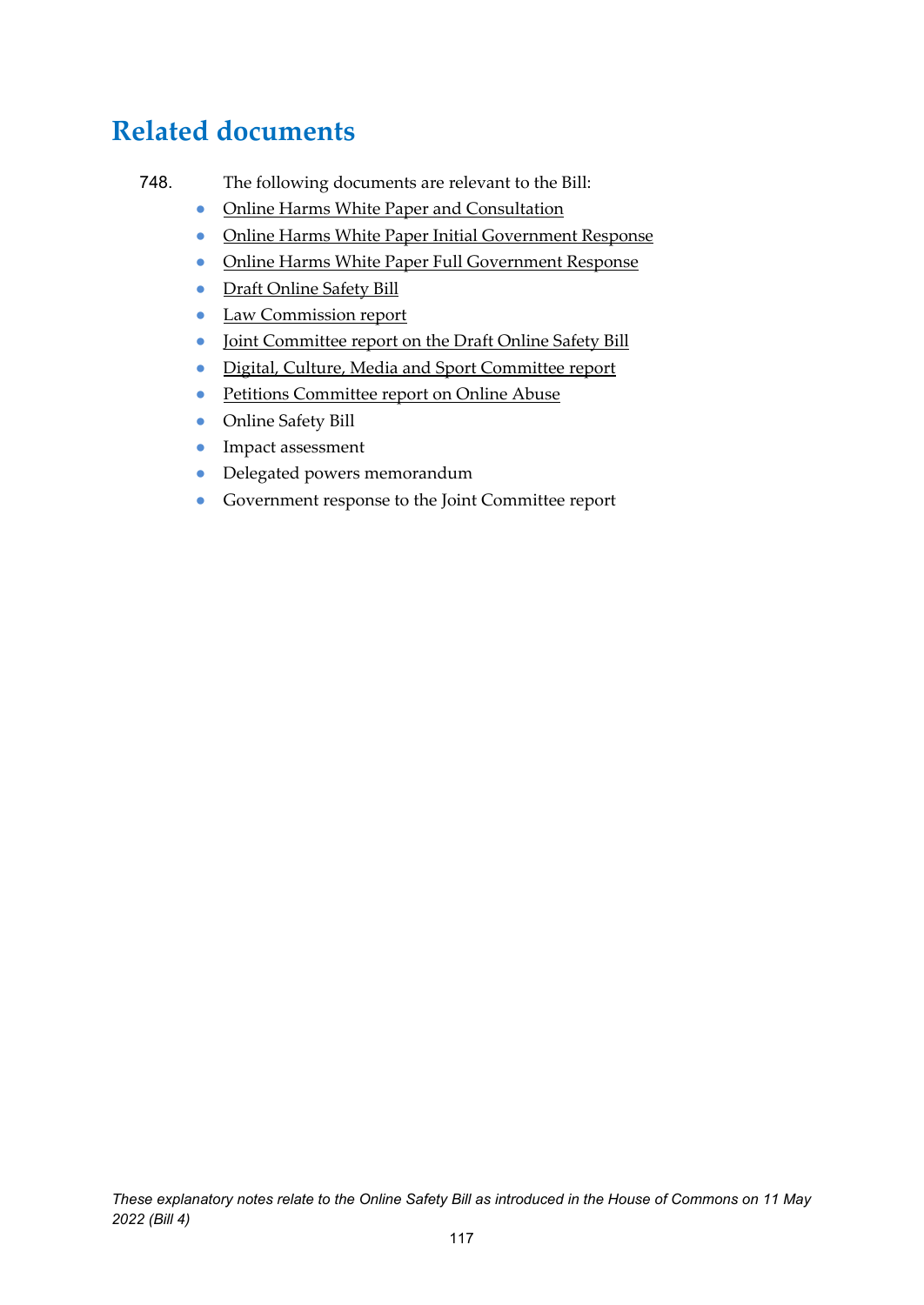# Related documents

748. The following documents are relevant to the Bill:

- Online Harms White Paper and Consultation
- Online Harms White Paper Initial Government Response
- Online Harms White Paper Full Government Response
- Draft Online Safety Bill
- Law Commission report
- Joint Committee report on the Draft Online Safety Bill
- Digital, Culture, Media and Sport Committee report
- Petitions Committee report on Online Abuse
- Online Safety Bill
- Impact assessment
- Delegated powers memorandum
- Government response to the Joint Committee report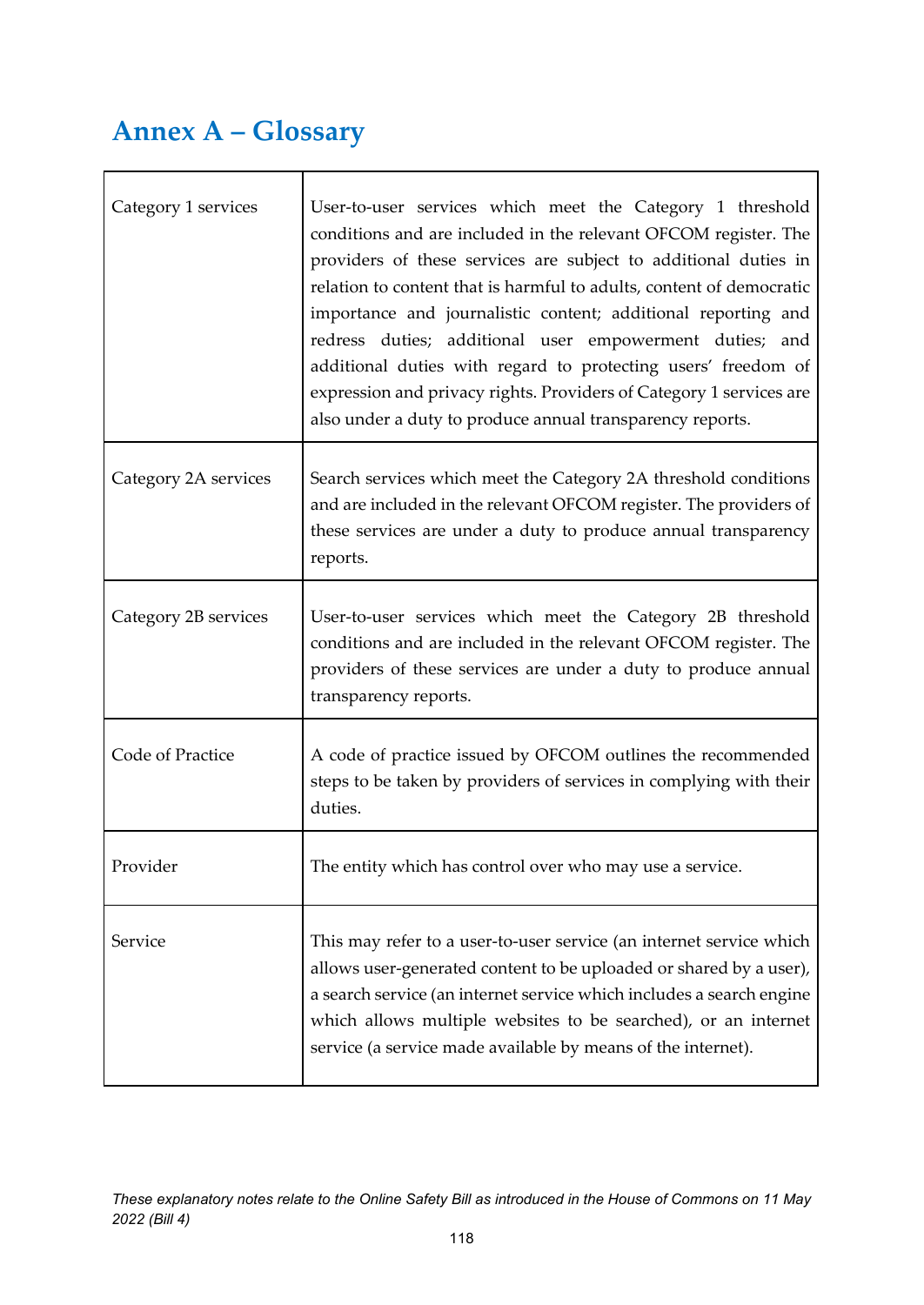# Annex A – Glossary

| | |
|---|---|
| Category 1 services | User-to-user services which meet the Category 1 threshold conditions and are included in the relevant OFCOM register. The providers of these services are subject to additional duties in relation to content that is harmful to adults, content of democratic importance and journalistic content; additional reporting and redress duties; additional user empowerment duties; and additional duties with regard to protecting users' freedom of expression and privacy rights. Providers of Category 1 services are also under a duty to produce annual transparency reports. |
| Category 2A services | Search services which meet the Category 2A threshold conditions and are included in the relevant OFCOM register. The providers of these services are under a duty to produce annual transparency reports. |
| Category 2B services | User-to-user services which meet the Category 2B threshold conditions and are included in the relevant OFCOM register. The providers of these services are under a duty to produce annual transparency reports. |
| Code of Practice | A code of practice issued by OFCOM outlines the recommended steps to be taken by providers of services in complying with their duties. |
| Provider | The entity which has control over who may use a service. |
| Service | This may refer to a user-to-user service (an internet service which allows user-generated content to be uploaded or shared by a user), a search service (an internet service which includes a search engine which allows multiple websites to be searched), or an internet service (a service made available by means of the internet). |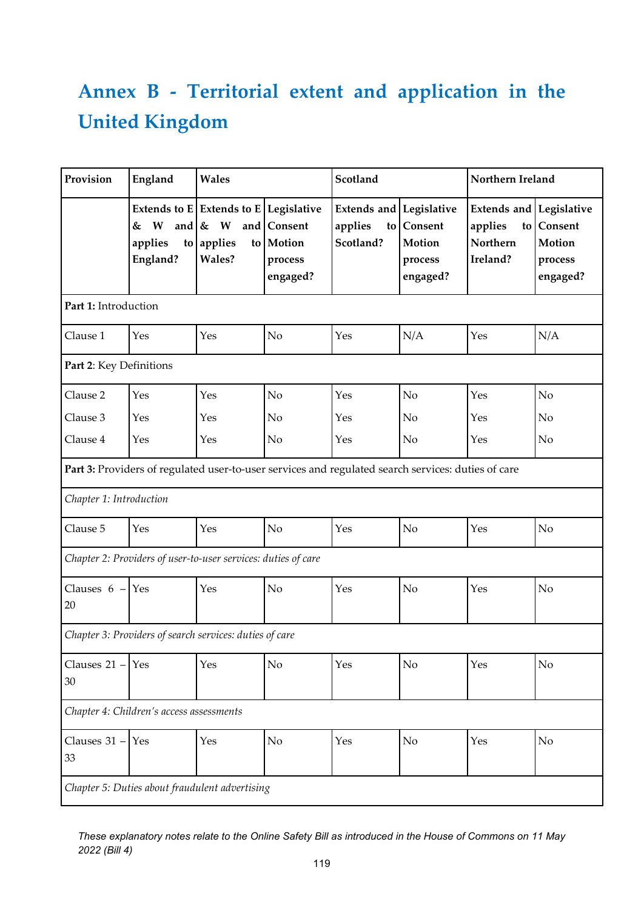# Annex B - Territorial extent and application in the United Kingdom

| Provision | England | Wales | | Scotland | | Northern Ireland | |
|---|---|---|---|---|---|---|---|
| | **Extends to E & W and applies to England?** | **Extends to E & W and applies to Wales?** | **Legislative Consent Motion process engaged?** | **Extends and applies to Scotland?** | **Legislative Consent Motion process engaged?** | **Extends and applies to Northern Ireland?** | **Legislative Consent Motion process engaged?** |
| **Part 1:** Introduction | | | | | | | |
| Clause 1 | Yes | Yes | No | Yes | N/A | Yes | N/A |
| **Part 2**: Key Definitions | | | | | | | |
| Clause 2 | Yes | Yes | No | Yes | No | Yes | No |
| Clause 3 | Yes | Yes | No | Yes | No | Yes | No |
| Clause 4 | Yes | Yes | No | Yes | No | Yes | No |
| **Part 3:** Providers of regulated user-to-user services and regulated search services: duties of care | | | | | | | |
| *Chapter 1: Introduction* | | | | | | | |
| Clause 5 | Yes | Yes | No | Yes | No | Yes | No |
| *Chapter 2: Providers of user-to-user services: duties of care* | | | | | | | |
| Clauses 6 – 20 | Yes | Yes | No | Yes | No | Yes | No |
| *Chapter 3: Providers of search services: duties of care* | | | | | | | |
| Clauses 21 – 30 | Yes | Yes | No | Yes | No | Yes | No |
| *Chapter 4: Children's access assessments* | | | | | | | |
| Clauses 31 – 33 | Yes | Yes | No | Yes | No | Yes | No |
| *Chapter 5: Duties about fraudulent advertising* | | | | | | | |

*These explanatory notes relate to the Online Safety Bill as introduced in the House of Commons on 11 May 2022 (Bill 4)*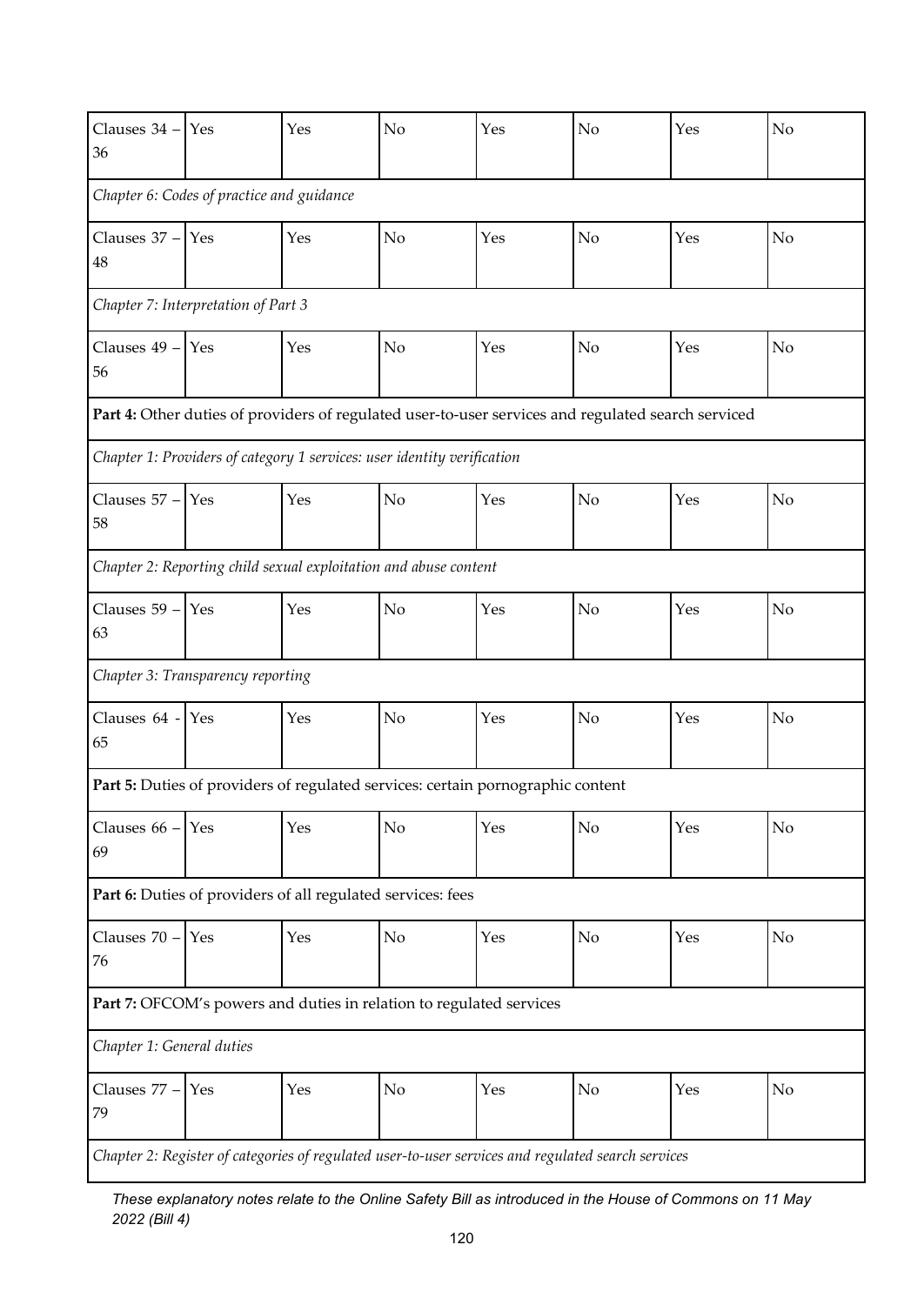| Clauses 34 – 36 | Yes | Yes | No | Yes | No | Yes | No |
|---|---|---|---|---|---|---|---|
| *Chapter 6: Codes of practice and guidance* | | | | | | | |
| Clauses 37 – 48 | Yes | Yes | No | Yes | No | Yes | No |
| *Chapter 7: Interpretation of Part 3* | | | | | | | |
| Clauses 49 – 56 | Yes | Yes | No | Yes | No | Yes | No |
| **Part 4:** Other duties of providers of regulated user-to-user services and regulated search serviced | | | | | | | |
| *Chapter 1: Providers of category 1 services: user identity verification* | | | | | | | |
| Clauses 57 – 58 | Yes | Yes | No | Yes | No | Yes | No |
| *Chapter 2: Reporting child sexual exploitation and abuse content* | | | | | | | |
| Clauses 59 – 63 | Yes | Yes | No | Yes | No | Yes | No |
| *Chapter 3: Transparency reporting* | | | | | | | |
| Clauses 64 - 65 | Yes | Yes | No | Yes | No | Yes | No |
| **Part 5:** Duties of providers of regulated services: certain pornographic content | | | | | | | |
| Clauses 66 – 69 | Yes | Yes | No | Yes | No | Yes | No |
| **Part 6:** Duties of providers of all regulated services: fees | | | | | | | |
| Clauses 70 – 76 | Yes | Yes | No | Yes | No | Yes | No |
| **Part 7:** OFCOM's powers and duties in relation to regulated services | | | | | | | |
| *Chapter 1: General duties* | | | | | | | |
| Clauses 77 – 79 | Yes | Yes | No | Yes | No | Yes | No |
| *Chapter 2: Register of categories of regulated user-to-user services and regulated search services* | | | | | | | |

*These explanatory notes relate to the Online Safety Bill as introduced in the House of Commons on 11 May 2022 (Bill 4)*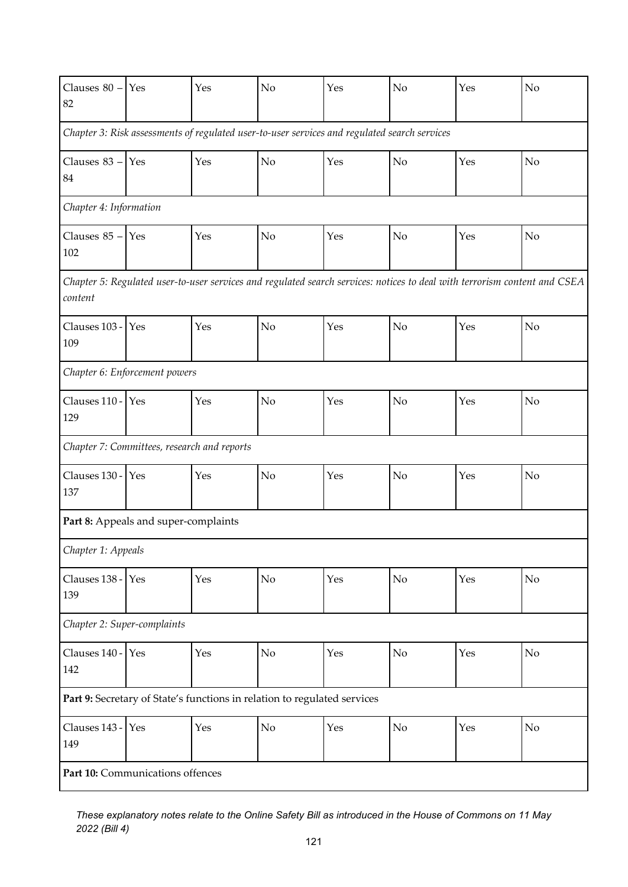| | | | | | | | |
|---|---|---|---|---|---|---|---|
| Clauses 80 – 82 | Yes | Yes | No | Yes | No | Yes | No |
| *Chapter 3: Risk assessments of regulated user-to-user services and regulated search services* | | | | | | | |
| Clauses 83 – 84 | Yes | Yes | No | Yes | No | Yes | No |
| *Chapter 4: Information* | | | | | | | |
| Clauses 85 – 102 | Yes | Yes | No | Yes | No | Yes | No |
| *Chapter 5: Regulated user-to-user services and regulated search services: notices to deal with terrorism content and CSEA content* | | | | | | | |
| Clauses 103 - 109 | Yes | Yes | No | Yes | No | Yes | No |
| *Chapter 6: Enforcement powers* | | | | | | | |
| Clauses 110 - 129 | Yes | Yes | No | Yes | No | Yes | No |
| *Chapter 7: Committees, research and reports* | | | | | | | |
| Clauses 130 - 137 | Yes | Yes | No | Yes | No | Yes | No |
| **Part 8:** Appeals and super-complaints | | | | | | | |
| *Chapter 1: Appeals* | | | | | | | |
| Clauses 138 - 139 | Yes | Yes | No | Yes | No | Yes | No |
| *Chapter 2: Super-complaints* | | | | | | | |
| Clauses 140 - 142 | Yes | Yes | No | Yes | No | Yes | No |
| **Part 9:** Secretary of State's functions in relation to regulated services | | | | | | | |
| Clauses 143 - 149 | Yes | Yes | No | Yes | No | Yes | No |
| **Part 10:** Communications offences | | | | | | | |

*These explanatory notes relate to the Online Safety Bill as introduced in the House of Commons on 11 May 2022 (Bill 4)*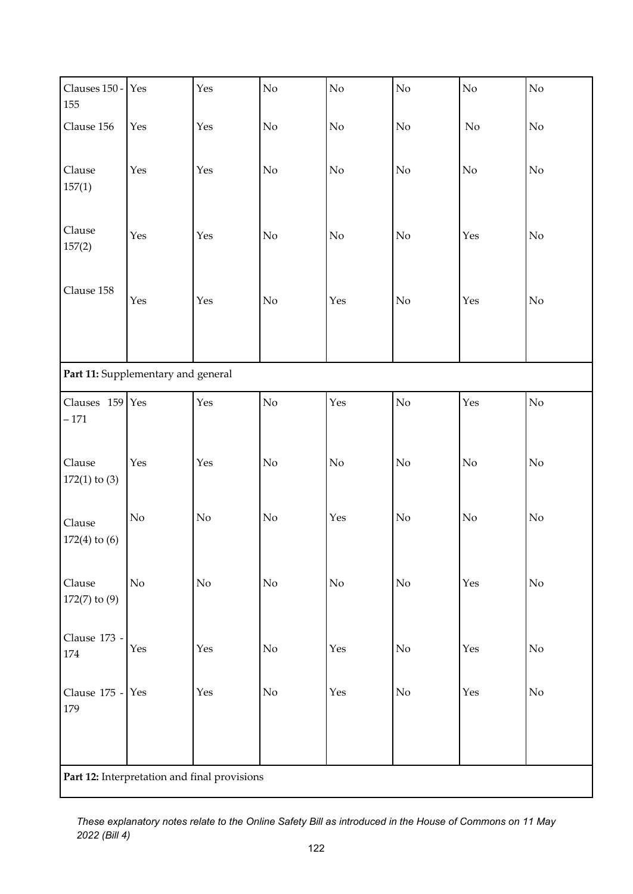| | | | | | | | |
|---|---|---|---|---|---|---|---|
| Clauses 150 - 155 | Yes | Yes | No | No | No | No | No |
| Clause 156 | Yes | Yes | No | No | No | No | No |
| Clause 157(1) | Yes | Yes | No | No | No | No | No |
| Clause 157(2) | Yes | Yes | No | No | No | Yes | No |
| Clause 158 | Yes | Yes | No | Yes | No | Yes | No |
| **Part 11:** Supplementary and general | | | | | | | |
| Clauses 159 – 171 | Yes | Yes | No | Yes | No | Yes | No |
| Clause 172(1) to (3) | Yes | Yes | No | No | No | No | No |
| Clause 172(4) to (6) | No | No | No | Yes | No | No | No |
| Clause 172(7) to (9) | No | No | No | No | No | Yes | No |
| Clause 173 - 174 | Yes | Yes | No | Yes | No | Yes | No |
| Clause 175 - 179 | Yes | Yes | No | Yes | No | Yes | No |
| **Part 12:** Interpretation and final provisions | | | | | | | |

*These explanatory notes relate to the Online Safety Bill as introduced in the House of Commons on 11 May 2022 (Bill 4)*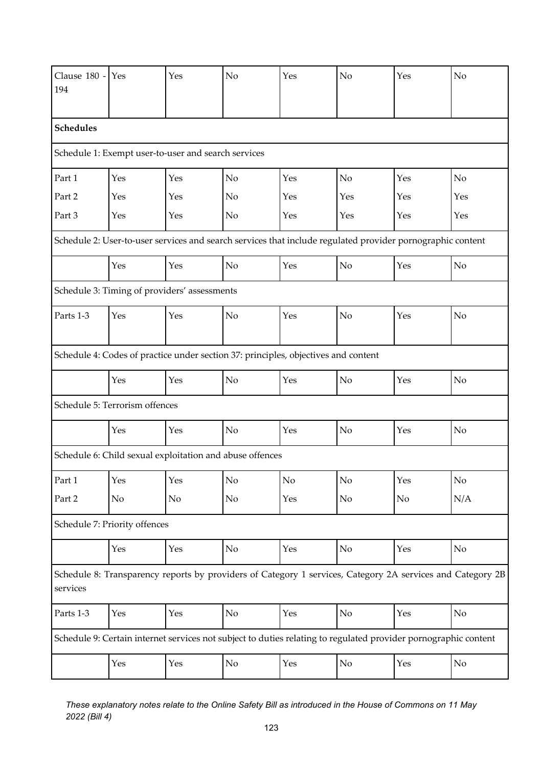| | | | | | | | |
|---|---|---|---|---|---|---|---|
| Clause 180 - 194 | Yes | Yes | No | Yes | No | Yes | No |
| **Schedules** | | | | | | | |
| Schedule 1: Exempt user-to-user and search services | | | | | | | |
| Part 1 | Yes | Yes | No | Yes | No | Yes | No |
| Part 2 | Yes | Yes | No | Yes | Yes | Yes | Yes |
| Part 3 | Yes | Yes | No | Yes | Yes | Yes | Yes |
| Schedule 2: User-to-user services and search services that include regulated provider pornographic content | | | | | | | |
| | Yes | Yes | No | Yes | No | Yes | No |
| Schedule 3: Timing of providers' assessments | | | | | | | |
| Parts 1-3 | Yes | Yes | No | Yes | No | Yes | No |
| Schedule 4: Codes of practice under section 37: principles, objectives and content | | | | | | | |
| | Yes | Yes | No | Yes | No | Yes | No |
| Schedule 5: Terrorism offences | | | | | | | |
| | Yes | Yes | No | Yes | No | Yes | No |
| Schedule 6: Child sexual exploitation and abuse offences | | | | | | | |
| Part 1 | Yes | Yes | No | No | No | Yes | No |
| Part 2 | No | No | No | Yes | No | No | N/A |
| Schedule 7: Priority offences | | | | | | | |
| | Yes | Yes | No | Yes | No | Yes | No |
| Schedule 8: Transparency reports by providers of Category 1 services, Category 2A services and Category 2B services | | | | | | | |
| Parts 1-3 | Yes | Yes | No | Yes | No | Yes | No |
| Schedule 9: Certain internet services not subject to duties relating to regulated provider pornographic content | | | | | | | |
| | Yes | Yes | No | Yes | No | Yes | No |

*These explanatory notes relate to the Online Safety Bill as introduced in the House of Commons on 11 May 2022 (Bill 4)*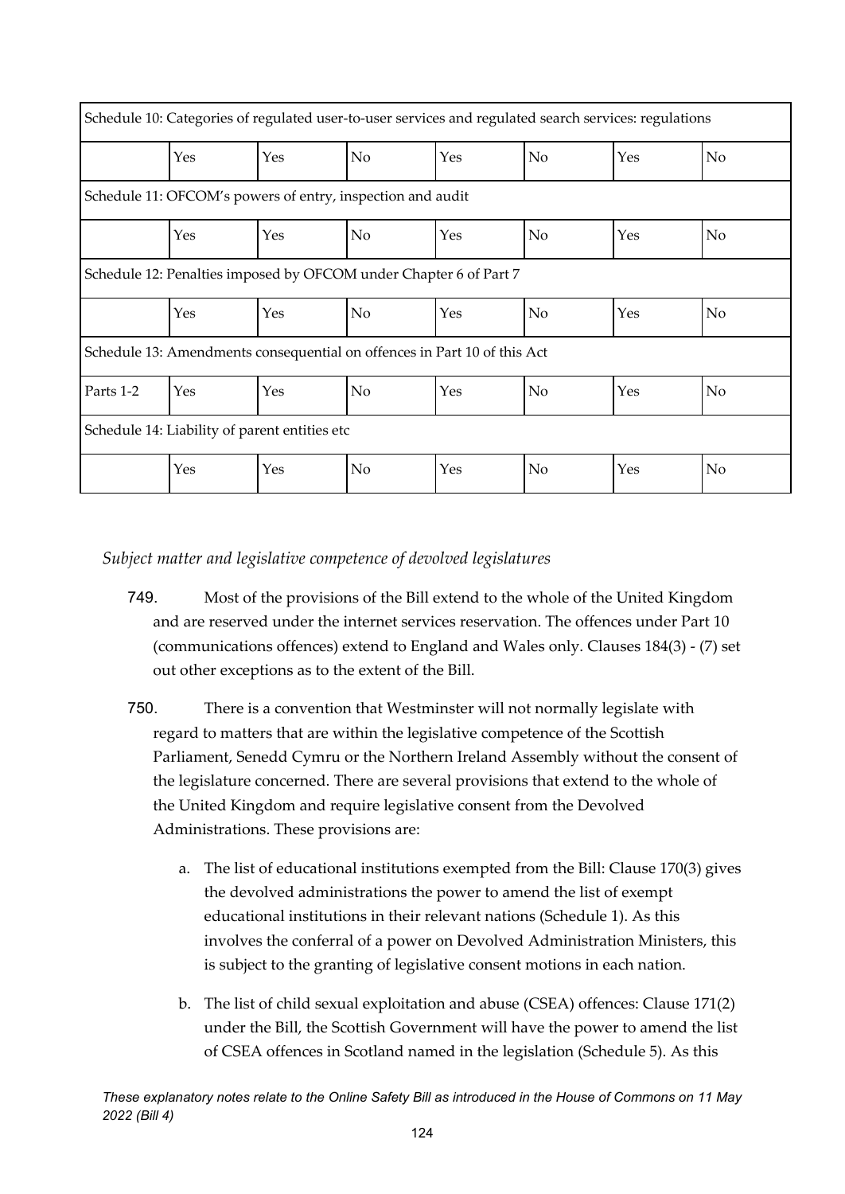| Schedule 10: Categories of regulated user-to-user services and regulated search services: regulations | | | | | | | |
|---|---|---|---|---|---|---|---|
| | Yes | Yes | No | Yes | No | Yes | No |
| Schedule 11: OFCOM's powers of entry, inspection and audit | | | | | | | |
| | Yes | Yes | No | Yes | No | Yes | No |
| Schedule 12: Penalties imposed by OFCOM under Chapter 6 of Part 7 | | | | | | | |
| | Yes | Yes | No | Yes | No | Yes | No |
| Schedule 13: Amendments consequential on offences in Part 10 of this Act | | | | | | | |
| Parts 1-2 | Yes | Yes | No | Yes | No | Yes | No |
| Schedule 14: Liability of parent entities etc | | | | | | | |
| | Yes | Yes | No | Yes | No | Yes | No |

*Subject matter and legislative competence of devolved legislatures*

749. Most of the provisions of the Bill extend to the whole of the United Kingdom and are reserved under the internet services reservation. The offences under Part 10 (communications offences) extend to England and Wales only. Clauses 184(3) - (7) set out other exceptions as to the extent of the Bill.

750. There is a convention that Westminster will not normally legislate with regard to matters that are within the legislative competence of the Scottish Parliament, Senedd Cymru or the Northern Ireland Assembly without the consent of the legislature concerned. There are several provisions that extend to the whole of the United Kingdom and require legislative consent from the Devolved Administrations. These provisions are:

a. The list of educational institutions exempted from the Bill: Clause 170(3) gives the devolved administrations the power to amend the list of exempt educational institutions in their relevant nations (Schedule 1). As this involves the conferral of a power on Devolved Administration Ministers, this is subject to the granting of legislative consent motions in each nation.

b. The list of child sexual exploitation and abuse (CSEA) offences: Clause 171(2) under the Bill, the Scottish Government will have the power to amend the list of CSEA offences in Scotland named in the legislation (Schedule 5). As this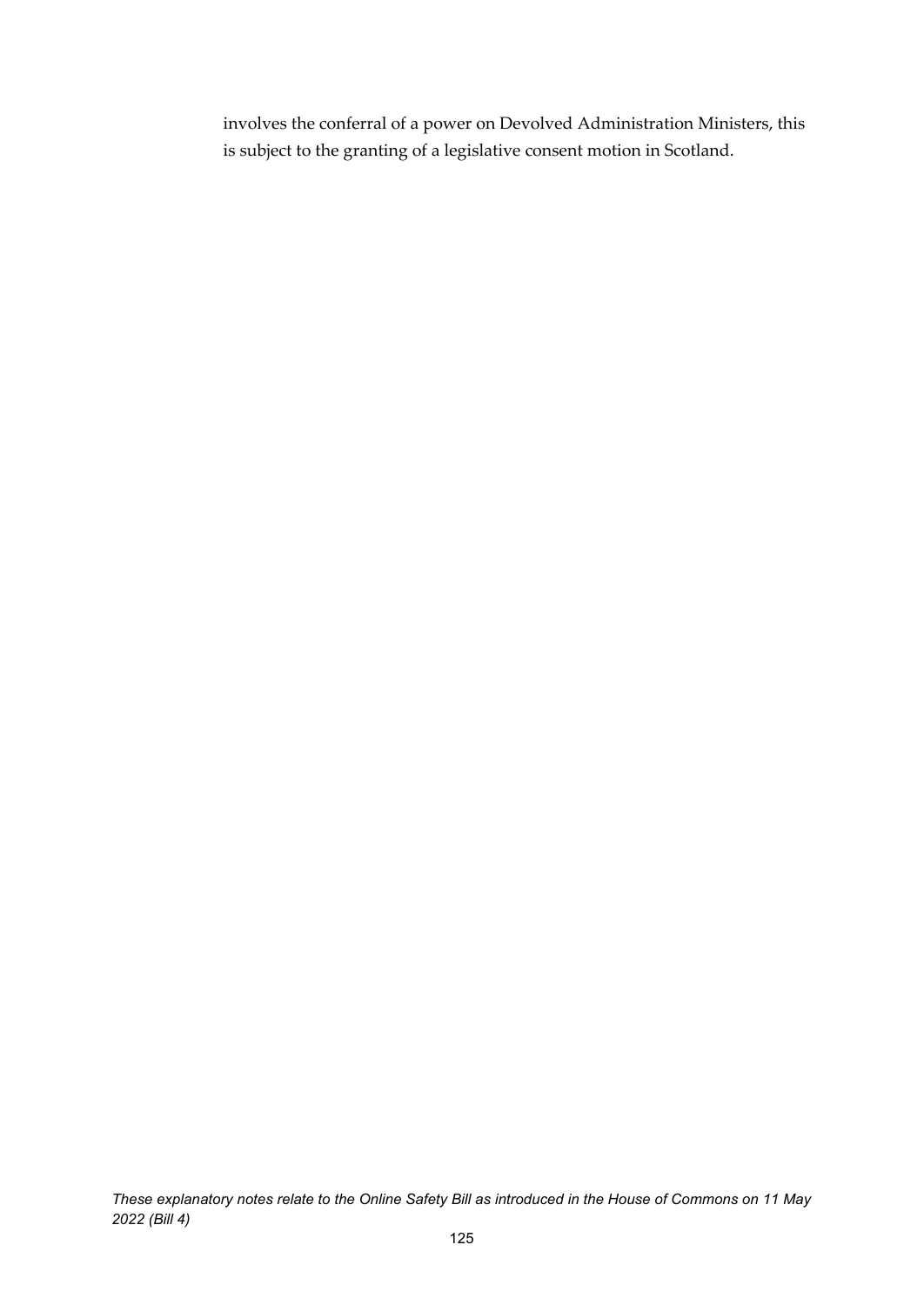involves the conferral of a power on Devolved Administration Ministers, this is subject to the granting of a legislative consent motion in Scotland.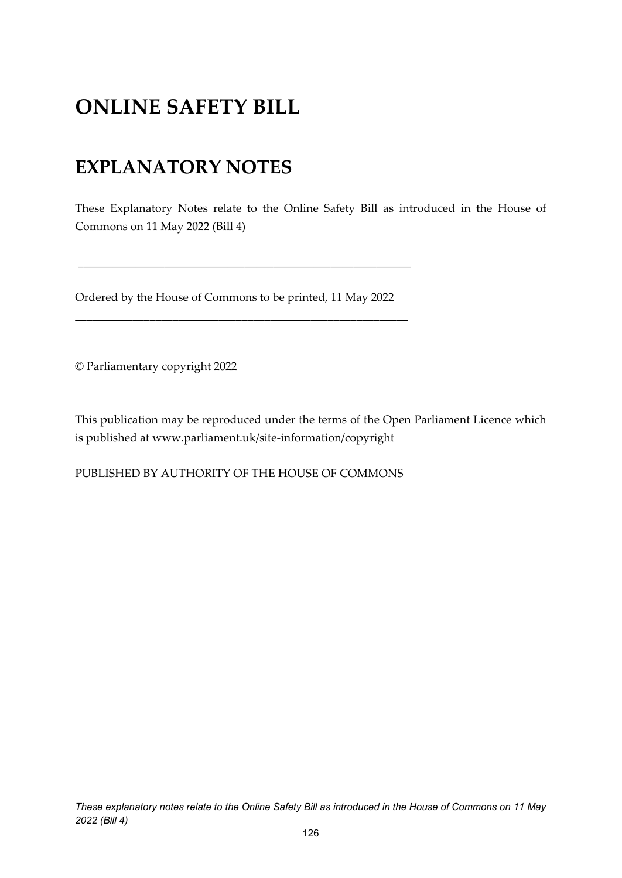# ONLINE SAFETY BILL

# EXPLANATORY NOTES

These Explanatory Notes relate to the Online Safety Bill as introduced in the House of Commons on 11 May 2022 (Bill 4)

---

Ordered by the House of Commons to be printed, 11 May 2022

---

© Parliamentary copyright 2022

This publication may be reproduced under the terms of the Open Parliament Licence which is published at www.parliament.uk/site-information/copyright

PUBLISHED BY AUTHORITY OF THE HOUSE OF COMMONS